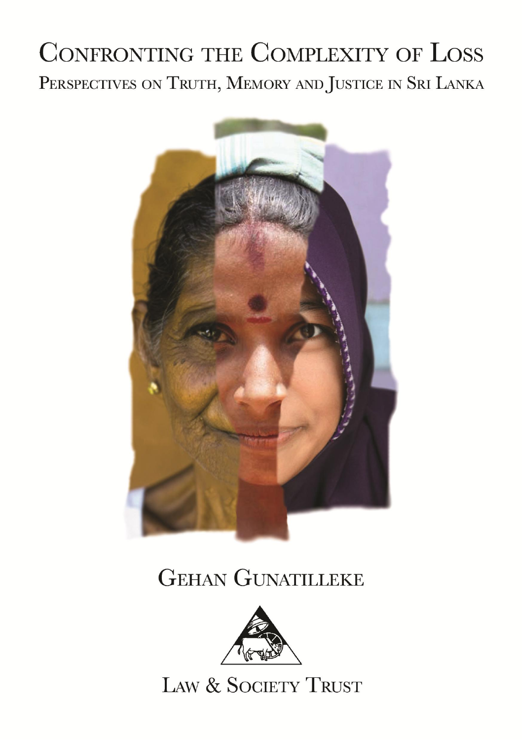# Confronting the Complexity of Loss

## Perspectives on Truth, Memory and Justice in Sri Lanka

Gehan Gunatilleke

Law & Society Trust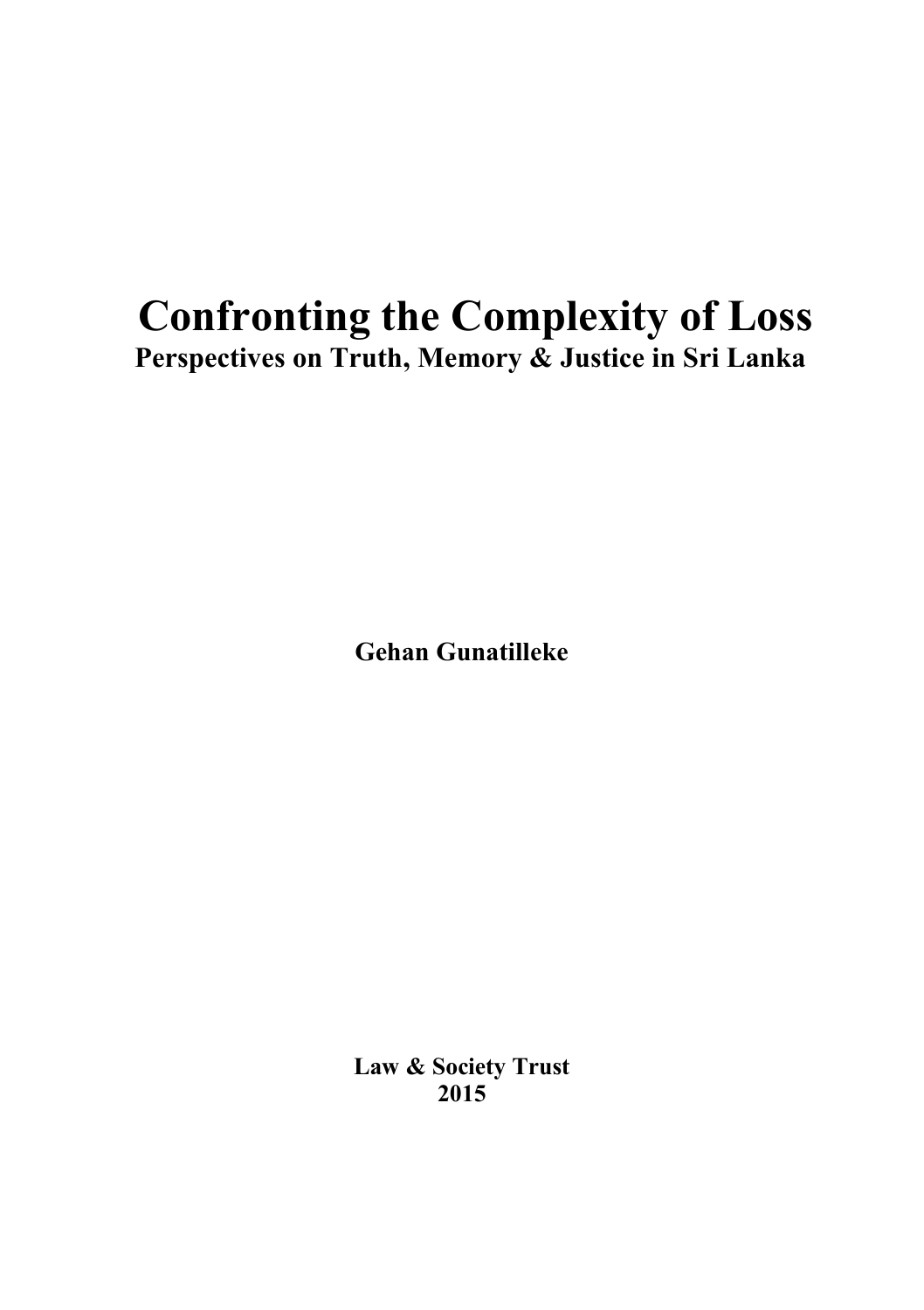# Confronting the Complexity of Loss

**Perspectives on Truth, Memory & Justice in Sri Lanka**

**Gehan Gunatilleke**

**Law & Society Trust**
**2015**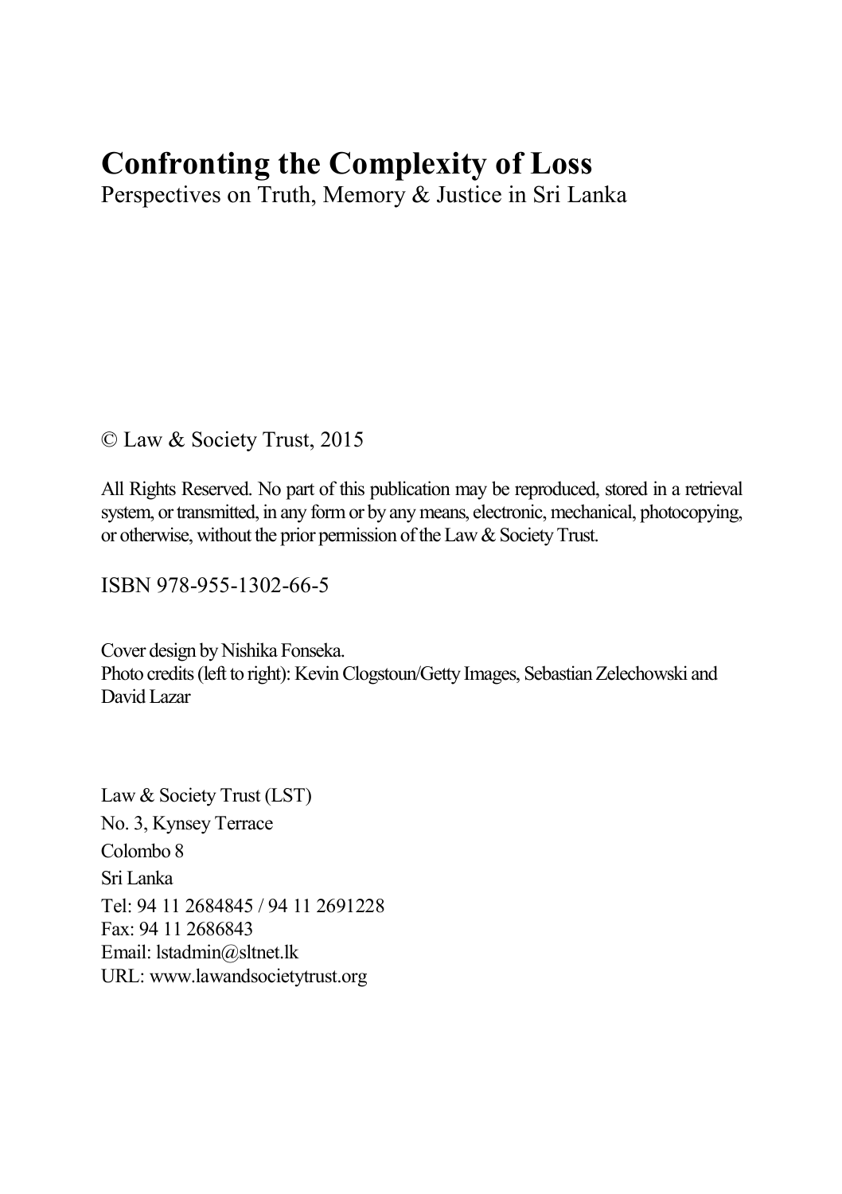# Confronting the Complexity of Loss

Perspectives on Truth, Memory & Justice in Sri Lanka

© Law & Society Trust, 2015

All Rights Reserved. No part of this publication may be reproduced, stored in a retrieval system, or transmitted, in any form or by any means, electronic, mechanical, photocopying, or otherwise, without the prior permission of the Law & Society Trust.

ISBN 978-955-1302-66-5

Cover design by Nishika Fonseka.
Photo credits (left to right): Kevin Clogstoun/Getty Images, Sebastian Zelechowski and David Lazar

Law & Society Trust (LST)
No. 3, Kynsey Terrace
Colombo 8
Sri Lanka
Tel: 94 11 2684845 / 94 11 2691228
Fax: 94 11 2686843
Email: lstadmin@sltnet.lk
URL: www.lawandsocietytrust.org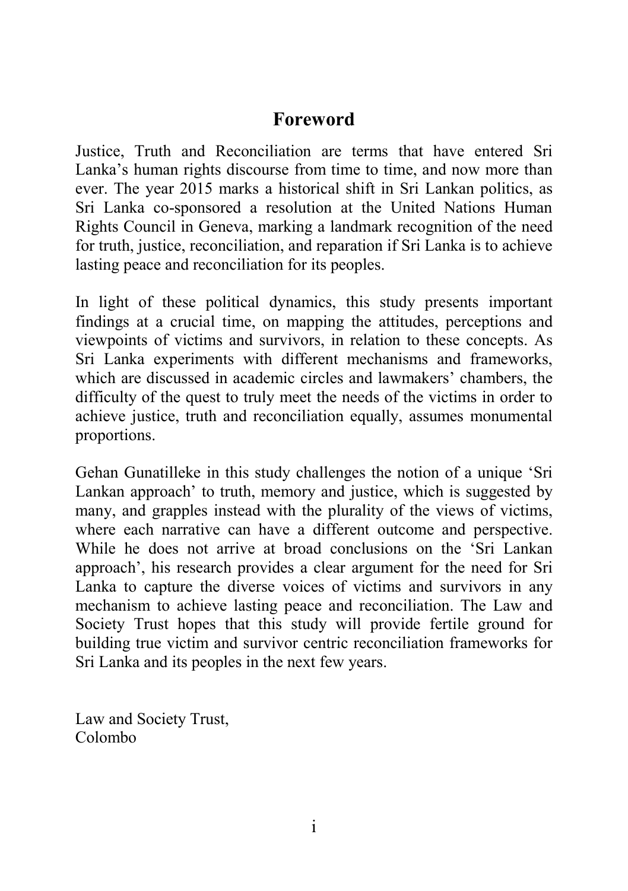# Foreword

Justice, Truth and Reconciliation are terms that have entered Sri Lanka's human rights discourse from time to time, and now more than ever. The year 2015 marks a historical shift in Sri Lankan politics, as Sri Lanka co-sponsored a resolution at the United Nations Human Rights Council in Geneva, marking a landmark recognition of the need for truth, justice, reconciliation, and reparation if Sri Lanka is to achieve lasting peace and reconciliation for its peoples.

In light of these political dynamics, this study presents important findings at a crucial time, on mapping the attitudes, perceptions and viewpoints of victims and survivors, in relation to these concepts. As Sri Lanka experiments with different mechanisms and frameworks, which are discussed in academic circles and lawmakers' chambers, the difficulty of the quest to truly meet the needs of the victims in order to achieve justice, truth and reconciliation equally, assumes monumental proportions.

Gehan Gunatilleke in this study challenges the notion of a unique 'Sri Lankan approach' to truth, memory and justice, which is suggested by many, and grapples instead with the plurality of the views of victims, where each narrative can have a different outcome and perspective. While he does not arrive at broad conclusions on the 'Sri Lankan approach', his research provides a clear argument for the need for Sri Lanka to capture the diverse voices of victims and survivors in any mechanism to achieve lasting peace and reconciliation. The Law and Society Trust hopes that this study will provide fertile ground for building true victim and survivor centric reconciliation frameworks for Sri Lanka and its peoples in the next few years.

Law and Society Trust,
Colombo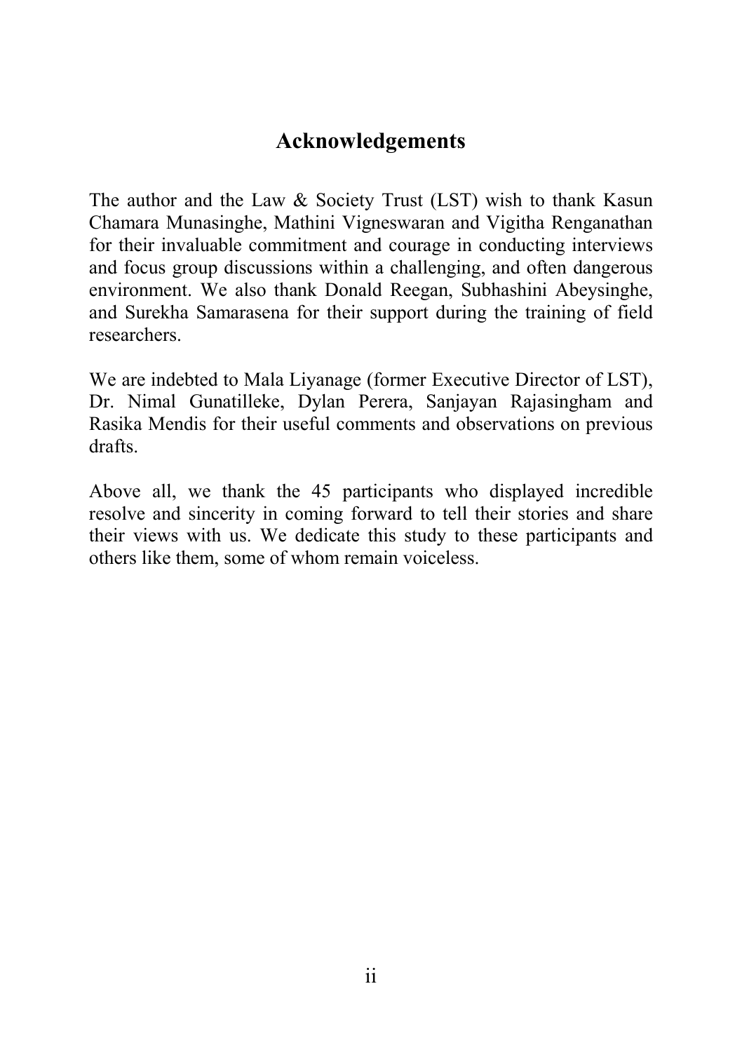## Acknowledgements

The author and the Law & Society Trust (LST) wish to thank Kasun Chamara Munasinghe, Mathini Vigneswaran and Vigitha Renganathan for their invaluable commitment and courage in conducting interviews and focus group discussions within a challenging, and often dangerous environment. We also thank Donald Reegan, Subhashini Abeysinghe, and Surekha Samarasena for their support during the training of field researchers.

We are indebted to Mala Liyanage (former Executive Director of LST), Dr. Nimal Gunatilleke, Dylan Perera, Sanjayan Rajasingham and Rasika Mendis for their useful comments and observations on previous drafts.

Above all, we thank the 45 participants who displayed incredible resolve and sincerity in coming forward to tell their stories and share their views with us. We dedicate this study to these participants and others like them, some of whom remain voiceless.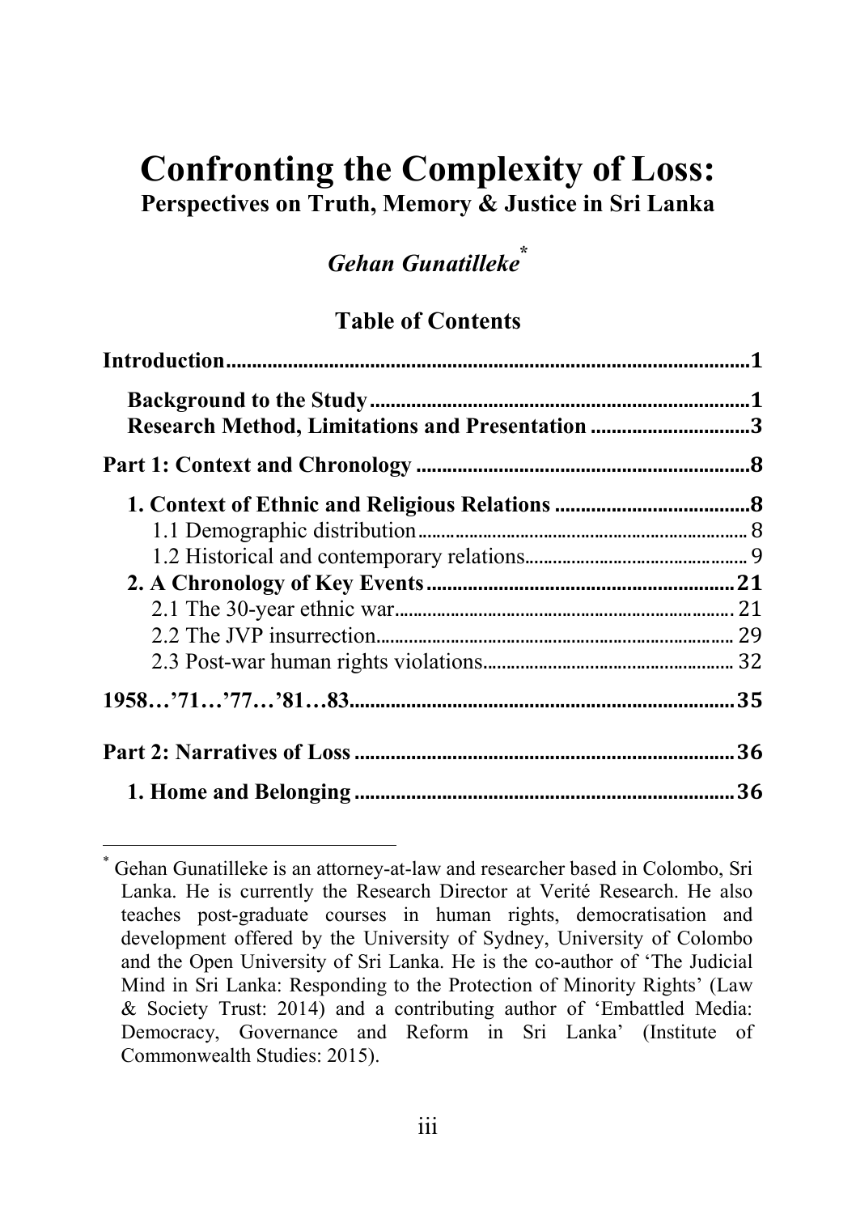# Confronting the Complexity of Loss:

**Perspectives on Truth, Memory & Justice in Sri Lanka**

***Gehan Gunatilleke*** [*]

## Table of Contents

**Introduction....................................................................................1**

**Background to the Study.........................................................................1**

**Research Method, Limitations and Presentation ..............................3**

**Part 1: Context and Chronology ...............................................................8**

**1. Context of Ethnic and Religious Relations .....................................8**

1.1 Demographic distribution......................................................................8

1.2 Historical and contemporary relations...............................................9

**2. A Chronology of Key Events ..........................................................21**

2.1 The 30-year ethnic war.........................................................................21

2.2 The JVP insurrection............................................................................29

2.3 Post-war human rights violations......................................................32

**1958…'71…'77…'81…83.........................................................................35**

**Part 2: Narratives of Loss .........................................................................36**

**1. Home and Belonging ........................................................................36**

---

[*] Gehan Gunatilleke is an attorney-at-law and researcher based in Colombo, Sri Lanka. He is currently the Research Director at Verité Research. He also teaches post-graduate courses in human rights, democratisation and development offered by the University of Sydney, University of Colombo and the Open University of Sri Lanka. He is the co-author of 'The Judicial Mind in Sri Lanka: Responding to the Protection of Minority Rights' (Law & Society Trust: 2014) and a contributing author of 'Embattled Media: Democracy, Governance and Reform in Sri Lanka' (Institute of Commonwealth Studies: 2015).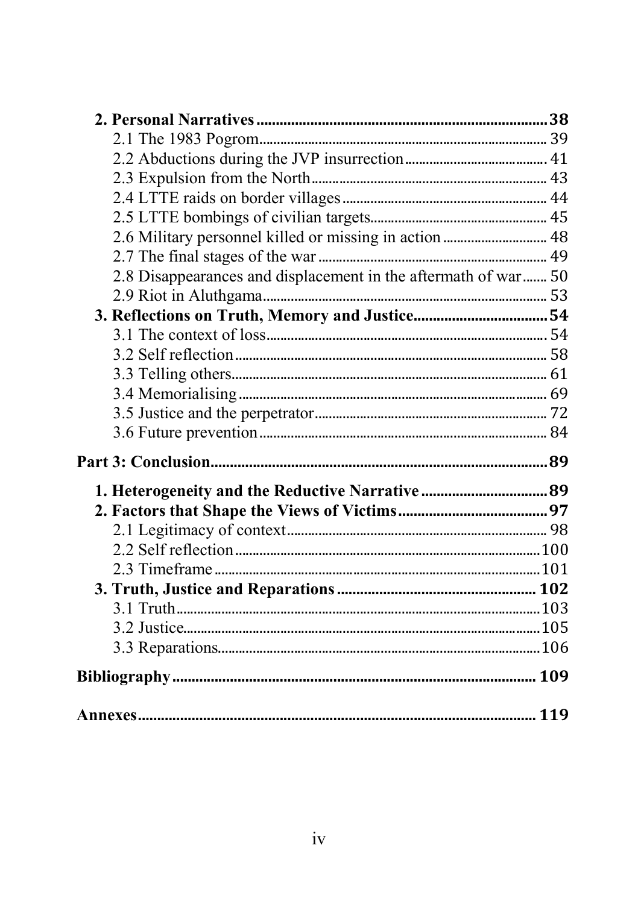**2. Personal Narratives** .......... **38**

2.1 The 1983 Pogrom .......... 39

2.2 Abductions during the JVP insurrection .......... 41

2.3 Expulsion from the North .......... 43

2.4 LTTE raids on border villages .......... 44

2.5 LTTE bombings of civilian targets .......... 45

2.6 Military personnel killed or missing in action .......... 48

2.7 The final stages of the war .......... 49

2.8 Disappearances and displacement in the aftermath of war .......... 50

2.9 Riot in Aluthgama .......... 53

**3. Reflections on Truth, Memory and Justice** .......... **54**

3.1 The context of loss .......... 54

3.2 Self reflection .......... 58

3.3 Telling others .......... 61

3.4 Memorialising .......... 69

3.5 Justice and the perpetrator .......... 72

3.6 Future prevention .......... 84

**Part 3: Conclusion** .......... **89**

**1. Heterogeneity and the Reductive Narrative** .......... **89**

**2. Factors that Shape the Views of Victims** .......... **97**

2.1 Legitimacy of context .......... 98

2.2 Self reflection .......... 100

2.3 Timeframe .......... 101

**3. Truth, Justice and Reparations** .......... **102**

3.1 Truth .......... 103

3.2 Justice .......... 105

3.3 Reparations .......... 106

**Bibliography** .......... **109**

**Annexes** .......... **119**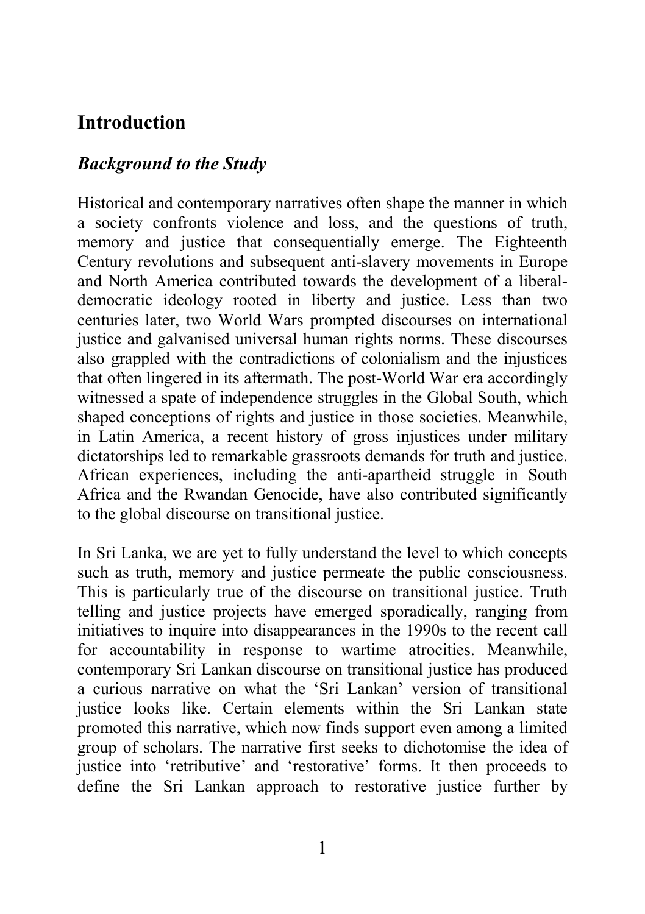# Introduction

## *Background to the Study*

Historical and contemporary narratives often shape the manner in which a society confronts violence and loss, and the questions of truth, memory and justice that consequentially emerge. The Eighteenth Century revolutions and subsequent anti-slavery movements in Europe and North America contributed towards the development of a liberal-democratic ideology rooted in liberty and justice. Less than two centuries later, two World Wars prompted discourses on international justice and galvanised universal human rights norms. These discourses also grappled with the contradictions of colonialism and the injustices that often lingered in its aftermath. The post-World War era accordingly witnessed a spate of independence struggles in the Global South, which shaped conceptions of rights and justice in those societies. Meanwhile, in Latin America, a recent history of gross injustices under military dictatorships led to remarkable grassroots demands for truth and justice. African experiences, including the anti-apartheid struggle in South Africa and the Rwandan Genocide, have also contributed significantly to the global discourse on transitional justice.

In Sri Lanka, we are yet to fully understand the level to which concepts such as truth, memory and justice permeate the public consciousness. This is particularly true of the discourse on transitional justice. Truth telling and justice projects have emerged sporadically, ranging from initiatives to inquire into disappearances in the 1990s to the recent call for accountability in response to wartime atrocities. Meanwhile, contemporary Sri Lankan discourse on transitional justice has produced a curious narrative on what the 'Sri Lankan' version of transitional justice looks like. Certain elements within the Sri Lankan state promoted this narrative, which now finds support even among a limited group of scholars. The narrative first seeks to dichotomise the idea of justice into 'retributive' and 'restorative' forms. It then proceeds to define the Sri Lankan approach to restorative justice further by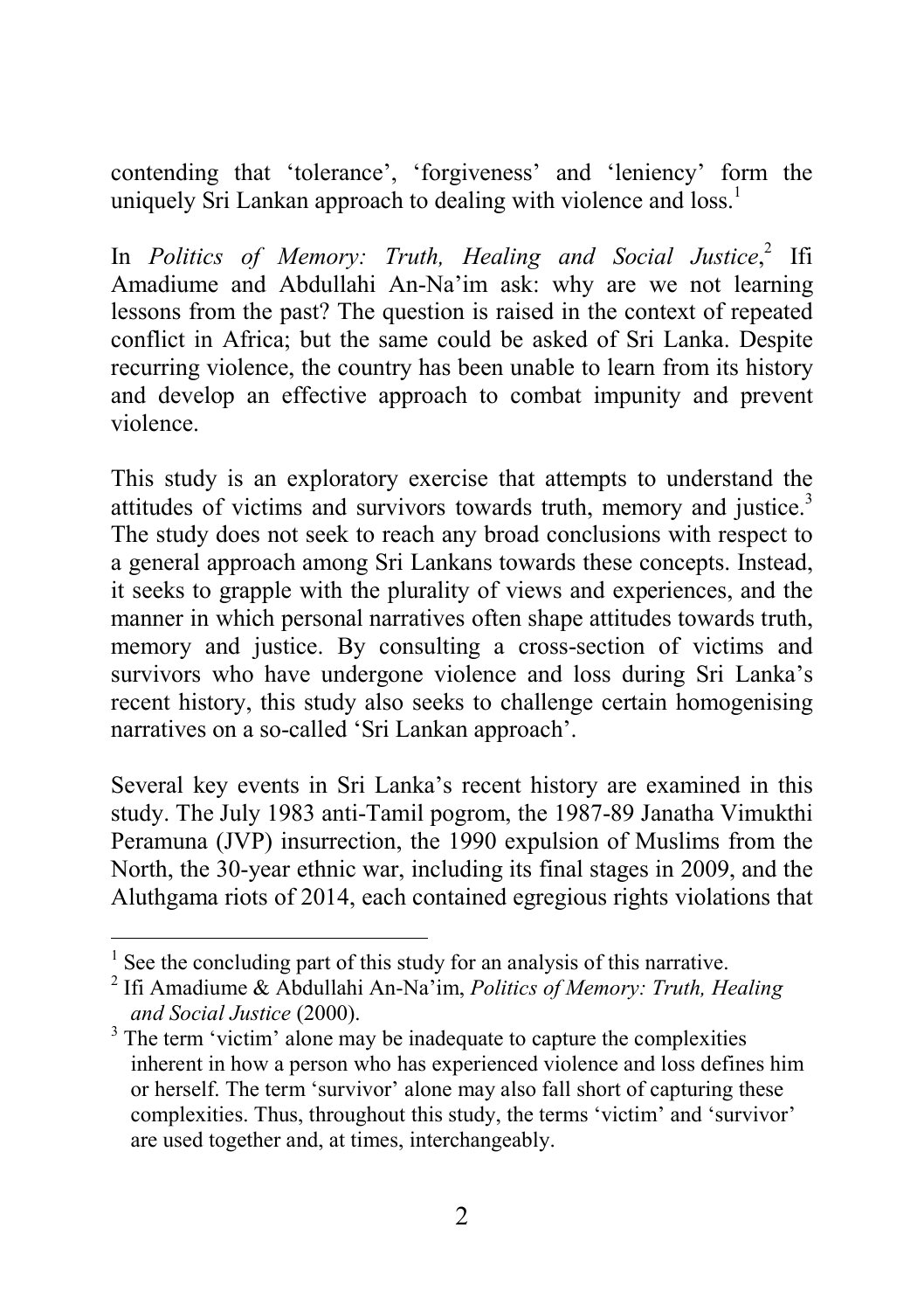contending that 'tolerance', 'forgiveness' and 'leniency' form the uniquely Sri Lankan approach to dealing with violence and loss.[1]

In *Politics of Memory: Truth, Healing and Social Justice*,[2] Ifi Amadiume and Abdullahi An-Na'im ask: why are we not learning lessons from the past? The question is raised in the context of repeated conflict in Africa; but the same could be asked of Sri Lanka. Despite recurring violence, the country has been unable to learn from its history and develop an effective approach to combat impunity and prevent violence.

This study is an exploratory exercise that attempts to understand the attitudes of victims and survivors towards truth, memory and justice.[3] The study does not seek to reach any broad conclusions with respect to a general approach among Sri Lankans towards these concepts. Instead, it seeks to grapple with the plurality of views and experiences, and the manner in which personal narratives often shape attitudes towards truth, memory and justice. By consulting a cross-section of victims and survivors who have undergone violence and loss during Sri Lanka's recent history, this study also seeks to challenge certain homogenising narratives on a so-called 'Sri Lankan approach'.

Several key events in Sri Lanka's recent history are examined in this study. The July 1983 anti-Tamil pogrom, the 1987-89 Janatha Vimukthi Peramuna (JVP) insurrection, the 1990 expulsion of Muslims from the North, the 30-year ethnic war, including its final stages in 2009, and the Aluthgama riots of 2014, each contained egregious rights violations that

---

[1] See the concluding part of this study for an analysis of this narrative.

[2] Ifi Amadiume & Abdullahi An-Na'im, *Politics of Memory: Truth, Healing and Social Justice* (2000).

[3] The term 'victim' alone may be inadequate to capture the complexities inherent in how a person who has experienced violence and loss defines him or herself. The term 'survivor' alone may also fall short of capturing these complexities. Thus, throughout this study, the terms 'victim' and 'survivor' are used together and, at times, interchangeably.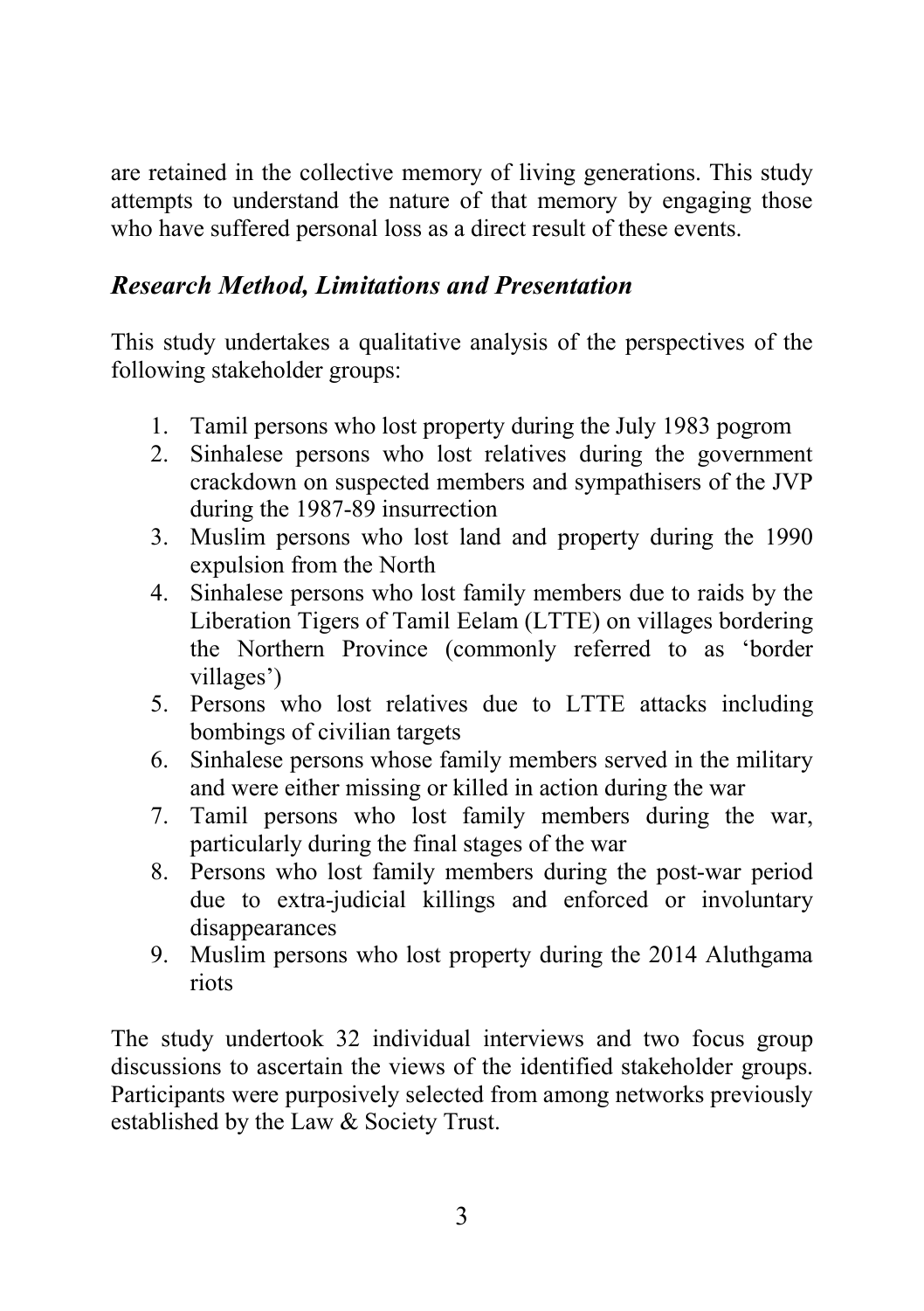are retained in the collective memory of living generations. This study attempts to understand the nature of that memory by engaging those who have suffered personal loss as a direct result of these events.

### *Research Method, Limitations and Presentation*

This study undertakes a qualitative analysis of the perspectives of the following stakeholder groups:

1. Tamil persons who lost property during the July 1983 pogrom
2. Sinhalese persons who lost relatives during the government crackdown on suspected members and sympathisers of the JVP during the 1987-89 insurrection
3. Muslim persons who lost land and property during the 1990 expulsion from the North
4. Sinhalese persons who lost family members due to raids by the Liberation Tigers of Tamil Eelam (LTTE) on villages bordering the Northern Province (commonly referred to as 'border villages')
5. Persons who lost relatives due to LTTE attacks including bombings of civilian targets
6. Sinhalese persons whose family members served in the military and were either missing or killed in action during the war
7. Tamil persons who lost family members during the war, particularly during the final stages of the war
8. Persons who lost family members during the post-war period due to extra-judicial killings and enforced or involuntary disappearances
9. Muslim persons who lost property during the 2014 Aluthgama riots

The study undertook 32 individual interviews and two focus group discussions to ascertain the views of the identified stakeholder groups. Participants were purposively selected from among networks previously established by the Law & Society Trust.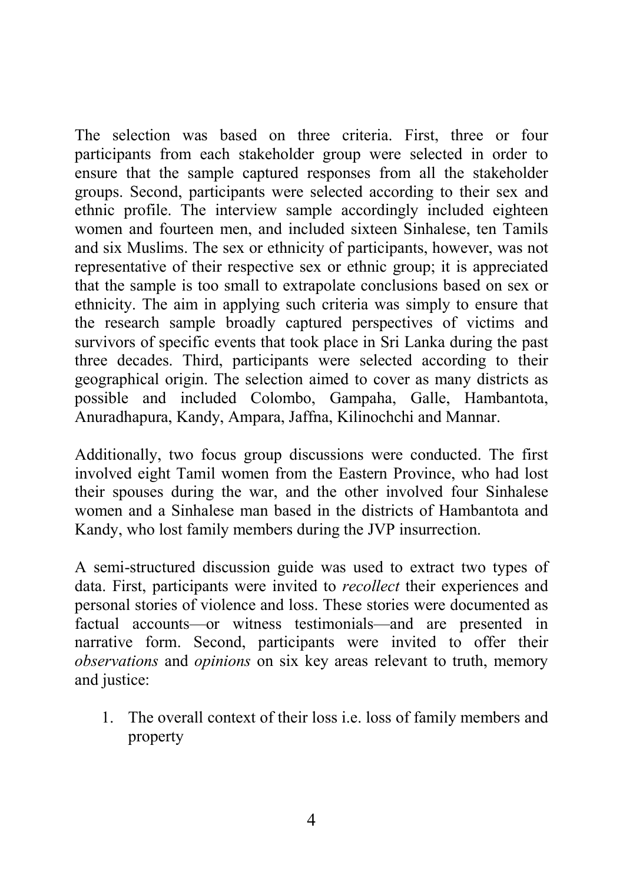The selection was based on three criteria. First, three or four participants from each stakeholder group were selected in order to ensure that the sample captured responses from all the stakeholder groups. Second, participants were selected according to their sex and ethnic profile. The interview sample accordingly included eighteen women and fourteen men, and included sixteen Sinhalese, ten Tamils and six Muslims. The sex or ethnicity of participants, however, was not representative of their respective sex or ethnic group; it is appreciated that the sample is too small to extrapolate conclusions based on sex or ethnicity. The aim in applying such criteria was simply to ensure that the research sample broadly captured perspectives of victims and survivors of specific events that took place in Sri Lanka during the past three decades. Third, participants were selected according to their geographical origin. The selection aimed to cover as many districts as possible and included Colombo, Gampaha, Galle, Hambantota, Anuradhapura, Kandy, Ampara, Jaffna, Kilinochchi and Mannar.

Additionally, two focus group discussions were conducted. The first involved eight Tamil women from the Eastern Province, who had lost their spouses during the war, and the other involved four Sinhalese women and a Sinhalese man based in the districts of Hambantota and Kandy, who lost family members during the JVP insurrection.

A semi-structured discussion guide was used to extract two types of data. First, participants were invited to *recollect* their experiences and personal stories of violence and loss. These stories were documented as factual accounts—or witness testimonials—and are presented in narrative form. Second, participants were invited to offer their *observations* and *opinions* on six key areas relevant to truth, memory and justice:

1. The overall context of their loss i.e. loss of family members and property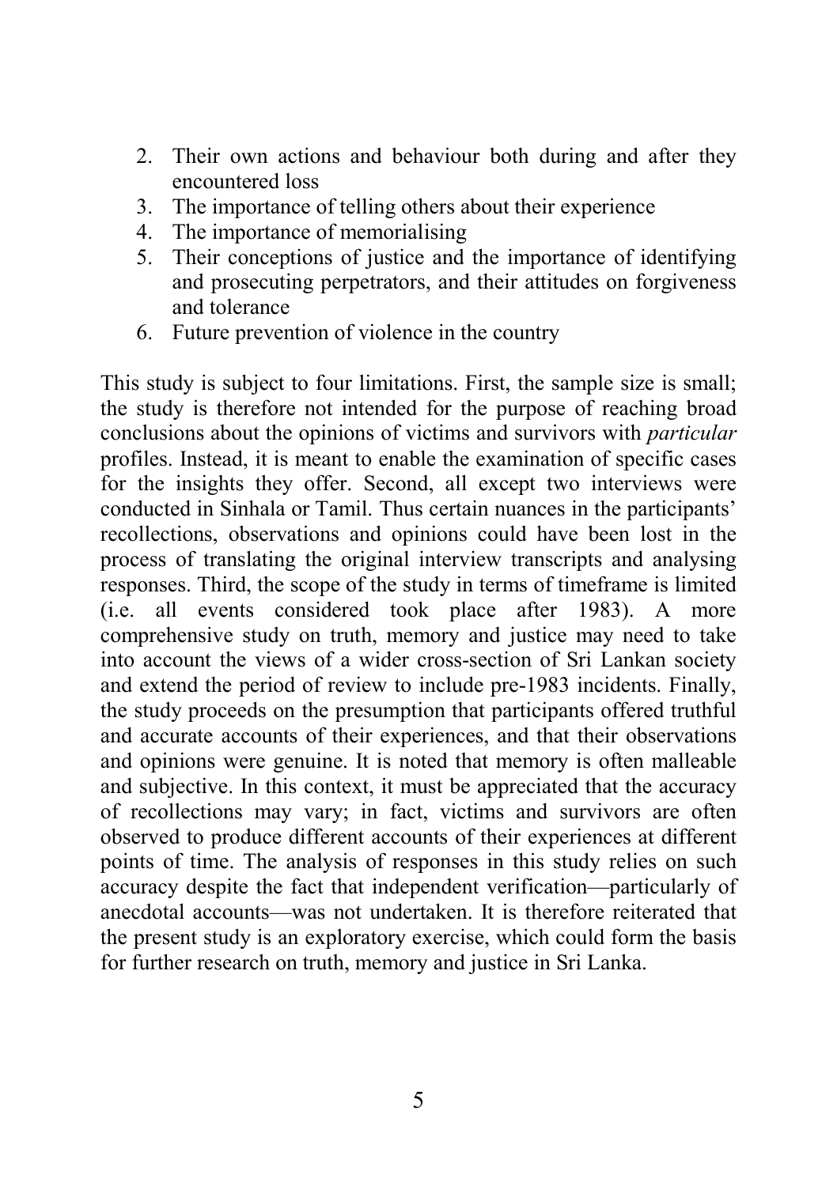2. Their own actions and behaviour both during and after they encountered loss
3. The importance of telling others about their experience
4. The importance of memorialising
5. Their conceptions of justice and the importance of identifying and prosecuting perpetrators, and their attitudes on forgiveness and tolerance
6. Future prevention of violence in the country

This study is subject to four limitations. First, the sample size is small; the study is therefore not intended for the purpose of reaching broad conclusions about the opinions of victims and survivors with *particular* profiles. Instead, it is meant to enable the examination of specific cases for the insights they offer. Second, all except two interviews were conducted in Sinhala or Tamil. Thus certain nuances in the participants' recollections, observations and opinions could have been lost in the process of translating the original interview transcripts and analysing responses. Third, the scope of the study in terms of timeframe is limited (i.e. all events considered took place after 1983). A more comprehensive study on truth, memory and justice may need to take into account the views of a wider cross-section of Sri Lankan society and extend the period of review to include pre-1983 incidents. Finally, the study proceeds on the presumption that participants offered truthful and accurate accounts of their experiences, and that their observations and opinions were genuine. It is noted that memory is often malleable and subjective. In this context, it must be appreciated that the accuracy of recollections may vary; in fact, victims and survivors are often observed to produce different accounts of their experiences at different points of time. The analysis of responses in this study relies on such accuracy despite the fact that independent verification—particularly of anecdotal accounts—was not undertaken. It is therefore reiterated that the present study is an exploratory exercise, which could form the basis for further research on truth, memory and justice in Sri Lanka.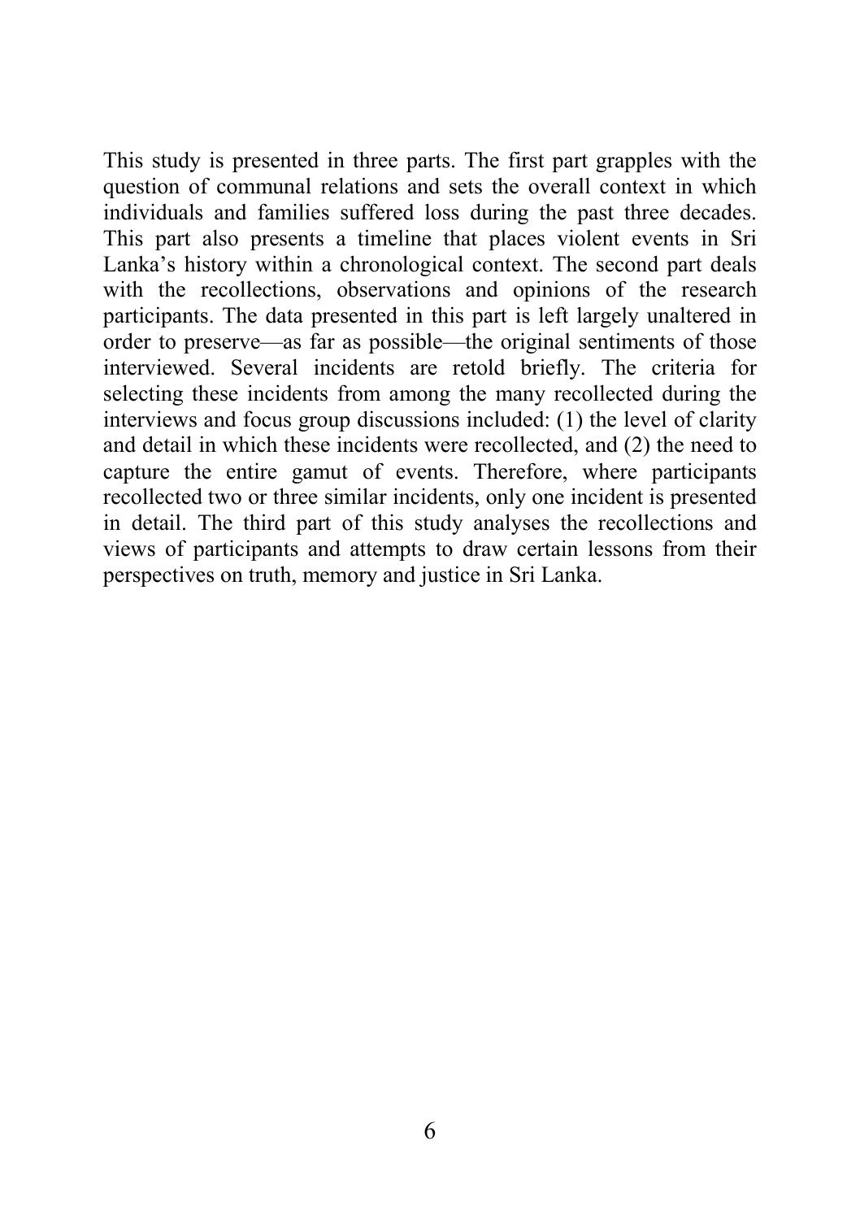This study is presented in three parts. The first part grapples with the question of communal relations and sets the overall context in which individuals and families suffered loss during the past three decades. This part also presents a timeline that places violent events in Sri Lanka's history within a chronological context. The second part deals with the recollections, observations and opinions of the research participants. The data presented in this part is left largely unaltered in order to preserve—as far as possible—the original sentiments of those interviewed. Several incidents are retold briefly. The criteria for selecting these incidents from among the many recollected during the interviews and focus group discussions included: (1) the level of clarity and detail in which these incidents were recollected, and (2) the need to capture the entire gamut of events. Therefore, where participants recollected two or three similar incidents, only one incident is presented in detail. The third part of this study analyses the recollections and views of participants and attempts to draw certain lessons from their perspectives on truth, memory and justice in Sri Lanka.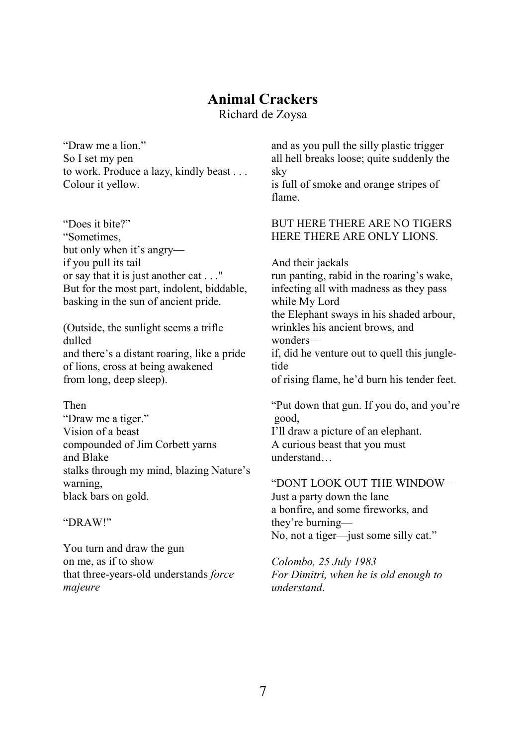# Animal Crackers

Richard de Zoysa

"Draw me a lion."
So I set my pen
to work. Produce a lazy, kindly beast . . .
Colour it yellow.

"Does it bite?"
"Sometimes,
but only when it's angry—
if you pull its tail
or say that it is just another cat . . ."
But for the most part, indolent, biddable,
basking in the sun of ancient pride.

(Outside, the sunlight seems a trifle dulled
and there's a distant roaring, like a pride
of lions, cross at being awakened
from long, deep sleep).

Then
"Draw me a tiger."
Vision of a beast
compounded of Jim Corbett yarns
and Blake
stalks through my mind, blazing Nature's warning,
black bars on gold.

"DRAW!"

You turn and draw the gun
on me, as if to show
that three-years-old understands *force majeure*
and as you pull the silly plastic trigger
all hell breaks loose; quite suddenly the sky
is full of smoke and orange stripes of flame.

BUT HERE THERE ARE NO TIGERS
HERE THERE ARE ONLY LIONS.

And their jackals
run panting, rabid in the roaring's wake,
infecting all with madness as they pass
while My Lord
the Elephant sways in his shaded arbour,
wrinkles his ancient brows, and wonders—
if, did he venture out to quell this jungle-tide
of rising flame, he'd burn his tender feet.

"Put down that gun. If you do, and you're good,
I'll draw a picture of an elephant.
A curious beast that you must understand…

"DONT LOOK OUT THE WINDOW—
Just a party down the lane
a bonfire, and some fireworks, and they're burning—
No, not a tiger—just some silly cat."

*Colombo, 25 July 1983*
*For Dimitri, when he is old enough to understand.*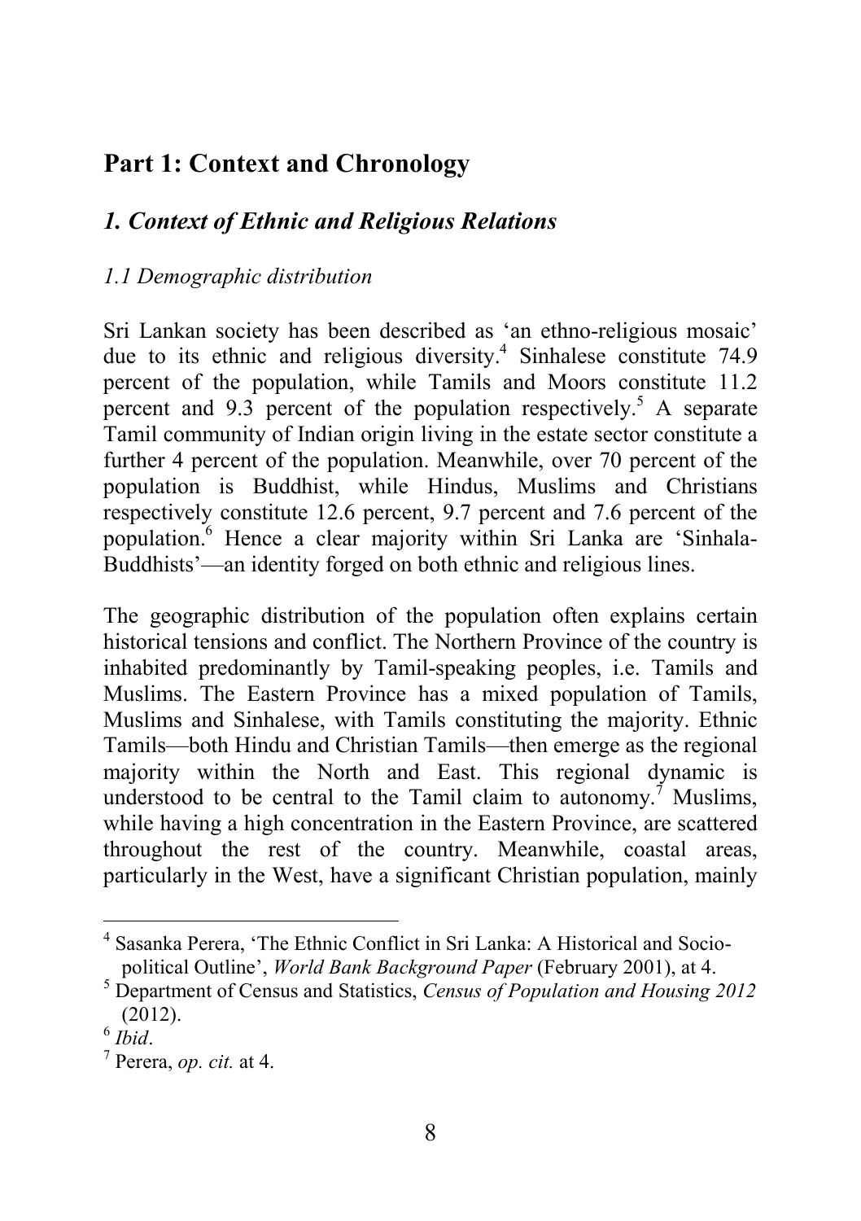# Part 1: Context and Chronology

## *1. Context of Ethnic and Religious Relations*

### *1.1 Demographic distribution*

Sri Lankan society has been described as 'an ethno-religious mosaic' due to its ethnic and religious diversity.[4] Sinhalese constitute 74.9 percent of the population, while Tamils and Moors constitute 11.2 percent and 9.3 percent of the population respectively.[5] A separate Tamil community of Indian origin living in the estate sector constitute a further 4 percent of the population. Meanwhile, over 70 percent of the population is Buddhist, while Hindus, Muslims and Christians respectively constitute 12.6 percent, 9.7 percent and 7.6 percent of the population.[6] Hence a clear majority within Sri Lanka are 'Sinhala-Buddhists'—an identity forged on both ethnic and religious lines.

The geographic distribution of the population often explains certain historical tensions and conflict. The Northern Province of the country is inhabited predominantly by Tamil-speaking peoples, i.e. Tamils and Muslims. The Eastern Province has a mixed population of Tamils, Muslims and Sinhalese, with Tamils constituting the majority. Ethnic Tamils—both Hindu and Christian Tamils—then emerge as the regional majority within the North and East. This regional dynamic is understood to be central to the Tamil claim to autonomy.[7] Muslims, while having a high concentration in the Eastern Province, are scattered throughout the rest of the country. Meanwhile, coastal areas, particularly in the West, have a significant Christian population, mainly

---

[4] Sasanka Perera, 'The Ethnic Conflict in Sri Lanka: A Historical and Socio-political Outline', *World Bank Background Paper* (February 2001), at 4.

[5] Department of Census and Statistics, *Census of Population and Housing 2012* (2012).

[6] *Ibid*.

[7] Perera, *op. cit.* at 4.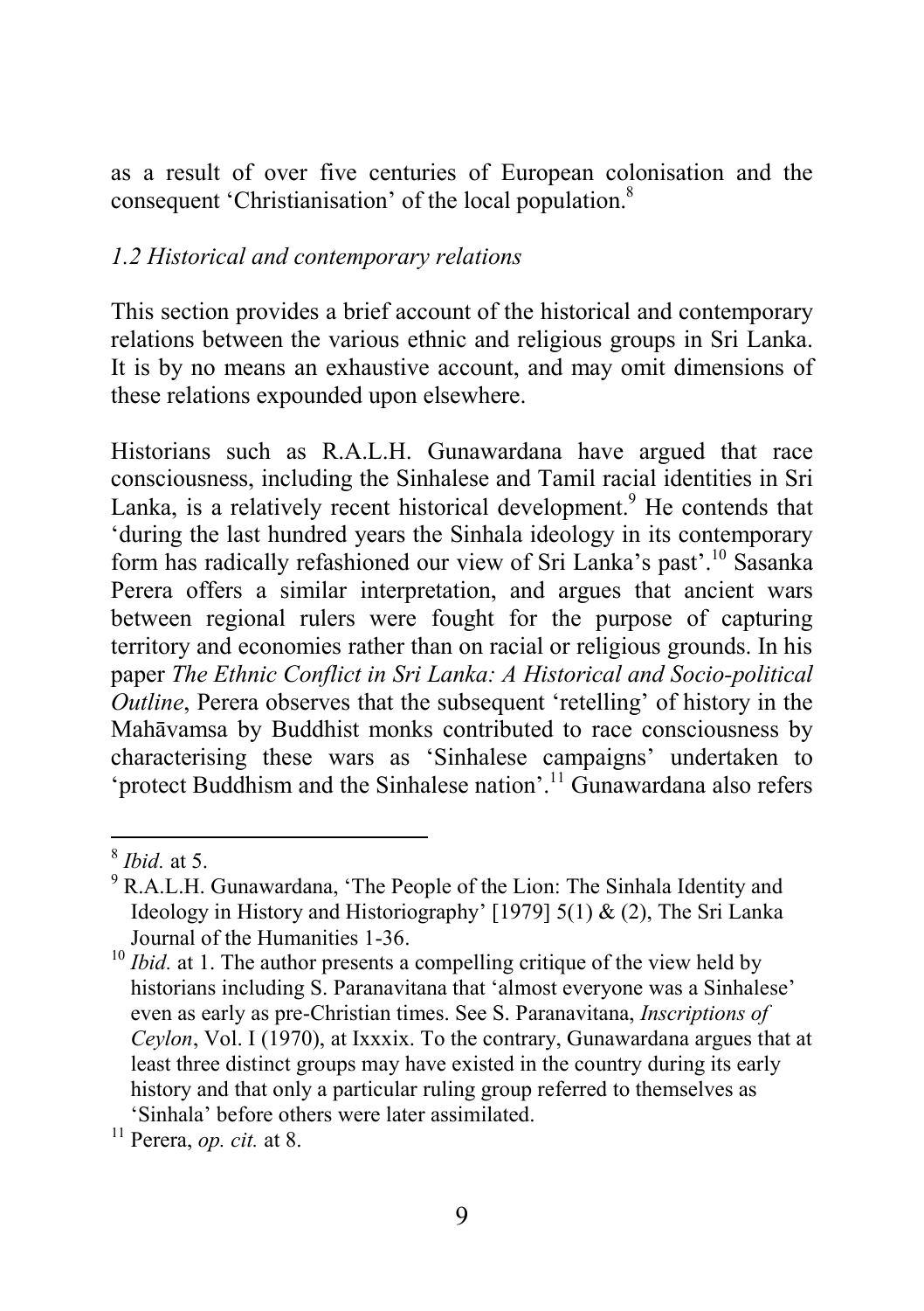as a result of over five centuries of European colonisation and the consequent 'Christianisation' of the local population.[8]

### *1.2 Historical and contemporary relations*

This section provides a brief account of the historical and contemporary relations between the various ethnic and religious groups in Sri Lanka. It is by no means an exhaustive account, and may omit dimensions of these relations expounded upon elsewhere.

Historians such as R.A.L.H. Gunawardana have argued that race consciousness, including the Sinhalese and Tamil racial identities in Sri Lanka, is a relatively recent historical development.[9] He contends that 'during the last hundred years the Sinhala ideology in its contemporary form has radically refashioned our view of Sri Lanka's past'.[10] Sasanka Perera offers a similar interpretation, and argues that ancient wars between regional rulers were fought for the purpose of capturing territory and economies rather than on racial or religious grounds. In his paper *The Ethnic Conflict in Sri Lanka: A Historical and Socio-political Outline*, Perera observes that the subsequent 'retelling' of history in the Mahāvamsa by Buddhist monks contributed to race consciousness by characterising these wars as 'Sinhalese campaigns' undertaken to 'protect Buddhism and the Sinhalese nation'.[11] Gunawardana also refers

---

[8] *Ibid.* at 5.

[9] R.A.L.H. Gunawardana, 'The People of the Lion: The Sinhala Identity and Ideology in History and Historiography' [1979] 5(1) & (2), The Sri Lanka Journal of the Humanities 1-36.

[10] *Ibid.* at 1. The author presents a compelling critique of the view held by historians including S. Paranavitana that 'almost everyone was a Sinhalese' even as early as pre-Christian times. See S. Paranavitana, *Inscriptions of Ceylon*, Vol. I (1970), at Ixxxix. To the contrary, Gunawardana argues that at least three distinct groups may have existed in the country during its early history and that only a particular ruling group referred to themselves as 'Sinhala' before others were later assimilated.

[11] Perera, *op. cit.* at 8.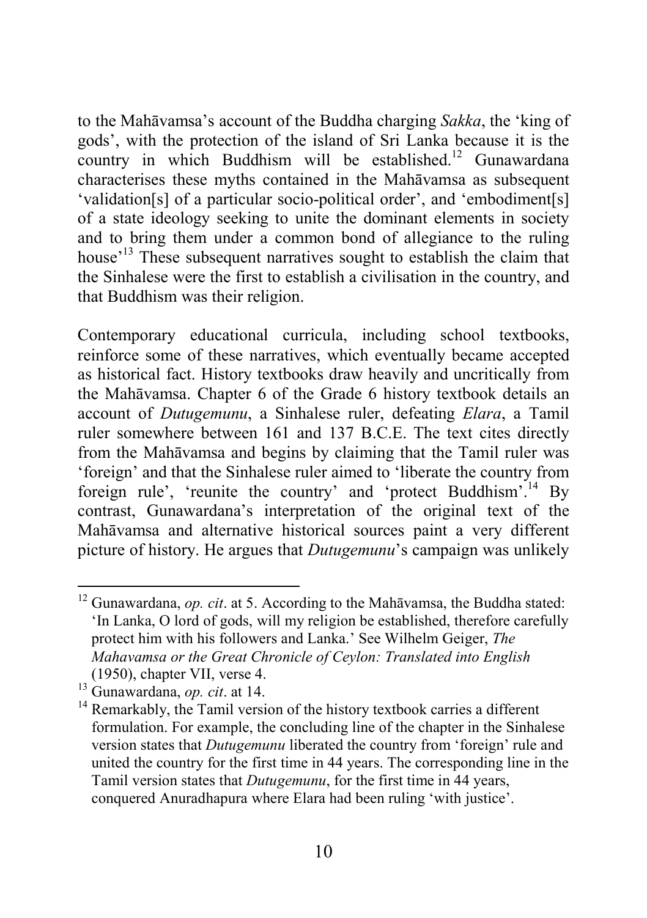to the Mahāvamsa's account of the Buddha charging *Sakka*, the 'king of gods', with the protection of the island of Sri Lanka because it is the country in which Buddhism will be established.[12] Gunawardana characterises these myths contained in the Mahāvamsa as subsequent 'validation[s] of a particular socio-political order', and 'embodiment[s] of a state ideology seeking to unite the dominant elements in society and to bring them under a common bond of allegiance to the ruling house'[13] These subsequent narratives sought to establish the claim that the Sinhalese were the first to establish a civilisation in the country, and that Buddhism was their religion.

Contemporary educational curricula, including school textbooks, reinforce some of these narratives, which eventually became accepted as historical fact. History textbooks draw heavily and uncritically from the Mahāvamsa. Chapter 6 of the Grade 6 history textbook details an account of *Dutugemunu*, a Sinhalese ruler, defeating *Elara*, a Tamil ruler somewhere between 161 and 137 B.C.E. The text cites directly from the Mahāvamsa and begins by claiming that the Tamil ruler was 'foreign' and that the Sinhalese ruler aimed to 'liberate the country from foreign rule', 'reunite the country' and 'protect Buddhism'.[14] By contrast, Gunawardana's interpretation of the original text of the Mahāvamsa and alternative historical sources paint a very different picture of history. He argues that *Dutugemunu*'s campaign was unlikely

---

[12] Gunawardana, *op. cit*. at 5. According to the Mahāvamsa, the Buddha stated: 'In Lanka, O lord of gods, will my religion be established, therefore carefully protect him with his followers and Lanka.' See Wilhelm Geiger, *The Mahavamsa or the Great Chronicle of Ceylon: Translated into English* (1950), chapter VII, verse 4.

[13] Gunawardana, *op. cit*. at 14.

[14] Remarkably, the Tamil version of the history textbook carries a different formulation. For example, the concluding line of the chapter in the Sinhalese version states that *Dutugemunu* liberated the country from 'foreign' rule and united the country for the first time in 44 years. The corresponding line in the Tamil version states that *Dutugemunu*, for the first time in 44 years, conquered Anuradhapura where Elara had been ruling 'with justice'.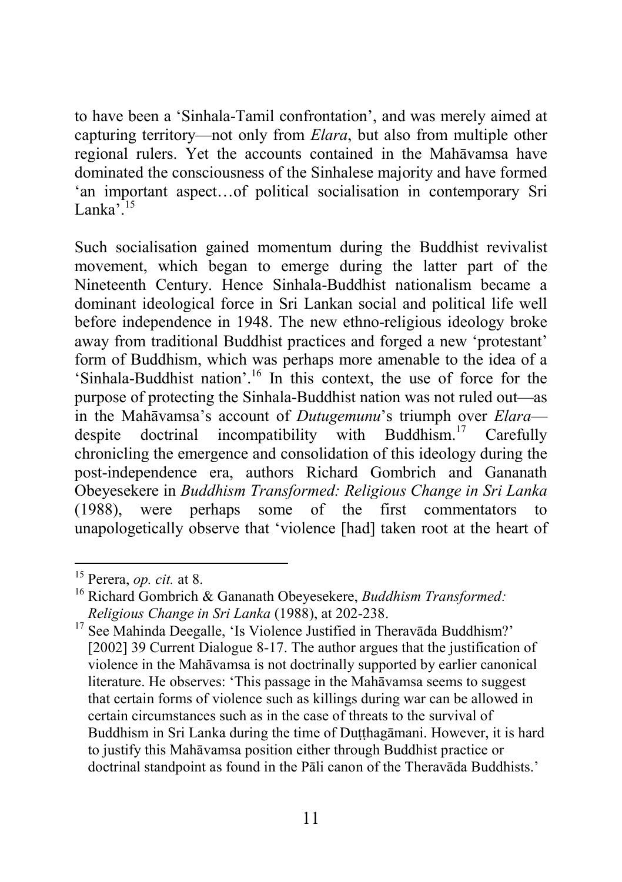to have been a 'Sinhala-Tamil confrontation', and was merely aimed at capturing territory—not only from *Elara*, but also from multiple other regional rulers. Yet the accounts contained in the Mahāvamsa have dominated the consciousness of the Sinhalese majority and have formed 'an important aspect…of political socialisation in contemporary Sri Lanka'.[15]

Such socialisation gained momentum during the Buddhist revivalist movement, which began to emerge during the latter part of the Nineteenth Century. Hence Sinhala-Buddhist nationalism became a dominant ideological force in Sri Lankan social and political life well before independence in 1948. The new ethno-religious ideology broke away from traditional Buddhist practices and forged a new 'protestant' form of Buddhism, which was perhaps more amenable to the idea of a 'Sinhala-Buddhist nation'.[16] In this context, the use of force for the purpose of protecting the Sinhala-Buddhist nation was not ruled out—as in the Mahāvamsa's account of *Dutugemunu*'s triumph over *Elara*—despite doctrinal incompatibility with Buddhism.[17] Carefully chronicling the emergence and consolidation of this ideology during the post-independence era, authors Richard Gombrich and Gananath Obeyesekere in *Buddhism Transformed: Religious Change in Sri Lanka* (1988), were perhaps some of the first commentators to unapologetically observe that 'violence [had] taken root at the heart of

---

[15] Perera, *op. cit.* at 8.

[16] Richard Gombrich & Gananath Obeyesekere, *Buddhism Transformed: Religious Change in Sri Lanka* (1988), at 202-238.

[17] See Mahinda Deegalle, 'Is Violence Justified in Theravāda Buddhism?' [2002] 39 Current Dialogue 8-17. The author argues that the justification of violence in the Mahāvamsa is not doctrinally supported by earlier canonical literature. He observes: 'This passage in the Mahāvamsa seems to suggest that certain forms of violence such as killings during war can be allowed in certain circumstances such as in the case of threats to the survival of Buddhism in Sri Lanka during the time of Duṭṭhagāmani. However, it is hard to justify this Mahāvamsa position either through Buddhist practice or doctrinal standpoint as found in the Pāli canon of the Theravāda Buddhists.'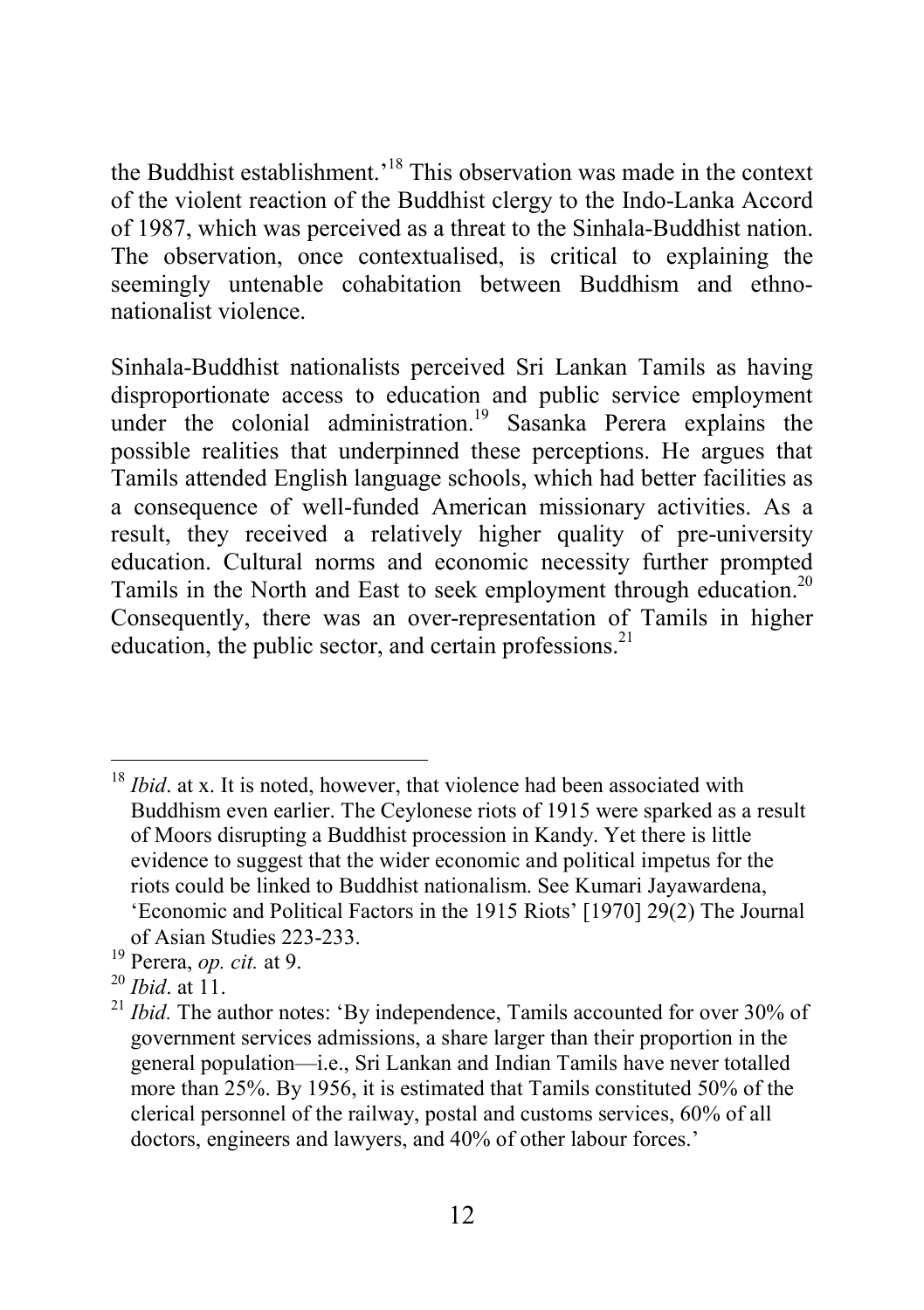the Buddhist establishment.'[18] This observation was made in the context of the violent reaction of the Buddhist clergy to the Indo-Lanka Accord of 1987, which was perceived as a threat to the Sinhala-Buddhist nation. The observation, once contextualised, is critical to explaining the seemingly untenable cohabitation between Buddhism and ethno-nationalist violence.

Sinhala-Buddhist nationalists perceived Sri Lankan Tamils as having disproportionate access to education and public service employment under the colonial administration.[19] Sasanka Perera explains the possible realities that underpinned these perceptions. He argues that Tamils attended English language schools, which had better facilities as a consequence of well-funded American missionary activities. As a result, they received a relatively higher quality of pre-university education. Cultural norms and economic necessity further prompted Tamils in the North and East to seek employment through education.[20] Consequently, there was an over-representation of Tamils in higher education, the public sector, and certain professions.[21]

---

[18] *Ibid*. at x. It is noted, however, that violence had been associated with Buddhism even earlier. The Ceylonese riots of 1915 were sparked as a result of Moors disrupting a Buddhist procession in Kandy. Yet there is little evidence to suggest that the wider economic and political impetus for the riots could be linked to Buddhist nationalism. See Kumari Jayawardena, 'Economic and Political Factors in the 1915 Riots' [1970] 29(2) The Journal of Asian Studies 223-233.

[19] Perera, *op. cit.* at 9.

[20] *Ibid*. at 11.

[21] *Ibid.* The author notes: 'By independence, Tamils accounted for over 30% of government services admissions, a share larger than their proportion in the general population—i.e., Sri Lankan and Indian Tamils have never totalled more than 25%. By 1956, it is estimated that Tamils constituted 50% of the clerical personnel of the railway, postal and customs services, 60% of all doctors, engineers and lawyers, and 40% of other labour forces.'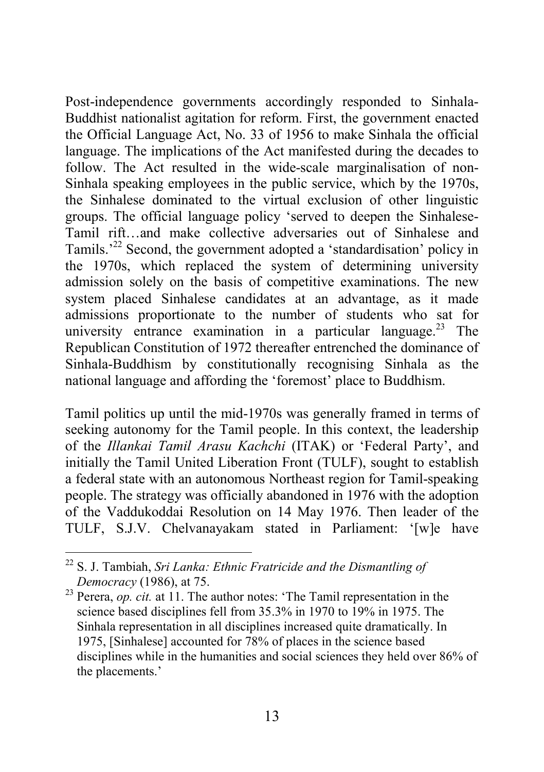Post-independence governments accordingly responded to Sinhala-Buddhist nationalist agitation for reform. First, the government enacted the Official Language Act, No. 33 of 1956 to make Sinhala the official language. The implications of the Act manifested during the decades to follow. The Act resulted in the wide-scale marginalisation of non-Sinhala speaking employees in the public service, which by the 1970s, the Sinhalese dominated to the virtual exclusion of other linguistic groups. The official language policy 'served to deepen the Sinhalese-Tamil rift…and make collective adversaries out of Sinhalese and Tamils.'[22] Second, the government adopted a 'standardisation' policy in the 1970s, which replaced the system of determining university admission solely on the basis of competitive examinations. The new system placed Sinhalese candidates at an advantage, as it made admissions proportionate to the number of students who sat for university entrance examination in a particular language.[23] The Republican Constitution of 1972 thereafter entrenched the dominance of Sinhala-Buddhism by constitutionally recognising Sinhala as the national language and affording the 'foremost' place to Buddhism.

Tamil politics up until the mid-1970s was generally framed in terms of seeking autonomy for the Tamil people. In this context, the leadership of the *Illankai Tamil Arasu Kachchi* (ITAK) or 'Federal Party', and initially the Tamil United Liberation Front (TULF), sought to establish a federal state with an autonomous Northeast region for Tamil-speaking people. The strategy was officially abandoned in 1976 with the adoption of the Vaddukoddai Resolution on 14 May 1976. Then leader of the TULF, S.J.V. Chelvanayakam stated in Parliament: '[w]e have

---

[22] S. J. Tambiah, *Sri Lanka: Ethnic Fratricide and the Dismantling of Democracy* (1986), at 75.

[23] Perera, *op. cit.* at 11. The author notes: 'The Tamil representation in the science based disciplines fell from 35.3% in 1970 to 19% in 1975. The Sinhala representation in all disciplines increased quite dramatically. In 1975, [Sinhalese] accounted for 78% of places in the science based disciplines while in the humanities and social sciences they held over 86% of the placements.'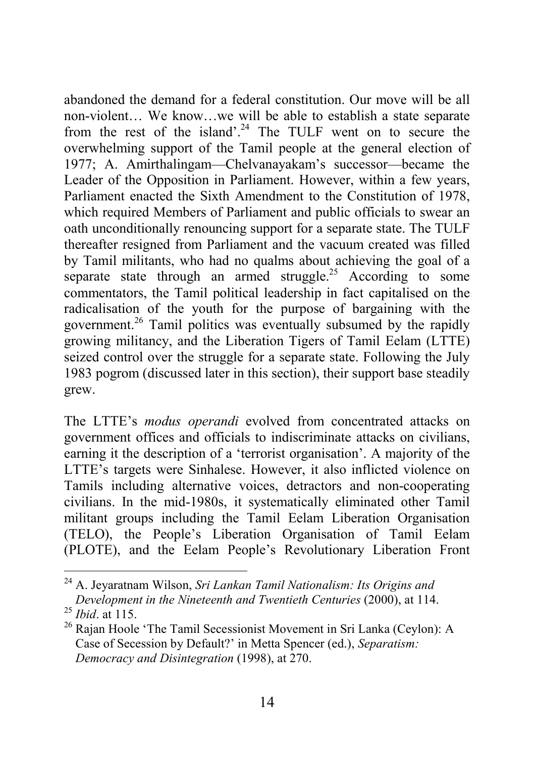abandoned the demand for a federal constitution. Our move will be all non-violent… We know…we will be able to establish a state separate from the rest of the island'.[24] The TULF went on to secure the overwhelming support of the Tamil people at the general election of 1977; A. Amirthalingam—Chelvanayakam's successor—became the Leader of the Opposition in Parliament. However, within a few years, Parliament enacted the Sixth Amendment to the Constitution of 1978, which required Members of Parliament and public officials to swear an oath unconditionally renouncing support for a separate state. The TULF thereafter resigned from Parliament and the vacuum created was filled by Tamil militants, who had no qualms about achieving the goal of a separate state through an armed struggle.[25] According to some commentators, the Tamil political leadership in fact capitalised on the radicalisation of the youth for the purpose of bargaining with the government.[26] Tamil politics was eventually subsumed by the rapidly growing militancy, and the Liberation Tigers of Tamil Eelam (LTTE) seized control over the struggle for a separate state. Following the July 1983 pogrom (discussed later in this section), their support base steadily grew.

The LTTE's *modus operandi* evolved from concentrated attacks on government offices and officials to indiscriminate attacks on civilians, earning it the description of a 'terrorist organisation'. A majority of the LTTE's targets were Sinhalese. However, it also inflicted violence on Tamils including alternative voices, detractors and non-cooperating civilians. In the mid-1980s, it systematically eliminated other Tamil militant groups including the Tamil Eelam Liberation Organisation (TELO), the People's Liberation Organisation of Tamil Eelam (PLOTE), and the Eelam People's Revolutionary Liberation Front

---

[24] A. Jeyaratnam Wilson, *Sri Lankan Tamil Nationalism: Its Origins and Development in the Nineteenth and Twentieth Centuries* (2000), at 114.

[25] *Ibid*. at 115.

[26] Rajan Hoole 'The Tamil Secessionist Movement in Sri Lanka (Ceylon): A Case of Secession by Default?' in Metta Spencer (ed.), *Separatism: Democracy and Disintegration* (1998), at 270.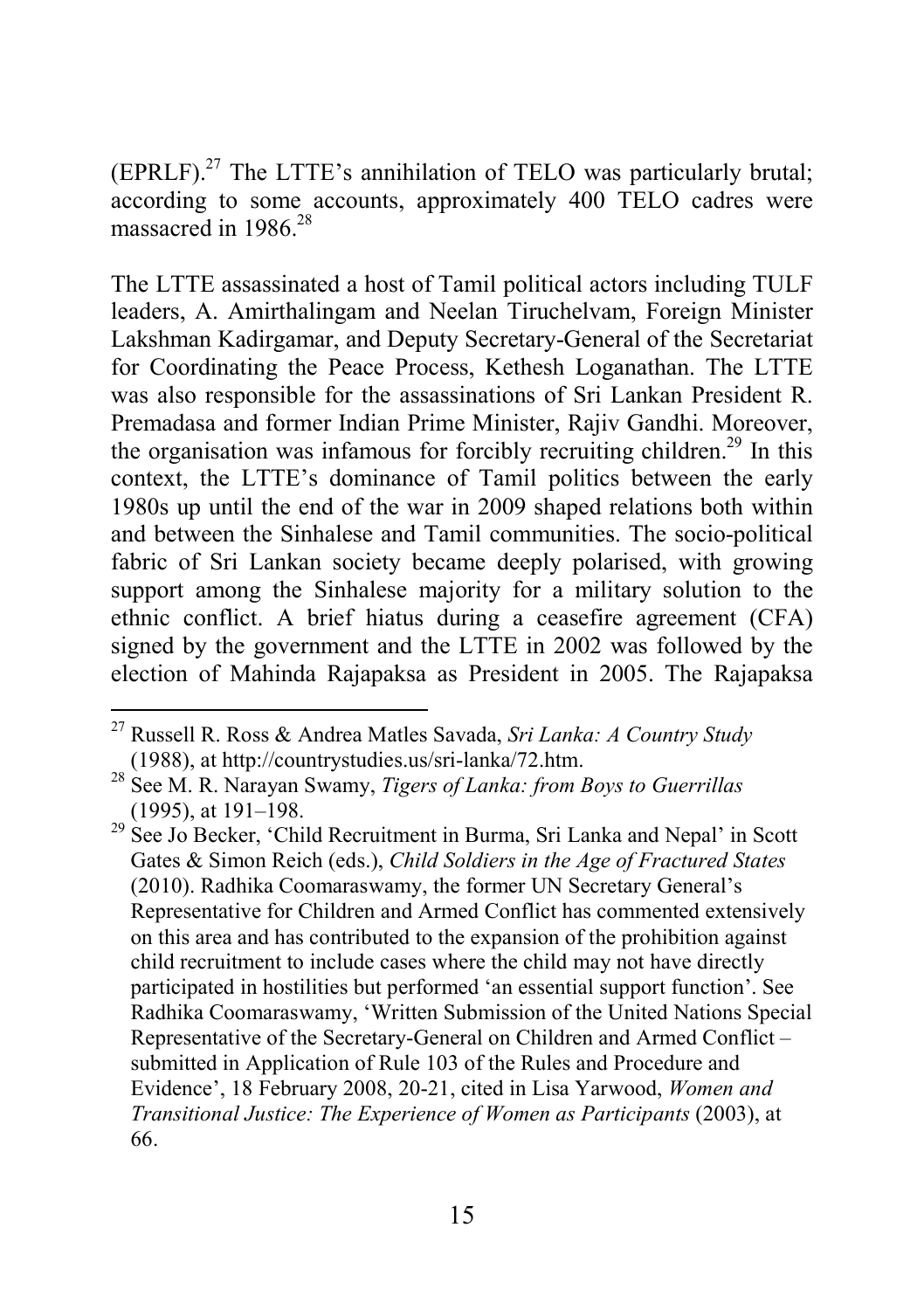(EPRLF).[27] The LTTE's annihilation of TELO was particularly brutal; according to some accounts, approximately 400 TELO cadres were massacred in 1986.[28]

The LTTE assassinated a host of Tamil political actors including TULF leaders, A. Amirthalingam and Neelan Tiruchelvam, Foreign Minister Lakshman Kadirgamar, and Deputy Secretary-General of the Secretariat for Coordinating the Peace Process, Kethesh Loganathan. The LTTE was also responsible for the assassinations of Sri Lankan President R. Premadasa and former Indian Prime Minister, Rajiv Gandhi. Moreover, the organisation was infamous for forcibly recruiting children.[29] In this context, the LTTE's dominance of Tamil politics between the early 1980s up until the end of the war in 2009 shaped relations both within and between the Sinhalese and Tamil communities. The socio-political fabric of Sri Lankan society became deeply polarised, with growing support among the Sinhalese majority for a military solution to the ethnic conflict. A brief hiatus during a ceasefire agreement (CFA) signed by the government and the LTTE in 2002 was followed by the election of Mahinda Rajapaksa as President in 2005. The Rajapaksa

---

[27] Russell R. Ross & Andrea Matles Savada, *Sri Lanka: A Country Study* (1988), at http://countrystudies.us/sri-lanka/72.htm.

[28] See M. R. Narayan Swamy, *Tigers of Lanka: from Boys to Guerrillas* (1995), at 191–198.

[29] See Jo Becker, 'Child Recruitment in Burma, Sri Lanka and Nepal' in Scott Gates & Simon Reich (eds.), *Child Soldiers in the Age of Fractured States* (2010). Radhika Coomaraswamy, the former UN Secretary General's Representative for Children and Armed Conflict has commented extensively on this area and has contributed to the expansion of the prohibition against child recruitment to include cases where the child may not have directly participated in hostilities but performed 'an essential support function'. See Radhika Coomaraswamy, 'Written Submission of the United Nations Special Representative of the Secretary-General on Children and Armed Conflict – submitted in Application of Rule 103 of the Rules and Procedure and Evidence', 18 February 2008, 20-21, cited in Lisa Yarwood, *Women and Transitional Justice: The Experience of Women as Participants* (2003), at 66.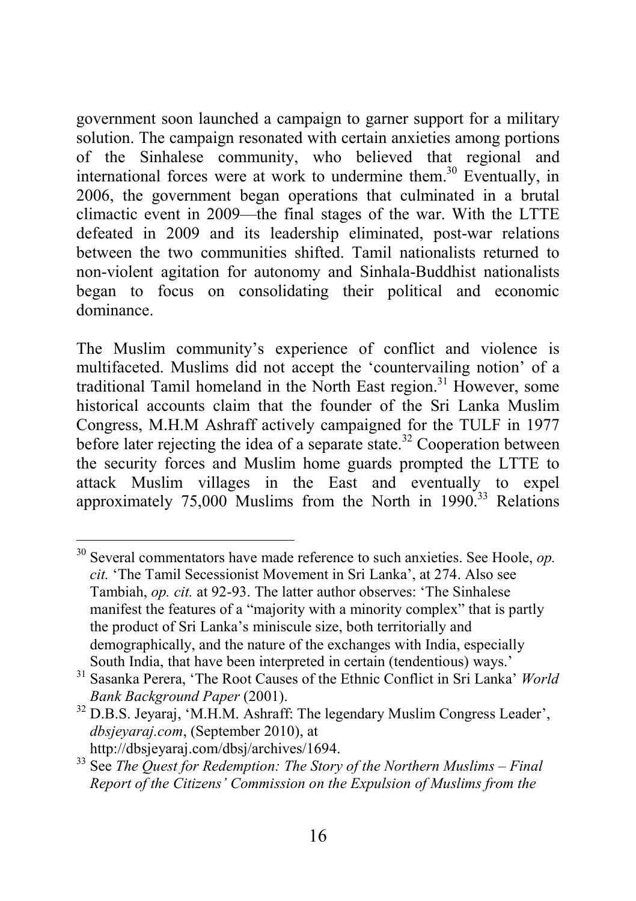government soon launched a campaign to garner support for a military solution. The campaign resonated with certain anxieties among portions of the Sinhalese community, who believed that regional and international forces were at work to undermine them.[30] Eventually, in 2006, the government began operations that culminated in a brutal climactic event in 2009—the final stages of the war. With the LTTE defeated in 2009 and its leadership eliminated, post-war relations between the two communities shifted. Tamil nationalists returned to non-violent agitation for autonomy and Sinhala-Buddhist nationalists began to focus on consolidating their political and economic dominance.

The Muslim community's experience of conflict and violence is multifaceted. Muslims did not accept the 'countervailing notion' of a traditional Tamil homeland in the North East region.[31] However, some historical accounts claim that the founder of the Sri Lanka Muslim Congress, M.H.M Ashraff actively campaigned for the TULF in 1977 before later rejecting the idea of a separate state.[32] Cooperation between the security forces and Muslim home guards prompted the LTTE to attack Muslim villages in the East and eventually to expel approximately 75,000 Muslims from the North in 1990.[33] Relations

---

[30] Several commentators have made reference to such anxieties. See Hoole, *op. cit.* 'The Tamil Secessionist Movement in Sri Lanka', at 274. Also see Tambiah, *op. cit.* at 92-93. The latter author observes: 'The Sinhalese manifest the features of a "majority with a minority complex" that is partly the product of Sri Lanka's miniscule size, both territorially and demographically, and the nature of the exchanges with India, especially South India, that have been interpreted in certain (tendentious) ways.'

[31] Sasanka Perera, 'The Root Causes of the Ethnic Conflict in Sri Lanka' *World Bank Background Paper* (2001).

[32] D.B.S. Jeyaraj, 'M.H.M. Ashraff: The legendary Muslim Congress Leader', *dbsjeyaraj.com*, (September 2010), at http://dbsjeyaraj.com/dbsj/archives/1694.

[33] See *The Quest for Redemption: The Story of the Northern Muslims – Final Report of the Citizens' Commission on the Expulsion of Muslims from the*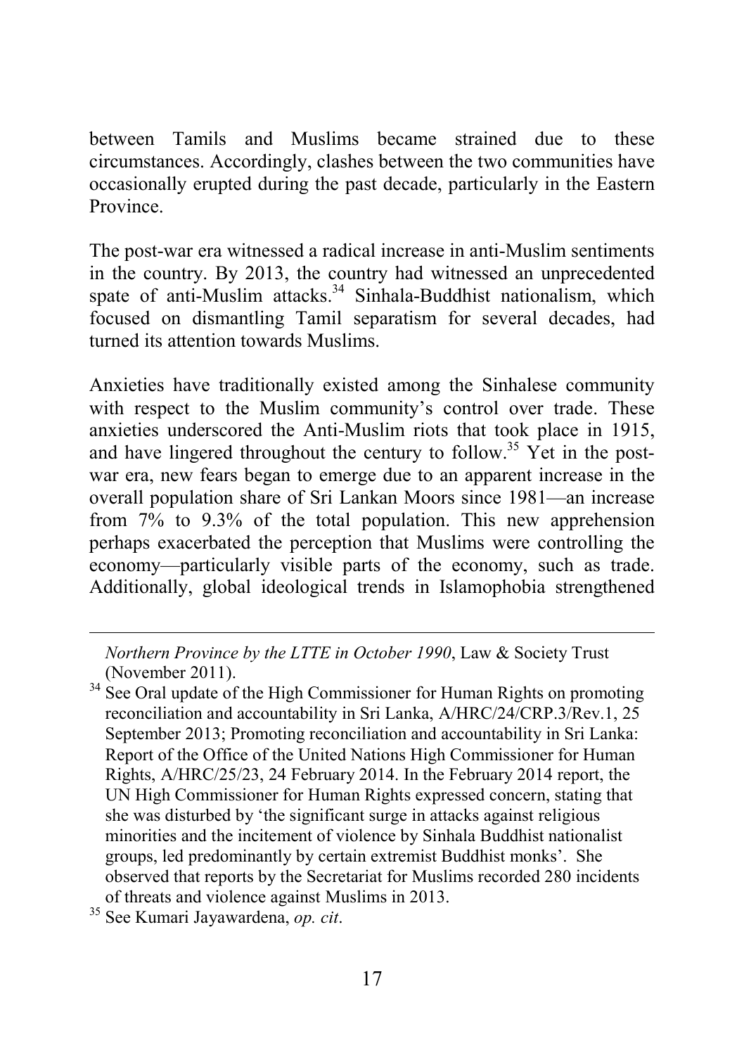between Tamils and Muslims became strained due to these circumstances. Accordingly, clashes between the two communities have occasionally erupted during the past decade, particularly in the Eastern Province.

The post-war era witnessed a radical increase in anti-Muslim sentiments in the country. By 2013, the country had witnessed an unprecedented spate of anti-Muslim attacks.[34] Sinhala-Buddhist nationalism, which focused on dismantling Tamil separatism for several decades, had turned its attention towards Muslims.

Anxieties have traditionally existed among the Sinhalese community with respect to the Muslim community's control over trade. These anxieties underscored the Anti-Muslim riots that took place in 1915, and have lingered throughout the century to follow.[35] Yet in the post-war era, new fears began to emerge due to an apparent increase in the overall population share of Sri Lankan Moors since 1981—an increase from 7% to 9.3% of the total population. This new apprehension perhaps exacerbated the perception that Muslims were controlling the economy—particularly visible parts of the economy, such as trade. Additionally, global ideological trends in Islamophobia strengthened

---

*Northern Province by the LTTE in October 1990*, Law & Society Trust (November 2011).

[34] See Oral update of the High Commissioner for Human Rights on promoting reconciliation and accountability in Sri Lanka, A/HRC/24/CRP.3/Rev.1, 25 September 2013; Promoting reconciliation and accountability in Sri Lanka: Report of the Office of the United Nations High Commissioner for Human Rights, A/HRC/25/23, 24 February 2014. In the February 2014 report, the UN High Commissioner for Human Rights expressed concern, stating that she was disturbed by 'the significant surge in attacks against religious minorities and the incitement of violence by Sinhala Buddhist nationalist groups, led predominantly by certain extremist Buddhist monks'. She observed that reports by the Secretariat for Muslims recorded 280 incidents of threats and violence against Muslims in 2013.

[35] See Kumari Jayawardena, *op. cit*.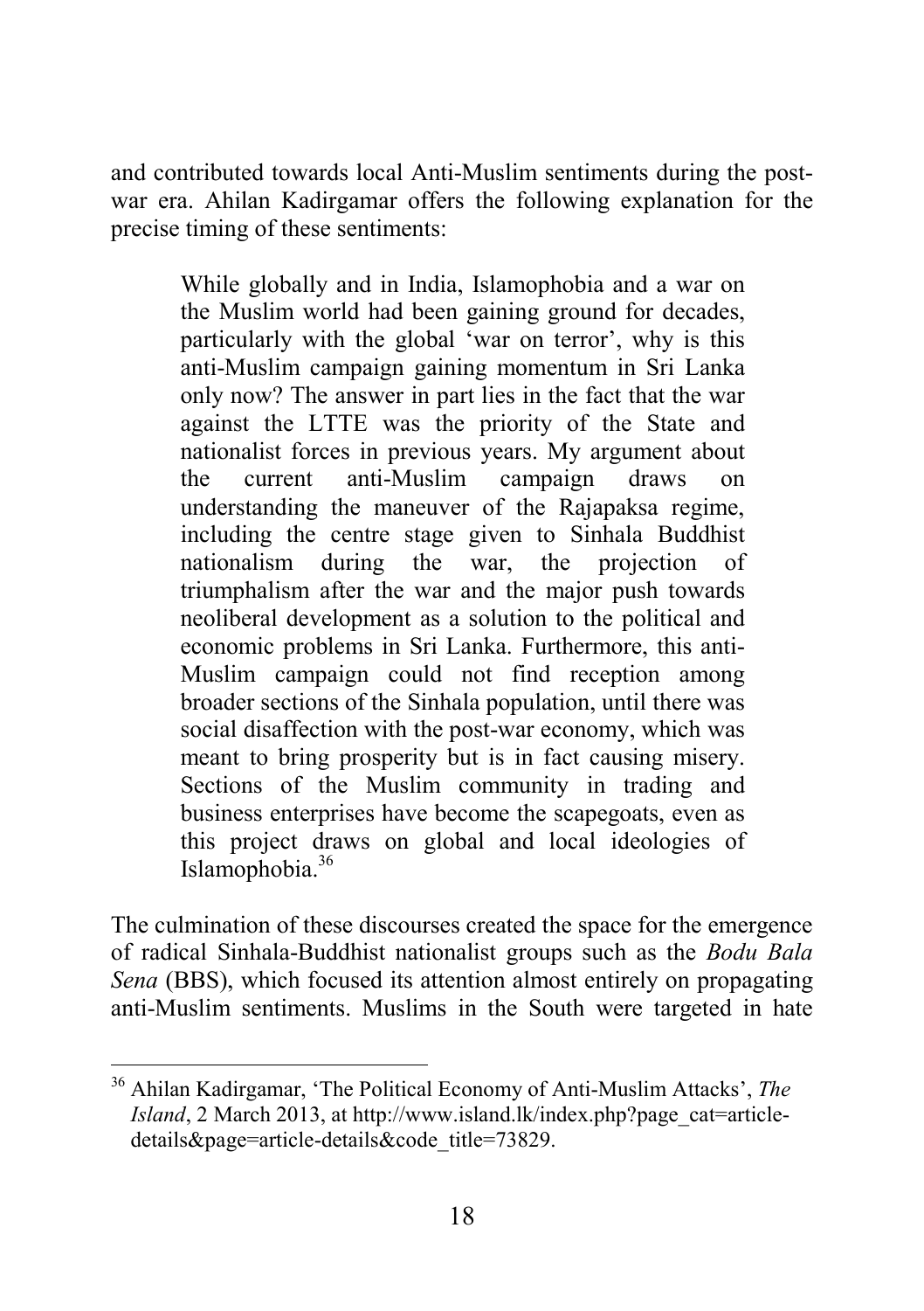and contributed towards local Anti-Muslim sentiments during the post-war era. Ahilan Kadirgamar offers the following explanation for the precise timing of these sentiments:

> While globally and in India, Islamophobia and a war on the Muslim world had been gaining ground for decades, particularly with the global 'war on terror', why is this anti-Muslim campaign gaining momentum in Sri Lanka only now? The answer in part lies in the fact that the war against the LTTE was the priority of the State and nationalist forces in previous years. My argument about the current anti-Muslim campaign draws on understanding the maneuver of the Rajapaksa regime, including the centre stage given to Sinhala Buddhist nationalism during the war, the projection of triumphalism after the war and the major push towards neoliberal development as a solution to the political and economic problems in Sri Lanka. Furthermore, this anti-Muslim campaign could not find reception among broader sections of the Sinhala population, until there was social disaffection with the post-war economy, which was meant to bring prosperity but is in fact causing misery. Sections of the Muslim community in trading and business enterprises have become the scapegoats, even as this project draws on global and local ideologies of Islamophobia.[36]

The culmination of these discourses created the space for the emergence of radical Sinhala-Buddhist nationalist groups such as the *Bodu Bala Sena* (BBS), which focused its attention almost entirely on propagating anti-Muslim sentiments. Muslims in the South were targeted in hate

---

[36] Ahilan Kadirgamar, 'The Political Economy of Anti-Muslim Attacks', *The Island*, 2 March 2013, at http://www.island.lk/index.php?page_cat=article-details&page=article-details&code_title=73829.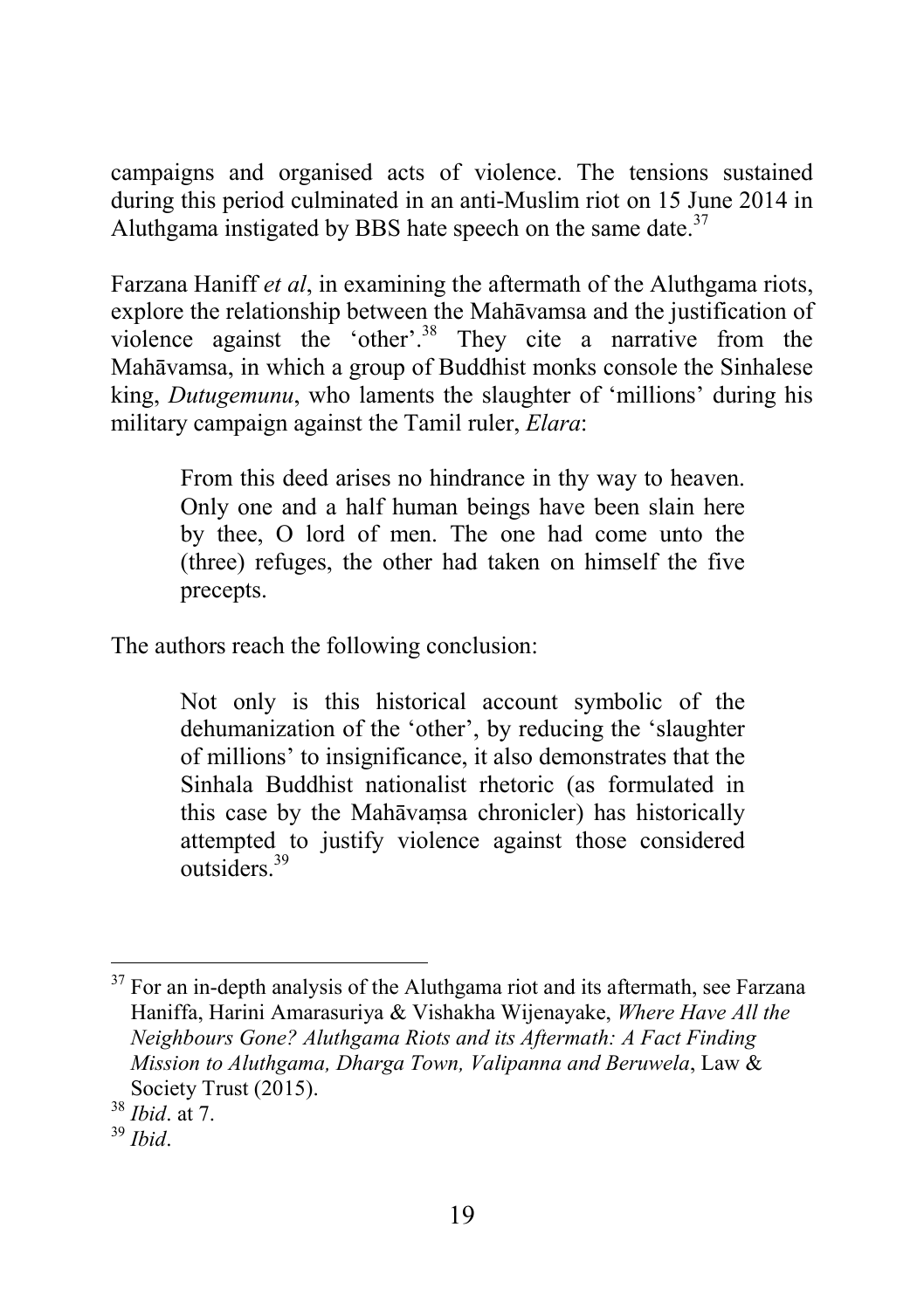campaigns and organised acts of violence. The tensions sustained during this period culminated in an anti-Muslim riot on 15 June 2014 in Aluthgama instigated by BBS hate speech on the same date.[37]

Farzana Haniff *et al*, in examining the aftermath of the Aluthgama riots, explore the relationship between the Mahāvamsa and the justification of violence against the 'other'.[38] They cite a narrative from the Mahāvamsa, in which a group of Buddhist monks console the Sinhalese king, *Dutugemunu*, who laments the slaughter of 'millions' during his military campaign against the Tamil ruler, *Elara*:

> From this deed arises no hindrance in thy way to heaven. Only one and a half human beings have been slain here by thee, O lord of men. The one had come unto the (three) refuges, the other had taken on himself the five precepts.

The authors reach the following conclusion:

> Not only is this historical account symbolic of the dehumanization of the 'other', by reducing the 'slaughter of millions' to insignificance, it also demonstrates that the Sinhala Buddhist nationalist rhetoric (as formulated in this case by the Mahāvaṃsa chronicler) has historically attempted to justify violence against those considered outsiders.[39]

---

[37] For an in-depth analysis of the Aluthgama riot and its aftermath, see Farzana Haniffa, Harini Amarasuriya & Vishakha Wijenayake, *Where Have All the Neighbours Gone? Aluthgama Riots and its Aftermath: A Fact Finding Mission to Aluthgama, Dharga Town, Valipanna and Beruwela*, Law & Society Trust (2015).

[38] *Ibid*. at 7.

[39] *Ibid*.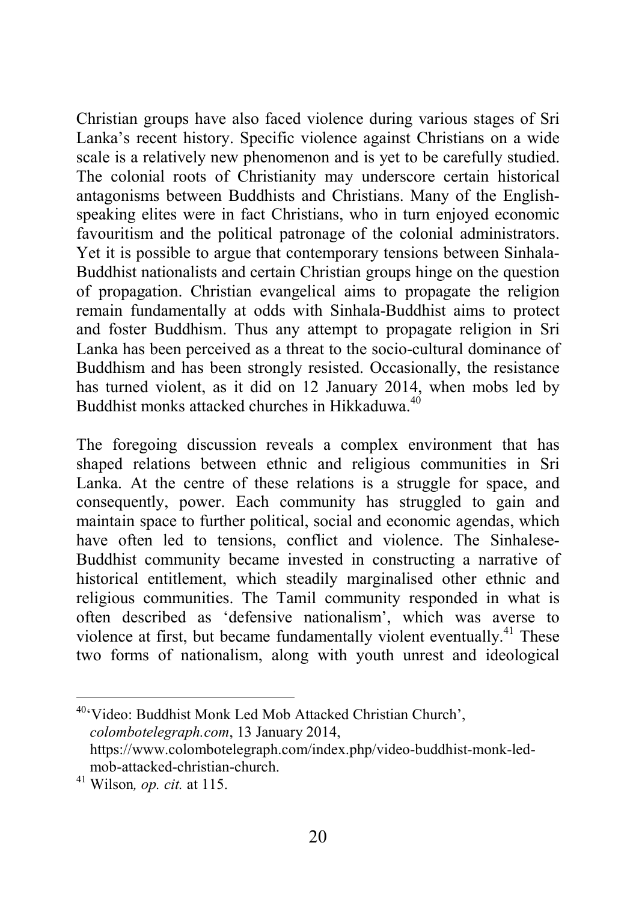Christian groups have also faced violence during various stages of Sri Lanka's recent history. Specific violence against Christians on a wide scale is a relatively new phenomenon and is yet to be carefully studied. The colonial roots of Christianity may underscore certain historical antagonisms between Buddhists and Christians. Many of the English-speaking elites were in fact Christians, who in turn enjoyed economic favouritism and the political patronage of the colonial administrators. Yet it is possible to argue that contemporary tensions between Sinhala-Buddhist nationalists and certain Christian groups hinge on the question of propagation. Christian evangelical aims to propagate the religion remain fundamentally at odds with Sinhala-Buddhist aims to protect and foster Buddhism. Thus any attempt to propagate religion in Sri Lanka has been perceived as a threat to the socio-cultural dominance of Buddhism and has been strongly resisted. Occasionally, the resistance has turned violent, as it did on 12 January 2014, when mobs led by Buddhist monks attacked churches in Hikkaduwa.[40]

The foregoing discussion reveals a complex environment that has shaped relations between ethnic and religious communities in Sri Lanka. At the centre of these relations is a struggle for space, and consequently, power. Each community has struggled to gain and maintain space to further political, social and economic agendas, which have often led to tensions, conflict and violence. The Sinhalese-Buddhist community became invested in constructing a narrative of historical entitlement, which steadily marginalised other ethnic and religious communities. The Tamil community responded in what is often described as 'defensive nationalism', which was averse to violence at first, but became fundamentally violent eventually.[41] These two forms of nationalism, along with youth unrest and ideological

---

[40] 'Video: Buddhist Monk Led Mob Attacked Christian Church', *colombotelegraph.com*, 13 January 2014, https://www.colombotelegraph.com/index.php/video-buddhist-monk-led-mob-attacked-christian-church.

[41] Wilson*, op. cit.* at 115.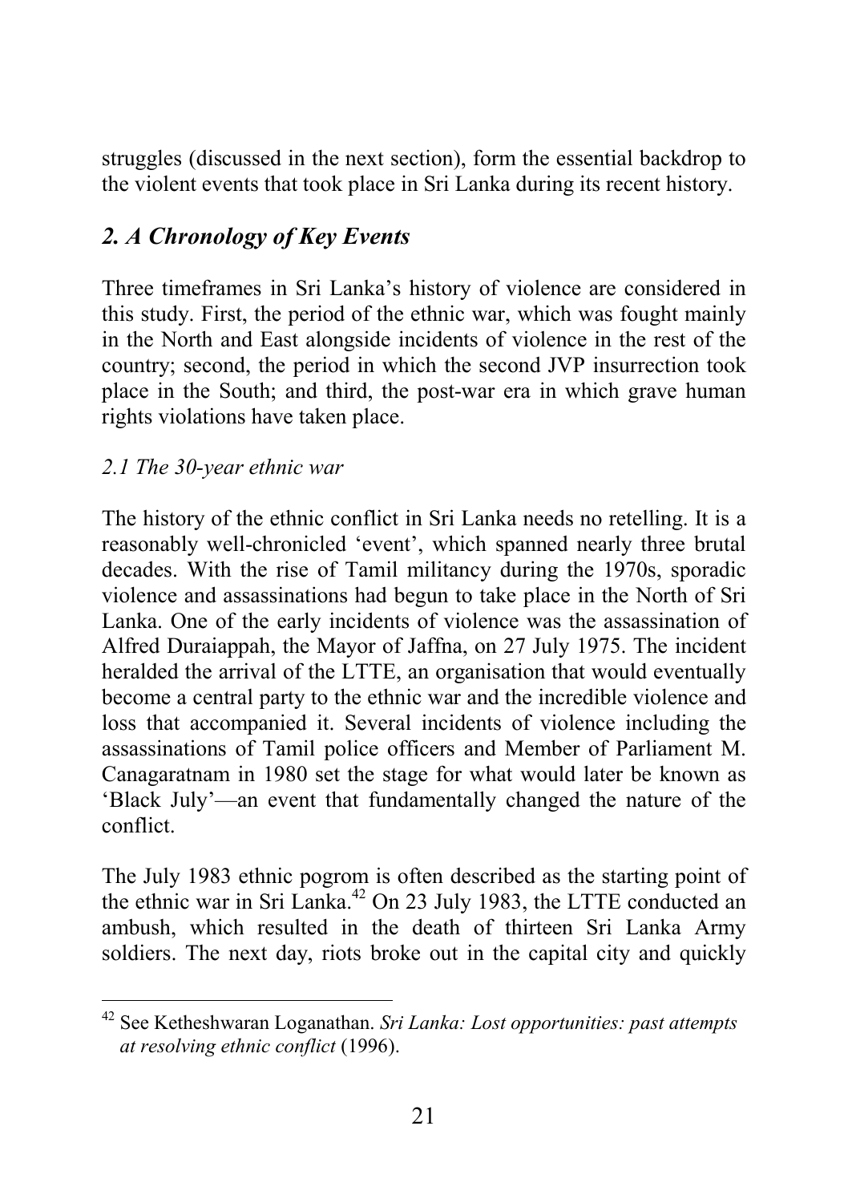struggles (discussed in the next section), form the essential backdrop to the violent events that took place in Sri Lanka during its recent history.

## *2. A Chronology of Key Events*

Three timeframes in Sri Lanka's history of violence are considered in this study. First, the period of the ethnic war, which was fought mainly in the North and East alongside incidents of violence in the rest of the country; second, the period in which the second JVP insurrection took place in the South; and third, the post-war era in which grave human rights violations have taken place.

### *2.1 The 30-year ethnic war*

The history of the ethnic conflict in Sri Lanka needs no retelling. It is a reasonably well-chronicled 'event', which spanned nearly three brutal decades. With the rise of Tamil militancy during the 1970s, sporadic violence and assassinations had begun to take place in the North of Sri Lanka. One of the early incidents of violence was the assassination of Alfred Duraiappah, the Mayor of Jaffna, on 27 July 1975. The incident heralded the arrival of the LTTE, an organisation that would eventually become a central party to the ethnic war and the incredible violence and loss that accompanied it. Several incidents of violence including the assassinations of Tamil police officers and Member of Parliament M. Canagaratnam in 1980 set the stage for what would later be known as 'Black July'—an event that fundamentally changed the nature of the conflict.

The July 1983 ethnic pogrom is often described as the starting point of the ethnic war in Sri Lanka.[42] On 23 July 1983, the LTTE conducted an ambush, which resulted in the death of thirteen Sri Lanka Army soldiers. The next day, riots broke out in the capital city and quickly

---

[42] See Ketheshwaran Loganathan. *Sri Lanka: Lost opportunities: past attempts at resolving ethnic conflict* (1996).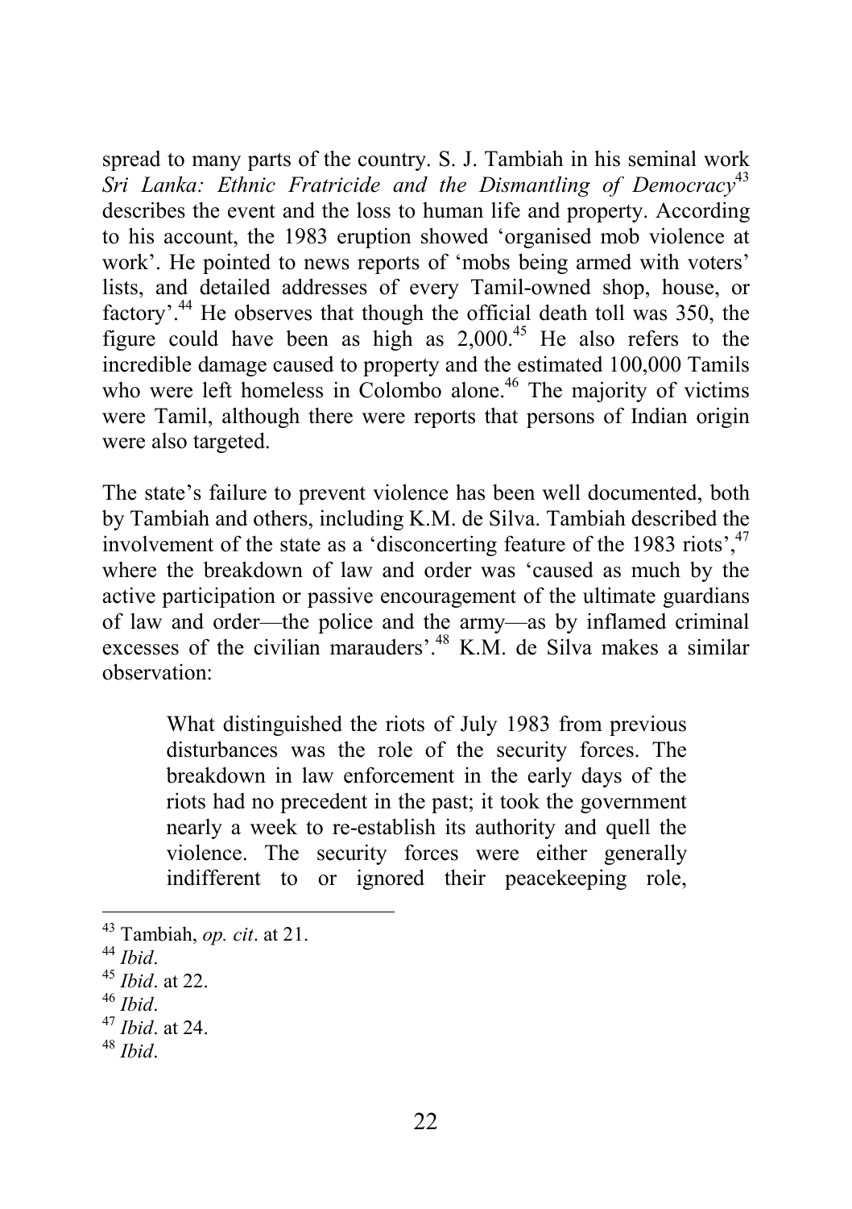spread to many parts of the country. S. J. Tambiah in his seminal work *Sri Lanka: Ethnic Fratricide and the Dismantling of Democracy*[43] describes the event and the loss to human life and property. According to his account, the 1983 eruption showed 'organised mob violence at work'. He pointed to news reports of 'mobs being armed with voters' lists, and detailed addresses of every Tamil-owned shop, house, or factory'.[44] He observes that though the official death toll was 350, the figure could have been as high as 2,000.[45] He also refers to the incredible damage caused to property and the estimated 100,000 Tamils who were left homeless in Colombo alone.[46] The majority of victims were Tamil, although there were reports that persons of Indian origin were also targeted.

The state's failure to prevent violence has been well documented, both by Tambiah and others, including K.M. de Silva. Tambiah described the involvement of the state as a 'disconcerting feature of the 1983 riots',[47] where the breakdown of law and order was 'caused as much by the active participation or passive encouragement of the ultimate guardians of law and order—the police and the army—as by inflamed criminal excesses of the civilian marauders'.[48] K.M. de Silva makes a similar observation:

> What distinguished the riots of July 1983 from previous disturbances was the role of the security forces. The breakdown in law enforcement in the early days of the riots had no precedent in the past; it took the government nearly a week to re-establish its authority and quell the violence. The security forces were either generally indifferent to or ignored their peacekeeping role,

---

[43] Tambiah, *op. cit*. at 21.

[44] *Ibid*.

[45] *Ibid*. at 22.

[46] *Ibid*.

[47] *Ibid*. at 24.

[48] *Ibid*.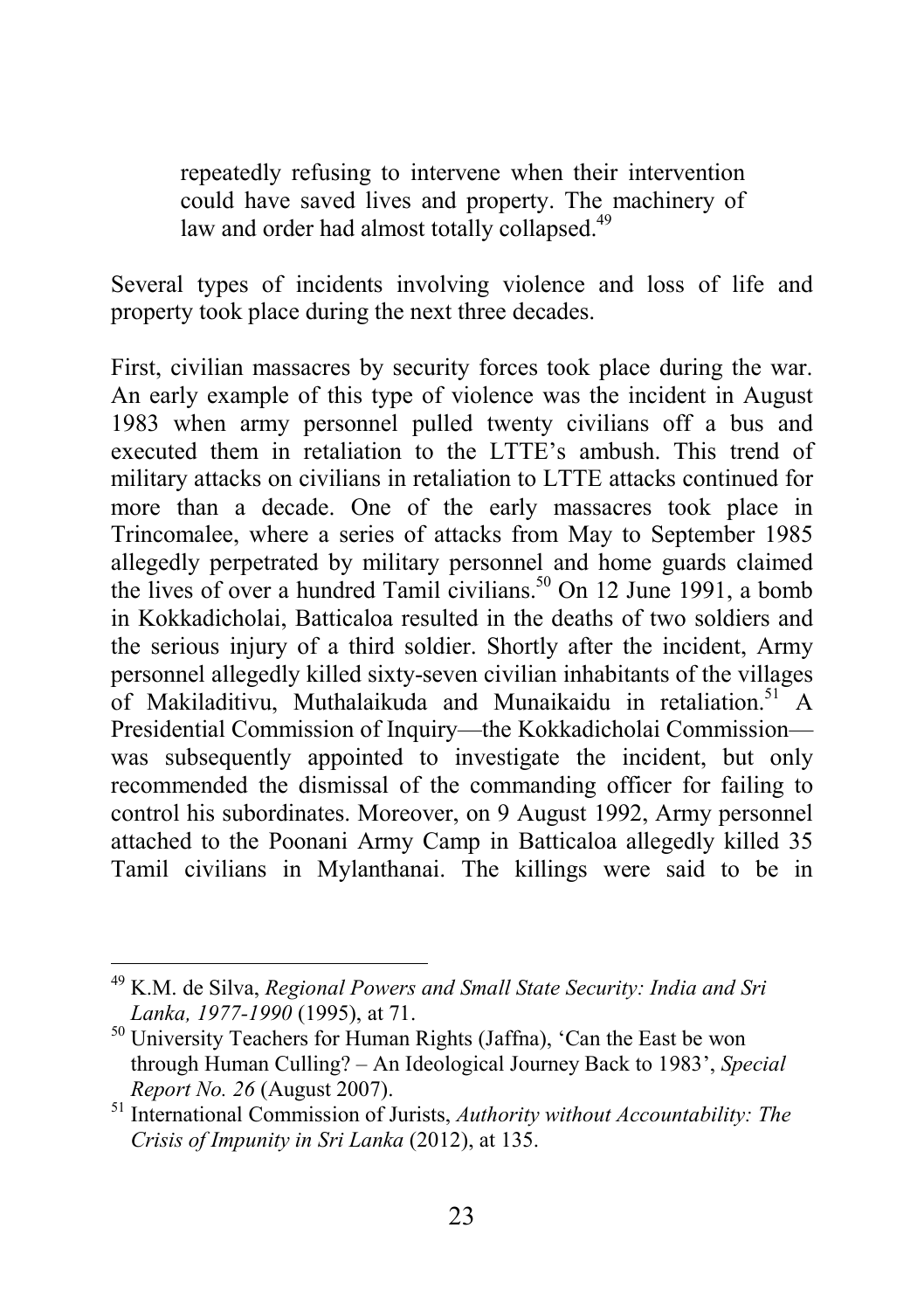> repeatedly refusing to intervene when their intervention could have saved lives and property. The machinery of law and order had almost totally collapsed.[49]

Several types of incidents involving violence and loss of life and property took place during the next three decades.

First, civilian massacres by security forces took place during the war. An early example of this type of violence was the incident in August 1983 when army personnel pulled twenty civilians off a bus and executed them in retaliation to the LTTE's ambush. This trend of military attacks on civilians in retaliation to LTTE attacks continued for more than a decade. One of the early massacres took place in Trincomalee, where a series of attacks from May to September 1985 allegedly perpetrated by military personnel and home guards claimed the lives of over a hundred Tamil civilians.[50] On 12 June 1991, a bomb in Kokkadicholai, Batticaloa resulted in the deaths of two soldiers and the serious injury of a third soldier. Shortly after the incident, Army personnel allegedly killed sixty-seven civilian inhabitants of the villages of Makiladitivu, Muthalaikuda and Munaikaidu in retaliation.[51] A Presidential Commission of Inquiry—the Kokkadicholai Commission—was subsequently appointed to investigate the incident, but only recommended the dismissal of the commanding officer for failing to control his subordinates. Moreover, on 9 August 1992, Army personnel attached to the Poonani Army Camp in Batticaloa allegedly killed 35 Tamil civilians in Mylanthanai. The killings were said to be in

---

[49] K.M. de Silva, *Regional Powers and Small State Security: India and Sri Lanka, 1977-1990* (1995), at 71.

[50] University Teachers for Human Rights (Jaffna), 'Can the East be won through Human Culling? – An Ideological Journey Back to 1983', *Special Report No. 26* (August 2007).

[51] International Commission of Jurists, *Authority without Accountability: The Crisis of Impunity in Sri Lanka* (2012), at 135.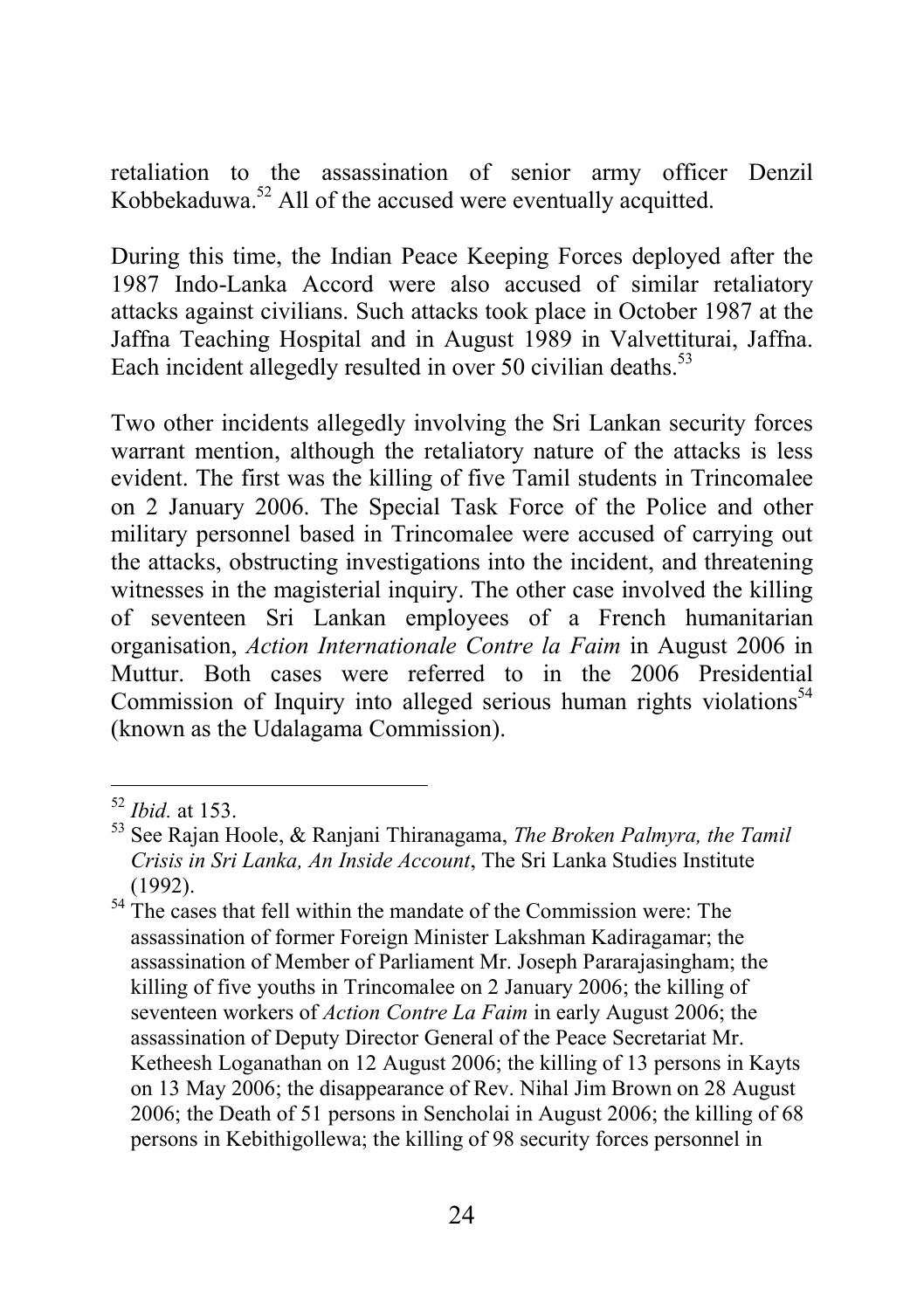retaliation to the assassination of senior army officer Denzil Kobbekaduwa.[52] All of the accused were eventually acquitted.

During this time, the Indian Peace Keeping Forces deployed after the 1987 Indo-Lanka Accord were also accused of similar retaliatory attacks against civilians. Such attacks took place in October 1987 at the Jaffna Teaching Hospital and in August 1989 in Valvettiturai, Jaffna. Each incident allegedly resulted in over 50 civilian deaths.[53]

Two other incidents allegedly involving the Sri Lankan security forces warrant mention, although the retaliatory nature of the attacks is less evident. The first was the killing of five Tamil students in Trincomalee on 2 January 2006. The Special Task Force of the Police and other military personnel based in Trincomalee were accused of carrying out the attacks, obstructing investigations into the incident, and threatening witnesses in the magisterial inquiry. The other case involved the killing of seventeen Sri Lankan employees of a French humanitarian organisation, *Action Internationale Contre la Faim* in August 2006 in Muttur. Both cases were referred to in the 2006 Presidential Commission of Inquiry into alleged serious human rights violations[54] (known as the Udalagama Commission).

---

[52] *Ibid.* at 153.

[53] See Rajan Hoole, & Ranjani Thiranagama, *The Broken Palmyra, the Tamil Crisis in Sri Lanka, An Inside Account*, The Sri Lanka Studies Institute (1992).

[54] The cases that fell within the mandate of the Commission were: The assassination of former Foreign Minister Lakshman Kadiragamar; the assassination of Member of Parliament Mr. Joseph Pararajasingham; the killing of five youths in Trincomalee on 2 January 2006; the killing of seventeen workers of *Action Contre La Faim* in early August 2006; the assassination of Deputy Director General of the Peace Secretariat Mr. Ketheesh Loganathan on 12 August 2006; the killing of 13 persons in Kayts on 13 May 2006; the disappearance of Rev. Nihal Jim Brown on 28 August 2006; the Death of 51 persons in Sencholai in August 2006; the killing of 68 persons in Kebithigollewa; the killing of 98 security forces personnel in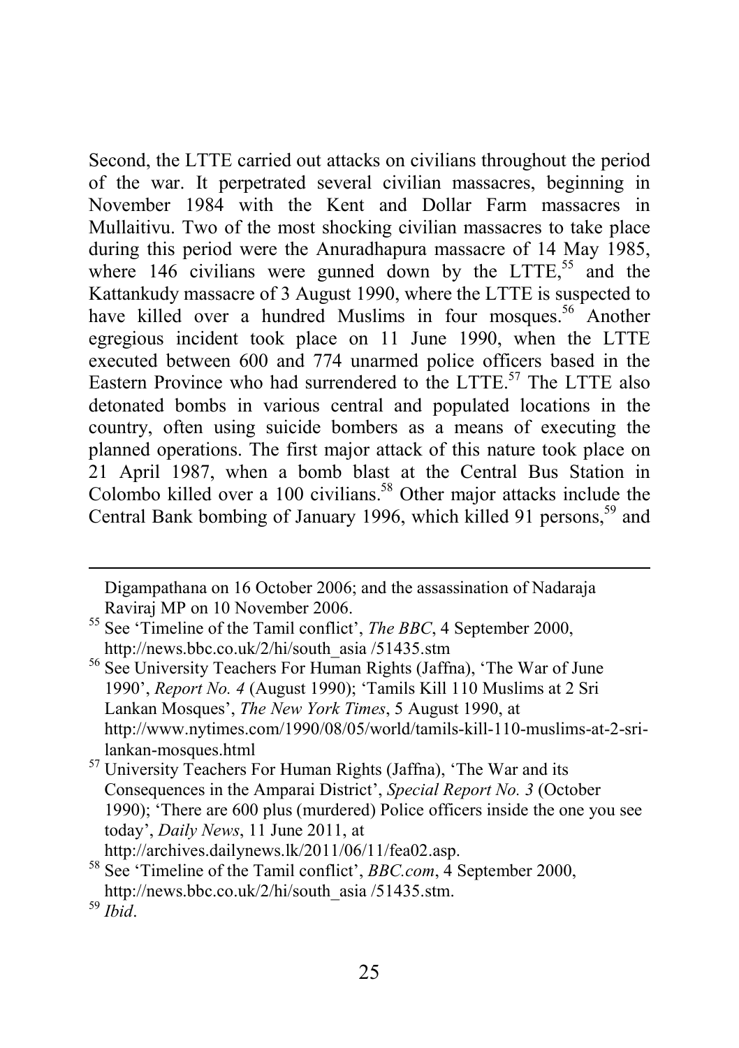Second, the LTTE carried out attacks on civilians throughout the period of the war. It perpetrated several civilian massacres, beginning in November 1984 with the Kent and Dollar Farm massacres in Mullaitivu. Two of the most shocking civilian massacres to take place during this period were the Anuradhapura massacre of 14 May 1985, where 146 civilians were gunned down by the LTTE,[55] and the Kattankudy massacre of 3 August 1990, where the LTTE is suspected to have killed over a hundred Muslims in four mosques.[56] Another egregious incident took place on 11 June 1990, when the LTTE executed between 600 and 774 unarmed police officers based in the Eastern Province who had surrendered to the LTTE.[57] The LTTE also detonated bombs in various central and populated locations in the country, often using suicide bombers as a means of executing the planned operations. The first major attack of this nature took place on 21 April 1987, when a bomb blast at the Central Bus Station in Colombo killed over a 100 civilians.[58] Other major attacks include the Central Bank bombing of January 1996, which killed 91 persons,[59] and

---

Digampathana on 16 October 2006; and the assassination of Nadaraja Raviraj MP on 10 November 2006.

[55] See 'Timeline of the Tamil conflict', *The BBC*, 4 September 2000, http://news.bbc.co.uk/2/hi/south_asia /51435.stm

[56] See University Teachers For Human Rights (Jaffna), 'The War of June 1990', *Report No. 4* (August 1990); 'Tamils Kill 110 Muslims at 2 Sri Lankan Mosques', *The New York Times*, 5 August 1990, at http://www.nytimes.com/1990/08/05/world/tamils-kill-110-muslims-at-2-sri-lankan-mosques.html

[57] University Teachers For Human Rights (Jaffna), 'The War and its Consequences in the Amparai District', *Special Report No. 3* (October 1990); 'There are 600 plus (murdered) Police officers inside the one you see today', *Daily News*, 11 June 2011, at http://archives.dailynews.lk/2011/06/11/fea02.asp.

[58] See 'Timeline of the Tamil conflict', *BBC.com*, 4 September 2000, http://news.bbc.co.uk/2/hi/south_asia /51435.stm.

[59] *Ibid*.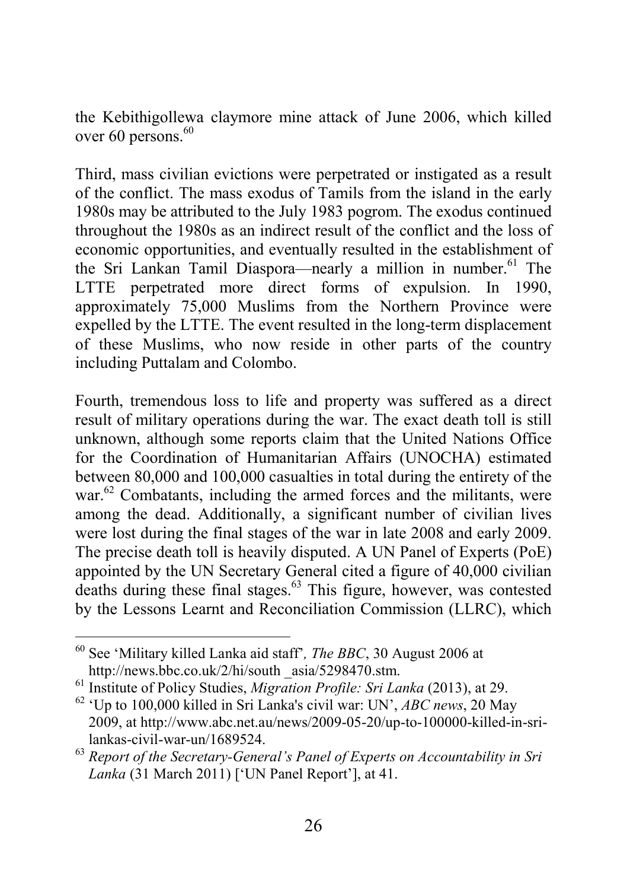the Kebithigollewa claymore mine attack of June 2006, which killed over 60 persons.[60]

Third, mass civilian evictions were perpetrated or instigated as a result of the conflict. The mass exodus of Tamils from the island in the early 1980s may be attributed to the July 1983 pogrom. The exodus continued throughout the 1980s as an indirect result of the conflict and the loss of economic opportunities, and eventually resulted in the establishment of the Sri Lankan Tamil Diaspora—nearly a million in number.[61] The LTTE perpetrated more direct forms of expulsion. In 1990, approximately 75,000 Muslims from the Northern Province were expelled by the LTTE. The event resulted in the long-term displacement of these Muslims, who now reside in other parts of the country including Puttalam and Colombo.

Fourth, tremendous loss to life and property was suffered as a direct result of military operations during the war. The exact death toll is still unknown, although some reports claim that the United Nations Office for the Coordination of Humanitarian Affairs (UNOCHA) estimated between 80,000 and 100,000 casualties in total during the entirety of the war.[62] Combatants, including the armed forces and the militants, were among the dead. Additionally, a significant number of civilian lives were lost during the final stages of the war in late 2008 and early 2009. The precise death toll is heavily disputed. A UN Panel of Experts (PoE) appointed by the UN Secretary General cited a figure of 40,000 civilian deaths during these final stages.[63] This figure, however, was contested by the Lessons Learnt and Reconciliation Commission (LLRC), which

---

[60] See 'Military killed Lanka aid staff', *The BBC*, 30 August 2006 at http://news.bbc.co.uk/2/hi/south _asia/5298470.stm.

[61] Institute of Policy Studies, *Migration Profile: Sri Lanka* (2013), at 29.

[62] 'Up to 100,000 killed in Sri Lanka's civil war: UN', *ABC news*, 20 May 2009, at http://www.abc.net.au/news/2009-05-20/up-to-100000-killed-in-sri-lankas-civil-war-un/1689524.

[63] *Report of the Secretary-General's Panel of Experts on Accountability in Sri Lanka* (31 March 2011) ['UN Panel Report'], at 41.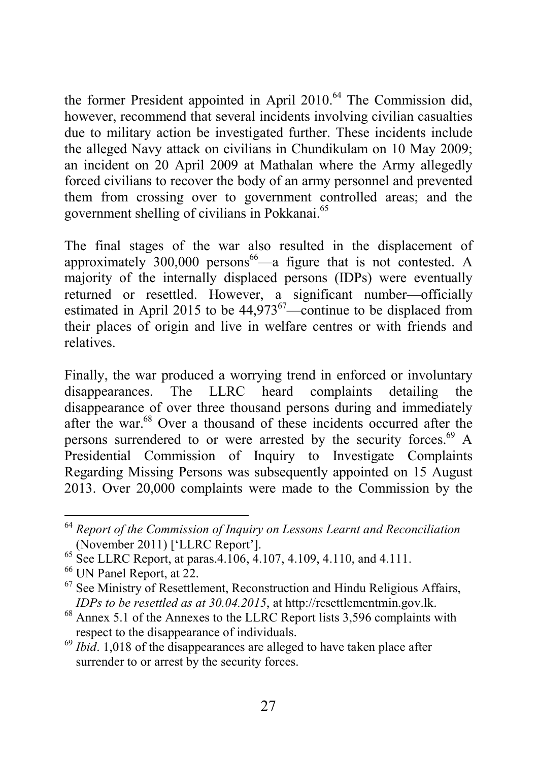the former President appointed in April 2010.[64] The Commission did, however, recommend that several incidents involving civilian casualties due to military action be investigated further. These incidents include the alleged Navy attack on civilians in Chundikulam on 10 May 2009; an incident on 20 April 2009 at Mathalan where the Army allegedly forced civilians to recover the body of an army personnel and prevented them from crossing over to government controlled areas; and the government shelling of civilians in Pokkanai.[65]

The final stages of the war also resulted in the displacement of approximately 300,000 persons[66]—a figure that is not contested. A majority of the internally displaced persons (IDPs) were eventually returned or resettled. However, a significant number—officially estimated in April 2015 to be 44,973[67]—continue to be displaced from their places of origin and live in welfare centres or with friends and relatives.

Finally, the war produced a worrying trend in enforced or involuntary disappearances. The LLRC heard complaints detailing the disappearance of over three thousand persons during and immediately after the war.[68] Over a thousand of these incidents occurred after the persons surrendered to or were arrested by the security forces.[69] A Presidential Commission of Inquiry to Investigate Complaints Regarding Missing Persons was subsequently appointed on 15 August 2013. Over 20,000 complaints were made to the Commission by the

---

[64] *Report of the Commission of Inquiry on Lessons Learnt and Reconciliation* (November 2011) ['LLRC Report'].

[65] See LLRC Report, at paras.4.106, 4.107, 4.109, 4.110, and 4.111.

[66] UN Panel Report, at 22.

[67] See Ministry of Resettlement, Reconstruction and Hindu Religious Affairs, *IDPs to be resettled as at 30.04.2015*, at http://resettlementmin.gov.lk.

[68] Annex 5.1 of the Annexes to the LLRC Report lists 3,596 complaints with respect to the disappearance of individuals.

[69] *Ibid*. 1,018 of the disappearances are alleged to have taken place after surrender to or arrest by the security forces.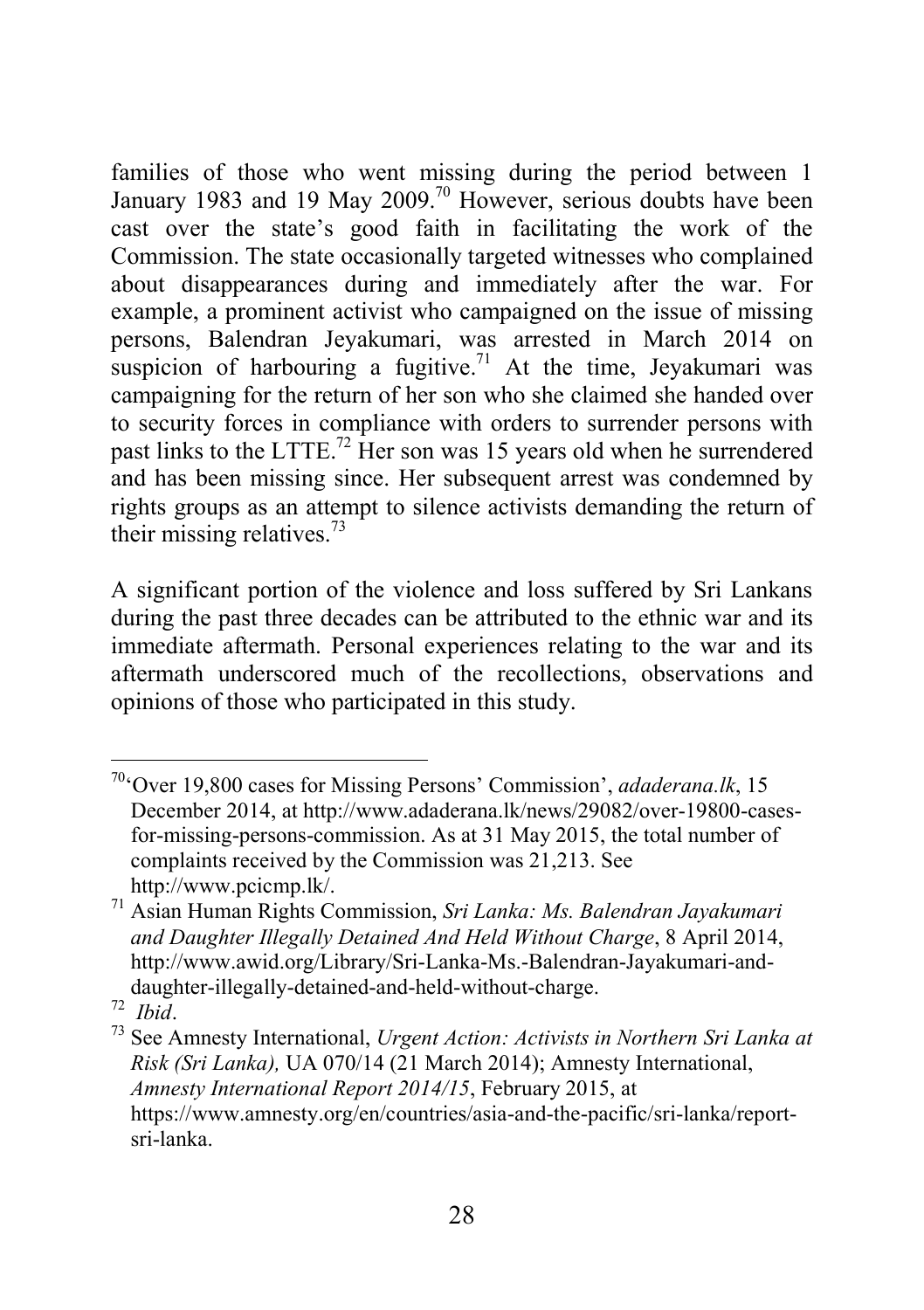families of those who went missing during the period between 1 January 1983 and 19 May 2009.[70] However, serious doubts have been cast over the state's good faith in facilitating the work of the Commission. The state occasionally targeted witnesses who complained about disappearances during and immediately after the war. For example, a prominent activist who campaigned on the issue of missing persons, Balendran Jeyakumari, was arrested in March 2014 on suspicion of harbouring a fugitive.[71] At the time, Jeyakumari was campaigning for the return of her son who she claimed she handed over to security forces in compliance with orders to surrender persons with past links to the LTTE.[72] Her son was 15 years old when he surrendered and has been missing since. Her subsequent arrest was condemned by rights groups as an attempt to silence activists demanding the return of their missing relatives.[73]

A significant portion of the violence and loss suffered by Sri Lankans during the past three decades can be attributed to the ethnic war and its immediate aftermath. Personal experiences relating to the war and its aftermath underscored much of the recollections, observations and opinions of those who participated in this study.

---

[70] 'Over 19,800 cases for Missing Persons' Commission', *adaderana.lk*, 15 December 2014, at http://www.adaderana.lk/news/29082/over-19800-cases-for-missing-persons-commission. As at 31 May 2015, the total number of complaints received by the Commission was 21,213. See http://www.pcicmp.lk/.

[71] Asian Human Rights Commission, *Sri Lanka: Ms. Balendran Jayakumari and Daughter Illegally Detained And Held Without Charge*, 8 April 2014, http://www.awid.org/Library/Sri-Lanka-Ms.-Balendran-Jayakumari-and-daughter-illegally-detained-and-held-without-charge.

[72] *Ibid*.

[73] See Amnesty International, *Urgent Action: Activists in Northern Sri Lanka at Risk (Sri Lanka),* UA 070/14 (21 March 2014); Amnesty International, *Amnesty International Report 2014/15*, February 2015, at https://www.amnesty.org/en/countries/asia-and-the-pacific/sri-lanka/report-sri-lanka.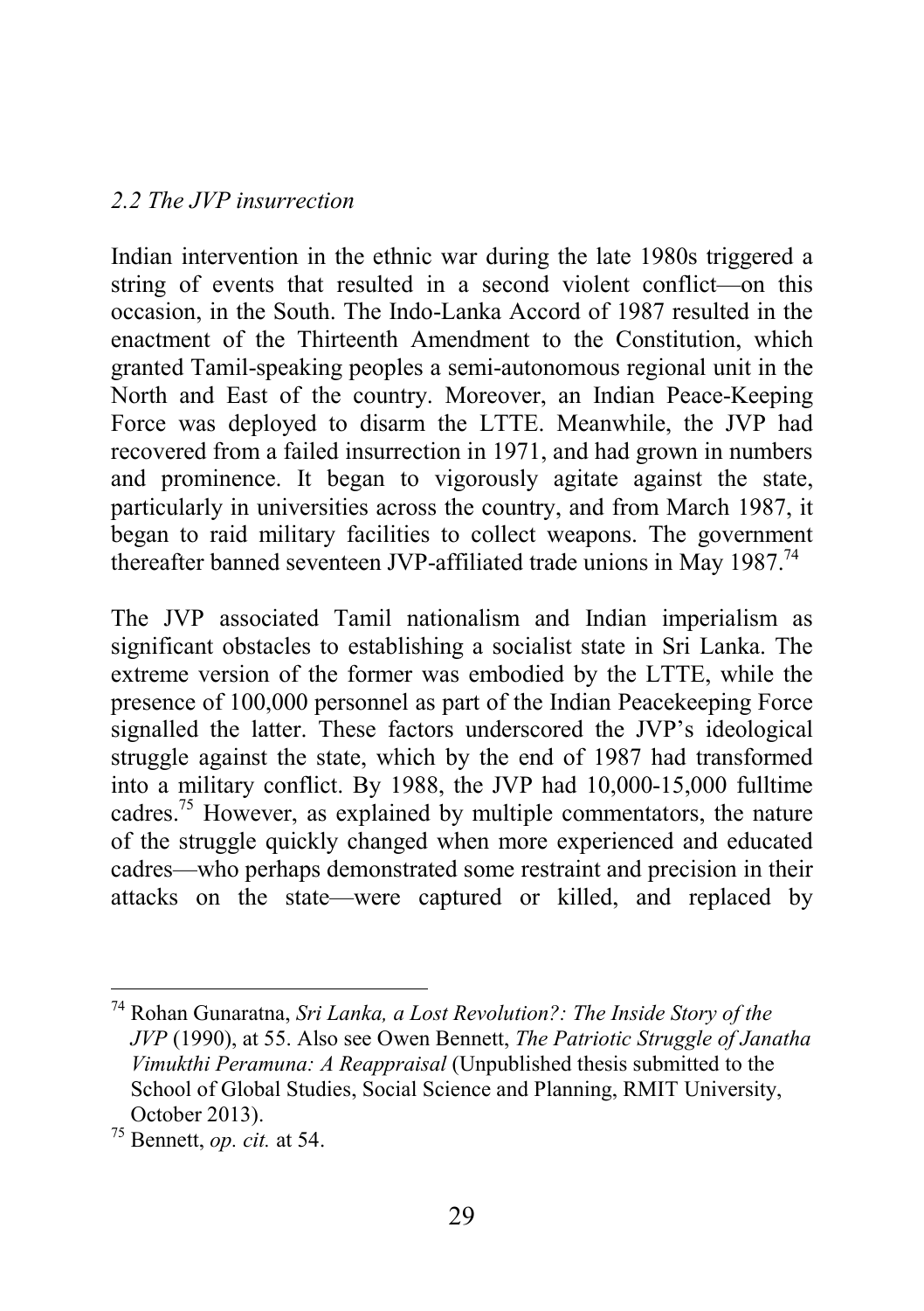### *2.2 The JVP insurrection*

Indian intervention in the ethnic war during the late 1980s triggered a string of events that resulted in a second violent conflict—on this occasion, in the South. The Indo-Lanka Accord of 1987 resulted in the enactment of the Thirteenth Amendment to the Constitution, which granted Tamil-speaking peoples a semi-autonomous regional unit in the North and East of the country. Moreover, an Indian Peace-Keeping Force was deployed to disarm the LTTE. Meanwhile, the JVP had recovered from a failed insurrection in 1971, and had grown in numbers and prominence. It began to vigorously agitate against the state, particularly in universities across the country, and from March 1987, it began to raid military facilities to collect weapons. The government thereafter banned seventeen JVP-affiliated trade unions in May 1987.[74]

The JVP associated Tamil nationalism and Indian imperialism as significant obstacles to establishing a socialist state in Sri Lanka. The extreme version of the former was embodied by the LTTE, while the presence of 100,000 personnel as part of the Indian Peacekeeping Force signalled the latter. These factors underscored the JVP's ideological struggle against the state, which by the end of 1987 had transformed into a military conflict. By 1988, the JVP had 10,000-15,000 fulltime cadres.[75] However, as explained by multiple commentators, the nature of the struggle quickly changed when more experienced and educated cadres—who perhaps demonstrated some restraint and precision in their attacks on the state—were captured or killed, and replaced by

---

[74] Rohan Gunaratna, *Sri Lanka, a Lost Revolution?: The Inside Story of the JVP* (1990), at 55. Also see Owen Bennett, *The Patriotic Struggle of Janatha Vimukthi Peramuna: A Reappraisal* (Unpublished thesis submitted to the School of Global Studies, Social Science and Planning, RMIT University, October 2013).

[75] Bennett, *op. cit.* at 54.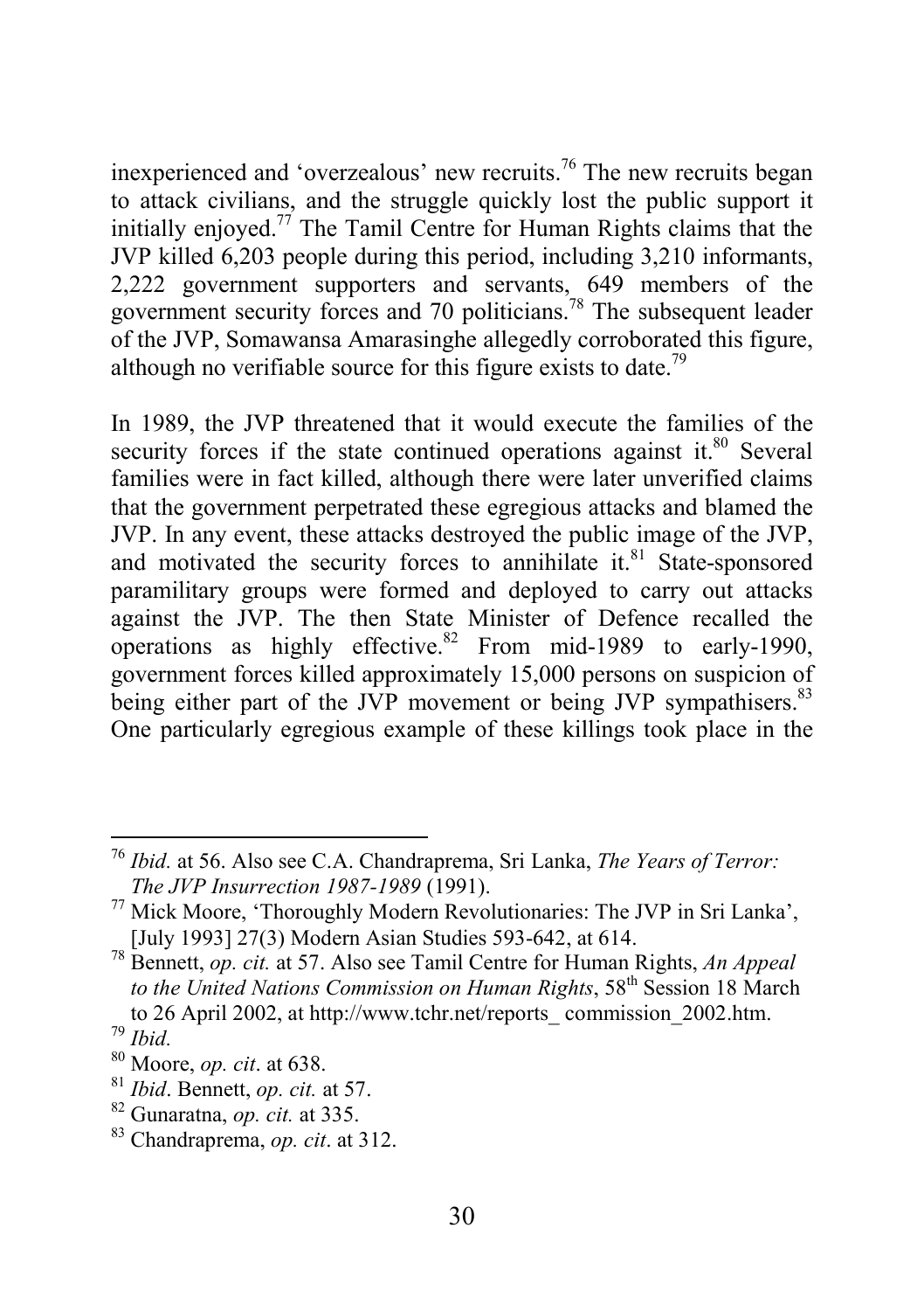inexperienced and 'overzealous' new recruits.[76] The new recruits began to attack civilians, and the struggle quickly lost the public support it initially enjoyed.[77] The Tamil Centre for Human Rights claims that the JVP killed 6,203 people during this period, including 3,210 informants, 2,222 government supporters and servants, 649 members of the government security forces and 70 politicians.[78] The subsequent leader of the JVP, Somawansa Amarasinghe allegedly corroborated this figure, although no verifiable source for this figure exists to date.[79]

In 1989, the JVP threatened that it would execute the families of the security forces if the state continued operations against it.[80] Several families were in fact killed, although there were later unverified claims that the government perpetrated these egregious attacks and blamed the JVP. In any event, these attacks destroyed the public image of the JVP, and motivated the security forces to annihilate it.[81] State-sponsored paramilitary groups were formed and deployed to carry out attacks against the JVP. The then State Minister of Defence recalled the operations as highly effective.[82] From mid-1989 to early-1990, government forces killed approximately 15,000 persons on suspicion of being either part of the JVP movement or being JVP sympathisers.[83] One particularly egregious example of these killings took place in the

---

[76] *Ibid.* at 56. Also see C.A. Chandraprema, Sri Lanka, *The Years of Terror: The JVP Insurrection 1987-1989* (1991).

[77] Mick Moore, 'Thoroughly Modern Revolutionaries: The JVP in Sri Lanka', [July 1993] 27(3) Modern Asian Studies 593-642, at 614.

[78] Bennett, *op. cit.* at 57. Also see Tamil Centre for Human Rights, *An Appeal to the United Nations Commission on Human Rights*, 58th Session 18 March to 26 April 2002, at http://www.tchr.net/reports_ commission_2002.htm.

[79] *Ibid.*

[80] Moore, *op. cit*. at 638.

[81] *Ibid*. Bennett, *op. cit.* at 57.

[82] Gunaratna, *op. cit.* at 335.

[83] Chandraprema, *op. cit*. at 312.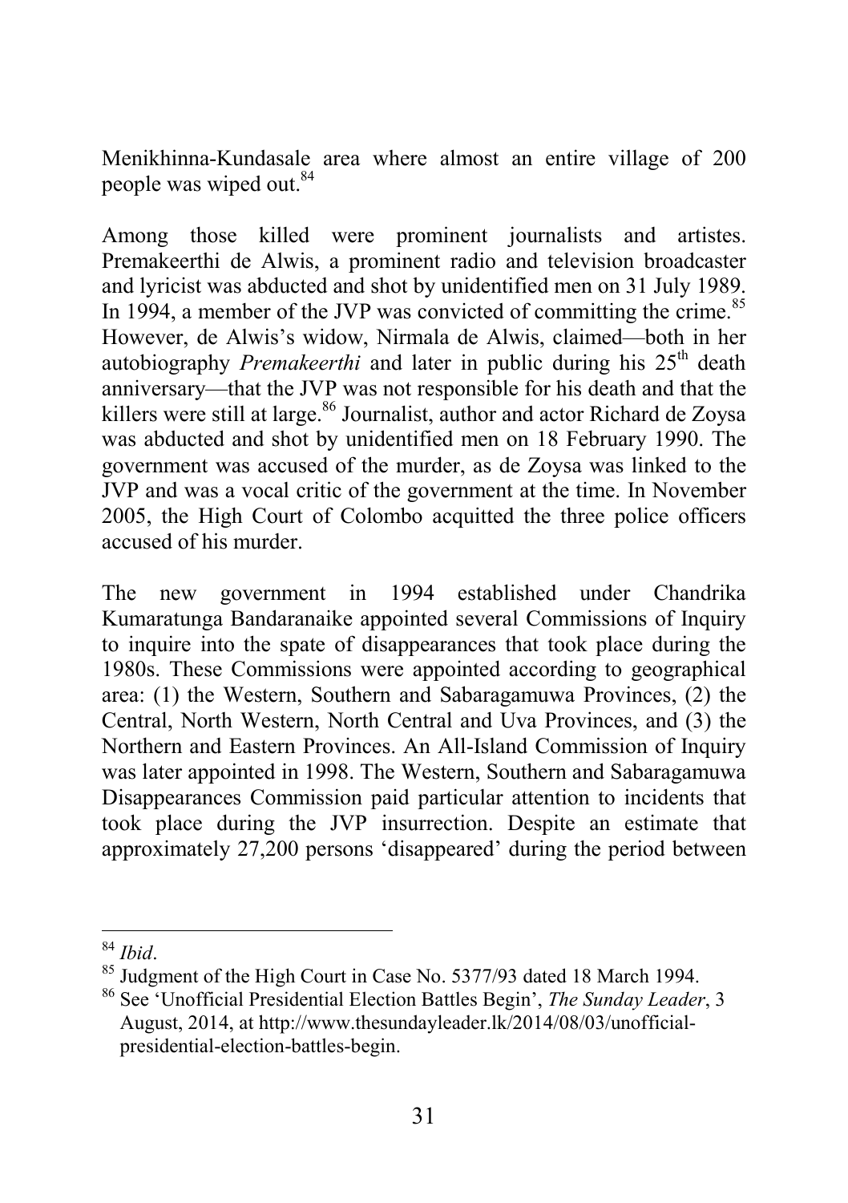Menikhinna-Kundasale area where almost an entire village of 200 people was wiped out.[84]

Among those killed were prominent journalists and artistes. Premakeerthi de Alwis, a prominent radio and television broadcaster and lyricist was abducted and shot by unidentified men on 31 July 1989. In 1994, a member of the JVP was convicted of committing the crime.[85] However, de Alwis's widow, Nirmala de Alwis, claimed—both in her autobiography *Premakeerthi* and later in public during his 25th death anniversary—that the JVP was not responsible for his death and that the killers were still at large.[86] Journalist, author and actor Richard de Zoysa was abducted and shot by unidentified men on 18 February 1990. The government was accused of the murder, as de Zoysa was linked to the JVP and was a vocal critic of the government at the time. In November 2005, the High Court of Colombo acquitted the three police officers accused of his murder.

The new government in 1994 established under Chandrika Kumaratunga Bandaranaike appointed several Commissions of Inquiry to inquire into the spate of disappearances that took place during the 1980s. These Commissions were appointed according to geographical area: (1) the Western, Southern and Sabaragamuwa Provinces, (2) the Central, North Western, North Central and Uva Provinces, and (3) the Northern and Eastern Provinces. An All-Island Commission of Inquiry was later appointed in 1998. The Western, Southern and Sabaragamuwa Disappearances Commission paid particular attention to incidents that took place during the JVP insurrection. Despite an estimate that approximately 27,200 persons 'disappeared' during the period between

---

[84] *Ibid*.

[85] Judgment of the High Court in Case No. 5377/93 dated 18 March 1994.

[86] See 'Unofficial Presidential Election Battles Begin', *The Sunday Leader*, 3 August, 2014, at http://www.thesundayleader.lk/2014/08/03/unofficial-presidential-election-battles-begin.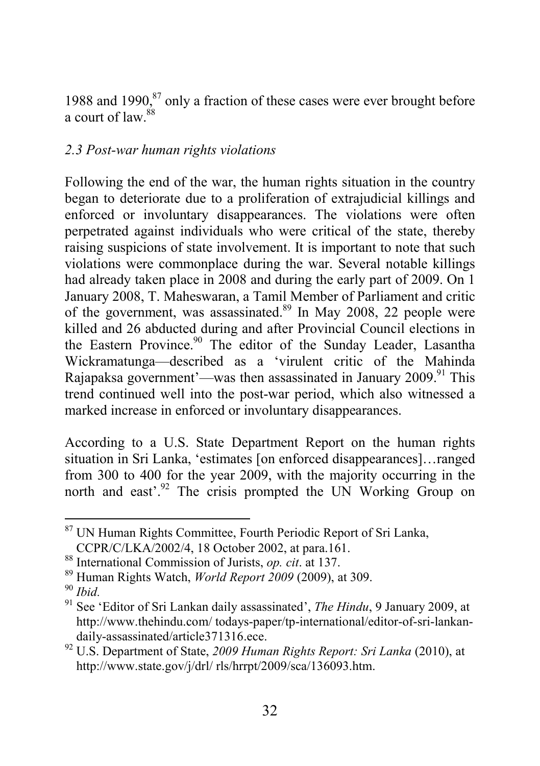1988 and 1990,[87] only a fraction of these cases were ever brought before a court of law.[88]

### *2.3 Post-war human rights violations*

Following the end of the war, the human rights situation in the country began to deteriorate due to a proliferation of extrajudicial killings and enforced or involuntary disappearances. The violations were often perpetrated against individuals who were critical of the state, thereby raising suspicions of state involvement. It is important to note that such violations were commonplace during the war. Several notable killings had already taken place in 2008 and during the early part of 2009. On 1 January 2008, T. Maheswaran, a Tamil Member of Parliament and critic of the government, was assassinated.[89] In May 2008, 22 people were killed and 26 abducted during and after Provincial Council elections in the Eastern Province.[90] The editor of the Sunday Leader, Lasantha Wickramatunga—described as a 'virulent critic of the Mahinda Rajapaksa government'—was then assassinated in January 2009.[91] This trend continued well into the post-war period, which also witnessed a marked increase in enforced or involuntary disappearances.

According to a U.S. State Department Report on the human rights situation in Sri Lanka, 'estimates [on enforced disappearances]…ranged from 300 to 400 for the year 2009, with the majority occurring in the north and east'.[92] The crisis prompted the UN Working Group on

---

[87] UN Human Rights Committee, Fourth Periodic Report of Sri Lanka, CCPR/C/LKA/2002/4, 18 October 2002, at para.161.

[88] International Commission of Jurists, *op. cit*. at 137.

[89] Human Rights Watch, *World Report 2009* (2009), at 309.

[90] *Ibid*.

[91] See 'Editor of Sri Lankan daily assassinated', *The Hindu*, 9 January 2009, at http://www.thehindu.com/ todays-paper/tp-international/editor-of-sri-lankan-daily-assassinated/article371316.ece.

[92] U.S. Department of State, *2009 Human Rights Report: Sri Lanka* (2010), at http://www.state.gov/j/drl/ rls/hrrpt/2009/sca/136093.htm.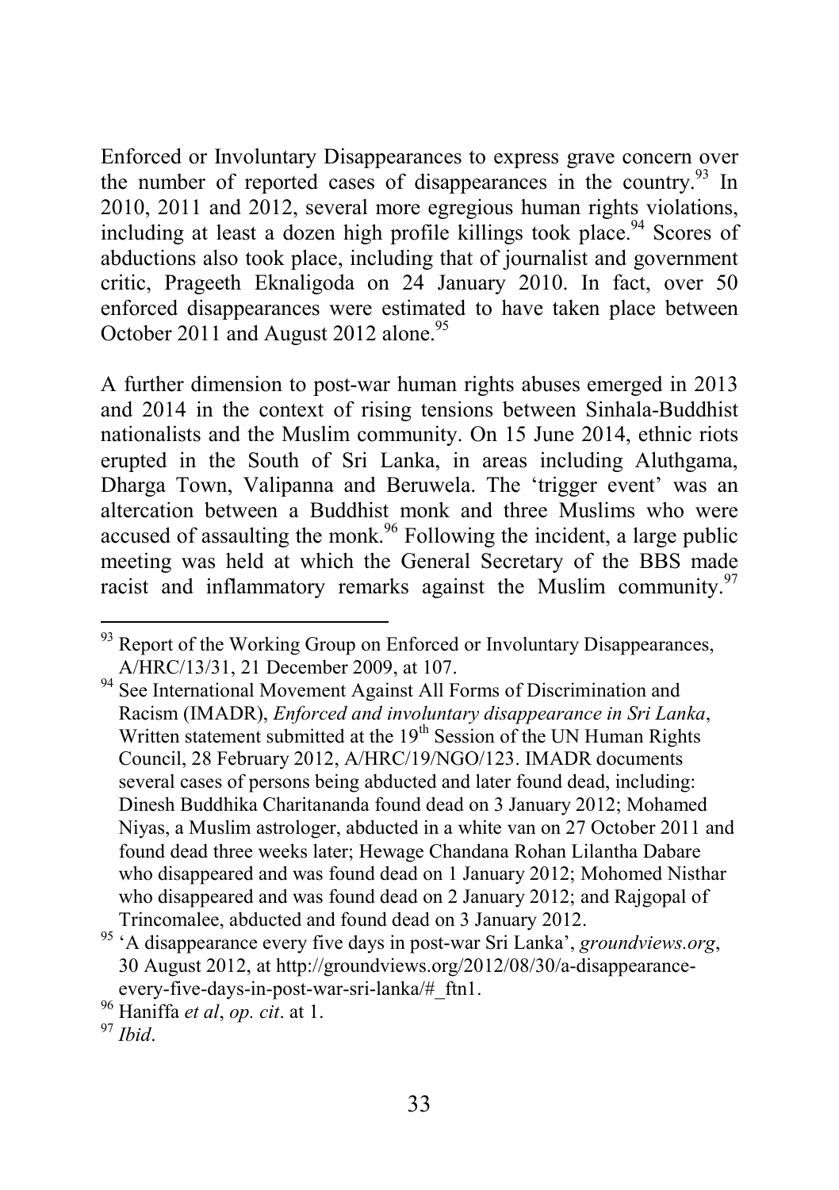Enforced or Involuntary Disappearances to express grave concern over the number of reported cases of disappearances in the country.[93] In 2010, 2011 and 2012, several more egregious human rights violations, including at least a dozen high profile killings took place.[94] Scores of abductions also took place, including that of journalist and government critic, Prageeth Eknaligoda on 24 January 2010. In fact, over 50 enforced disappearances were estimated to have taken place between October 2011 and August 2012 alone.[95]

A further dimension to post-war human rights abuses emerged in 2013 and 2014 in the context of rising tensions between Sinhala-Buddhist nationalists and the Muslim community. On 15 June 2014, ethnic riots erupted in the South of Sri Lanka, in areas including Aluthgama, Dharga Town, Valipanna and Beruwela. The 'trigger event' was an altercation between a Buddhist monk and three Muslims who were accused of assaulting the monk.[96] Following the incident, a large public meeting was held at which the General Secretary of the BBS made racist and inflammatory remarks against the Muslim community.[97]

---

[93] Report of the Working Group on Enforced or Involuntary Disappearances, A/HRC/13/31, 21 December 2009, at 107.

[94] See International Movement Against All Forms of Discrimination and Racism (IMADR), *Enforced and involuntary disappearance in Sri Lanka*, Written statement submitted at the 19th Session of the UN Human Rights Council, 28 February 2012, A/HRC/19/NGO/123. IMADR documents several cases of persons being abducted and later found dead, including: Dinesh Buddhika Charitananda found dead on 3 January 2012; Mohamed Niyas, a Muslim astrologer, abducted in a white van on 27 October 2011 and found dead three weeks later; Hewage Chandana Rohan Lilantha Dabare who disappeared and was found dead on 1 January 2012; Mohomed Nisthar who disappeared and was found dead on 2 January 2012; and Rajgopal of Trincomalee, abducted and found dead on 3 January 2012.

[95] 'A disappearance every five days in post-war Sri Lanka', *groundviews.org*, 30 August 2012, at http://groundviews.org/2012/08/30/a-disappearance-every-five-days-in-post-war-sri-lanka/#_ftn1.

[96] Haniffa *et al*, *op. cit*. at 1.

[97] *Ibid*.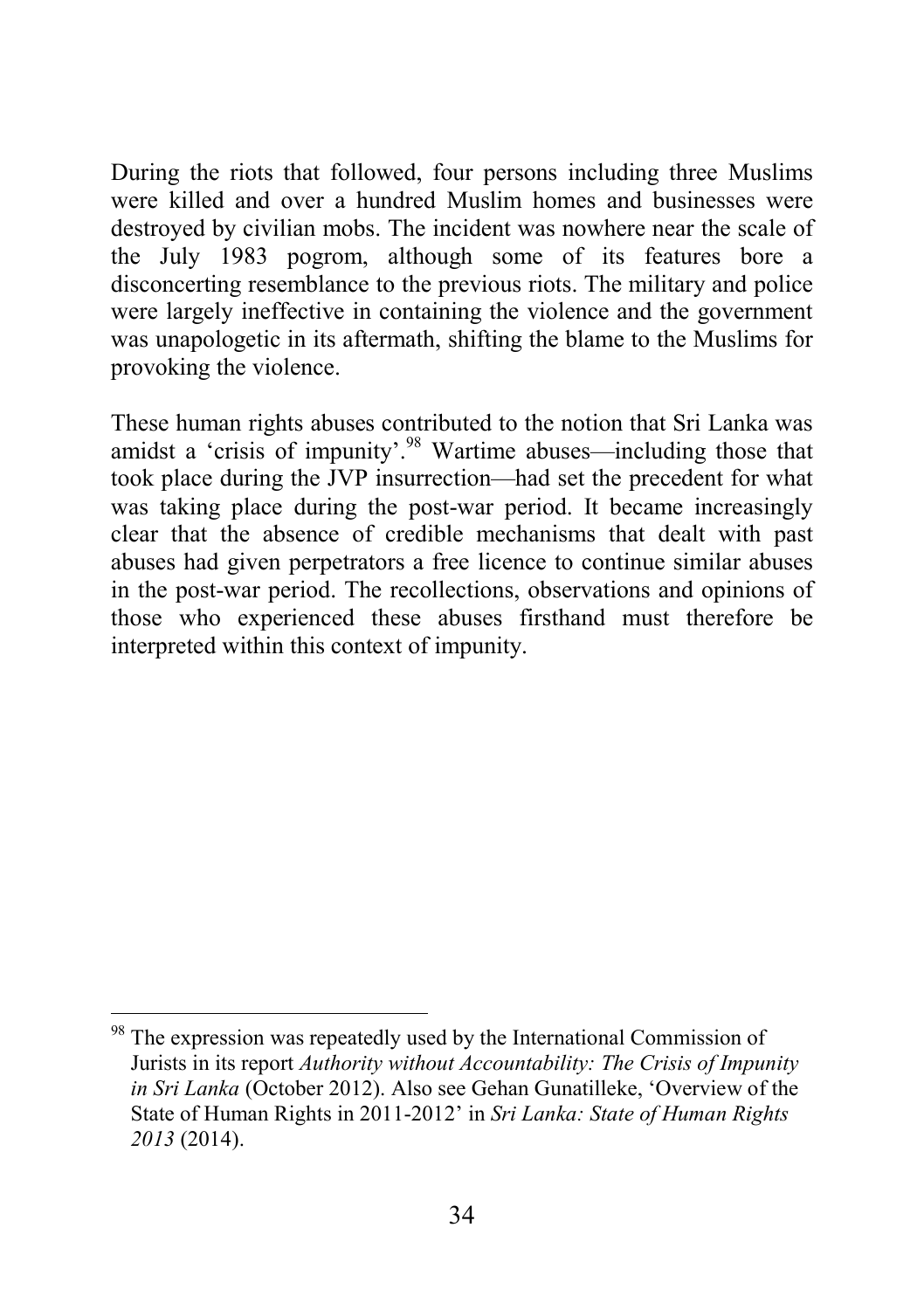During the riots that followed, four persons including three Muslims were killed and over a hundred Muslim homes and businesses were destroyed by civilian mobs. The incident was nowhere near the scale of the July 1983 pogrom, although some of its features bore a disconcerting resemblance to the previous riots. The military and police were largely ineffective in containing the violence and the government was unapologetic in its aftermath, shifting the blame to the Muslims for provoking the violence.

These human rights abuses contributed to the notion that Sri Lanka was amidst a 'crisis of impunity'.[98] Wartime abuses—including those that took place during the JVP insurrection—had set the precedent for what was taking place during the post-war period. It became increasingly clear that the absence of credible mechanisms that dealt with past abuses had given perpetrators a free licence to continue similar abuses in the post-war period. The recollections, observations and opinions of those who experienced these abuses firsthand must therefore be interpreted within this context of impunity.

---

[98] The expression was repeatedly used by the International Commission of Jurists in its report *Authority without Accountability: The Crisis of Impunity in Sri Lanka* (October 2012). Also see Gehan Gunatilleke, 'Overview of the State of Human Rights in 2011-2012' in *Sri Lanka: State of Human Rights 2013* (2014).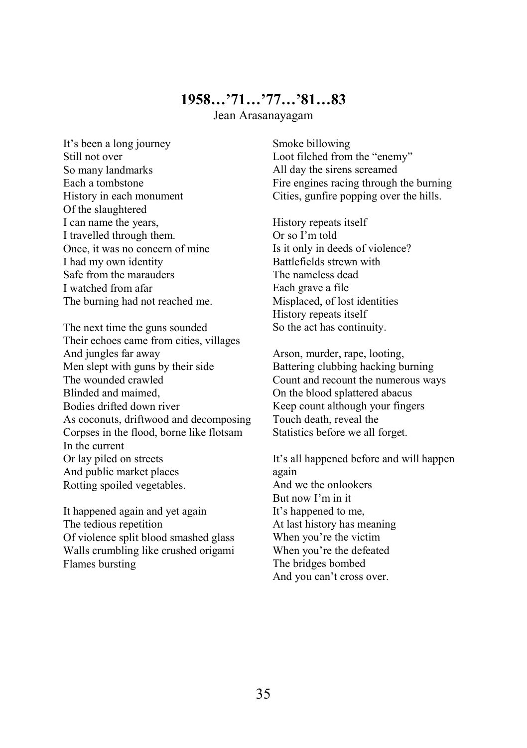## 1958…'71…'77…'81…83

Jean Arasanayagam

It's been a long journey  
Still not over  
So many landmarks  
Each a tombstone  
History in each monument  
Of the slaughtered  
I can name the years,  
I travelled through them.  
Once, it was no concern of mine  
I had my own identity  
Safe from the marauders  
I watched from afar  
The burning had not reached me.

The next time the guns sounded  
Their echoes came from cities, villages  
And jungles far away  
Men slept with guns by their side  
The wounded crawled  
Blinded and maimed,  
Bodies drifted down river  
As coconuts, driftwood and decomposing  
Corpses in the flood, borne like flotsam  
In the current  
Or lay piled on streets  
And public market places  
Rotting spoiled vegetables.

It happened again and yet again  
The tedious repetition  
Of violence split blood smashed glass  
Walls crumbling like crushed origami  
Flames bursting  
Smoke billowing  
Loot filched from the "enemy"  
All day the sirens screamed  
Fire engines racing through the burning  
Cities, gunfire popping over the hills.

History repeats itself  
Or so I'm told  
Is it only in deeds of violence?  
Battlefields strewn with  
The nameless dead  
Each grave a file  
Misplaced, of lost identities  
History repeats itself  
So the act has continuity.

Arson, murder, rape, looting,  
Battering clubbing hacking burning  
Count and recount the numerous ways  
On the blood splattered abacus  
Keep count although your fingers  
Touch death, reveal the  
Statistics before we all forget.

It's all happened before and will happen again  
And we the onlookers  
But now I'm in it  
It's happened to me,  
At last history has meaning  
When you're the victim  
When you're the defeated  
The bridges bombed  
And you can't cross over.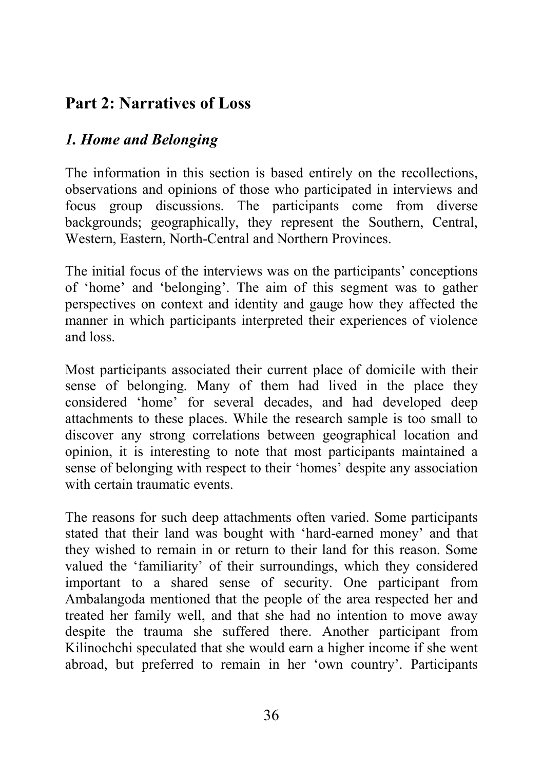## Part 2: Narratives of Loss

### *1. Home and Belonging*

The information in this section is based entirely on the recollections, observations and opinions of those who participated in interviews and focus group discussions. The participants come from diverse backgrounds; geographically, they represent the Southern, Central, Western, Eastern, North-Central and Northern Provinces.

The initial focus of the interviews was on the participants' conceptions of 'home' and 'belonging'. The aim of this segment was to gather perspectives on context and identity and gauge how they affected the manner in which participants interpreted their experiences of violence and loss.

Most participants associated their current place of domicile with their sense of belonging. Many of them had lived in the place they considered 'home' for several decades, and had developed deep attachments to these places. While the research sample is too small to discover any strong correlations between geographical location and opinion, it is interesting to note that most participants maintained a sense of belonging with respect to their 'homes' despite any association with certain traumatic events.

The reasons for such deep attachments often varied. Some participants stated that their land was bought with 'hard-earned money' and that they wished to remain in or return to their land for this reason. Some valued the 'familiarity' of their surroundings, which they considered important to a shared sense of security. One participant from Ambalangoda mentioned that the people of the area respected her and treated her family well, and that she had no intention to move away despite the trauma she suffered there. Another participant from Kilinochchi speculated that she would earn a higher income if she went abroad, but preferred to remain in her 'own country'. Participants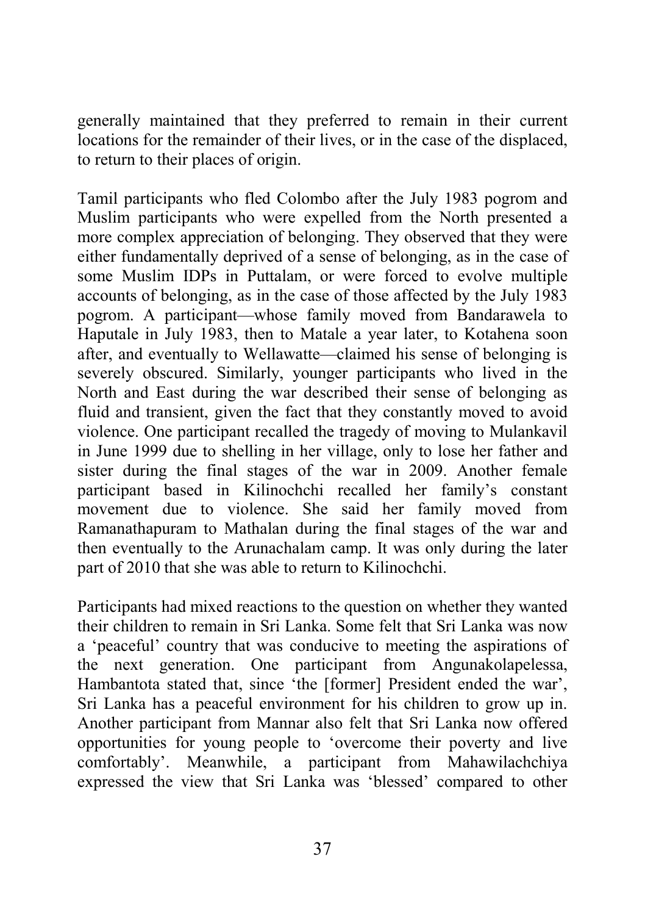generally maintained that they preferred to remain in their current locations for the remainder of their lives, or in the case of the displaced, to return to their places of origin.

Tamil participants who fled Colombo after the July 1983 pogrom and Muslim participants who were expelled from the North presented a more complex appreciation of belonging. They observed that they were either fundamentally deprived of a sense of belonging, as in the case of some Muslim IDPs in Puttalam, or were forced to evolve multiple accounts of belonging, as in the case of those affected by the July 1983 pogrom. A participant—whose family moved from Bandarawela to Haputale in July 1983, then to Matale a year later, to Kotahena soon after, and eventually to Wellawatte—claimed his sense of belonging is severely obscured. Similarly, younger participants who lived in the North and East during the war described their sense of belonging as fluid and transient, given the fact that they constantly moved to avoid violence. One participant recalled the tragedy of moving to Mulankavil in June 1999 due to shelling in her village, only to lose her father and sister during the final stages of the war in 2009. Another female participant based in Kilinochchi recalled her family's constant movement due to violence. She said her family moved from Ramanathapuram to Mathalan during the final stages of the war and then eventually to the Arunachalam camp. It was only during the later part of 2010 that she was able to return to Kilinochchi.

Participants had mixed reactions to the question on whether they wanted their children to remain in Sri Lanka. Some felt that Sri Lanka was now a 'peaceful' country that was conducive to meeting the aspirations of the next generation. One participant from Angunakolapelessa, Hambantota stated that, since 'the [former] President ended the war', Sri Lanka has a peaceful environment for his children to grow up in. Another participant from Mannar also felt that Sri Lanka now offered opportunities for young people to 'overcome their poverty and live comfortably'. Meanwhile, a participant from Mahawilachchiya expressed the view that Sri Lanka was 'blessed' compared to other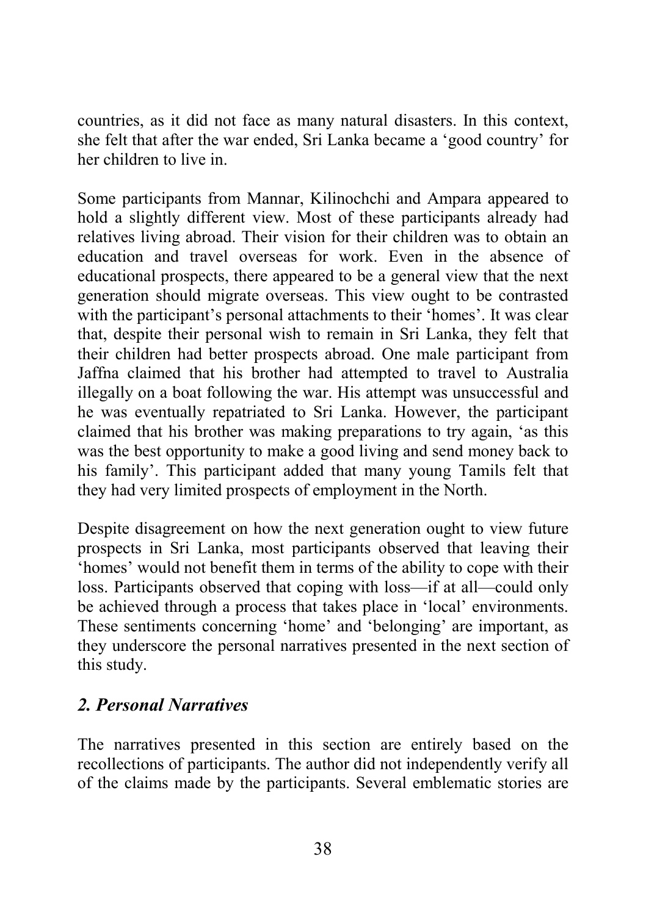countries, as it did not face as many natural disasters. In this context, she felt that after the war ended, Sri Lanka became a 'good country' for her children to live in.

Some participants from Mannar, Kilinochchi and Ampara appeared to hold a slightly different view. Most of these participants already had relatives living abroad. Their vision for their children was to obtain an education and travel overseas for work. Even in the absence of educational prospects, there appeared to be a general view that the next generation should migrate overseas. This view ought to be contrasted with the participant's personal attachments to their 'homes'. It was clear that, despite their personal wish to remain in Sri Lanka, they felt that their children had better prospects abroad. One male participant from Jaffna claimed that his brother had attempted to travel to Australia illegally on a boat following the war. His attempt was unsuccessful and he was eventually repatriated to Sri Lanka. However, the participant claimed that his brother was making preparations to try again, 'as this was the best opportunity to make a good living and send money back to his family'. This participant added that many young Tamils felt that they had very limited prospects of employment in the North.

Despite disagreement on how the next generation ought to view future prospects in Sri Lanka, most participants observed that leaving their 'homes' would not benefit them in terms of the ability to cope with their loss. Participants observed that coping with loss—if at all—could only be achieved through a process that takes place in 'local' environments. These sentiments concerning 'home' and 'belonging' are important, as they underscore the personal narratives presented in the next section of this study.

## *2. Personal Narratives*

The narratives presented in this section are entirely based on the recollections of participants. The author did not independently verify all of the claims made by the participants. Several emblematic stories are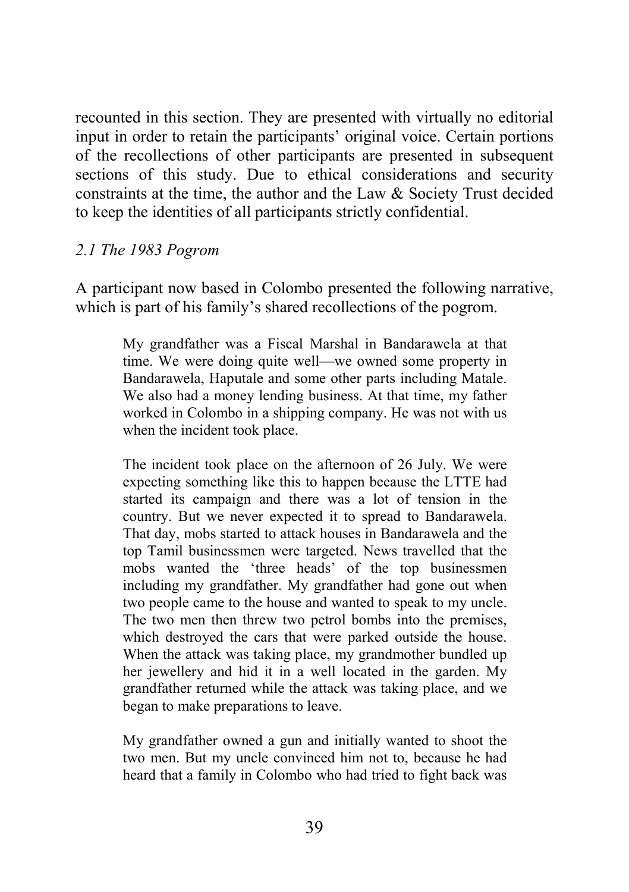recounted in this section. They are presented with virtually no editorial input in order to retain the participants' original voice. Certain portions of the recollections of other participants are presented in subsequent sections of this study. Due to ethical considerations and security constraints at the time, the author and the Law & Society Trust decided to keep the identities of all participants strictly confidential.

### *2.1 The 1983 Pogrom*

A participant now based in Colombo presented the following narrative, which is part of his family's shared recollections of the pogrom.

> My grandfather was a Fiscal Marshal in Bandarawela at that time. We were doing quite well—we owned some property in Bandarawela, Haputale and some other parts including Matale. We also had a money lending business. At that time, my father worked in Colombo in a shipping company. He was not with us when the incident took place.
>
> The incident took place on the afternoon of 26 July. We were expecting something like this to happen because the LTTE had started its campaign and there was a lot of tension in the country. But we never expected it to spread to Bandarawela. That day, mobs started to attack houses in Bandarawela and the top Tamil businessmen were targeted. News travelled that the mobs wanted the 'three heads' of the top businessmen including my grandfather. My grandfather had gone out when two people came to the house and wanted to speak to my uncle. The two men then threw two petrol bombs into the premises, which destroyed the cars that were parked outside the house. When the attack was taking place, my grandmother bundled up her jewellery and hid it in a well located in the garden. My grandfather returned while the attack was taking place, and we began to make preparations to leave.
>
> My grandfather owned a gun and initially wanted to shoot the two men. But my uncle convinced him not to, because he had heard that a family in Colombo who had tried to fight back was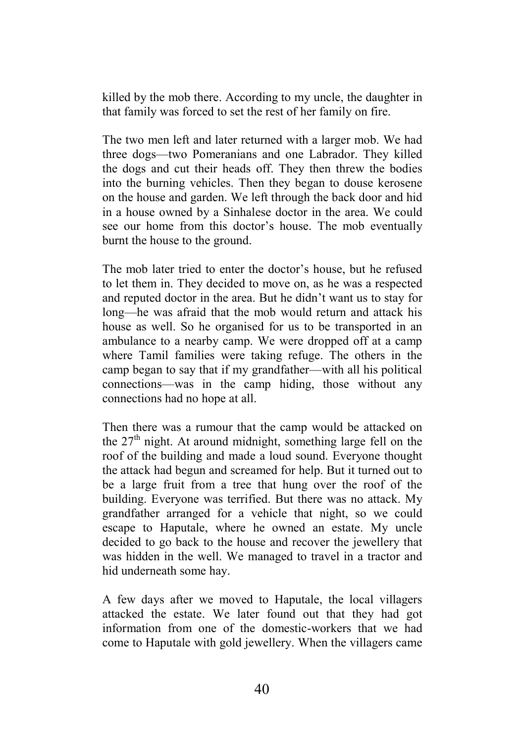killed by the mob there. According to my uncle, the daughter in that family was forced to set the rest of her family on fire.

The two men left and later returned with a larger mob. We had three dogs—two Pomeranians and one Labrador. They killed the dogs and cut their heads off. They then threw the bodies into the burning vehicles. Then they began to douse kerosene on the house and garden. We left through the back door and hid in a house owned by a Sinhalese doctor in the area. We could see our home from this doctor's house. The mob eventually burnt the house to the ground.

The mob later tried to enter the doctor's house, but he refused to let them in. They decided to move on, as he was a respected and reputed doctor in the area. But he didn't want us to stay for long—he was afraid that the mob would return and attack his house as well. So he organised for us to be transported in an ambulance to a nearby camp. We were dropped off at a camp where Tamil families were taking refuge. The others in the camp began to say that if my grandfather—with all his political connections—was in the camp hiding, those without any connections had no hope at all.

Then there was a rumour that the camp would be attacked on the 27th night. At around midnight, something large fell on the roof of the building and made a loud sound. Everyone thought the attack had begun and screamed for help. But it turned out to be a large fruit from a tree that hung over the roof of the building. Everyone was terrified. But there was no attack. My grandfather arranged for a vehicle that night, so we could escape to Haputale, where he owned an estate. My uncle decided to go back to the house and recover the jewellery that was hidden in the well. We managed to travel in a tractor and hid underneath some hay.

A few days after we moved to Haputale, the local villagers attacked the estate. We later found out that they had got information from one of the domestic-workers that we had come to Haputale with gold jewellery. When the villagers came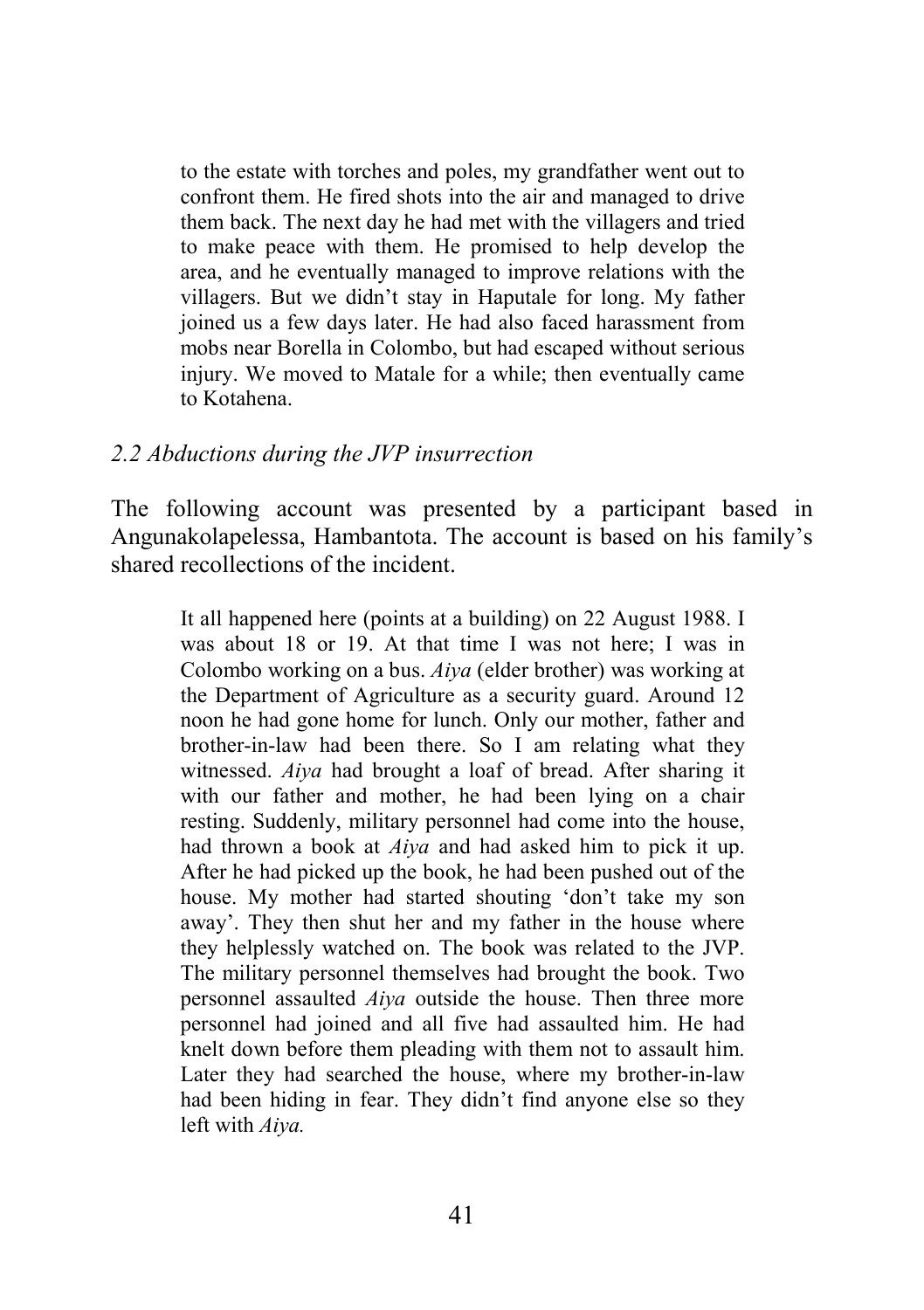> to the estate with torches and poles, my grandfather went out to confront them. He fired shots into the air and managed to drive them back. The next day he had met with the villagers and tried to make peace with them. He promised to help develop the area, and he eventually managed to improve relations with the villagers. But we didn't stay in Haputale for long. My father joined us a few days later. He had also faced harassment from mobs near Borella in Colombo, but had escaped without serious injury. We moved to Matale for a while; then eventually came to Kotahena.

### *2.2 Abductions during the JVP insurrection*

The following account was presented by a participant based in Angunakolapelessa, Hambantota. The account is based on his family's shared recollections of the incident.

> It all happened here (points at a building) on 22 August 1988. I was about 18 or 19. At that time I was not here; I was in Colombo working on a bus. *Aiya* (elder brother) was working at the Department of Agriculture as a security guard. Around 12 noon he had gone home for lunch. Only our mother, father and brother-in-law had been there. So I am relating what they witnessed. *Aiya* had brought a loaf of bread. After sharing it with our father and mother, he had been lying on a chair resting. Suddenly, military personnel had come into the house, had thrown a book at *Aiya* and had asked him to pick it up. After he had picked up the book, he had been pushed out of the house. My mother had started shouting 'don't take my son away'. They then shut her and my father in the house where they helplessly watched on. The book was related to the JVP. The military personnel themselves had brought the book. Two personnel assaulted *Aiya* outside the house. Then three more personnel had joined and all five had assaulted him. He had knelt down before them pleading with them not to assault him. Later they had searched the house, where my brother-in-law had been hiding in fear. They didn't find anyone else so they left with *Aiya.*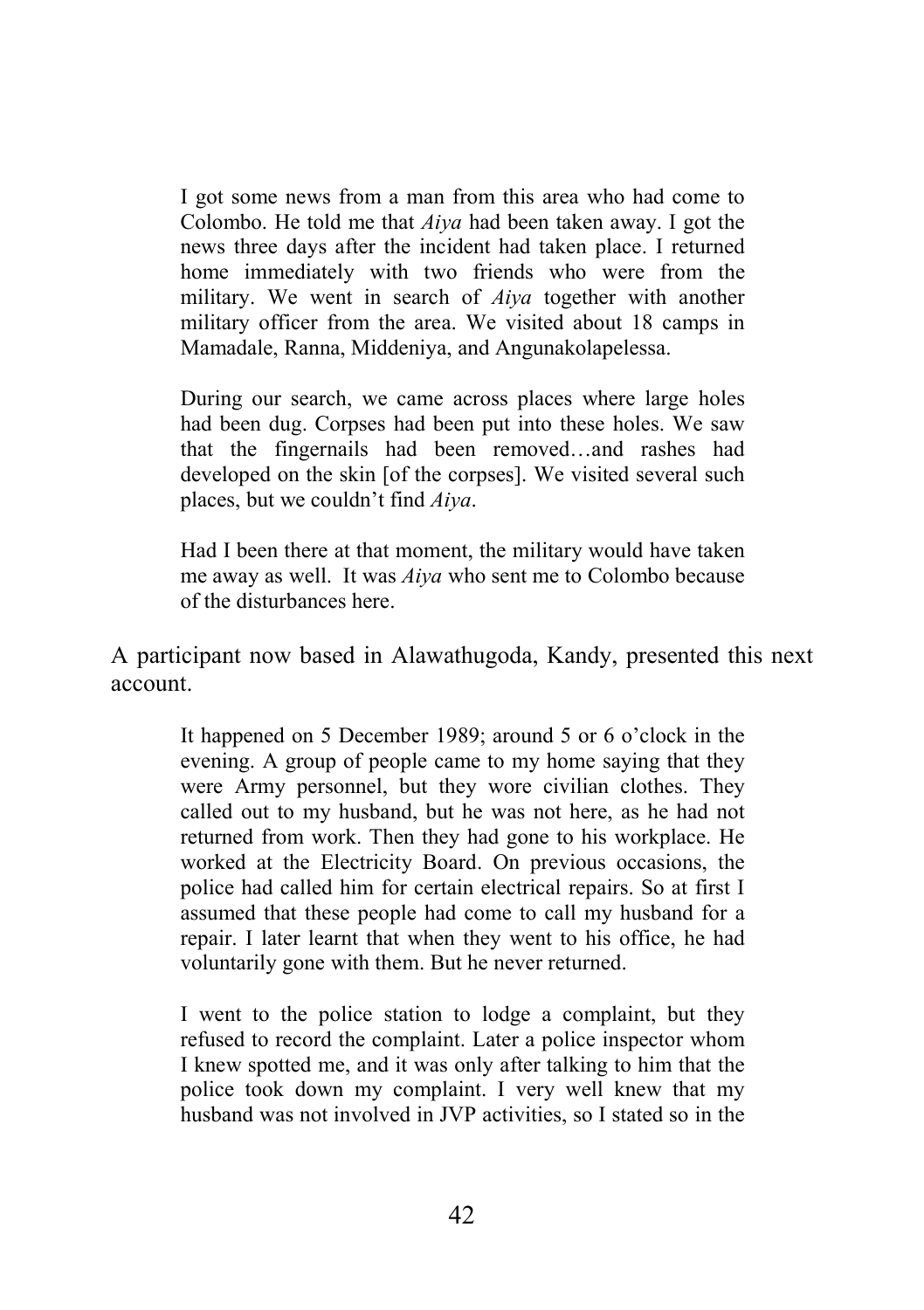> I got some news from a man from this area who had come to Colombo. He told me that *Aiya* had been taken away. I got the news three days after the incident had taken place. I returned home immediately with two friends who were from the military. We went in search of *Aiya* together with another military officer from the area. We visited about 18 camps in Mamadale, Ranna, Middeniya, and Angunakolapelessa.
>
> During our search, we came across places where large holes had been dug. Corpses had been put into these holes. We saw that the fingernails had been removed…and rashes had developed on the skin [of the corpses]. We visited several such places, but we couldn't find *Aiya*.
>
> Had I been there at that moment, the military would have taken me away as well. It was *Aiya* who sent me to Colombo because of the disturbances here.

A participant now based in Alawathugoda, Kandy, presented this next account.

> It happened on 5 December 1989; around 5 or 6 o'clock in the evening. A group of people came to my home saying that they were Army personnel, but they wore civilian clothes. They called out to my husband, but he was not here, as he had not returned from work. Then they had gone to his workplace. He worked at the Electricity Board. On previous occasions, the police had called him for certain electrical repairs. So at first I assumed that these people had come to call my husband for a repair. I later learnt that when they went to his office, he had voluntarily gone with them. But he never returned.
>
> I went to the police station to lodge a complaint, but they refused to record the complaint. Later a police inspector whom I knew spotted me, and it was only after talking to him that the police took down my complaint. I very well knew that my husband was not involved in JVP activities, so I stated so in the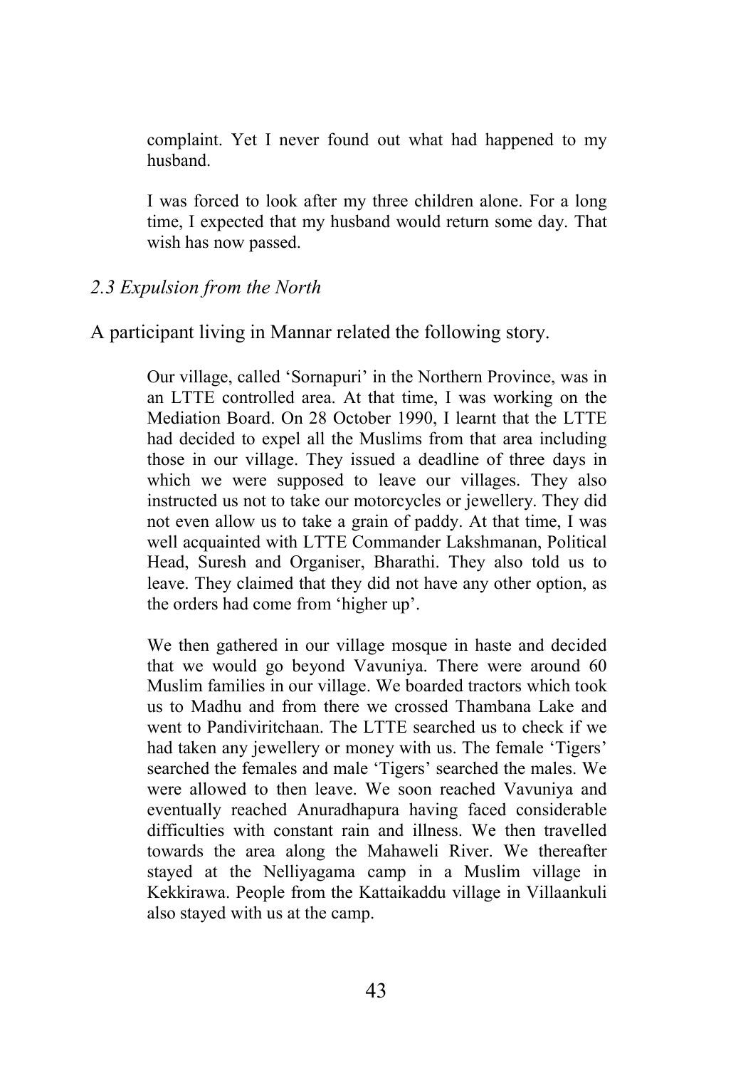complaint. Yet I never found out what had happened to my husband.

I was forced to look after my three children alone. For a long time, I expected that my husband would return some day. That wish has now passed.

### *2.3 Expulsion from the North*

A participant living in Mannar related the following story.

> Our village, called 'Sornapuri' in the Northern Province, was in an LTTE controlled area. At that time, I was working on the Mediation Board. On 28 October 1990, I learnt that the LTTE had decided to expel all the Muslims from that area including those in our village. They issued a deadline of three days in which we were supposed to leave our villages. They also instructed us not to take our motorcycles or jewellery. They did not even allow us to take a grain of paddy. At that time, I was well acquainted with LTTE Commander Lakshmanan, Political Head, Suresh and Organiser, Bharathi. They also told us to leave. They claimed that they did not have any other option, as the orders had come from 'higher up'.
>
> We then gathered in our village mosque in haste and decided that we would go beyond Vavuniya. There were around 60 Muslim families in our village. We boarded tractors which took us to Madhu and from there we crossed Thambana Lake and went to Pandiviritchaan. The LTTE searched us to check if we had taken any jewellery or money with us. The female 'Tigers' searched the females and male 'Tigers' searched the males. We were allowed to then leave. We soon reached Vavuniya and eventually reached Anuradhapura having faced considerable difficulties with constant rain and illness. We then travelled towards the area along the Mahaweli River. We thereafter stayed at the Nelliyagama camp in a Muslim village in Kekkirawa. People from the Kattaikaddu village in Villaankuli also stayed with us at the camp.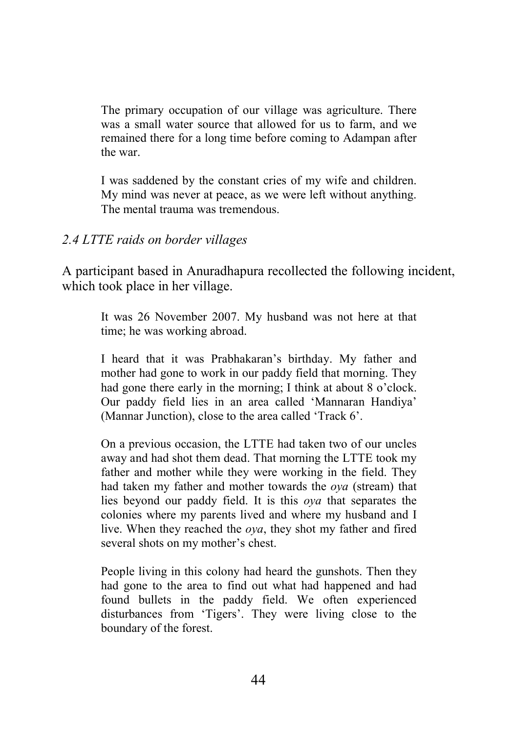> The primary occupation of our village was agriculture. There was a small water source that allowed for us to farm, and we remained there for a long time before coming to Adampan after the war.
>
> I was saddened by the constant cries of my wife and children. My mind was never at peace, as we were left without anything. The mental trauma was tremendous.

### *2.4 LTTE raids on border villages*

A participant based in Anuradhapura recollected the following incident, which took place in her village.

> It was 26 November 2007. My husband was not here at that time; he was working abroad.
>
> I heard that it was Prabhakaran's birthday. My father and mother had gone to work in our paddy field that morning. They had gone there early in the morning; I think at about 8 o'clock. Our paddy field lies in an area called 'Mannaran Handiya' (Mannar Junction), close to the area called 'Track 6'.
>
> On a previous occasion, the LTTE had taken two of our uncles away and had shot them dead. That morning the LTTE took my father and mother while they were working in the field. They had taken my father and mother towards the *oya* (stream) that lies beyond our paddy field. It is this *oya* that separates the colonies where my parents lived and where my husband and I live. When they reached the *oya*, they shot my father and fired several shots on my mother's chest.
>
> People living in this colony had heard the gunshots. Then they had gone to the area to find out what had happened and had found bullets in the paddy field. We often experienced disturbances from 'Tigers'. They were living close to the boundary of the forest.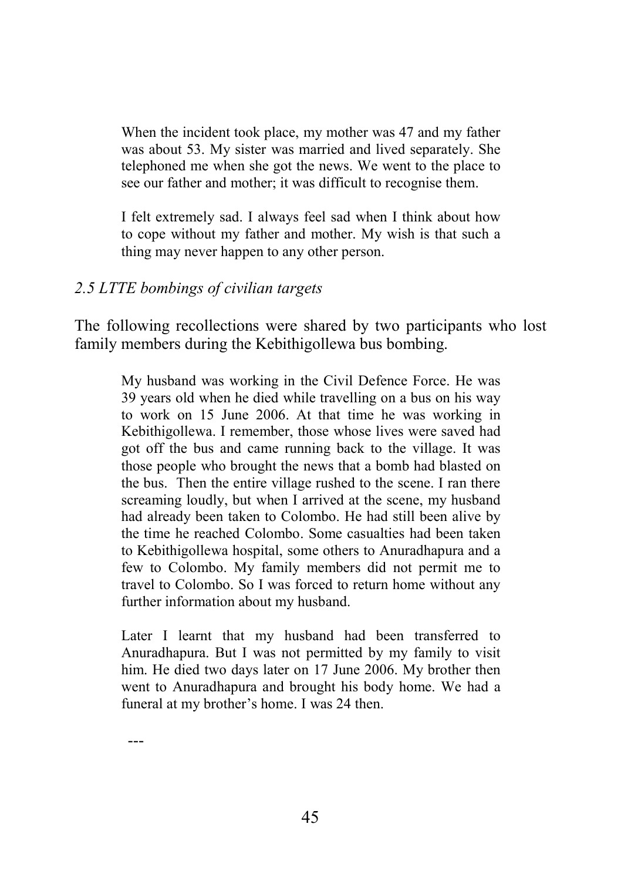> When the incident took place, my mother was 47 and my father was about 53. My sister was married and lived separately. She telephoned me when she got the news. We went to the place to see our father and mother; it was difficult to recognise them.
>
> I felt extremely sad. I always feel sad when I think about how to cope without my father and mother. My wish is that such a thing may never happen to any other person.

### *2.5 LTTE bombings of civilian targets*

The following recollections were shared by two participants who lost family members during the Kebithigollewa bus bombing.

> My husband was working in the Civil Defence Force. He was 39 years old when he died while travelling on a bus on his way to work on 15 June 2006. At that time he was working in Kebithigollewa. I remember, those whose lives were saved had got off the bus and came running back to the village. It was those people who brought the news that a bomb had blasted on the bus. Then the entire village rushed to the scene. I ran there screaming loudly, but when I arrived at the scene, my husband had already been taken to Colombo. He had still been alive by the time he reached Colombo. Some casualties had been taken to Kebithigollewa hospital, some others to Anuradhapura and a few to Colombo. My family members did not permit me to travel to Colombo. So I was forced to return home without any further information about my husband.
>
> Later I learnt that my husband had been transferred to Anuradhapura. But I was not permitted by my family to visit him. He died two days later on 17 June 2006. My brother then went to Anuradhapura and brought his body home. We had a funeral at my brother's home. I was 24 then.

---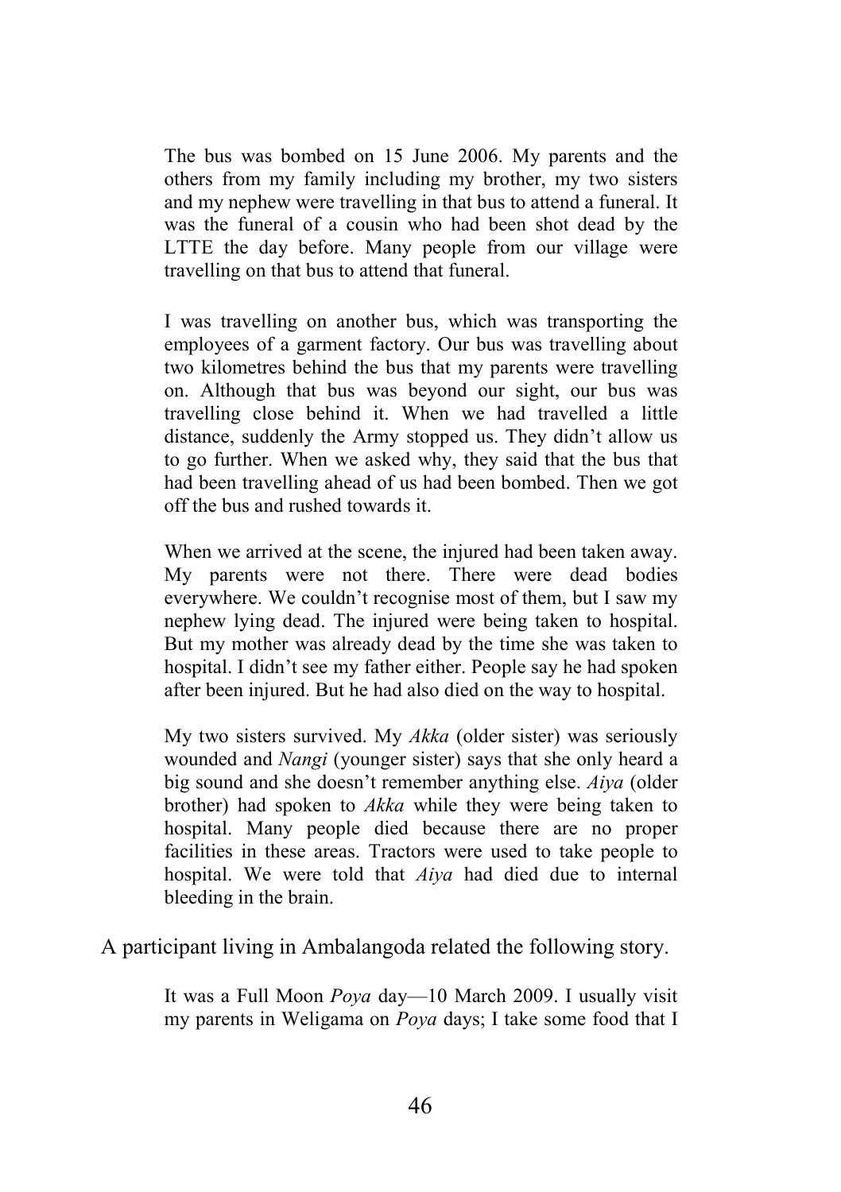> The bus was bombed on 15 June 2006. My parents and the others from my family including my brother, my two sisters and my nephew were travelling in that bus to attend a funeral. It was the funeral of a cousin who had been shot dead by the LTTE the day before. Many people from our village were travelling on that bus to attend that funeral.
>
> I was travelling on another bus, which was transporting the employees of a garment factory. Our bus was travelling about two kilometres behind the bus that my parents were travelling on. Although that bus was beyond our sight, our bus was travelling close behind it. When we had travelled a little distance, suddenly the Army stopped us. They didn't allow us to go further. When we asked why, they said that the bus that had been travelling ahead of us had been bombed. Then we got off the bus and rushed towards it.
>
> When we arrived at the scene, the injured had been taken away. My parents were not there. There were dead bodies everywhere. We couldn't recognise most of them, but I saw my nephew lying dead. The injured were being taken to hospital. But my mother was already dead by the time she was taken to hospital. I didn't see my father either. People say he had spoken after been injured. But he had also died on the way to hospital.
>
> My two sisters survived. My *Akka* (older sister) was seriously wounded and *Nangi* (younger sister) says that she only heard a big sound and she doesn't remember anything else. *Aiya* (older brother) had spoken to *Akka* while they were being taken to hospital. Many people died because there are no proper facilities in these areas. Tractors were used to take people to hospital. We were told that *Aiya* had died due to internal bleeding in the brain.

A participant living in Ambalangoda related the following story.

> It was a Full Moon *Poya* day—10 March 2009. I usually visit my parents in Weligama on *Poya* days; I take some food that I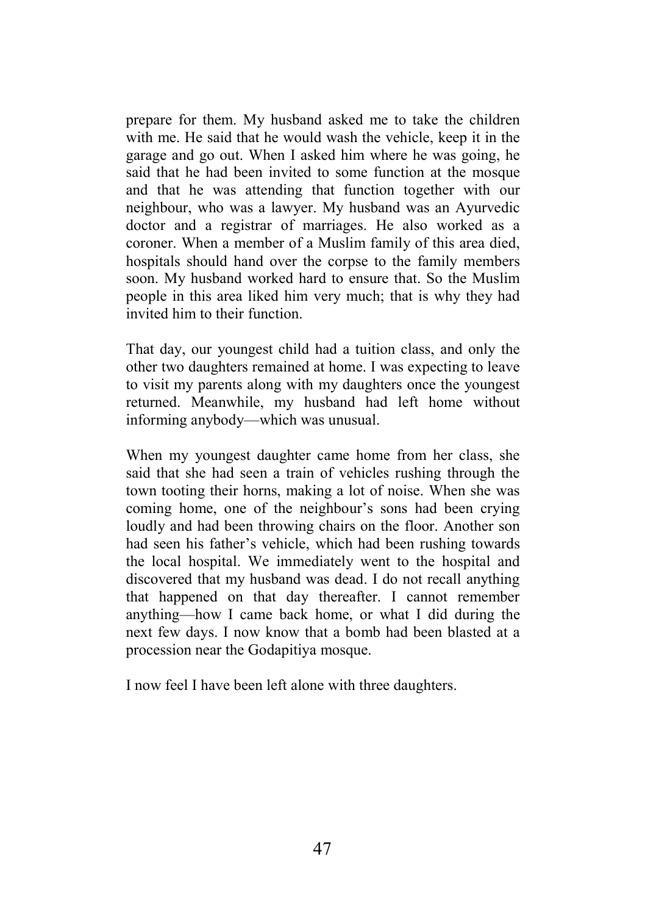prepare for them. My husband asked me to take the children with me. He said that he would wash the vehicle, keep it in the garage and go out. When I asked him where he was going, he said that he had been invited to some function at the mosque and that he was attending that function together with our neighbour, who was a lawyer. My husband was an Ayurvedic doctor and a registrar of marriages. He also worked as a coroner. When a member of a Muslim family of this area died, hospitals should hand over the corpse to the family members soon. My husband worked hard to ensure that. So the Muslim people in this area liked him very much; that is why they had invited him to their function.

That day, our youngest child had a tuition class, and only the other two daughters remained at home. I was expecting to leave to visit my parents along with my daughters once the youngest returned. Meanwhile, my husband had left home without informing anybody—which was unusual.

When my youngest daughter came home from her class, she said that she had seen a train of vehicles rushing through the town tooting their horns, making a lot of noise. When she was coming home, one of the neighbour's sons had been crying loudly and had been throwing chairs on the floor. Another son had seen his father's vehicle, which had been rushing towards the local hospital. We immediately went to the hospital and discovered that my husband was dead. I do not recall anything that happened on that day thereafter. I cannot remember anything—how I came back home, or what I did during the next few days. I now know that a bomb had been blasted at a procession near the Godapitiya mosque.

I now feel I have been left alone with three daughters.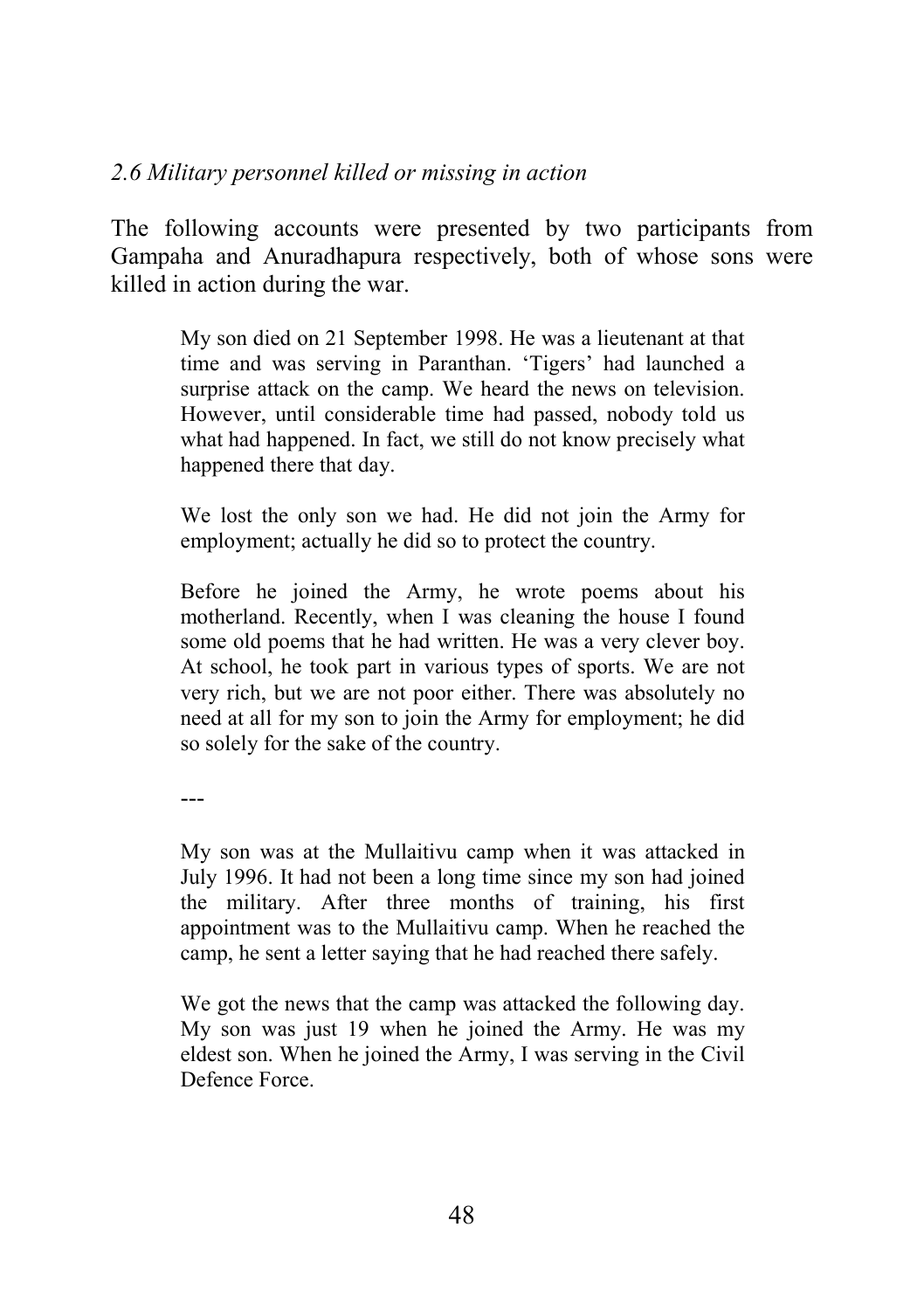### *2.6 Military personnel killed or missing in action*

The following accounts were presented by two participants from Gampaha and Anuradhapura respectively, both of whose sons were killed in action during the war.

> My son died on 21 September 1998. He was a lieutenant at that time and was serving in Paranthan. 'Tigers' had launched a surprise attack on the camp. We heard the news on television. However, until considerable time had passed, nobody told us what had happened. In fact, we still do not know precisely what happened there that day.
>
> We lost the only son we had. He did not join the Army for employment; actually he did so to protect the country.
>
> Before he joined the Army, he wrote poems about his motherland. Recently, when I was cleaning the house I found some old poems that he had written. He was a very clever boy. At school, he took part in various types of sports. We are not very rich, but we are not poor either. There was absolutely no need at all for my son to join the Army for employment; he did so solely for the sake of the country.
>
> ---
>
> My son was at the Mullaitivu camp when it was attacked in July 1996. It had not been a long time since my son had joined the military. After three months of training, his first appointment was to the Mullaitivu camp. When he reached the camp, he sent a letter saying that he had reached there safely.
>
> We got the news that the camp was attacked the following day. My son was just 19 when he joined the Army. He was my eldest son. When he joined the Army, I was serving in the Civil Defence Force.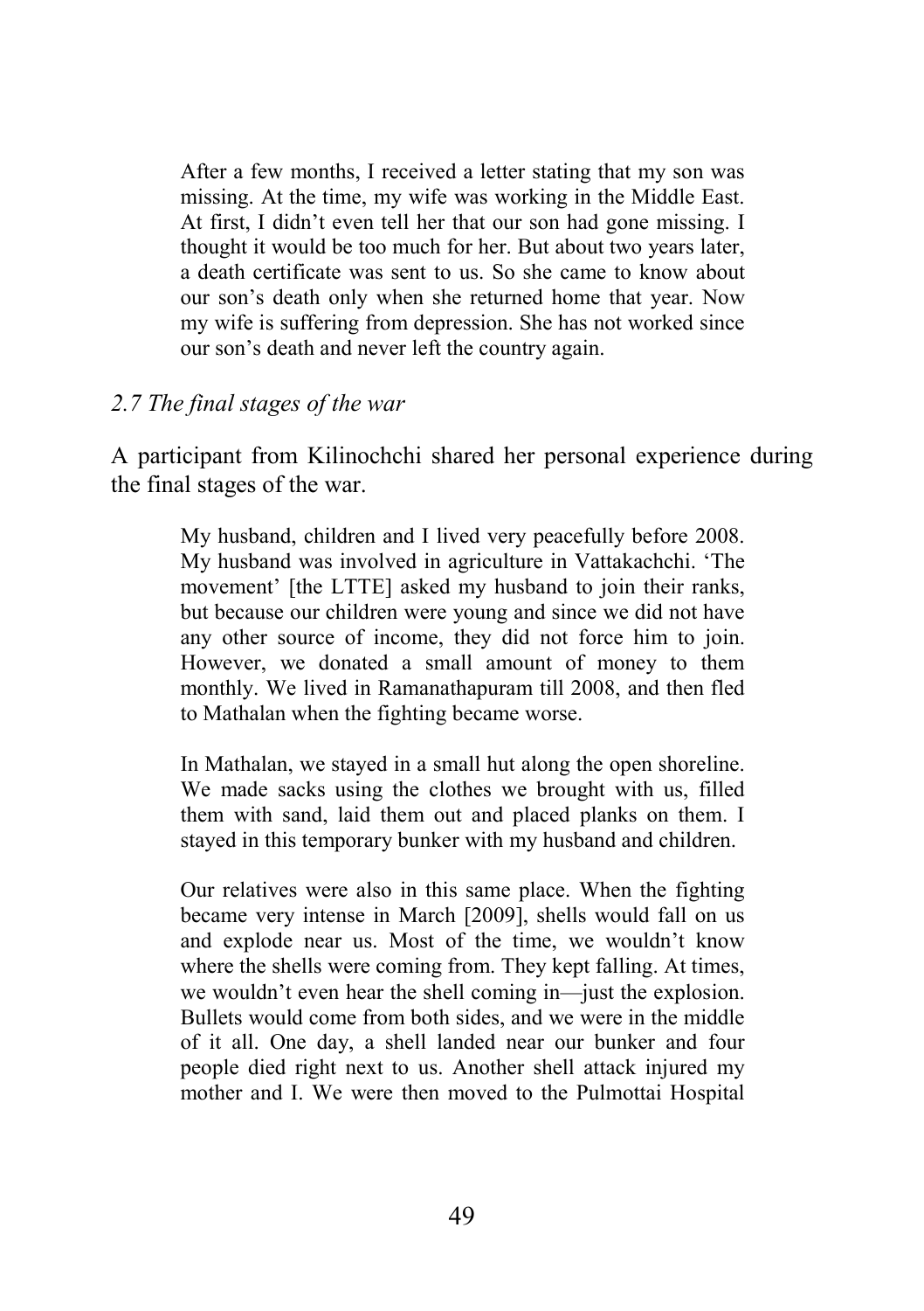> After a few months, I received a letter stating that my son was missing. At the time, my wife was working in the Middle East. At first, I didn't even tell her that our son had gone missing. I thought it would be too much for her. But about two years later, a death certificate was sent to us. So she came to know about our son's death only when she returned home that year. Now my wife is suffering from depression. She has not worked since our son's death and never left the country again.

### *2.7 The final stages of the war*

A participant from Kilinochchi shared her personal experience during the final stages of the war.

> My husband, children and I lived very peacefully before 2008. My husband was involved in agriculture in Vattakachchi. 'The movement' [the LTTE] asked my husband to join their ranks, but because our children were young and since we did not have any other source of income, they did not force him to join. However, we donated a small amount of money to them monthly. We lived in Ramanathapuram till 2008, and then fled to Mathalan when the fighting became worse.
>
> In Mathalan, we stayed in a small hut along the open shoreline. We made sacks using the clothes we brought with us, filled them with sand, laid them out and placed planks on them. I stayed in this temporary bunker with my husband and children.
>
> Our relatives were also in this same place. When the fighting became very intense in March [2009], shells would fall on us and explode near us. Most of the time, we wouldn't know where the shells were coming from. They kept falling. At times, we wouldn't even hear the shell coming in—just the explosion. Bullets would come from both sides, and we were in the middle of it all. One day, a shell landed near our bunker and four people died right next to us. Another shell attack injured my mother and I. We were then moved to the Pulmottai Hospital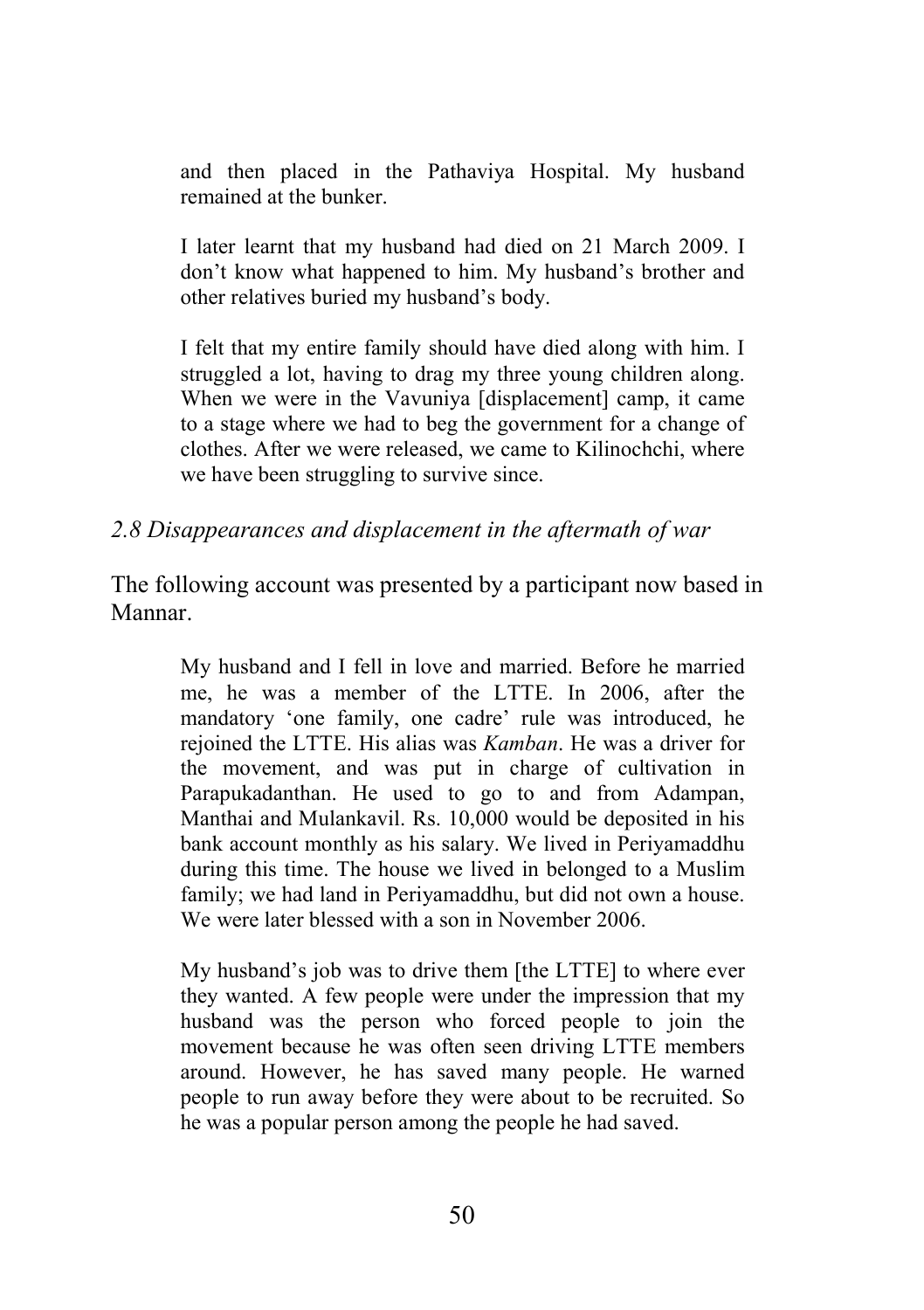> and then placed in the Pathaviya Hospital. My husband remained at the bunker.
>
> I later learnt that my husband had died on 21 March 2009. I don't know what happened to him. My husband's brother and other relatives buried my husband's body.
>
> I felt that my entire family should have died along with him. I struggled a lot, having to drag my three young children along. When we were in the Vavuniya [displacement] camp, it came to a stage where we had to beg the government for a change of clothes. After we were released, we came to Kilinochchi, where we have been struggling to survive since.

### *2.8 Disappearances and displacement in the aftermath of war*

The following account was presented by a participant now based in Mannar.

> My husband and I fell in love and married. Before he married me, he was a member of the LTTE. In 2006, after the mandatory 'one family, one cadre' rule was introduced, he rejoined the LTTE. His alias was *Kamban*. He was a driver for the movement, and was put in charge of cultivation in Parapukadanthan. He used to go to and from Adampan, Manthai and Mulankavil. Rs. 10,000 would be deposited in his bank account monthly as his salary. We lived in Periyamaddhu during this time. The house we lived in belonged to a Muslim family; we had land in Periyamaddhu, but did not own a house. We were later blessed with a son in November 2006.
>
> My husband's job was to drive them [the LTTE] to where ever they wanted. A few people were under the impression that my husband was the person who forced people to join the movement because he was often seen driving LTTE members around. However, he has saved many people. He warned people to run away before they were about to be recruited. So he was a popular person among the people he had saved.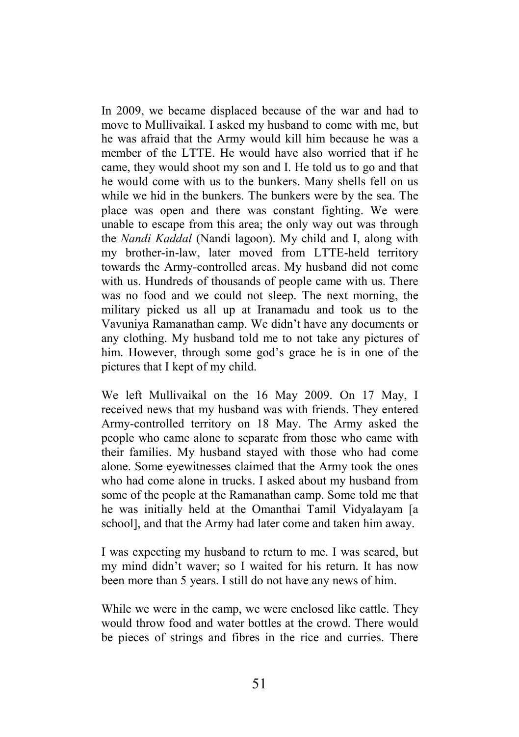In 2009, we became displaced because of the war and had to move to Mullivaikal. I asked my husband to come with me, but he was afraid that the Army would kill him because he was a member of the LTTE. He would have also worried that if he came, they would shoot my son and I. He told us to go and that he would come with us to the bunkers. Many shells fell on us while we hid in the bunkers. The bunkers were by the sea. The place was open and there was constant fighting. We were unable to escape from this area; the only way out was through the *Nandi Kaddal* (Nandi lagoon). My child and I, along with my brother-in-law, later moved from LTTE-held territory towards the Army-controlled areas. My husband did not come with us. Hundreds of thousands of people came with us. There was no food and we could not sleep. The next morning, the military picked us all up at Iranamadu and took us to the Vavuniya Ramanathan camp. We didn't have any documents or any clothing. My husband told me to not take any pictures of him. However, through some god's grace he is in one of the pictures that I kept of my child.

We left Mullivaikal on the 16 May 2009. On 17 May, I received news that my husband was with friends. They entered Army-controlled territory on 18 May. The Army asked the people who came alone to separate from those who came with their families. My husband stayed with those who had come alone. Some eyewitnesses claimed that the Army took the ones who had come alone in trucks. I asked about my husband from some of the people at the Ramanathan camp. Some told me that he was initially held at the Omanthai Tamil Vidyalayam [a school], and that the Army had later come and taken him away.

I was expecting my husband to return to me. I was scared, but my mind didn't waver; so I waited for his return. It has now been more than 5 years. I still do not have any news of him.

While we were in the camp, we were enclosed like cattle. They would throw food and water bottles at the crowd. There would be pieces of strings and fibres in the rice and curries. There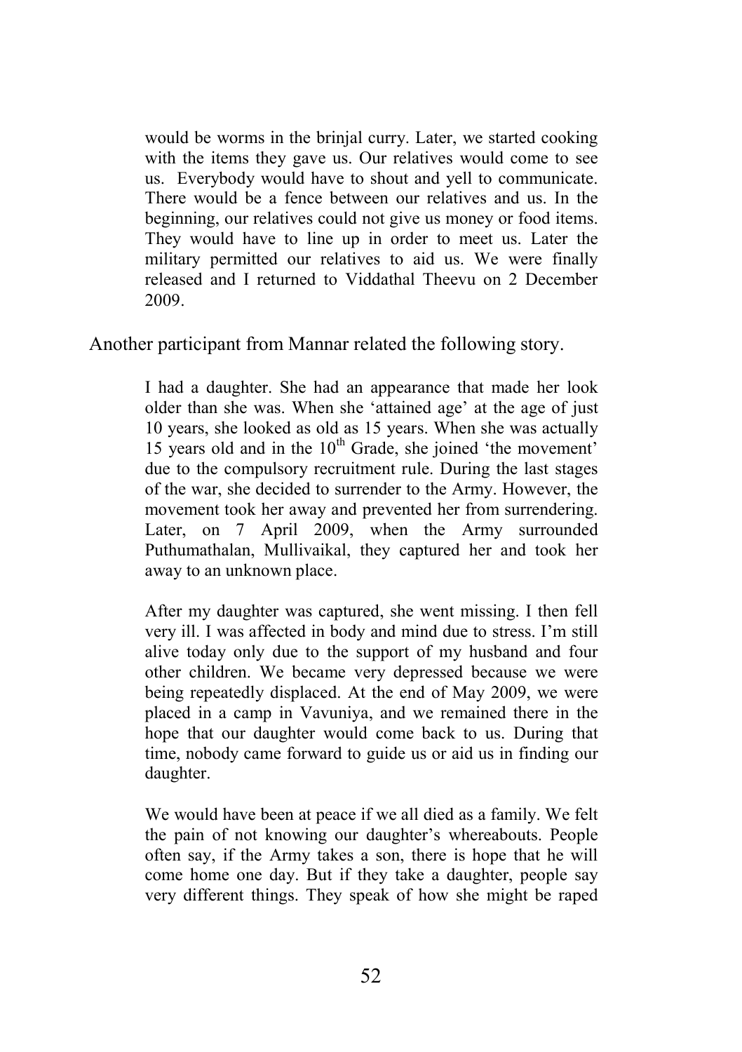> would be worms in the brinjal curry. Later, we started cooking with the items they gave us. Our relatives would come to see us. Everybody would have to shout and yell to communicate. There would be a fence between our relatives and us. In the beginning, our relatives could not give us money or food items. They would have to line up in order to meet us. Later the military permitted our relatives to aid us. We were finally released and I returned to Viddathal Theevu on 2 December 2009.

Another participant from Mannar related the following story.

> I had a daughter. She had an appearance that made her look older than she was. When she 'attained age' at the age of just 10 years, she looked as old as 15 years. When she was actually 15 years old and in the 10th Grade, she joined 'the movement' due to the compulsory recruitment rule. During the last stages of the war, she decided to surrender to the Army. However, the movement took her away and prevented her from surrendering. Later, on 7 April 2009, when the Army surrounded Puthumathalan, Mullivaikal, they captured her and took her away to an unknown place.
>
> After my daughter was captured, she went missing. I then fell very ill. I was affected in body and mind due to stress. I'm still alive today only due to the support of my husband and four other children. We became very depressed because we were being repeatedly displaced. At the end of May 2009, we were placed in a camp in Vavuniya, and we remained there in the hope that our daughter would come back to us. During that time, nobody came forward to guide us or aid us in finding our daughter.
>
> We would have been at peace if we all died as a family. We felt the pain of not knowing our daughter's whereabouts. People often say, if the Army takes a son, there is hope that he will come home one day. But if they take a daughter, people say very different things. They speak of how she might be raped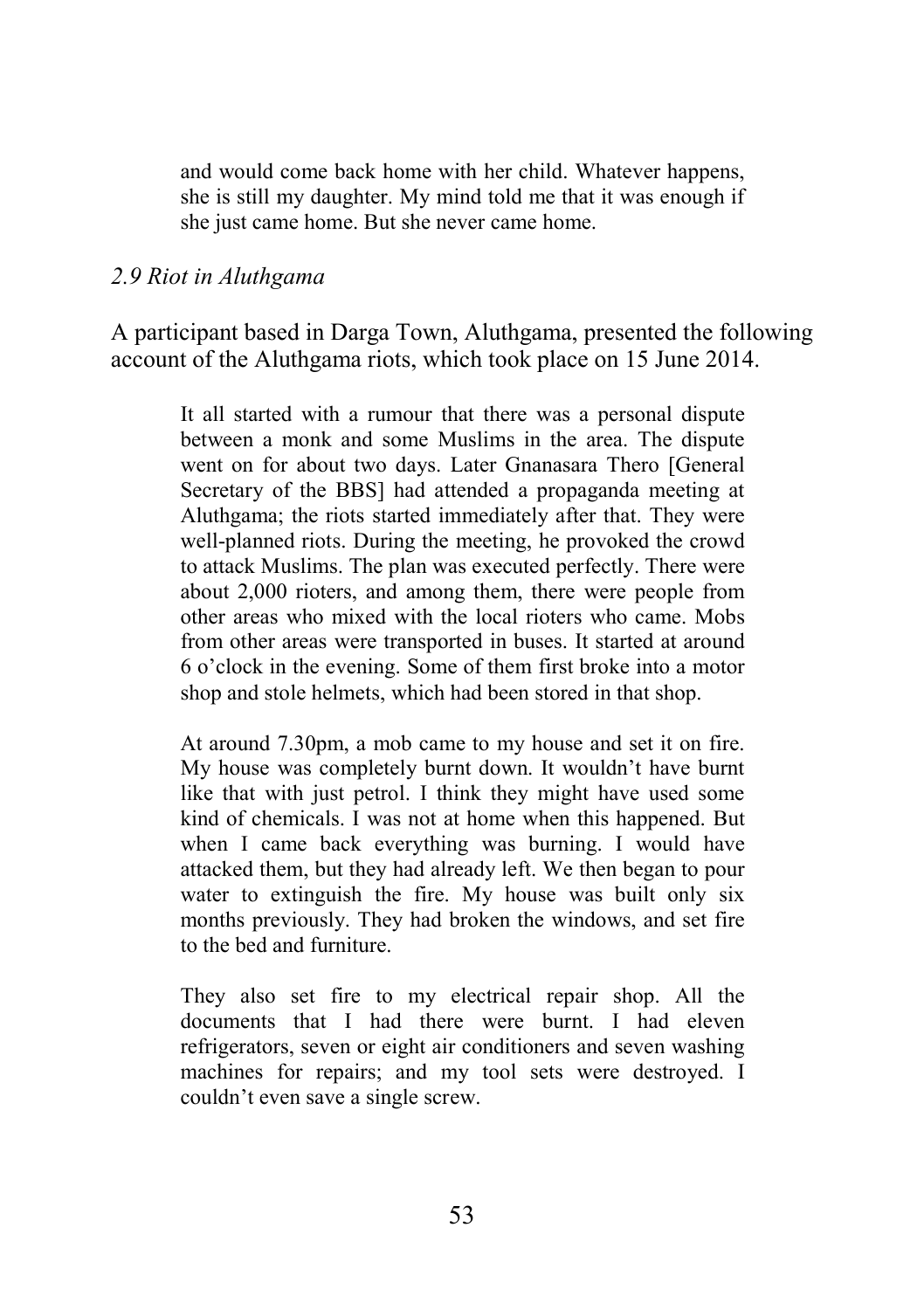> and would come back home with her child. Whatever happens, she is still my daughter. My mind told me that it was enough if she just came home. But she never came home.

### *2.9 Riot in Aluthgama*

A participant based in Darga Town, Aluthgama, presented the following account of the Aluthgama riots, which took place on 15 June 2014.

> It all started with a rumour that there was a personal dispute between a monk and some Muslims in the area. The dispute went on for about two days. Later Gnanasara Thero [General Secretary of the BBS] had attended a propaganda meeting at Aluthgama; the riots started immediately after that. They were well-planned riots. During the meeting, he provoked the crowd to attack Muslims. The plan was executed perfectly. There were about 2,000 rioters, and among them, there were people from other areas who mixed with the local rioters who came. Mobs from other areas were transported in buses. It started at around 6 o'clock in the evening. Some of them first broke into a motor shop and stole helmets, which had been stored in that shop.
>
> At around 7.30pm, a mob came to my house and set it on fire. My house was completely burnt down. It wouldn't have burnt like that with just petrol. I think they might have used some kind of chemicals. I was not at home when this happened. But when I came back everything was burning. I would have attacked them, but they had already left. We then began to pour water to extinguish the fire. My house was built only six months previously. They had broken the windows, and set fire to the bed and furniture.
>
> They also set fire to my electrical repair shop. All the documents that I had there were burnt. I had eleven refrigerators, seven or eight air conditioners and seven washing machines for repairs; and my tool sets were destroyed. I couldn't even save a single screw.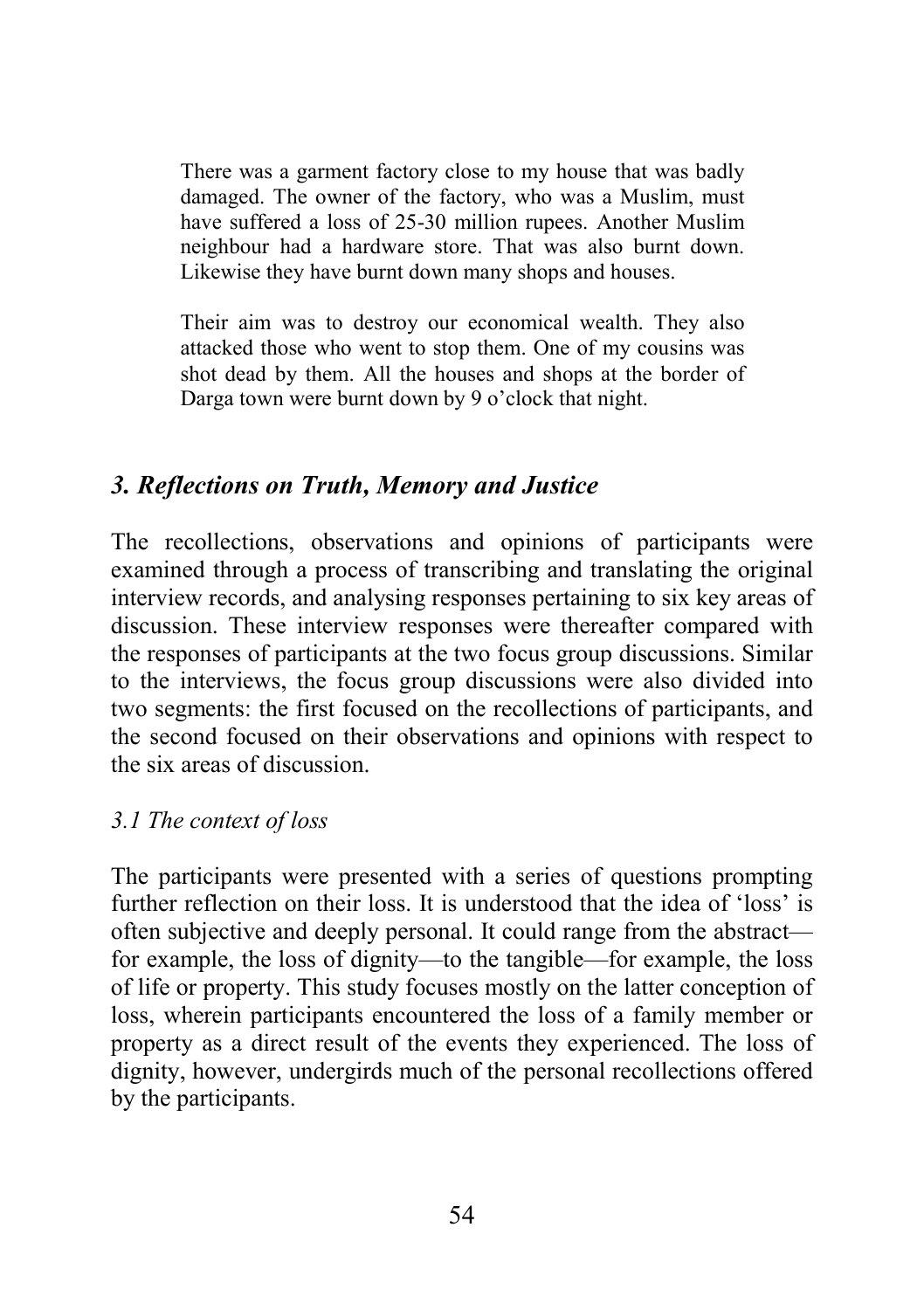> There was a garment factory close to my house that was badly damaged. The owner of the factory, who was a Muslim, must have suffered a loss of 25-30 million rupees. Another Muslim neighbour had a hardware store. That was also burnt down. Likewise they have burnt down many shops and houses.
>
> Their aim was to destroy our economical wealth. They also attacked those who went to stop them. One of my cousins was shot dead by them. All the houses and shops at the border of Darga town were burnt down by 9 o'clock that night.

## *3. Reflections on Truth, Memory and Justice*

The recollections, observations and opinions of participants were examined through a process of transcribing and translating the original interview records, and analysing responses pertaining to six key areas of discussion. These interview responses were thereafter compared with the responses of participants at the two focus group discussions. Similar to the interviews, the focus group discussions were also divided into two segments: the first focused on the recollections of participants, and the second focused on their observations and opinions with respect to the six areas of discussion.

### *3.1 The context of loss*

The participants were presented with a series of questions prompting further reflection on their loss. It is understood that the idea of 'loss' is often subjective and deeply personal. It could range from the abstract—for example, the loss of dignity—to the tangible—for example, the loss of life or property. This study focuses mostly on the latter conception of loss, wherein participants encountered the loss of a family member or property as a direct result of the events they experienced. The loss of dignity, however, undergirds much of the personal recollections offered by the participants.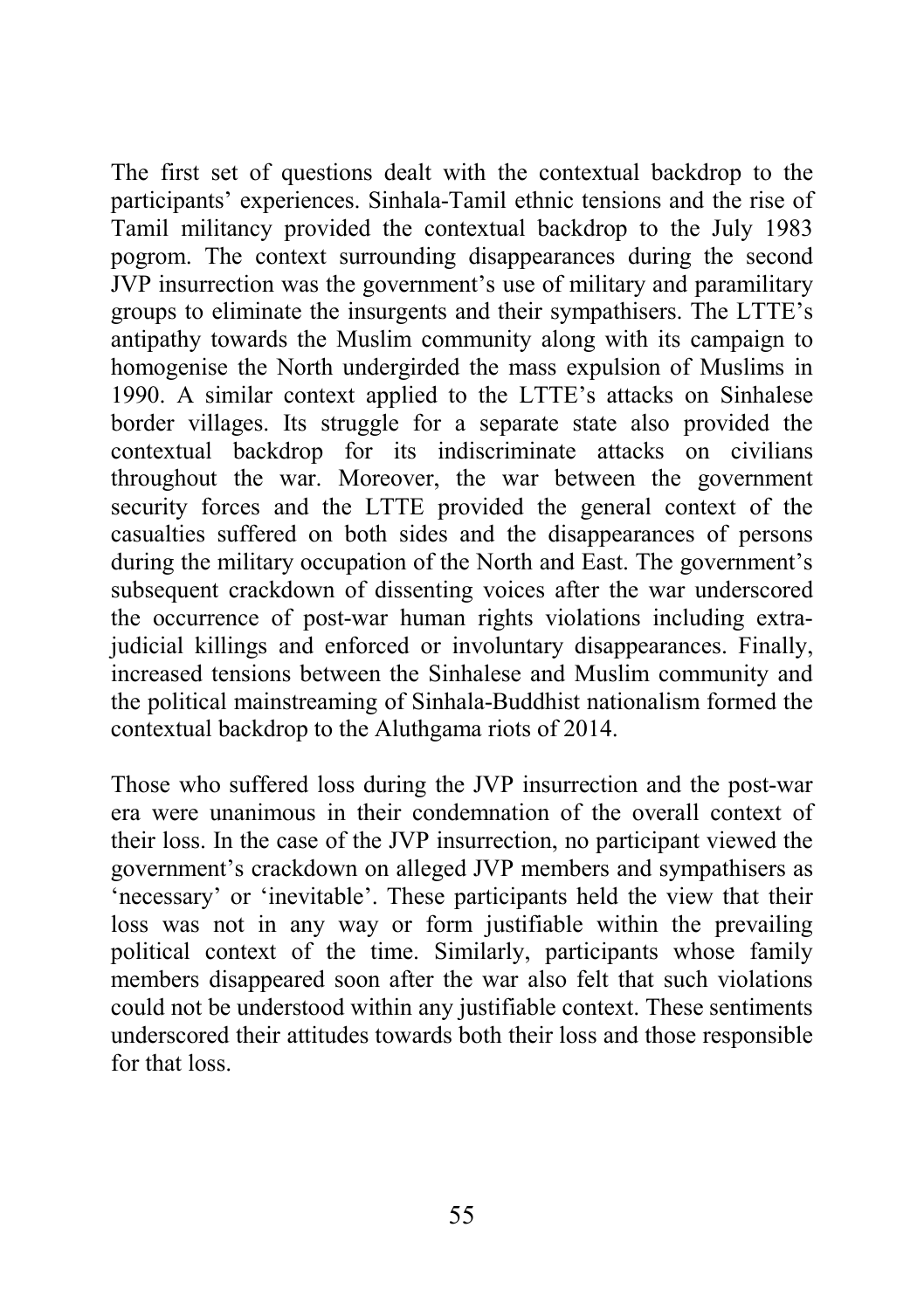The first set of questions dealt with the contextual backdrop to the participants' experiences. Sinhala-Tamil ethnic tensions and the rise of Tamil militancy provided the contextual backdrop to the July 1983 pogrom. The context surrounding disappearances during the second JVP insurrection was the government's use of military and paramilitary groups to eliminate the insurgents and their sympathisers. The LTTE's antipathy towards the Muslim community along with its campaign to homogenise the North undergirded the mass expulsion of Muslims in 1990. A similar context applied to the LTTE's attacks on Sinhalese border villages. Its struggle for a separate state also provided the contextual backdrop for its indiscriminate attacks on civilians throughout the war. Moreover, the war between the government security forces and the LTTE provided the general context of the casualties suffered on both sides and the disappearances of persons during the military occupation of the North and East. The government's subsequent crackdown of dissenting voices after the war underscored the occurrence of post-war human rights violations including extra-judicial killings and enforced or involuntary disappearances. Finally, increased tensions between the Sinhalese and Muslim community and the political mainstreaming of Sinhala-Buddhist nationalism formed the contextual backdrop to the Aluthgama riots of 2014.

Those who suffered loss during the JVP insurrection and the post-war era were unanimous in their condemnation of the overall context of their loss. In the case of the JVP insurrection, no participant viewed the government's crackdown on alleged JVP members and sympathisers as 'necessary' or 'inevitable'. These participants held the view that their loss was not in any way or form justifiable within the prevailing political context of the time. Similarly, participants whose family members disappeared soon after the war also felt that such violations could not be understood within any justifiable context. These sentiments underscored their attitudes towards both their loss and those responsible for that loss.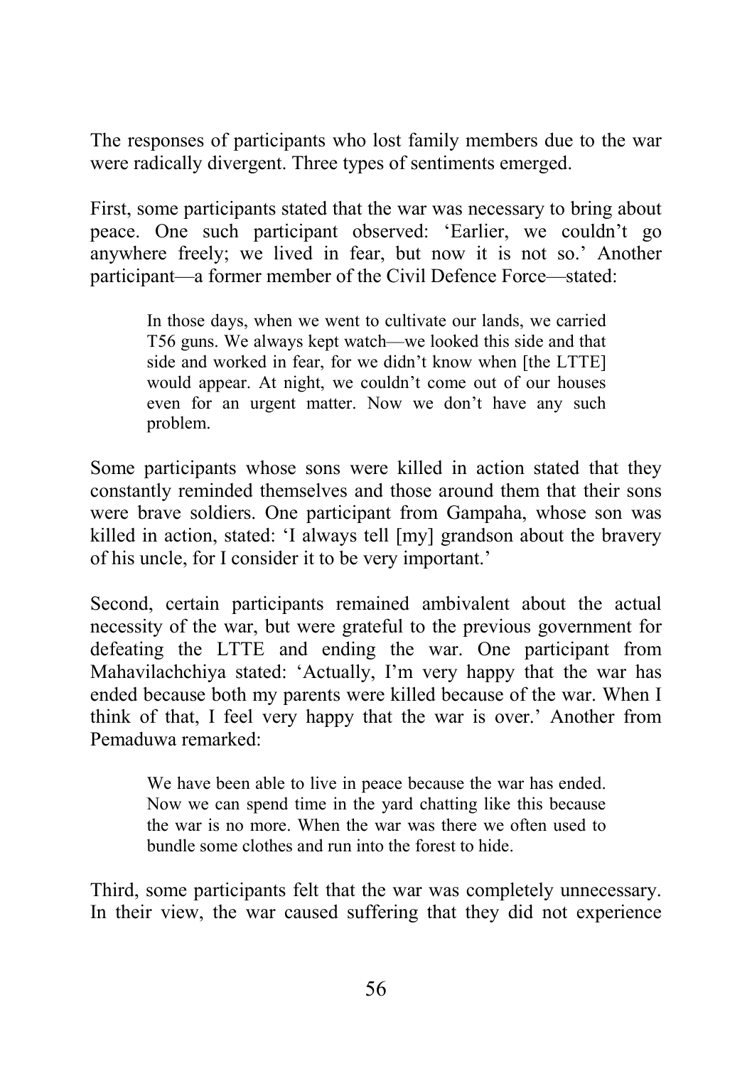The responses of participants who lost family members due to the war were radically divergent. Three types of sentiments emerged.

First, some participants stated that the war was necessary to bring about peace. One such participant observed: 'Earlier, we couldn't go anywhere freely; we lived in fear, but now it is not so.' Another participant—a former member of the Civil Defence Force—stated:

> In those days, when we went to cultivate our lands, we carried T56 guns. We always kept watch—we looked this side and that side and worked in fear, for we didn't know when [the LTTE] would appear. At night, we couldn't come out of our houses even for an urgent matter. Now we don't have any such problem.

Some participants whose sons were killed in action stated that they constantly reminded themselves and those around them that their sons were brave soldiers. One participant from Gampaha, whose son was killed in action, stated: 'I always tell [my] grandson about the bravery of his uncle, for I consider it to be very important.'

Second, certain participants remained ambivalent about the actual necessity of the war, but were grateful to the previous government for defeating the LTTE and ending the war. One participant from Mahavilachchiya stated: 'Actually, I'm very happy that the war has ended because both my parents were killed because of the war. When I think of that, I feel very happy that the war is over.' Another from Pemaduwa remarked:

> We have been able to live in peace because the war has ended. Now we can spend time in the yard chatting like this because the war is no more. When the war was there we often used to bundle some clothes and run into the forest to hide.

Third, some participants felt that the war was completely unnecessary. In their view, the war caused suffering that they did not experience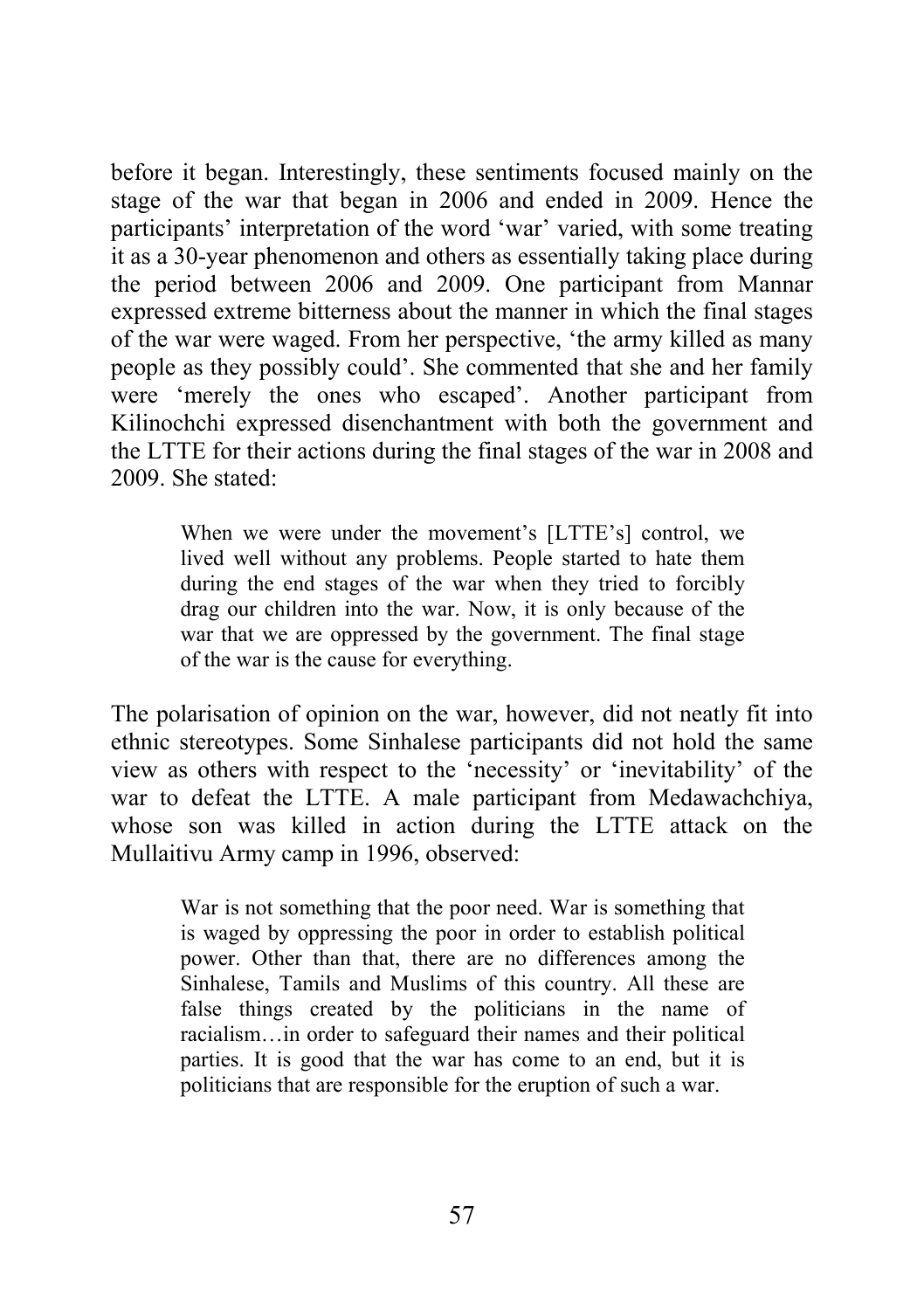before it began. Interestingly, these sentiments focused mainly on the stage of the war that began in 2006 and ended in 2009. Hence the participants' interpretation of the word 'war' varied, with some treating it as a 30-year phenomenon and others as essentially taking place during the period between 2006 and 2009. One participant from Mannar expressed extreme bitterness about the manner in which the final stages of the war were waged. From her perspective, 'the army killed as many people as they possibly could'. She commented that she and her family were 'merely the ones who escaped'. Another participant from Kilinochchi expressed disenchantment with both the government and the LTTE for their actions during the final stages of the war in 2008 and 2009. She stated:

> When we were under the movement's [LTTE's] control, we lived well without any problems. People started to hate them during the end stages of the war when they tried to forcibly drag our children into the war. Now, it is only because of the war that we are oppressed by the government. The final stage of the war is the cause for everything.

The polarisation of opinion on the war, however, did not neatly fit into ethnic stereotypes. Some Sinhalese participants did not hold the same view as others with respect to the 'necessity' or 'inevitability' of the war to defeat the LTTE. A male participant from Medawachchiya, whose son was killed in action during the LTTE attack on the Mullaitivu Army camp in 1996, observed:

> War is not something that the poor need. War is something that is waged by oppressing the poor in order to establish political power. Other than that, there are no differences among the Sinhalese, Tamils and Muslims of this country. All these are false things created by the politicians in the name of racialism…in order to safeguard their names and their political parties. It is good that the war has come to an end, but it is politicians that are responsible for the eruption of such a war.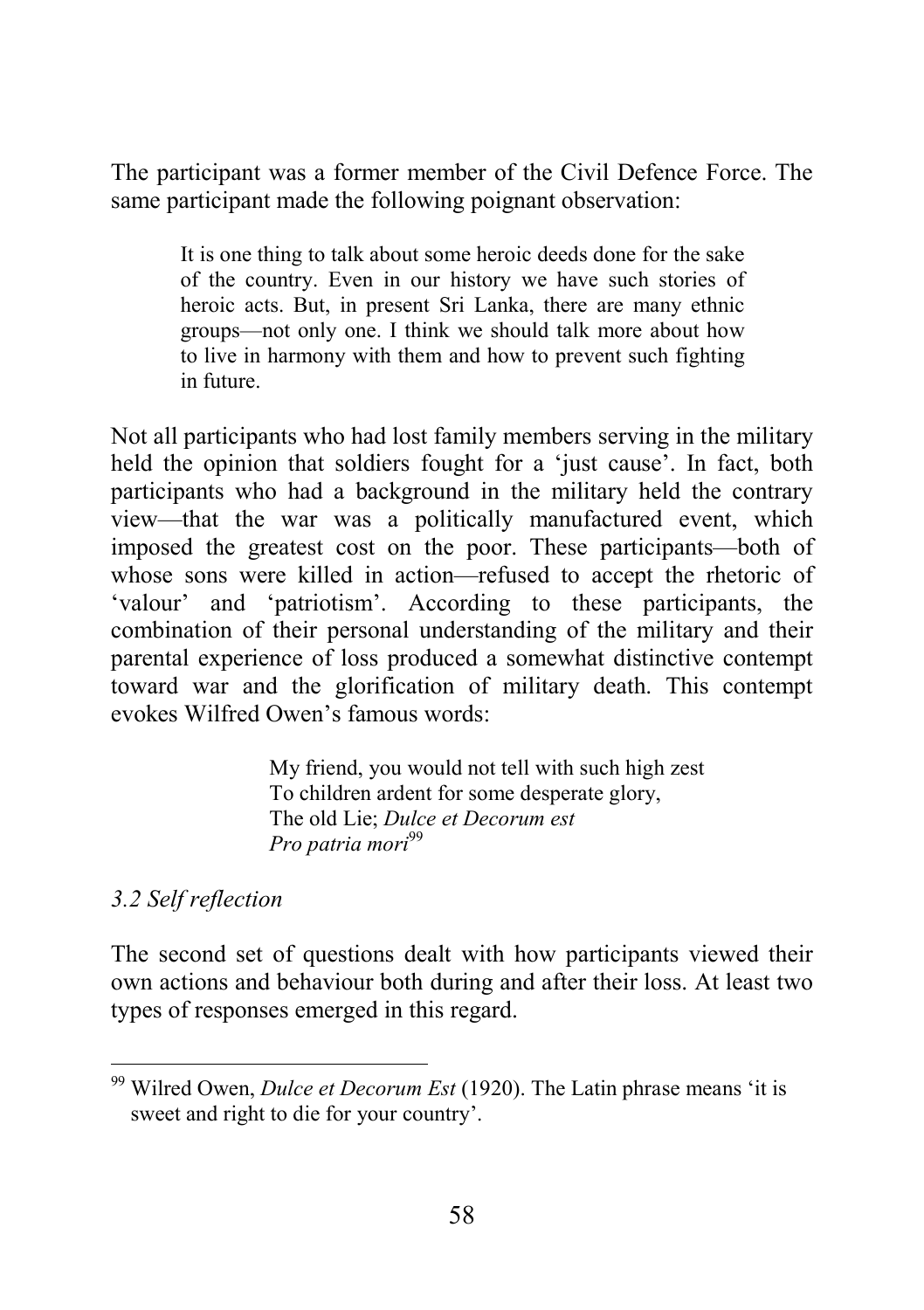The participant was a former member of the Civil Defence Force. The same participant made the following poignant observation:

> It is one thing to talk about some heroic deeds done for the sake of the country. Even in our history we have such stories of heroic acts. But, in present Sri Lanka, there are many ethnic groups—not only one. I think we should talk more about how to live in harmony with them and how to prevent such fighting in future.

Not all participants who had lost family members serving in the military held the opinion that soldiers fought for a 'just cause'. In fact, both participants who had a background in the military held the contrary view—that the war was a politically manufactured event, which imposed the greatest cost on the poor. These participants—both of whose sons were killed in action—refused to accept the rhetoric of 'valour' and 'patriotism'. According to these participants, the combination of their personal understanding of the military and their parental experience of loss produced a somewhat distinctive contempt toward war and the glorification of military death. This contempt evokes Wilfred Owen's famous words:

> My friend, you would not tell with such high zest  
> To children ardent for some desperate glory,  
> The old Lie; *Dulce et Decorum est*  
> *Pro patria mori*[99]

### *3.2 Self reflection*

The second set of questions dealt with how participants viewed their own actions and behaviour both during and after their loss. At least two types of responses emerged in this regard.

---

[99] Wilred Owen, *Dulce et Decorum Est* (1920). The Latin phrase means 'it is sweet and right to die for your country'.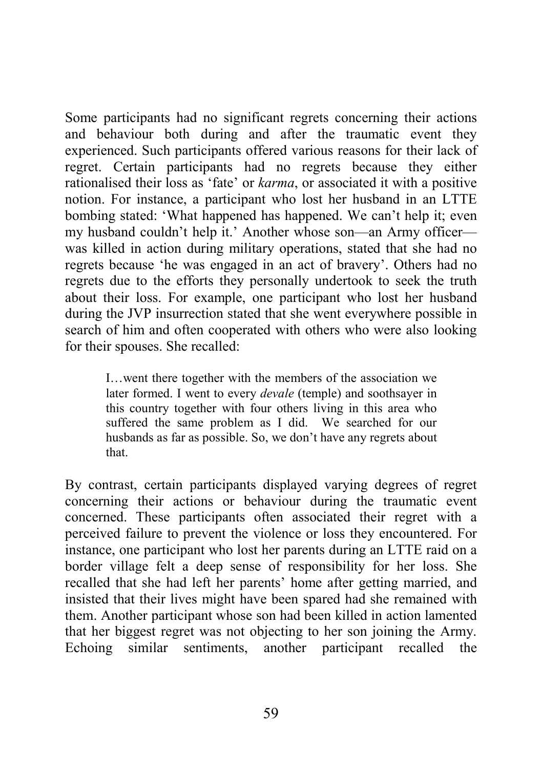Some participants had no significant regrets concerning their actions and behaviour both during and after the traumatic event they experienced. Such participants offered various reasons for their lack of regret. Certain participants had no regrets because they either rationalised their loss as 'fate' or *karma*, or associated it with a positive notion. For instance, a participant who lost her husband in an LTTE bombing stated: 'What happened has happened. We can't help it; even my husband couldn't help it.' Another whose son—an Army officer—was killed in action during military operations, stated that she had no regrets because 'he was engaged in an act of bravery'. Others had no regrets due to the efforts they personally undertook to seek the truth about their loss. For example, one participant who lost her husband during the JVP insurrection stated that she went everywhere possible in search of him and often cooperated with others who were also looking for their spouses. She recalled:

> I…went there together with the members of the association we later formed. I went to every *devale* (temple) and soothsayer in this country together with four others living in this area who suffered the same problem as I did. We searched for our husbands as far as possible. So, we don't have any regrets about that.

By contrast, certain participants displayed varying degrees of regret concerning their actions or behaviour during the traumatic event concerned. These participants often associated their regret with a perceived failure to prevent the violence or loss they encountered. For instance, one participant who lost her parents during an LTTE raid on a border village felt a deep sense of responsibility for her loss. She recalled that she had left her parents' home after getting married, and insisted that their lives might have been spared had she remained with them. Another participant whose son had been killed in action lamented that her biggest regret was not objecting to her son joining the Army. Echoing similar sentiments, another participant recalled the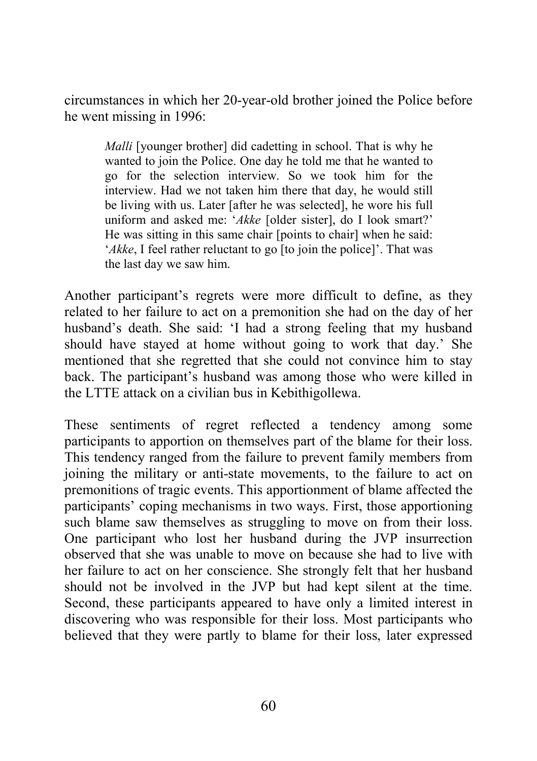circumstances in which her 20-year-old brother joined the Police before he went missing in 1996:

> *Malli* [younger brother] did cadetting in school. That is why he wanted to join the Police. One day he told me that he wanted to go for the selection interview. So we took him for the interview. Had we not taken him there that day, he would still be living with us. Later [after he was selected], he wore his full uniform and asked me: '*Akke* [older sister], do I look smart?' He was sitting in this same chair [points to chair] when he said: '*Akke*, I feel rather reluctant to go [to join the police]'. That was the last day we saw him.

Another participant's regrets were more difficult to define, as they related to her failure to act on a premonition she had on the day of her husband's death. She said: 'I had a strong feeling that my husband should have stayed at home without going to work that day.' She mentioned that she regretted that she could not convince him to stay back. The participant's husband was among those who were killed in the LTTE attack on a civilian bus in Kebithigollewa.

These sentiments of regret reflected a tendency among some participants to apportion on themselves part of the blame for their loss. This tendency ranged from the failure to prevent family members from joining the military or anti-state movements, to the failure to act on premonitions of tragic events. This apportionment of blame affected the participants' coping mechanisms in two ways. First, those apportioning such blame saw themselves as struggling to move on from their loss. One participant who lost her husband during the JVP insurrection observed that she was unable to move on because she had to live with her failure to act on her conscience. She strongly felt that her husband should not be involved in the JVP but had kept silent at the time. Second, these participants appeared to have only a limited interest in discovering who was responsible for their loss. Most participants who believed that they were partly to blame for their loss, later expressed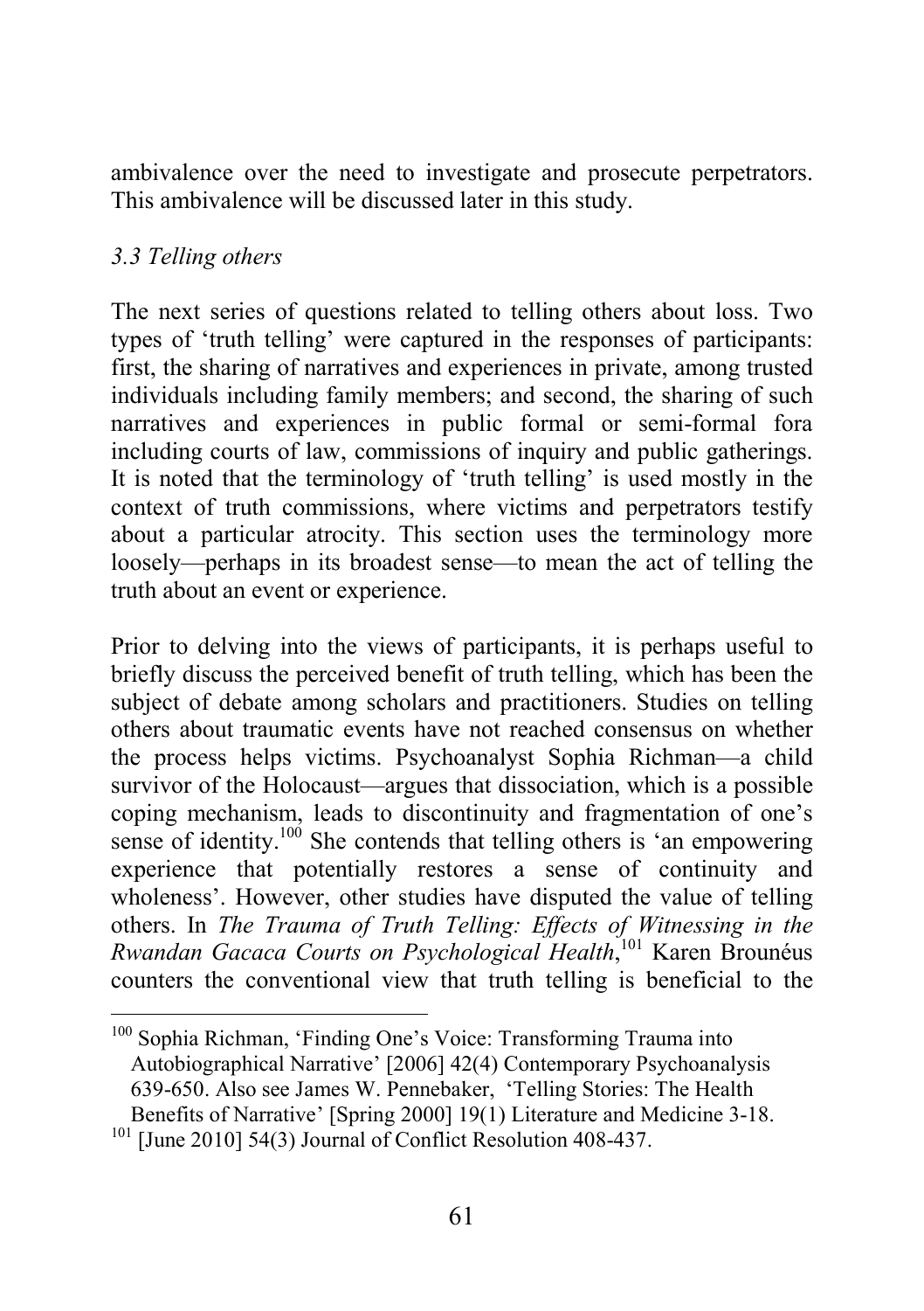ambivalence over the need to investigate and prosecute perpetrators. This ambivalence will be discussed later in this study.

### *3.3 Telling others*

The next series of questions related to telling others about loss. Two types of 'truth telling' were captured in the responses of participants: first, the sharing of narratives and experiences in private, among trusted individuals including family members; and second, the sharing of such narratives and experiences in public formal or semi-formal fora including courts of law, commissions of inquiry and public gatherings. It is noted that the terminology of 'truth telling' is used mostly in the context of truth commissions, where victims and perpetrators testify about a particular atrocity. This section uses the terminology more loosely—perhaps in its broadest sense—to mean the act of telling the truth about an event or experience.

Prior to delving into the views of participants, it is perhaps useful to briefly discuss the perceived benefit of truth telling, which has been the subject of debate among scholars and practitioners. Studies on telling others about traumatic events have not reached consensus on whether the process helps victims. Psychoanalyst Sophia Richman—a child survivor of the Holocaust—argues that dissociation, which is a possible coping mechanism, leads to discontinuity and fragmentation of one's sense of identity.[100] She contends that telling others is 'an empowering experience that potentially restores a sense of continuity and wholeness'. However, other studies have disputed the value of telling others. In *The Trauma of Truth Telling: Effects of Witnessing in the Rwandan Gacaca Courts on Psychological Health*,[101] Karen Brounéus counters the conventional view that truth telling is beneficial to the

---

[100] Sophia Richman, 'Finding One's Voice: Transforming Trauma into Autobiographical Narrative' [2006] 42(4) Contemporary Psychoanalysis 639-650. Also see James W. Pennebaker, 'Telling Stories: The Health Benefits of Narrative' [Spring 2000] 19(1) Literature and Medicine 3-18.

[101] [June 2010] 54(3) Journal of Conflict Resolution 408-437.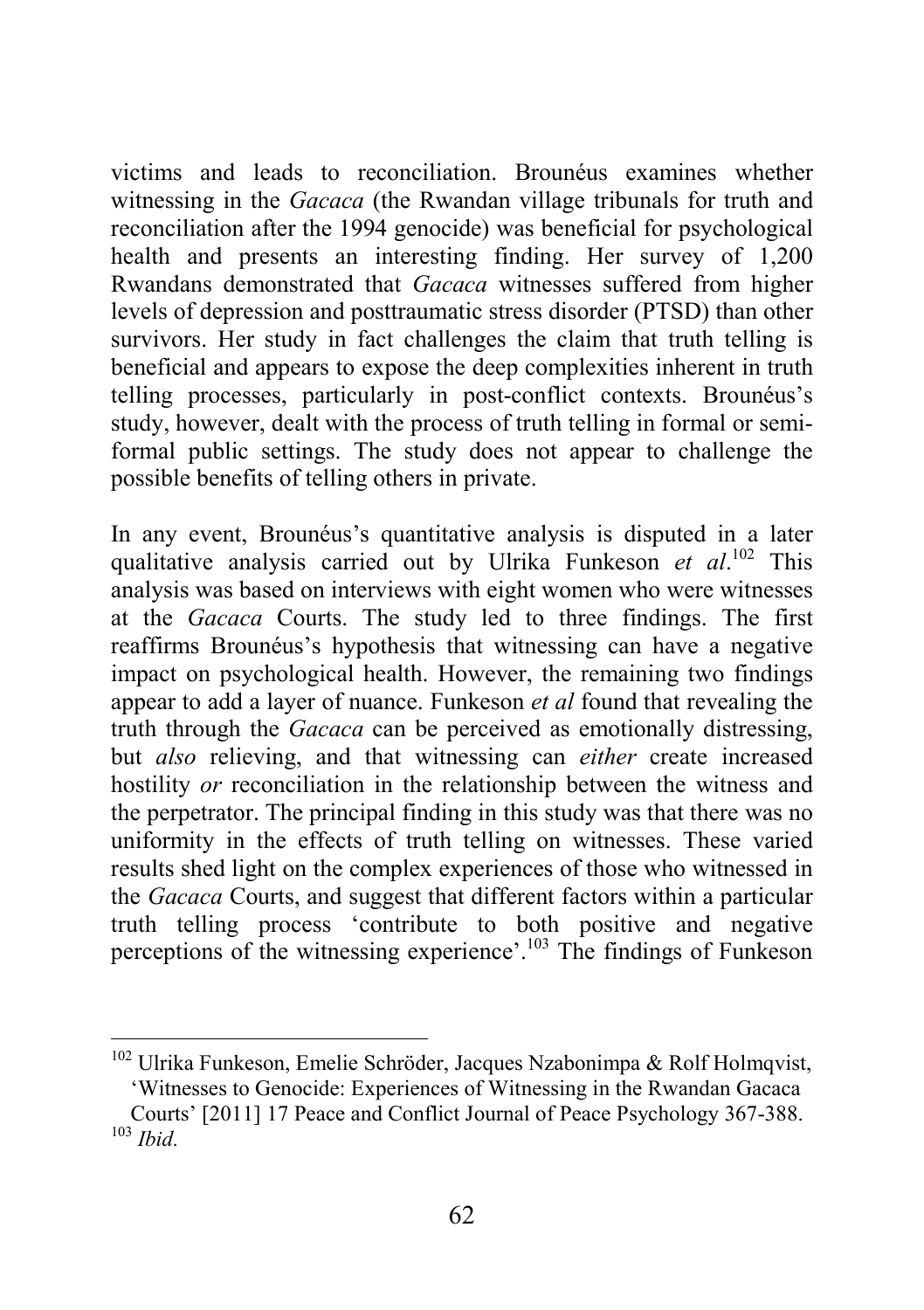victims and leads to reconciliation. Brounéus examines whether witnessing in the *Gacaca* (the Rwandan village tribunals for truth and reconciliation after the 1994 genocide) was beneficial for psychological health and presents an interesting finding. Her survey of 1,200 Rwandans demonstrated that *Gacaca* witnesses suffered from higher levels of depression and posttraumatic stress disorder (PTSD) than other survivors. Her study in fact challenges the claim that truth telling is beneficial and appears to expose the deep complexities inherent in truth telling processes, particularly in post-conflict contexts. Brounéus's study, however, dealt with the process of truth telling in formal or semi-formal public settings. The study does not appear to challenge the possible benefits of telling others in private.

In any event, Brounéus's quantitative analysis is disputed in a later qualitative analysis carried out by Ulrika Funkeson *et al*.[102] This analysis was based on interviews with eight women who were witnesses at the *Gacaca* Courts. The study led to three findings. The first reaffirms Brounéus's hypothesis that witnessing can have a negative impact on psychological health. However, the remaining two findings appear to add a layer of nuance. Funkeson *et al* found that revealing the truth through the *Gacaca* can be perceived as emotionally distressing, but *also* relieving, and that witnessing can *either* create increased hostility *or* reconciliation in the relationship between the witness and the perpetrator. The principal finding in this study was that there was no uniformity in the effects of truth telling on witnesses. These varied results shed light on the complex experiences of those who witnessed in the *Gacaca* Courts, and suggest that different factors within a particular truth telling process 'contribute to both positive and negative perceptions of the witnessing experience'.[103] The findings of Funkeson

---

[102] Ulrika Funkeson, Emelie Schröder, Jacques Nzabonimpa & Rolf Holmqvist, 'Witnesses to Genocide: Experiences of Witnessing in the Rwandan Gacaca Courts' [2011] 17 Peace and Conflict Journal of Peace Psychology 367-388.

[103] *Ibid.*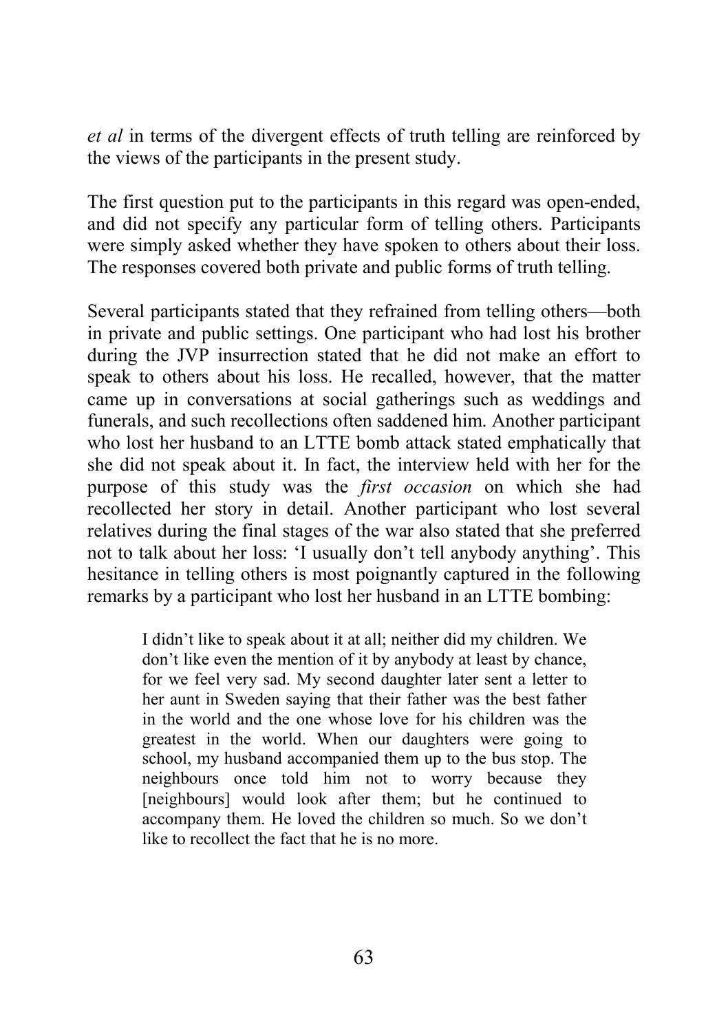*et al* in terms of the divergent effects of truth telling are reinforced by the views of the participants in the present study.

The first question put to the participants in this regard was open-ended, and did not specify any particular form of telling others. Participants were simply asked whether they have spoken to others about their loss. The responses covered both private and public forms of truth telling.

Several participants stated that they refrained from telling others—both in private and public settings. One participant who had lost his brother during the JVP insurrection stated that he did not make an effort to speak to others about his loss. He recalled, however, that the matter came up in conversations at social gatherings such as weddings and funerals, and such recollections often saddened him. Another participant who lost her husband to an LTTE bomb attack stated emphatically that she did not speak about it. In fact, the interview held with her for the purpose of this study was the *first occasion* on which she had recollected her story in detail. Another participant who lost several relatives during the final stages of the war also stated that she preferred not to talk about her loss: 'I usually don't tell anybody anything'. This hesitance in telling others is most poignantly captured in the following remarks by a participant who lost her husband in an LTTE bombing:

> I didn't like to speak about it at all; neither did my children. We don't like even the mention of it by anybody at least by chance, for we feel very sad. My second daughter later sent a letter to her aunt in Sweden saying that their father was the best father in the world and the one whose love for his children was the greatest in the world. When our daughters were going to school, my husband accompanied them up to the bus stop. The neighbours once told him not to worry because they [neighbours] would look after them; but he continued to accompany them. He loved the children so much. So we don't like to recollect the fact that he is no more.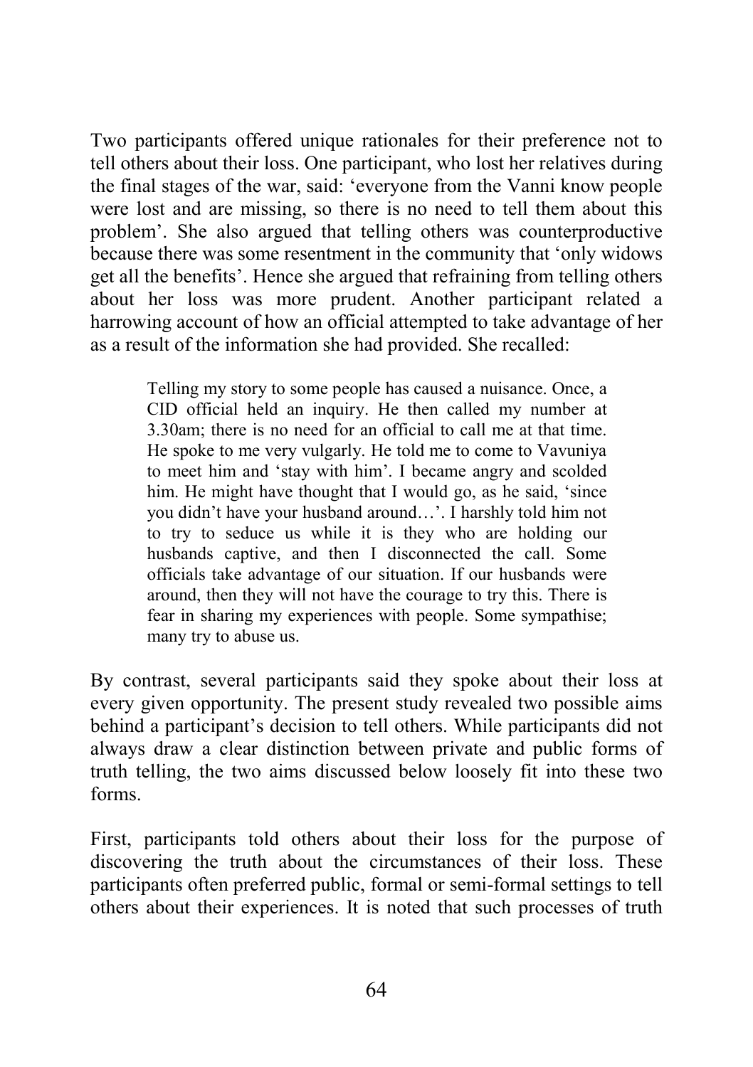Two participants offered unique rationales for their preference not to tell others about their loss. One participant, who lost her relatives during the final stages of the war, said: 'everyone from the Vanni know people were lost and are missing, so there is no need to tell them about this problem'. She also argued that telling others was counterproductive because there was some resentment in the community that 'only widows get all the benefits'. Hence she argued that refraining from telling others about her loss was more prudent. Another participant related a harrowing account of how an official attempted to take advantage of her as a result of the information she had provided. She recalled:

> Telling my story to some people has caused a nuisance. Once, a CID official held an inquiry. He then called my number at 3.30am; there is no need for an official to call me at that time. He spoke to me very vulgarly. He told me to come to Vavuniya to meet him and 'stay with him'. I became angry and scolded him. He might have thought that I would go, as he said, 'since you didn't have your husband around…'. I harshly told him not to try to seduce us while it is they who are holding our husbands captive, and then I disconnected the call. Some officials take advantage of our situation. If our husbands were around, then they will not have the courage to try this. There is fear in sharing my experiences with people. Some sympathise; many try to abuse us.

By contrast, several participants said they spoke about their loss at every given opportunity. The present study revealed two possible aims behind a participant's decision to tell others. While participants did not always draw a clear distinction between private and public forms of truth telling, the two aims discussed below loosely fit into these two forms.

First, participants told others about their loss for the purpose of discovering the truth about the circumstances of their loss. These participants often preferred public, formal or semi-formal settings to tell others about their experiences. It is noted that such processes of truth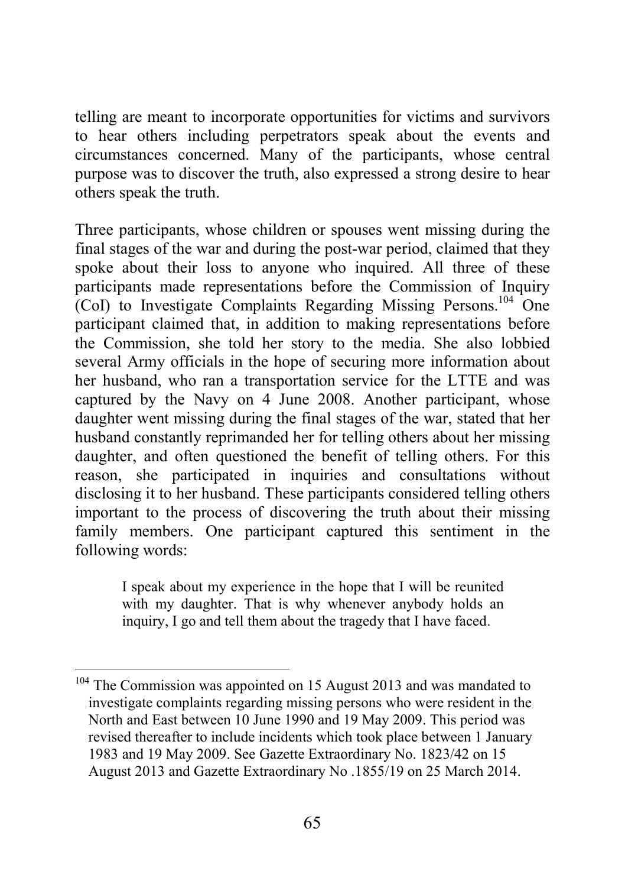telling are meant to incorporate opportunities for victims and survivors to hear others including perpetrators speak about the events and circumstances concerned. Many of the participants, whose central purpose was to discover the truth, also expressed a strong desire to hear others speak the truth.

Three participants, whose children or spouses went missing during the final stages of the war and during the post-war period, claimed that they spoke about their loss to anyone who inquired. All three of these participants made representations before the Commission of Inquiry (CoI) to Investigate Complaints Regarding Missing Persons.[104] One participant claimed that, in addition to making representations before the Commission, she told her story to the media. She also lobbied several Army officials in the hope of securing more information about her husband, who ran a transportation service for the LTTE and was captured by the Navy on 4 June 2008. Another participant, whose daughter went missing during the final stages of the war, stated that her husband constantly reprimanded her for telling others about her missing daughter, and often questioned the benefit of telling others. For this reason, she participated in inquiries and consultations without disclosing it to her husband. These participants considered telling others important to the process of discovering the truth about their missing family members. One participant captured this sentiment in the following words:

> I speak about my experience in the hope that I will be reunited with my daughter. That is why whenever anybody holds an inquiry, I go and tell them about the tragedy that I have faced.

---

[104] The Commission was appointed on 15 August 2013 and was mandated to investigate complaints regarding missing persons who were resident in the North and East between 10 June 1990 and 19 May 2009. This period was revised thereafter to include incidents which took place between 1 January 1983 and 19 May 2009. See Gazette Extraordinary No. 1823/42 on 15 August 2013 and Gazette Extraordinary No .1855/19 on 25 March 2014.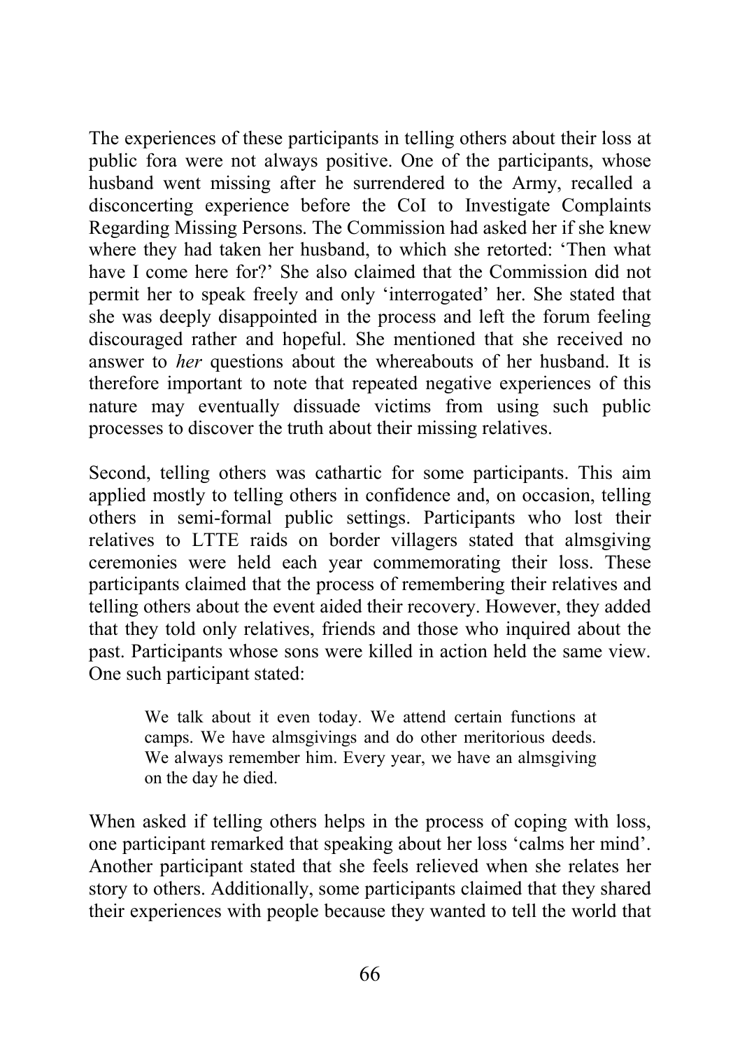The experiences of these participants in telling others about their loss at public fora were not always positive. One of the participants, whose husband went missing after he surrendered to the Army, recalled a disconcerting experience before the CoI to Investigate Complaints Regarding Missing Persons. The Commission had asked her if she knew where they had taken her husband, to which she retorted: 'Then what have I come here for?' She also claimed that the Commission did not permit her to speak freely and only 'interrogated' her. She stated that she was deeply disappointed in the process and left the forum feeling discouraged rather and hopeful. She mentioned that she received no answer to *her* questions about the whereabouts of her husband. It is therefore important to note that repeated negative experiences of this nature may eventually dissuade victims from using such public processes to discover the truth about their missing relatives.

Second, telling others was cathartic for some participants. This aim applied mostly to telling others in confidence and, on occasion, telling others in semi-formal public settings. Participants who lost their relatives to LTTE raids on border villagers stated that almsgiving ceremonies were held each year commemorating their loss. These participants claimed that the process of remembering their relatives and telling others about the event aided their recovery. However, they added that they told only relatives, friends and those who inquired about the past. Participants whose sons were killed in action held the same view. One such participant stated:

> We talk about it even today. We attend certain functions at camps. We have almsgivings and do other meritorious deeds. We always remember him. Every year, we have an almsgiving on the day he died.

When asked if telling others helps in the process of coping with loss, one participant remarked that speaking about her loss 'calms her mind'. Another participant stated that she feels relieved when she relates her story to others. Additionally, some participants claimed that they shared their experiences with people because they wanted to tell the world that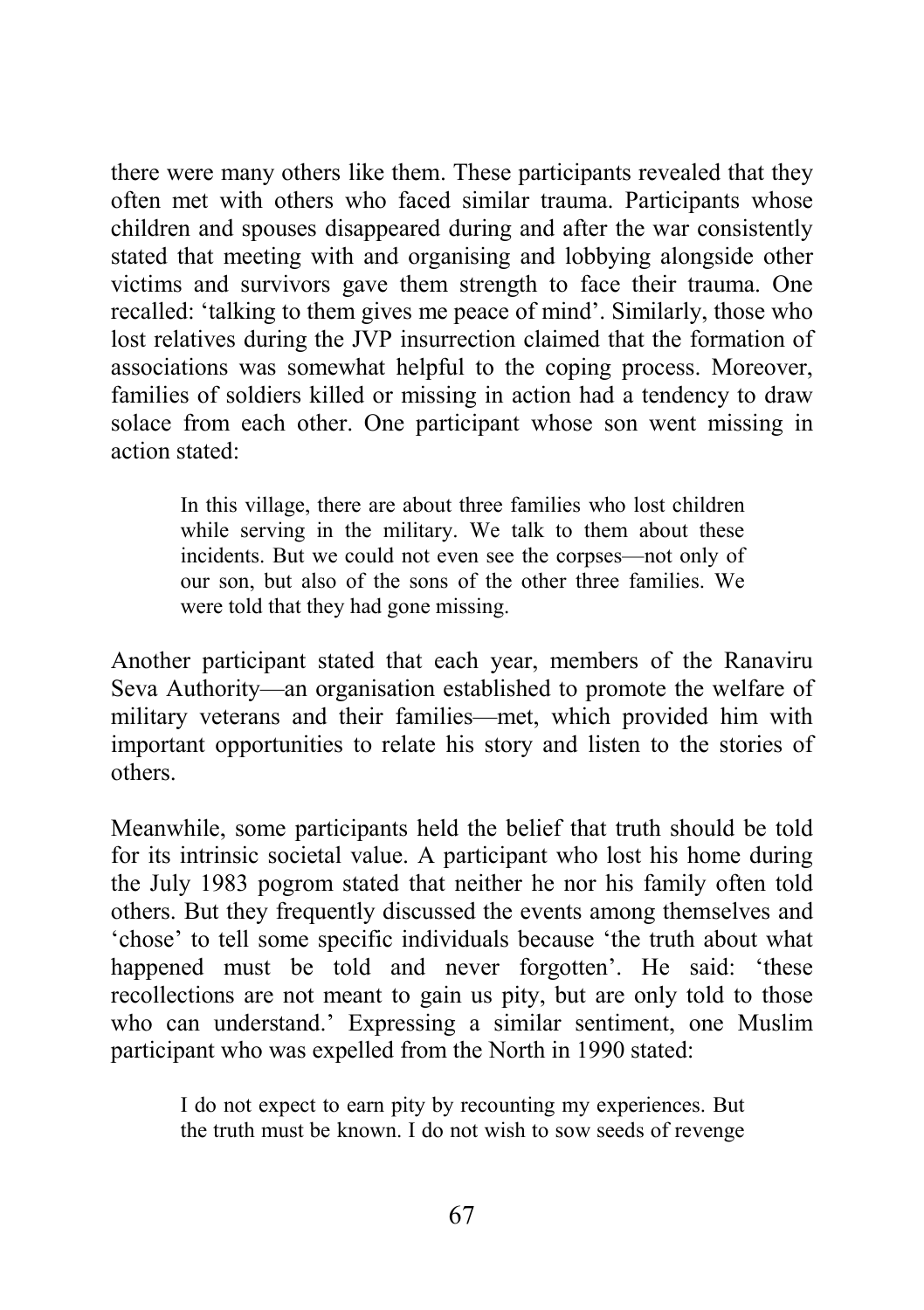there were many others like them. These participants revealed that they often met with others who faced similar trauma. Participants whose children and spouses disappeared during and after the war consistently stated that meeting with and organising and lobbying alongside other victims and survivors gave them strength to face their trauma. One recalled: 'talking to them gives me peace of mind'. Similarly, those who lost relatives during the JVP insurrection claimed that the formation of associations was somewhat helpful to the coping process. Moreover, families of soldiers killed or missing in action had a tendency to draw solace from each other. One participant whose son went missing in action stated:

> In this village, there are about three families who lost children while serving in the military. We talk to them about these incidents. But we could not even see the corpses—not only of our son, but also of the sons of the other three families. We were told that they had gone missing.

Another participant stated that each year, members of the Ranaviru Seva Authority—an organisation established to promote the welfare of military veterans and their families—met, which provided him with important opportunities to relate his story and listen to the stories of others.

Meanwhile, some participants held the belief that truth should be told for its intrinsic societal value. A participant who lost his home during the July 1983 pogrom stated that neither he nor his family often told others. But they frequently discussed the events among themselves and 'chose' to tell some specific individuals because 'the truth about what happened must be told and never forgotten'. He said: 'these recollections are not meant to gain us pity, but are only told to those who can understand.' Expressing a similar sentiment, one Muslim participant who was expelled from the North in 1990 stated:

> I do not expect to earn pity by recounting my experiences. But the truth must be known. I do not wish to sow seeds of revenge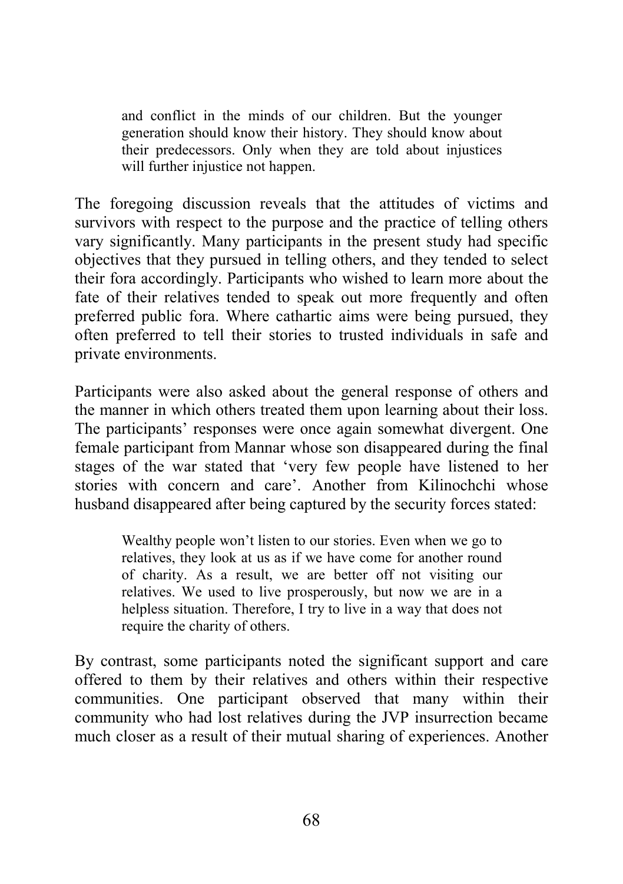> and conflict in the minds of our children. But the younger generation should know their history. They should know about their predecessors. Only when they are told about injustices will further injustice not happen.

The foregoing discussion reveals that the attitudes of victims and survivors with respect to the purpose and the practice of telling others vary significantly. Many participants in the present study had specific objectives that they pursued in telling others, and they tended to select their fora accordingly. Participants who wished to learn more about the fate of their relatives tended to speak out more frequently and often preferred public fora. Where cathartic aims were being pursued, they often preferred to tell their stories to trusted individuals in safe and private environments.

Participants were also asked about the general response of others and the manner in which others treated them upon learning about their loss. The participants' responses were once again somewhat divergent. One female participant from Mannar whose son disappeared during the final stages of the war stated that 'very few people have listened to her stories with concern and care'. Another from Kilinochchi whose husband disappeared after being captured by the security forces stated:

> Wealthy people won't listen to our stories. Even when we go to relatives, they look at us as if we have come for another round of charity. As a result, we are better off not visiting our relatives. We used to live prosperously, but now we are in a helpless situation. Therefore, I try to live in a way that does not require the charity of others.

By contrast, some participants noted the significant support and care offered to them by their relatives and others within their respective communities. One participant observed that many within their community who had lost relatives during the JVP insurrection became much closer as a result of their mutual sharing of experiences. Another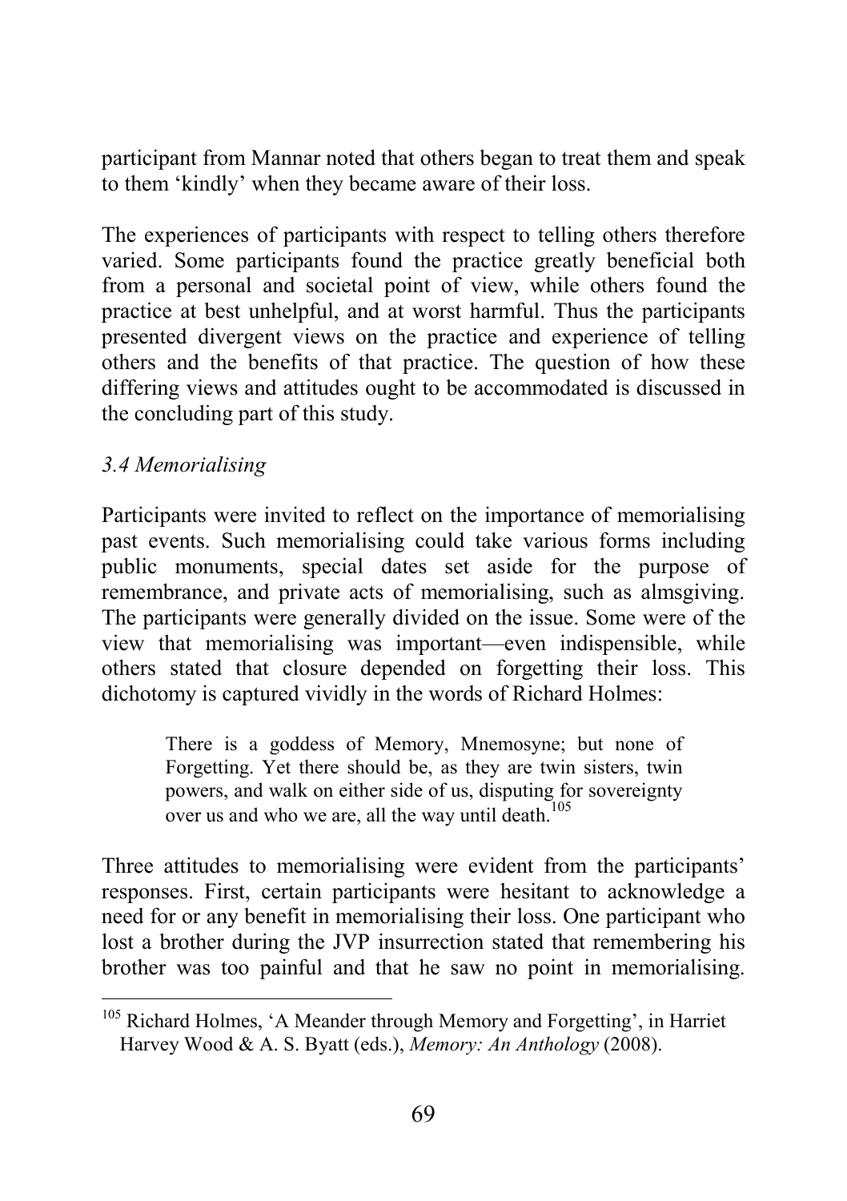participant from Mannar noted that others began to treat them and speak to them 'kindly' when they became aware of their loss.

The experiences of participants with respect to telling others therefore varied. Some participants found the practice greatly beneficial both from a personal and societal point of view, while others found the practice at best unhelpful, and at worst harmful. Thus the participants presented divergent views on the practice and experience of telling others and the benefits of that practice. The question of how these differing views and attitudes ought to be accommodated is discussed in the concluding part of this study.

### *3.4 Memorialising*

Participants were invited to reflect on the importance of memorialising past events. Such memorialising could take various forms including public monuments, special dates set aside for the purpose of remembrance, and private acts of memorialising, such as almsgiving. The participants were generally divided on the issue. Some were of the view that memorialising was important—even indispensible, while others stated that closure depended on forgetting their loss. This dichotomy is captured vividly in the words of Richard Holmes:

> There is a goddess of Memory, Mnemosyne; but none of Forgetting. Yet there should be, as they are twin sisters, twin powers, and walk on either side of us, disputing for sovereignty over us and who we are, all the way until death.[105]

Three attitudes to memorialising were evident from the participants' responses. First, certain participants were hesitant to acknowledge a need for or any benefit in memorialising their loss. One participant who lost a brother during the JVP insurrection stated that remembering his brother was too painful and that he saw no point in memorialising.

---

[105] Richard Holmes, 'A Meander through Memory and Forgetting', in Harriet Harvey Wood & A. S. Byatt (eds.), *Memory: An Anthology* (2008).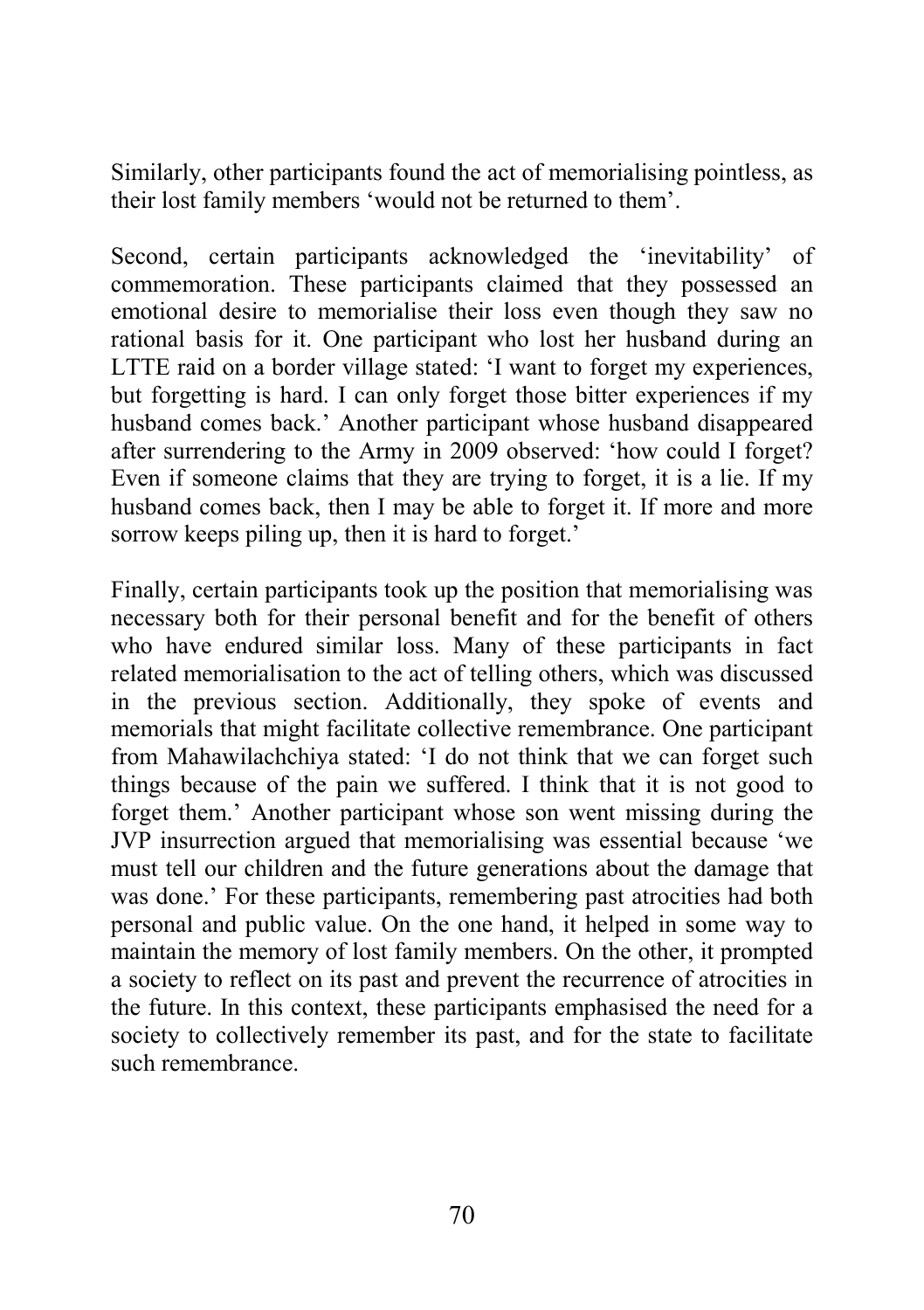Similarly, other participants found the act of memorialising pointless, as their lost family members 'would not be returned to them'.

Second, certain participants acknowledged the 'inevitability' of commemoration. These participants claimed that they possessed an emotional desire to memorialise their loss even though they saw no rational basis for it. One participant who lost her husband during an LTTE raid on a border village stated: 'I want to forget my experiences, but forgetting is hard. I can only forget those bitter experiences if my husband comes back.' Another participant whose husband disappeared after surrendering to the Army in 2009 observed: 'how could I forget? Even if someone claims that they are trying to forget, it is a lie. If my husband comes back, then I may be able to forget it. If more and more sorrow keeps piling up, then it is hard to forget.'

Finally, certain participants took up the position that memorialising was necessary both for their personal benefit and for the benefit of others who have endured similar loss. Many of these participants in fact related memorialisation to the act of telling others, which was discussed in the previous section. Additionally, they spoke of events and memorials that might facilitate collective remembrance. One participant from Mahawilachchiya stated: 'I do not think that we can forget such things because of the pain we suffered. I think that it is not good to forget them.' Another participant whose son went missing during the JVP insurrection argued that memorialising was essential because 'we must tell our children and the future generations about the damage that was done.' For these participants, remembering past atrocities had both personal and public value. On the one hand, it helped in some way to maintain the memory of lost family members. On the other, it prompted a society to reflect on its past and prevent the recurrence of atrocities in the future. In this context, these participants emphasised the need for a society to collectively remember its past, and for the state to facilitate such remembrance.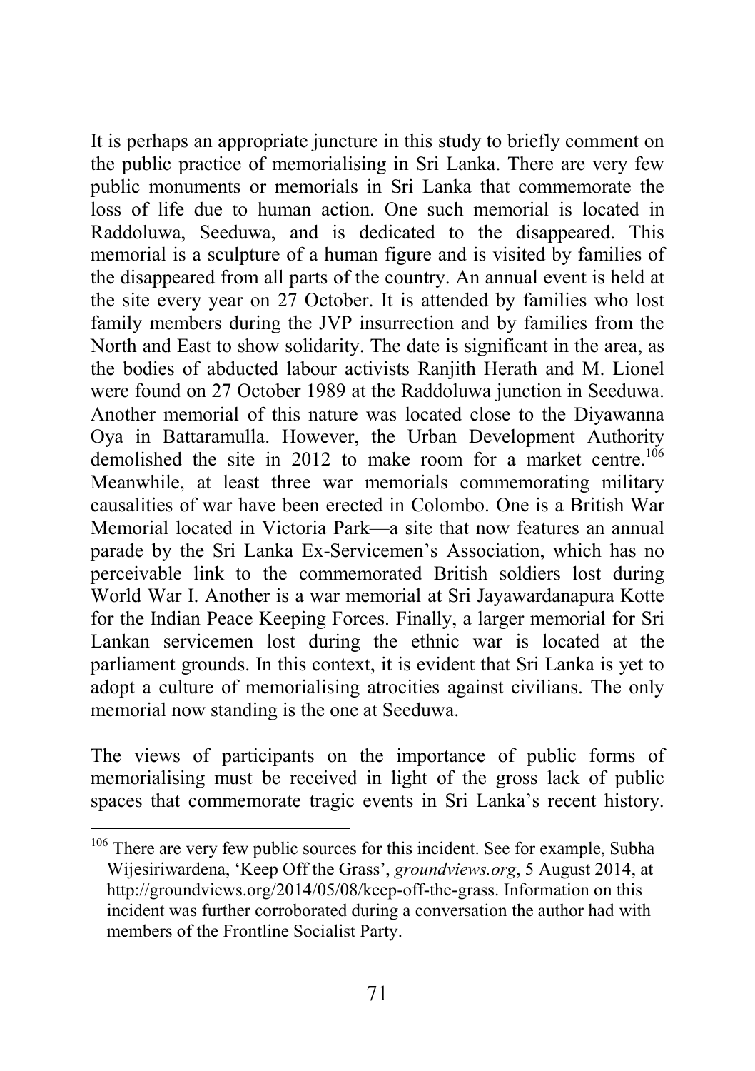It is perhaps an appropriate juncture in this study to briefly comment on the public practice of memorialising in Sri Lanka. There are very few public monuments or memorials in Sri Lanka that commemorate the loss of life due to human action. One such memorial is located in Raddoluwa, Seeduwa, and is dedicated to the disappeared. This memorial is a sculpture of a human figure and is visited by families of the disappeared from all parts of the country. An annual event is held at the site every year on 27 October. It is attended by families who lost family members during the JVP insurrection and by families from the North and East to show solidarity. The date is significant in the area, as the bodies of abducted labour activists Ranjith Herath and M. Lionel were found on 27 October 1989 at the Raddoluwa junction in Seeduwa. Another memorial of this nature was located close to the Diyawanna Oya in Battaramulla. However, the Urban Development Authority demolished the site in 2012 to make room for a market centre.[106] Meanwhile, at least three war memorials commemorating military causalities of war have been erected in Colombo. One is a British War Memorial located in Victoria Park—a site that now features an annual parade by the Sri Lanka Ex-Servicemen's Association, which has no perceivable link to the commemorated British soldiers lost during World War I. Another is a war memorial at Sri Jayawardanapura Kotte for the Indian Peace Keeping Forces. Finally, a larger memorial for Sri Lankan servicemen lost during the ethnic war is located at the parliament grounds. In this context, it is evident that Sri Lanka is yet to adopt a culture of memorialising atrocities against civilians. The only memorial now standing is the one at Seeduwa.

The views of participants on the importance of public forms of memorialising must be received in light of the gross lack of public spaces that commemorate tragic events in Sri Lanka's recent history.

---

[106] There are very few public sources for this incident. See for example, Subha Wijesiriwardena, 'Keep Off the Grass', *groundviews.org*, 5 August 2014, at http://groundviews.org/2014/05/08/keep-off-the-grass. Information on this incident was further corroborated during a conversation the author had with members of the Frontline Socialist Party.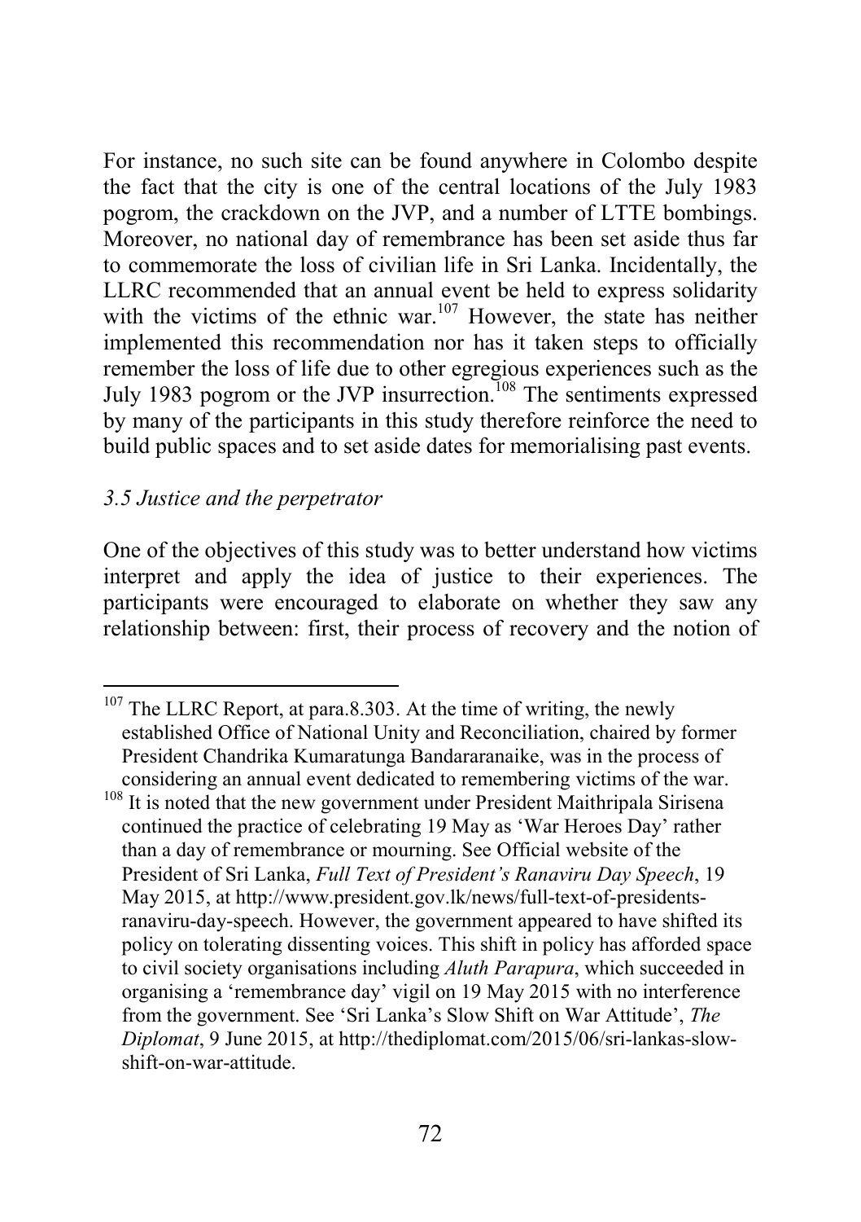For instance, no such site can be found anywhere in Colombo despite the fact that the city is one of the central locations of the July 1983 pogrom, the crackdown on the JVP, and a number of LTTE bombings. Moreover, no national day of remembrance has been set aside thus far to commemorate the loss of civilian life in Sri Lanka. Incidentally, the LLRC recommended that an annual event be held to express solidarity with the victims of the ethnic war.[107] However, the state has neither implemented this recommendation nor has it taken steps to officially remember the loss of life due to other egregious experiences such as the July 1983 pogrom or the JVP insurrection.[108] The sentiments expressed by many of the participants in this study therefore reinforce the need to build public spaces and to set aside dates for memorialising past events.

### *3.5 Justice and the perpetrator*

One of the objectives of this study was to better understand how victims interpret and apply the idea of justice to their experiences. The participants were encouraged to elaborate on whether they saw any relationship between: first, their process of recovery and the notion of

---

[107] The LLRC Report, at para.8.303. At the time of writing, the newly established Office of National Unity and Reconciliation, chaired by former President Chandrika Kumaratunga Bandararanaike, was in the process of considering an annual event dedicated to remembering victims of the war.

[108] It is noted that the new government under President Maithripala Sirisena continued the practice of celebrating 19 May as 'War Heroes Day' rather than a day of remembrance or mourning. See Official website of the President of Sri Lanka, *Full Text of President's Ranaviru Day Speech*, 19 May 2015, at http://www.president.gov.lk/news/full-text-of-presidents-ranaviru-day-speech. However, the government appeared to have shifted its policy on tolerating dissenting voices. This shift in policy has afforded space to civil society organisations including *Aluth Parapura*, which succeeded in organising a 'remembrance day' vigil on 19 May 2015 with no interference from the government. See 'Sri Lanka's Slow Shift on War Attitude', *The Diplomat*, 9 June 2015, at http://thediplomat.com/2015/06/sri-lankas-slow-shift-on-war-attitude.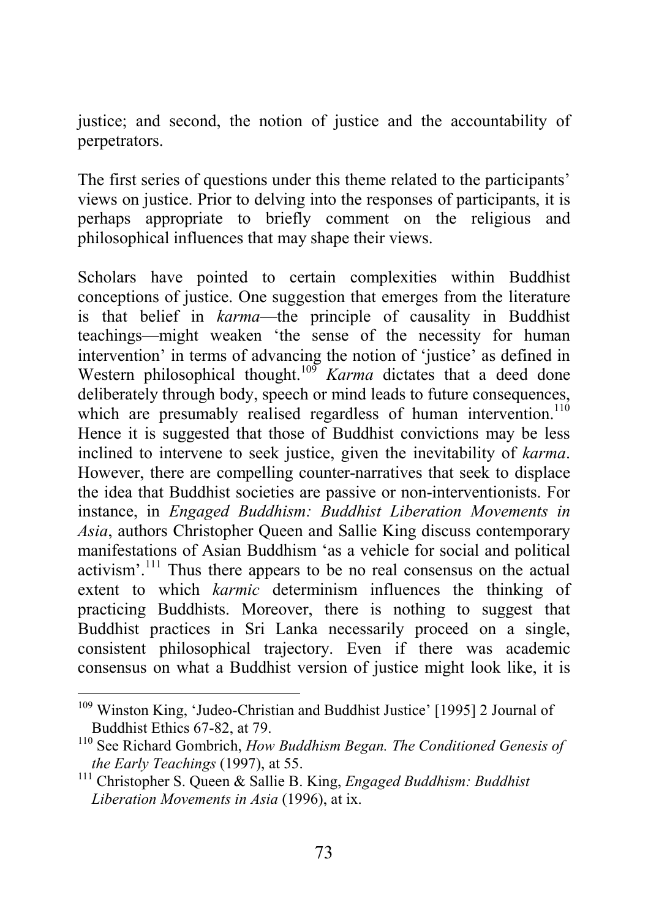justice; and second, the notion of justice and the accountability of perpetrators.

The first series of questions under this theme related to the participants' views on justice. Prior to delving into the responses of participants, it is perhaps appropriate to briefly comment on the religious and philosophical influences that may shape their views.

Scholars have pointed to certain complexities within Buddhist conceptions of justice. One suggestion that emerges from the literature is that belief in *karma*—the principle of causality in Buddhist teachings—might weaken 'the sense of the necessity for human intervention' in terms of advancing the notion of 'justice' as defined in Western philosophical thought.[109] *Karma* dictates that a deed done deliberately through body, speech or mind leads to future consequences, which are presumably realised regardless of human intervention.[110] Hence it is suggested that those of Buddhist convictions may be less inclined to intervene to seek justice, given the inevitability of *karma*. However, there are compelling counter-narratives that seek to displace the idea that Buddhist societies are passive or non-interventionists. For instance, in *Engaged Buddhism: Buddhist Liberation Movements in Asia*, authors Christopher Queen and Sallie King discuss contemporary manifestations of Asian Buddhism 'as a vehicle for social and political activism'.[111] Thus there appears to be no real consensus on the actual extent to which *karmic* determinism influences the thinking of practicing Buddhists. Moreover, there is nothing to suggest that Buddhist practices in Sri Lanka necessarily proceed on a single, consistent philosophical trajectory. Even if there was academic consensus on what a Buddhist version of justice might look like, it is

---

[109] Winston King, 'Judeo-Christian and Buddhist Justice' [1995] 2 Journal of Buddhist Ethics 67-82, at 79.

[110] See Richard Gombrich, *How Buddhism Began. The Conditioned Genesis of the Early Teachings* (1997), at 55.

[111] Christopher S. Queen & Sallie B. King, *Engaged Buddhism: Buddhist Liberation Movements in Asia* (1996), at ix.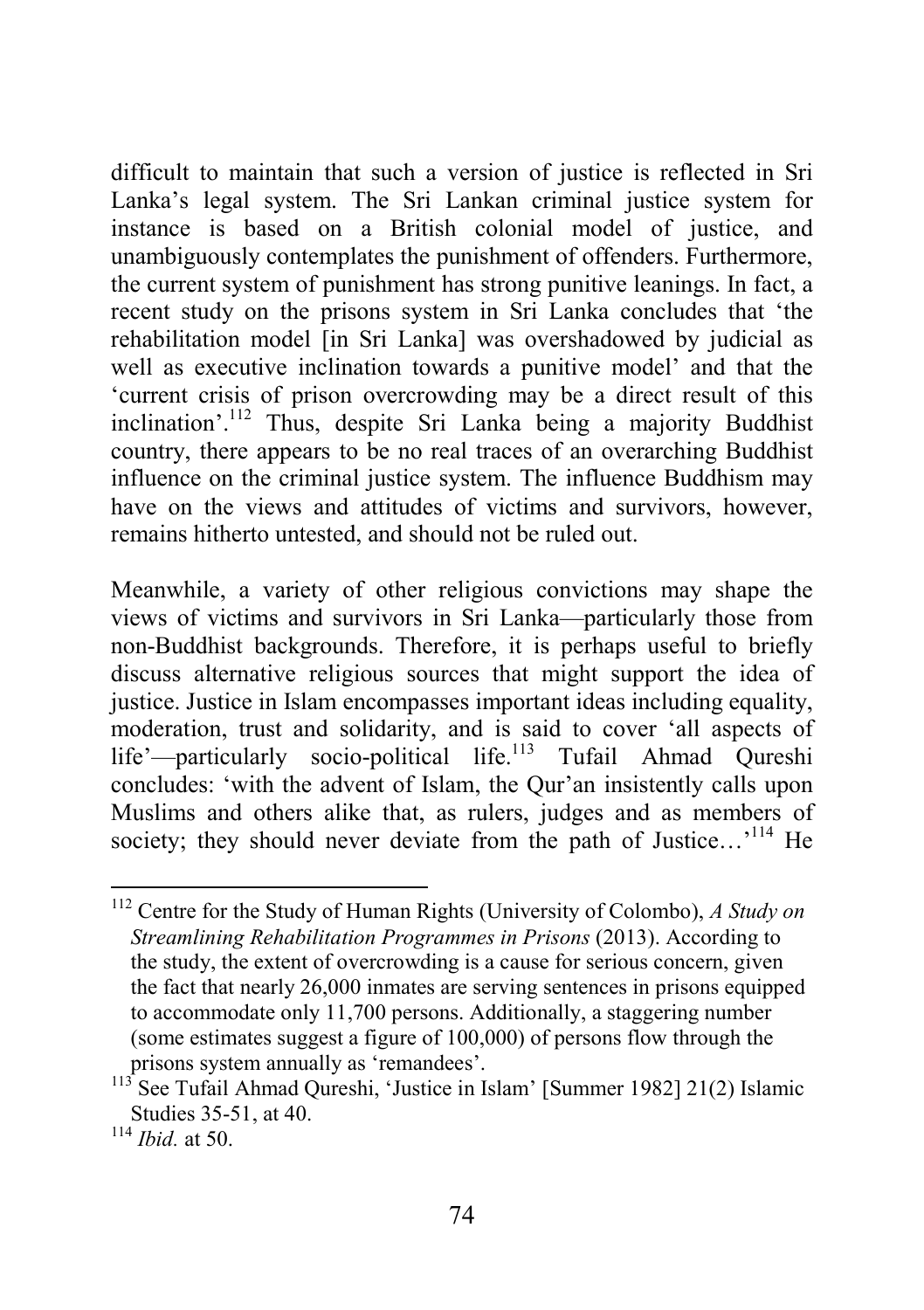difficult to maintain that such a version of justice is reflected in Sri Lanka's legal system. The Sri Lankan criminal justice system for instance is based on a British colonial model of justice, and unambiguously contemplates the punishment of offenders. Furthermore, the current system of punishment has strong punitive leanings. In fact, a recent study on the prisons system in Sri Lanka concludes that 'the rehabilitation model [in Sri Lanka] was overshadowed by judicial as well as executive inclination towards a punitive model' and that the 'current crisis of prison overcrowding may be a direct result of this inclination'.[112] Thus, despite Sri Lanka being a majority Buddhist country, there appears to be no real traces of an overarching Buddhist influence on the criminal justice system. The influence Buddhism may have on the views and attitudes of victims and survivors, however, remains hitherto untested, and should not be ruled out.

Meanwhile, a variety of other religious convictions may shape the views of victims and survivors in Sri Lanka—particularly those from non-Buddhist backgrounds. Therefore, it is perhaps useful to briefly discuss alternative religious sources that might support the idea of justice. Justice in Islam encompasses important ideas including equality, moderation, trust and solidarity, and is said to cover 'all aspects of life'—particularly socio-political life.[113] Tufail Ahmad Qureshi concludes: 'with the advent of Islam, the Qur'an insistently calls upon Muslims and others alike that, as rulers, judges and as members of society; they should never deviate from the path of Justice…'[114] He

---

[112] Centre for the Study of Human Rights (University of Colombo), *A Study on Streamlining Rehabilitation Programmes in Prisons* (2013). According to the study, the extent of overcrowding is a cause for serious concern, given the fact that nearly 26,000 inmates are serving sentences in prisons equipped to accommodate only 11,700 persons. Additionally, a staggering number (some estimates suggest a figure of 100,000) of persons flow through the prisons system annually as 'remandees'.

[113] See Tufail Ahmad Qureshi, 'Justice in Islam' [Summer 1982] 21(2) Islamic Studies 35-51, at 40.

[114] *Ibid.* at 50.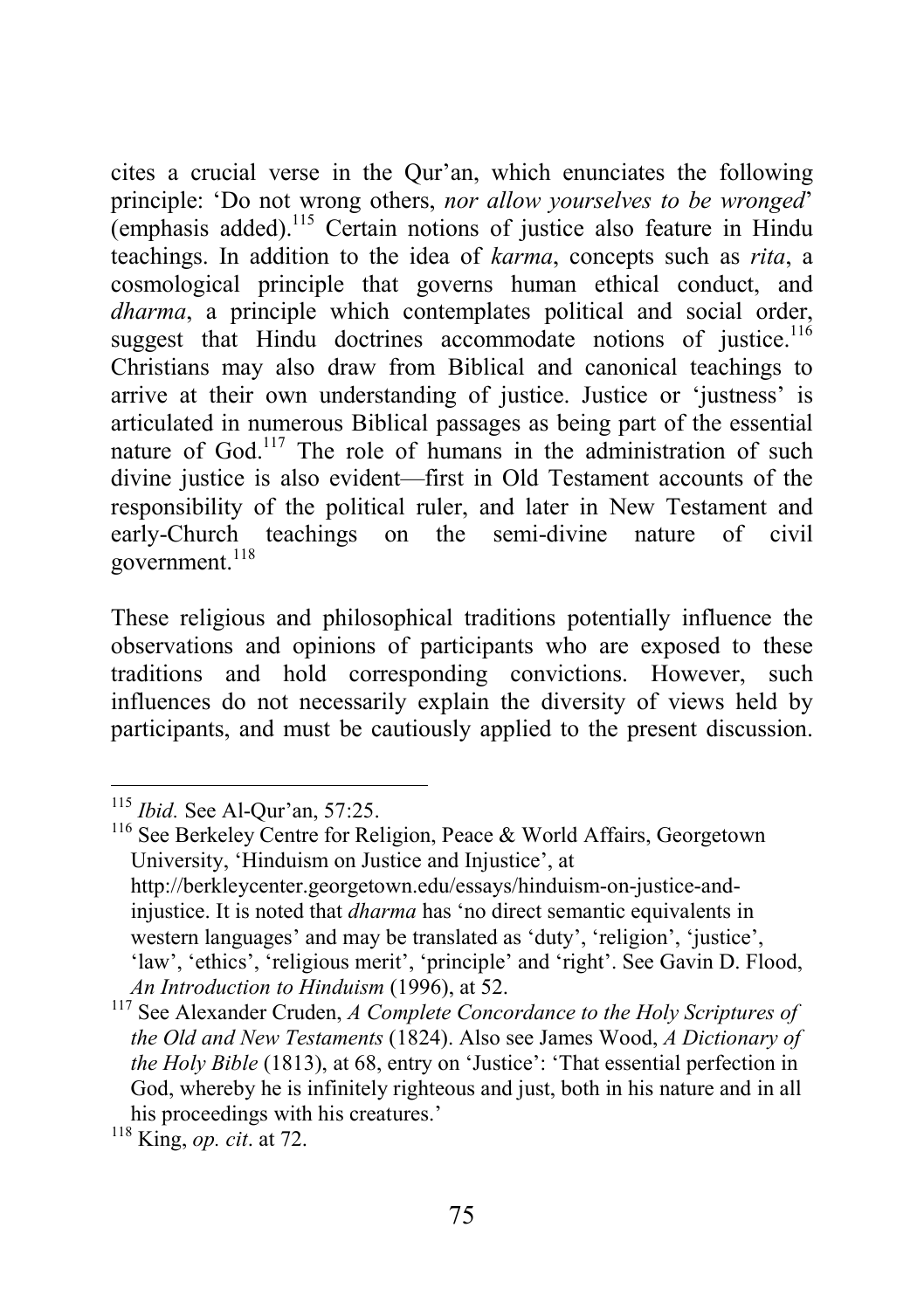cites a crucial verse in the Qur'an, which enunciates the following principle: 'Do not wrong others, *nor allow yourselves to be wronged*' (emphasis added).[115] Certain notions of justice also feature in Hindu teachings. In addition to the idea of *karma*, concepts such as *rita*, a cosmological principle that governs human ethical conduct, and *dharma*, a principle which contemplates political and social order, suggest that Hindu doctrines accommodate notions of justice.[116] Christians may also draw from Biblical and canonical teachings to arrive at their own understanding of justice. Justice or 'justness' is articulated in numerous Biblical passages as being part of the essential nature of God.[117] The role of humans in the administration of such divine justice is also evident—first in Old Testament accounts of the responsibility of the political ruler, and later in New Testament and early-Church teachings on the semi-divine nature of civil government.[118]

These religious and philosophical traditions potentially influence the observations and opinions of participants who are exposed to these traditions and hold corresponding convictions. However, such influences do not necessarily explain the diversity of views held by participants, and must be cautiously applied to the present discussion.

---

[115] *Ibid.* See Al-Qur'an, 57:25.

[116] See Berkeley Centre for Religion, Peace & World Affairs, Georgetown University, 'Hinduism on Justice and Injustice', at http://berkleycenter.georgetown.edu/essays/hinduism-on-justice-and-injustice. It is noted that *dharma* has 'no direct semantic equivalents in western languages' and may be translated as 'duty', 'religion', 'justice', 'law', 'ethics', 'religious merit', 'principle' and 'right'. See Gavin D. Flood, *An Introduction to Hinduism* (1996), at 52.

[117] See Alexander Cruden, *A Complete Concordance to the Holy Scriptures of the Old and New Testaments* (1824). Also see James Wood, *A Dictionary of the Holy Bible* (1813), at 68, entry on 'Justice': 'That essential perfection in God, whereby he is infinitely righteous and just, both in his nature and in all his proceedings with his creatures.'

[118] King, *op. cit*. at 72.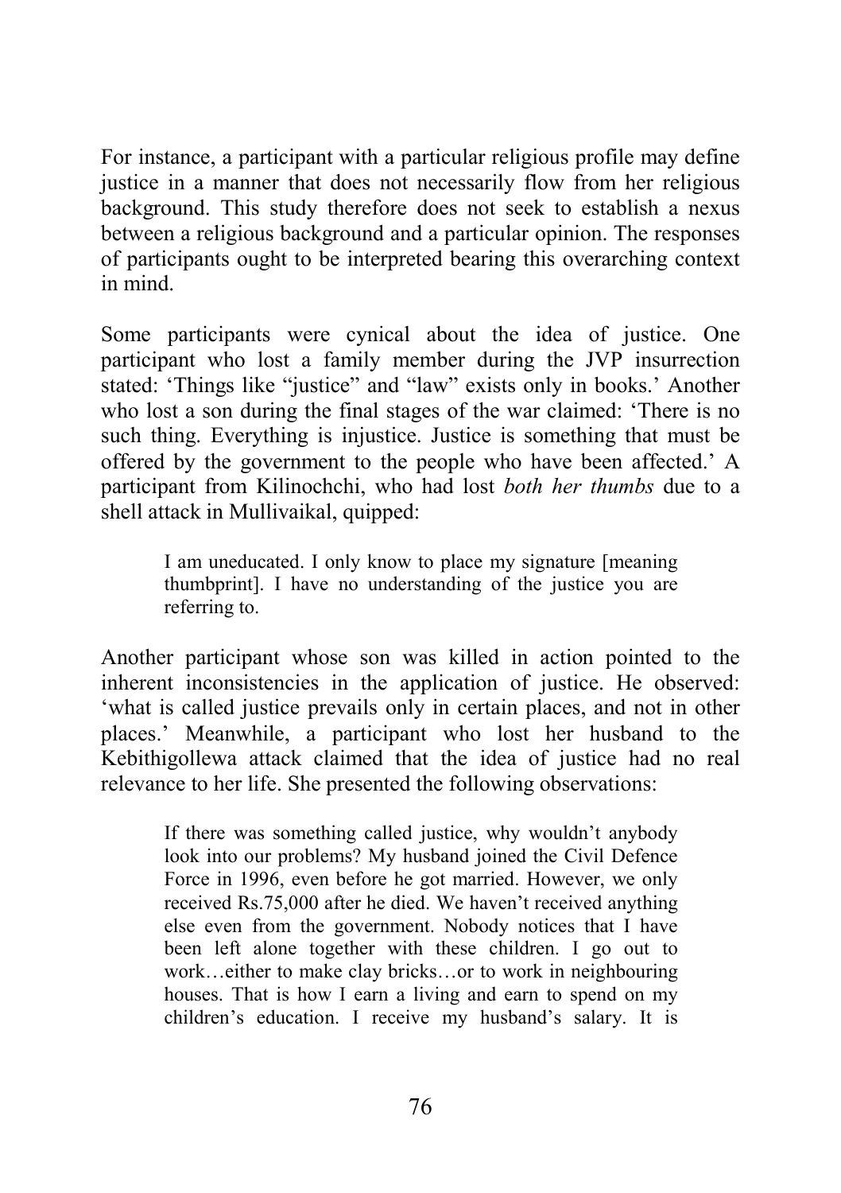For instance, a participant with a particular religious profile may define justice in a manner that does not necessarily flow from her religious background. This study therefore does not seek to establish a nexus between a religious background and a particular opinion. The responses of participants ought to be interpreted bearing this overarching context in mind.

Some participants were cynical about the idea of justice. One participant who lost a family member during the JVP insurrection stated: 'Things like "justice" and "law" exists only in books.' Another who lost a son during the final stages of the war claimed: 'There is no such thing. Everything is injustice. Justice is something that must be offered by the government to the people who have been affected.' A participant from Kilinochchi, who had lost *both her thumbs* due to a shell attack in Mullivaikal, quipped:

> I am uneducated. I only know to place my signature [meaning thumbprint]. I have no understanding of the justice you are referring to.

Another participant whose son was killed in action pointed to the inherent inconsistencies in the application of justice. He observed: 'what is called justice prevails only in certain places, and not in other places.' Meanwhile, a participant who lost her husband to the Kebithigollewa attack claimed that the idea of justice had no real relevance to her life. She presented the following observations:

> If there was something called justice, why wouldn't anybody look into our problems? My husband joined the Civil Defence Force in 1996, even before he got married. However, we only received Rs.75,000 after he died. We haven't received anything else even from the government. Nobody notices that I have been left alone together with these children. I go out to work…either to make clay bricks…or to work in neighbouring houses. That is how I earn a living and earn to spend on my children's education. I receive my husband's salary. It is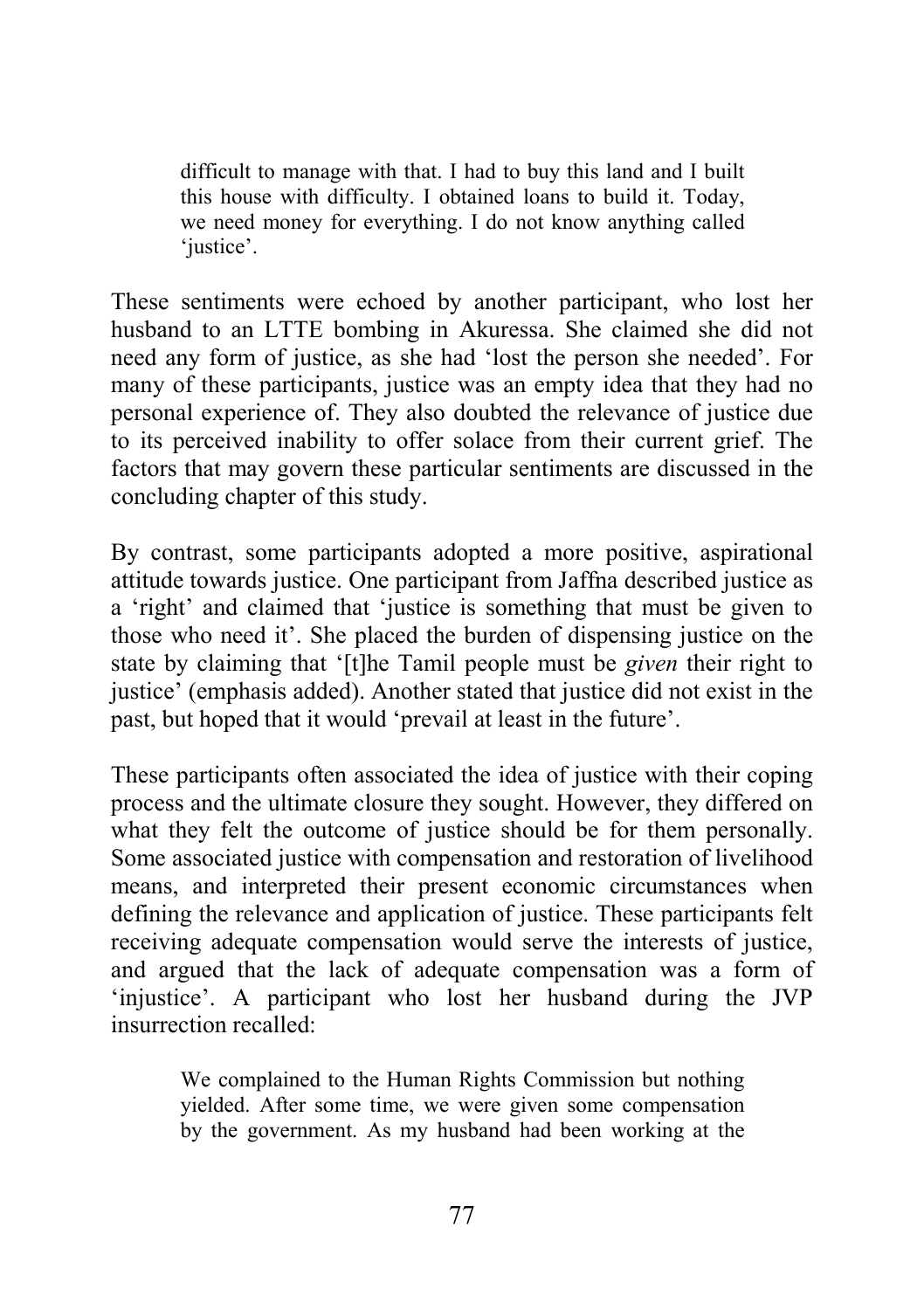> difficult to manage with that. I had to buy this land and I built this house with difficulty. I obtained loans to build it. Today, we need money for everything. I do not know anything called 'justice'.

These sentiments were echoed by another participant, who lost her husband to an LTTE bombing in Akuressa. She claimed she did not need any form of justice, as she had 'lost the person she needed'. For many of these participants, justice was an empty idea that they had no personal experience of. They also doubted the relevance of justice due to its perceived inability to offer solace from their current grief. The factors that may govern these particular sentiments are discussed in the concluding chapter of this study.

By contrast, some participants adopted a more positive, aspirational attitude towards justice. One participant from Jaffna described justice as a 'right' and claimed that 'justice is something that must be given to those who need it'. She placed the burden of dispensing justice on the state by claiming that '[t]he Tamil people must be *given* their right to justice' (emphasis added). Another stated that justice did not exist in the past, but hoped that it would 'prevail at least in the future'.

These participants often associated the idea of justice with their coping process and the ultimate closure they sought. However, they differed on what they felt the outcome of justice should be for them personally. Some associated justice with compensation and restoration of livelihood means, and interpreted their present economic circumstances when defining the relevance and application of justice. These participants felt receiving adequate compensation would serve the interests of justice, and argued that the lack of adequate compensation was a form of 'injustice'. A participant who lost her husband during the JVP insurrection recalled:

> We complained to the Human Rights Commission but nothing yielded. After some time, we were given some compensation by the government. As my husband had been working at the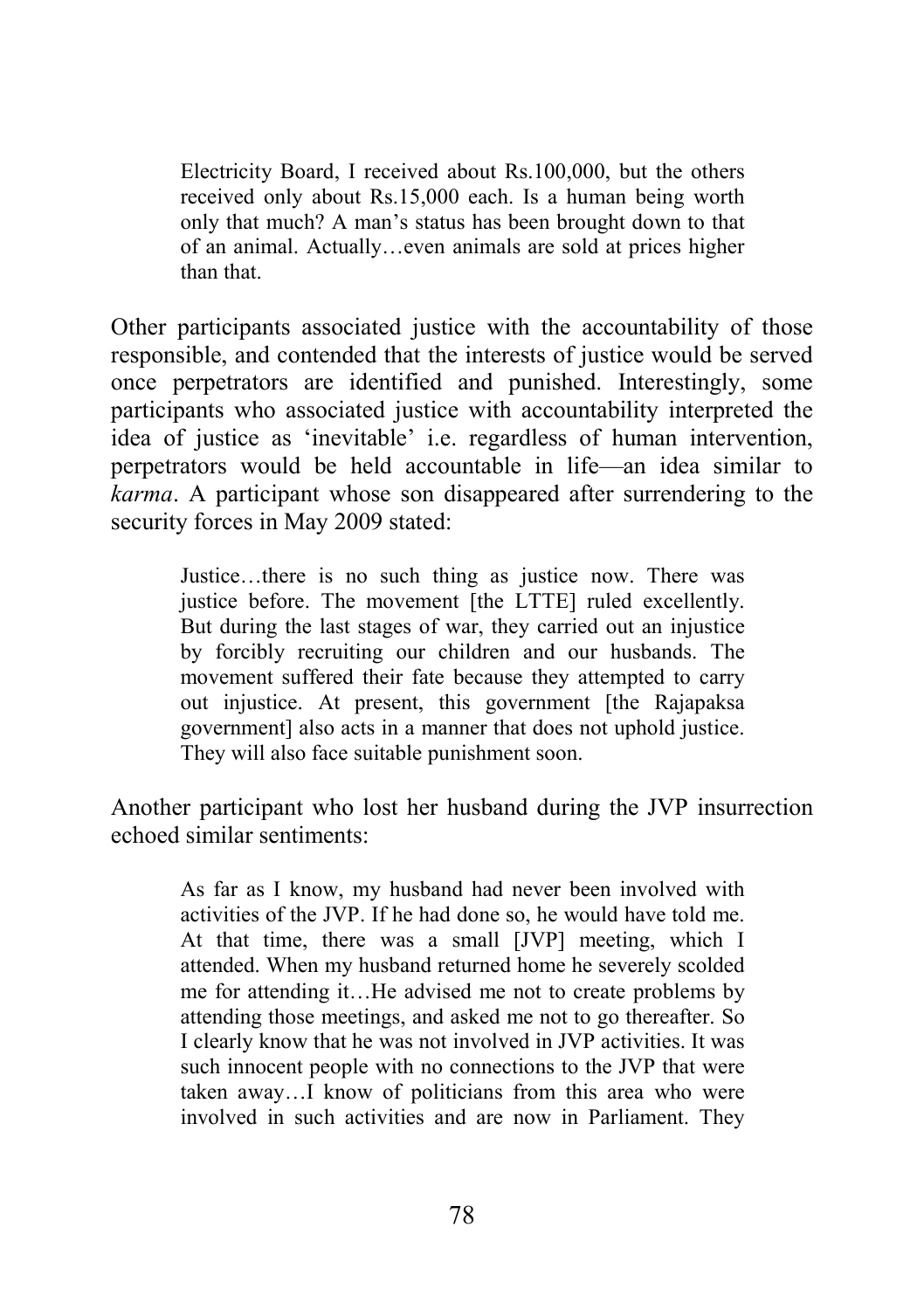> Electricity Board, I received about Rs.100,000, but the others received only about Rs.15,000 each. Is a human being worth only that much? A man's status has been brought down to that of an animal. Actually…even animals are sold at prices higher than that.

Other participants associated justice with the accountability of those responsible, and contended that the interests of justice would be served once perpetrators are identified and punished. Interestingly, some participants who associated justice with accountability interpreted the idea of justice as 'inevitable' i.e. regardless of human intervention, perpetrators would be held accountable in life—an idea similar to *karma*. A participant whose son disappeared after surrendering to the security forces in May 2009 stated:

> Justice…there is no such thing as justice now. There was justice before. The movement [the LTTE] ruled excellently. But during the last stages of war, they carried out an injustice by forcibly recruiting our children and our husbands. The movement suffered their fate because they attempted to carry out injustice. At present, this government [the Rajapaksa government] also acts in a manner that does not uphold justice. They will also face suitable punishment soon.

Another participant who lost her husband during the JVP insurrection echoed similar sentiments:

> As far as I know, my husband had never been involved with activities of the JVP. If he had done so, he would have told me. At that time, there was a small [JVP] meeting, which I attended. When my husband returned home he severely scolded me for attending it…He advised me not to create problems by attending those meetings, and asked me not to go thereafter. So I clearly know that he was not involved in JVP activities. It was such innocent people with no connections to the JVP that were taken away…I know of politicians from this area who were involved in such activities and are now in Parliament. They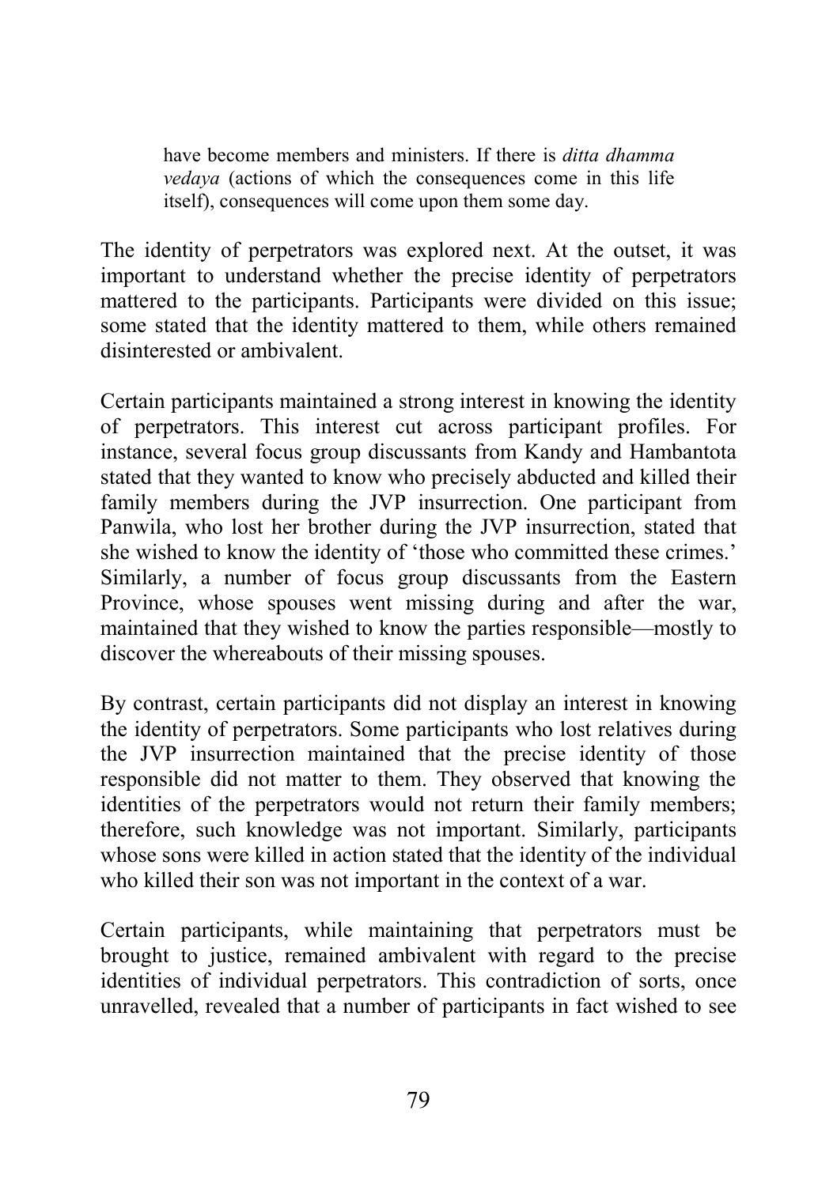> have become members and ministers. If there is *ditta dhamma vedaya* (actions of which the consequences come in this life itself), consequences will come upon them some day.

The identity of perpetrators was explored next. At the outset, it was important to understand whether the precise identity of perpetrators mattered to the participants. Participants were divided on this issue; some stated that the identity mattered to them, while others remained disinterested or ambivalent.

Certain participants maintained a strong interest in knowing the identity of perpetrators. This interest cut across participant profiles. For instance, several focus group discussants from Kandy and Hambantota stated that they wanted to know who precisely abducted and killed their family members during the JVP insurrection. One participant from Panwila, who lost her brother during the JVP insurrection, stated that she wished to know the identity of 'those who committed these crimes.' Similarly, a number of focus group discussants from the Eastern Province, whose spouses went missing during and after the war, maintained that they wished to know the parties responsible—mostly to discover the whereabouts of their missing spouses.

By contrast, certain participants did not display an interest in knowing the identity of perpetrators. Some participants who lost relatives during the JVP insurrection maintained that the precise identity of those responsible did not matter to them. They observed that knowing the identities of the perpetrators would not return their family members; therefore, such knowledge was not important. Similarly, participants whose sons were killed in action stated that the identity of the individual who killed their son was not important in the context of a war.

Certain participants, while maintaining that perpetrators must be brought to justice, remained ambivalent with regard to the precise identities of individual perpetrators. This contradiction of sorts, once unravelled, revealed that a number of participants in fact wished to see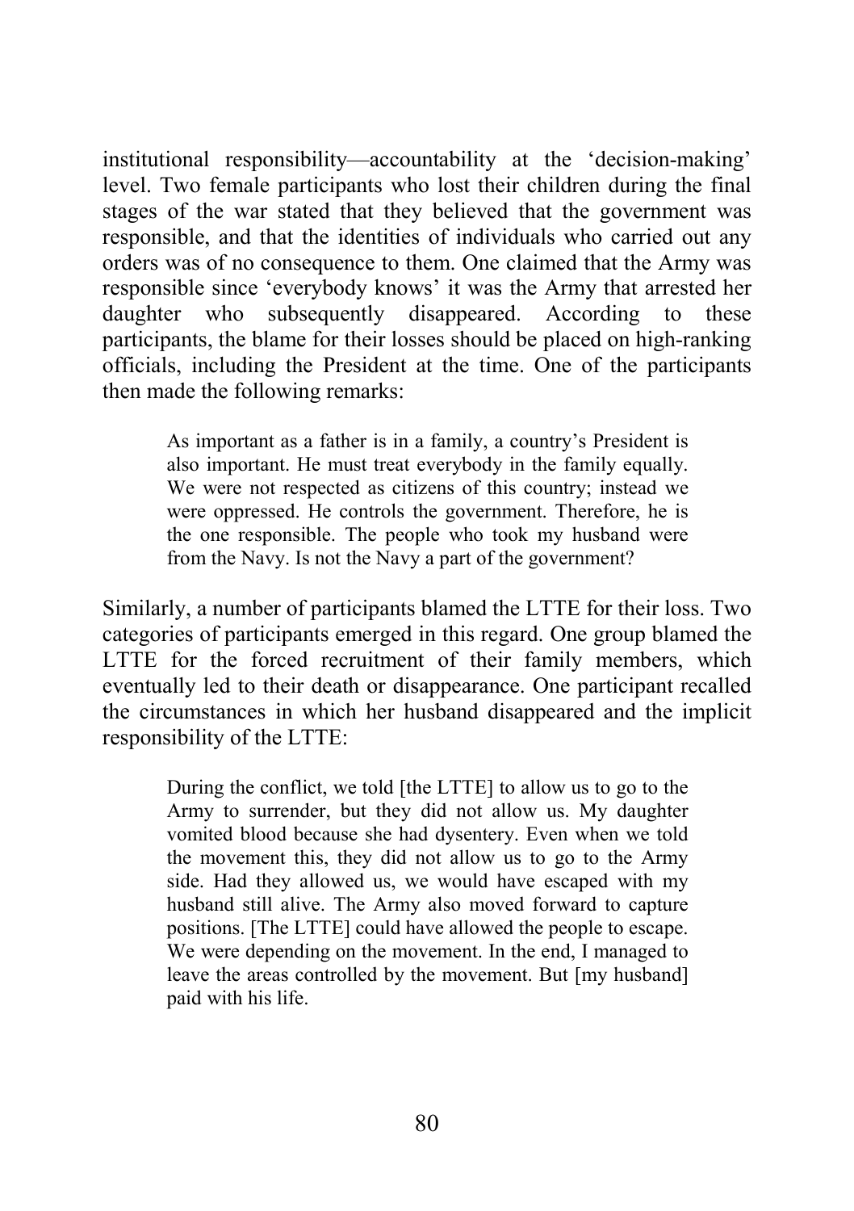institutional responsibility—accountability at the 'decision-making' level. Two female participants who lost their children during the final stages of the war stated that they believed that the government was responsible, and that the identities of individuals who carried out any orders was of no consequence to them. One claimed that the Army was responsible since 'everybody knows' it was the Army that arrested her daughter who subsequently disappeared. According to these participants, the blame for their losses should be placed on high-ranking officials, including the President at the time. One of the participants then made the following remarks:

> As important as a father is in a family, a country's President is also important. He must treat everybody in the family equally. We were not respected as citizens of this country; instead we were oppressed. He controls the government. Therefore, he is the one responsible. The people who took my husband were from the Navy. Is not the Navy a part of the government?

Similarly, a number of participants blamed the LTTE for their loss. Two categories of participants emerged in this regard. One group blamed the LTTE for the forced recruitment of their family members, which eventually led to their death or disappearance. One participant recalled the circumstances in which her husband disappeared and the implicit responsibility of the LTTE:

> During the conflict, we told [the LTTE] to allow us to go to the Army to surrender, but they did not allow us. My daughter vomited blood because she had dysentery. Even when we told the movement this, they did not allow us to go to the Army side. Had they allowed us, we would have escaped with my husband still alive. The Army also moved forward to capture positions. [The LTTE] could have allowed the people to escape. We were depending on the movement. In the end, I managed to leave the areas controlled by the movement. But [my husband] paid with his life.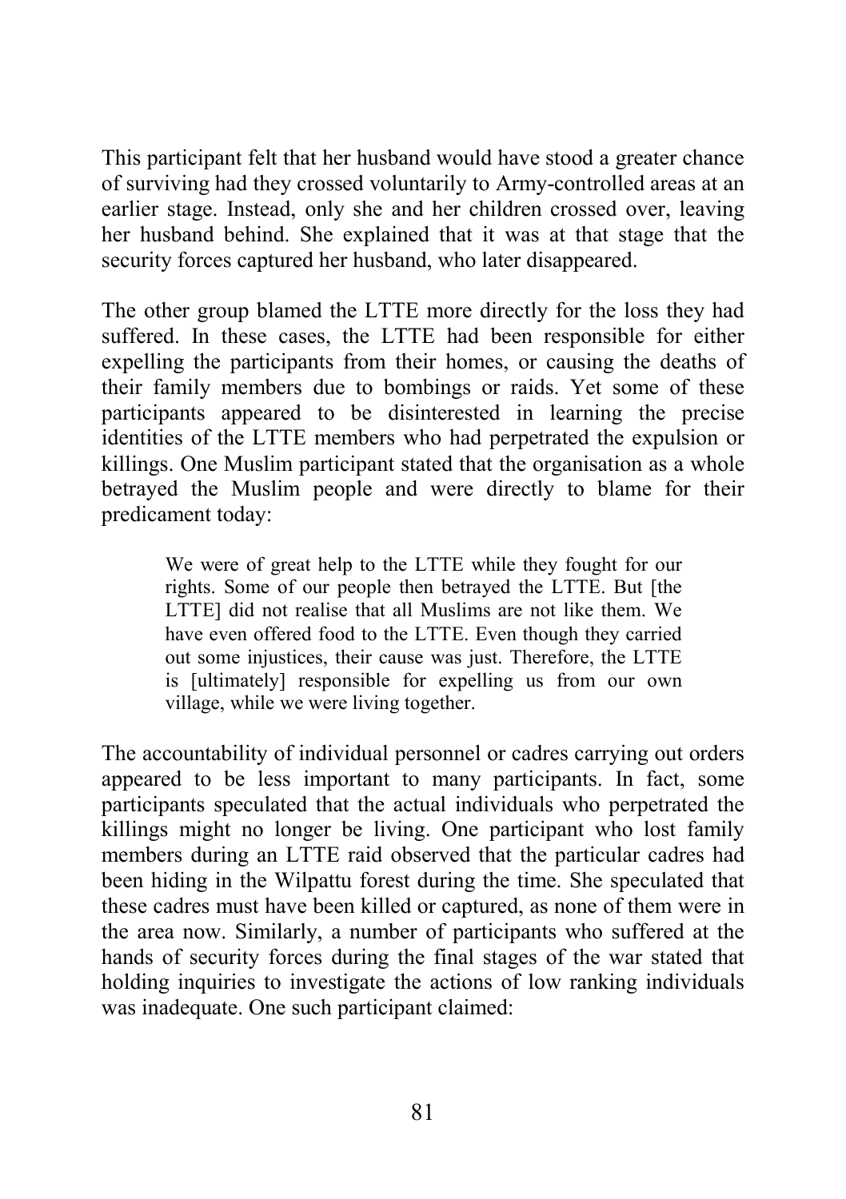This participant felt that her husband would have stood a greater chance of surviving had they crossed voluntarily to Army-controlled areas at an earlier stage. Instead, only she and her children crossed over, leaving her husband behind. She explained that it was at that stage that the security forces captured her husband, who later disappeared.

The other group blamed the LTTE more directly for the loss they had suffered. In these cases, the LTTE had been responsible for either expelling the participants from their homes, or causing the deaths of their family members due to bombings or raids. Yet some of these participants appeared to be disinterested in learning the precise identities of the LTTE members who had perpetrated the expulsion or killings. One Muslim participant stated that the organisation as a whole betrayed the Muslim people and were directly to blame for their predicament today:

> We were of great help to the LTTE while they fought for our rights. Some of our people then betrayed the LTTE. But [the LTTE] did not realise that all Muslims are not like them. We have even offered food to the LTTE. Even though they carried out some injustices, their cause was just. Therefore, the LTTE is [ultimately] responsible for expelling us from our own village, while we were living together.

The accountability of individual personnel or cadres carrying out orders appeared to be less important to many participants. In fact, some participants speculated that the actual individuals who perpetrated the killings might no longer be living. One participant who lost family members during an LTTE raid observed that the particular cadres had been hiding in the Wilpattu forest during the time. She speculated that these cadres must have been killed or captured, as none of them were in the area now. Similarly, a number of participants who suffered at the hands of security forces during the final stages of the war stated that holding inquiries to investigate the actions of low ranking individuals was inadequate. One such participant claimed: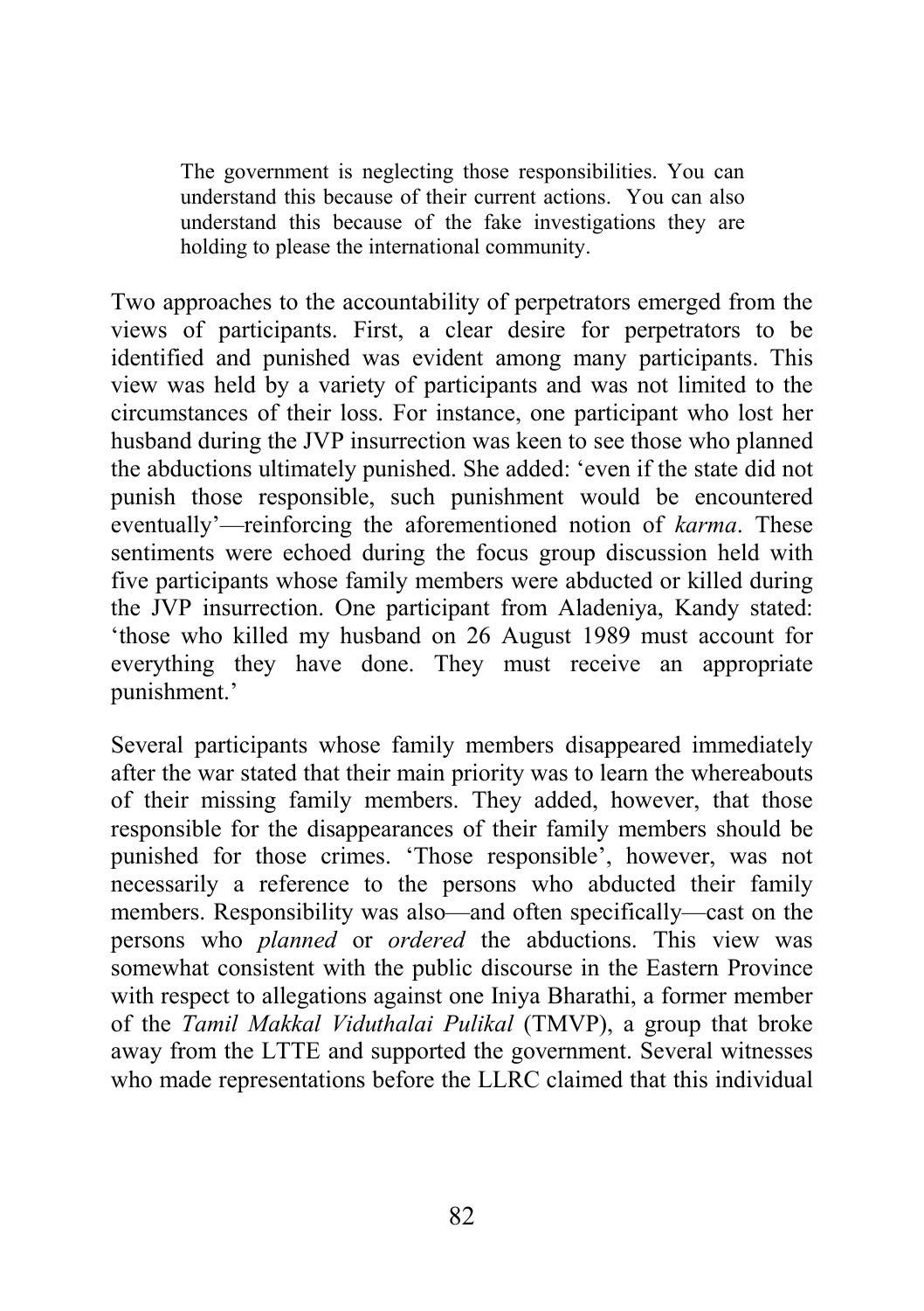> The government is neglecting those responsibilities. You can understand this because of their current actions. You can also understand this because of the fake investigations they are holding to please the international community.

Two approaches to the accountability of perpetrators emerged from the views of participants. First, a clear desire for perpetrators to be identified and punished was evident among many participants. This view was held by a variety of participants and was not limited to the circumstances of their loss. For instance, one participant who lost her husband during the JVP insurrection was keen to see those who planned the abductions ultimately punished. She added: 'even if the state did not punish those responsible, such punishment would be encountered eventually'—reinforcing the aforementioned notion of *karma*. These sentiments were echoed during the focus group discussion held with five participants whose family members were abducted or killed during the JVP insurrection. One participant from Aladeniya, Kandy stated: 'those who killed my husband on 26 August 1989 must account for everything they have done. They must receive an appropriate punishment.'

Several participants whose family members disappeared immediately after the war stated that their main priority was to learn the whereabouts of their missing family members. They added, however, that those responsible for the disappearances of their family members should be punished for those crimes. 'Those responsible', however, was not necessarily a reference to the persons who abducted their family members. Responsibility was also—and often specifically—cast on the persons who *planned* or *ordered* the abductions. This view was somewhat consistent with the public discourse in the Eastern Province with respect to allegations against one Iniya Bharathi, a former member of the *Tamil Makkal Viduthalai Pulikal* (TMVP), a group that broke away from the LTTE and supported the government. Several witnesses who made representations before the LLRC claimed that this individual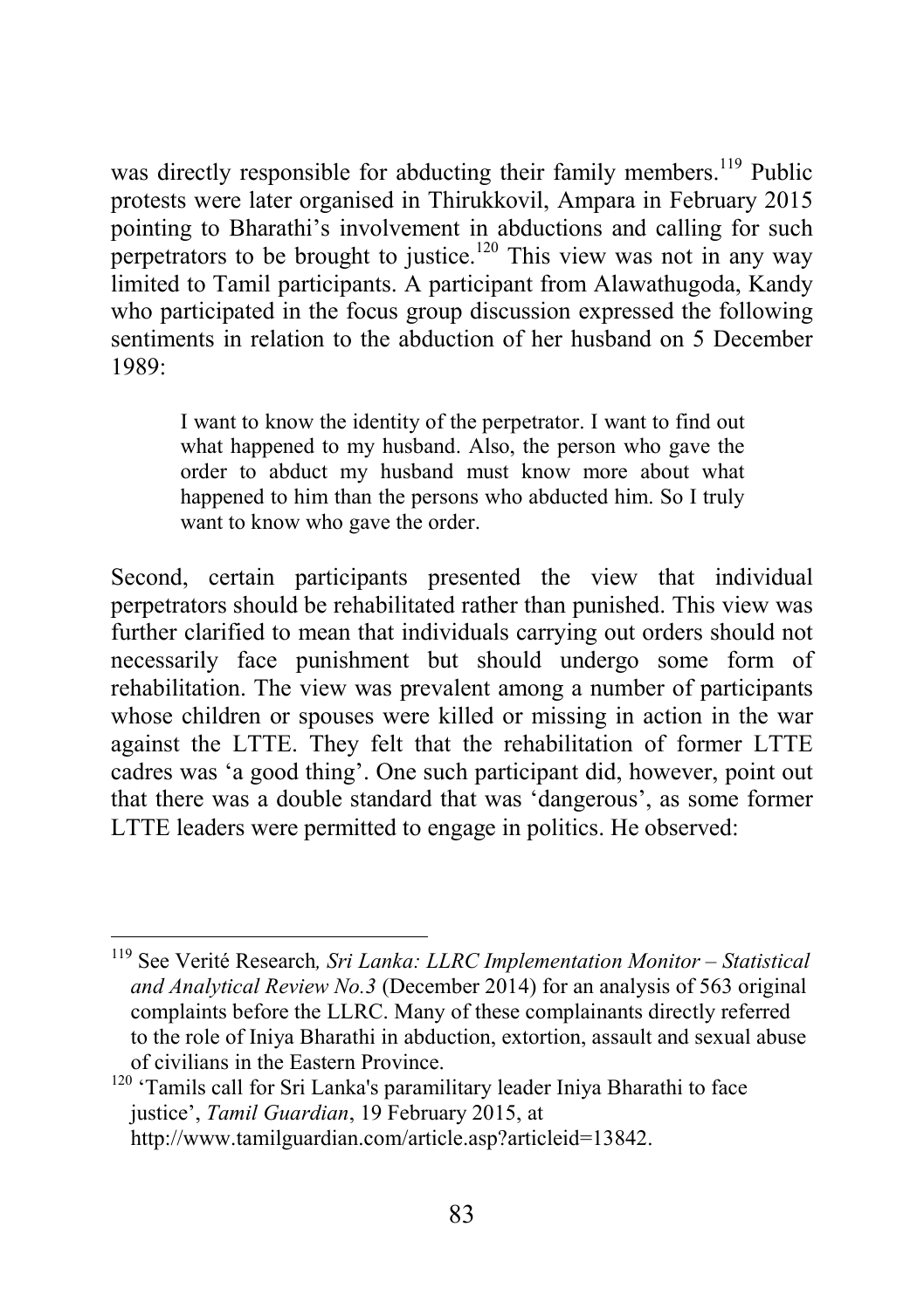was directly responsible for abducting their family members.[119] Public protests were later organised in Thirukkovil, Ampara in February 2015 pointing to Bharathi's involvement in abductions and calling for such perpetrators to be brought to justice.[120] This view was not in any way limited to Tamil participants. A participant from Alawathugoda, Kandy who participated in the focus group discussion expressed the following sentiments in relation to the abduction of her husband on 5 December 1989:

> I want to know the identity of the perpetrator. I want to find out what happened to my husband. Also, the person who gave the order to abduct my husband must know more about what happened to him than the persons who abducted him. So I truly want to know who gave the order.

Second, certain participants presented the view that individual perpetrators should be rehabilitated rather than punished. This view was further clarified to mean that individuals carrying out orders should not necessarily face punishment but should undergo some form of rehabilitation. The view was prevalent among a number of participants whose children or spouses were killed or missing in action in the war against the LTTE. They felt that the rehabilitation of former LTTE cadres was 'a good thing'. One such participant did, however, point out that there was a double standard that was 'dangerous', as some former LTTE leaders were permitted to engage in politics. He observed:

---

[119] See Verité Research*, Sri Lanka: LLRC Implementation Monitor – Statistical and Analytical Review No.3* (December 2014) for an analysis of 563 original complaints before the LLRC. Many of these complainants directly referred to the role of Iniya Bharathi in abduction, extortion, assault and sexual abuse of civilians in the Eastern Province.

[120] 'Tamils call for Sri Lanka's paramilitary leader Iniya Bharathi to face justice', *Tamil Guardian*, 19 February 2015, at http://www.tamilguardian.com/article.asp?articleid=13842.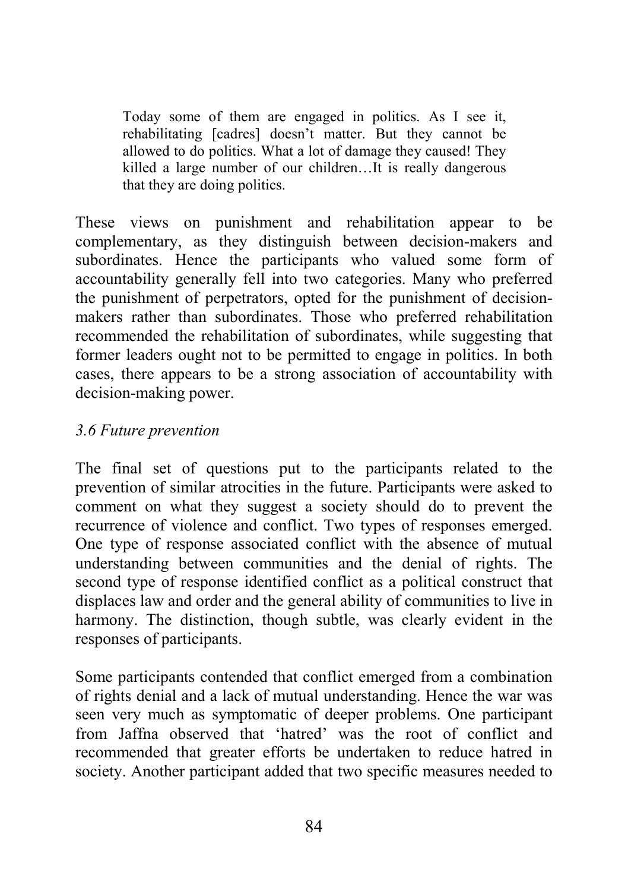> Today some of them are engaged in politics. As I see it, rehabilitating [cadres] doesn't matter. But they cannot be allowed to do politics. What a lot of damage they caused! They killed a large number of our children…It is really dangerous that they are doing politics.

These views on punishment and rehabilitation appear to be complementary, as they distinguish between decision-makers and subordinates. Hence the participants who valued some form of accountability generally fell into two categories. Many who preferred the punishment of perpetrators, opted for the punishment of decision-makers rather than subordinates. Those who preferred rehabilitation recommended the rehabilitation of subordinates, while suggesting that former leaders ought not to be permitted to engage in politics. In both cases, there appears to be a strong association of accountability with decision-making power.

### *3.6 Future prevention*

The final set of questions put to the participants related to the prevention of similar atrocities in the future. Participants were asked to comment on what they suggest a society should do to prevent the recurrence of violence and conflict. Two types of responses emerged. One type of response associated conflict with the absence of mutual understanding between communities and the denial of rights. The second type of response identified conflict as a political construct that displaces law and order and the general ability of communities to live in harmony. The distinction, though subtle, was clearly evident in the responses of participants.

Some participants contended that conflict emerged from a combination of rights denial and a lack of mutual understanding. Hence the war was seen very much as symptomatic of deeper problems. One participant from Jaffna observed that 'hatred' was the root of conflict and recommended that greater efforts be undertaken to reduce hatred in society. Another participant added that two specific measures needed to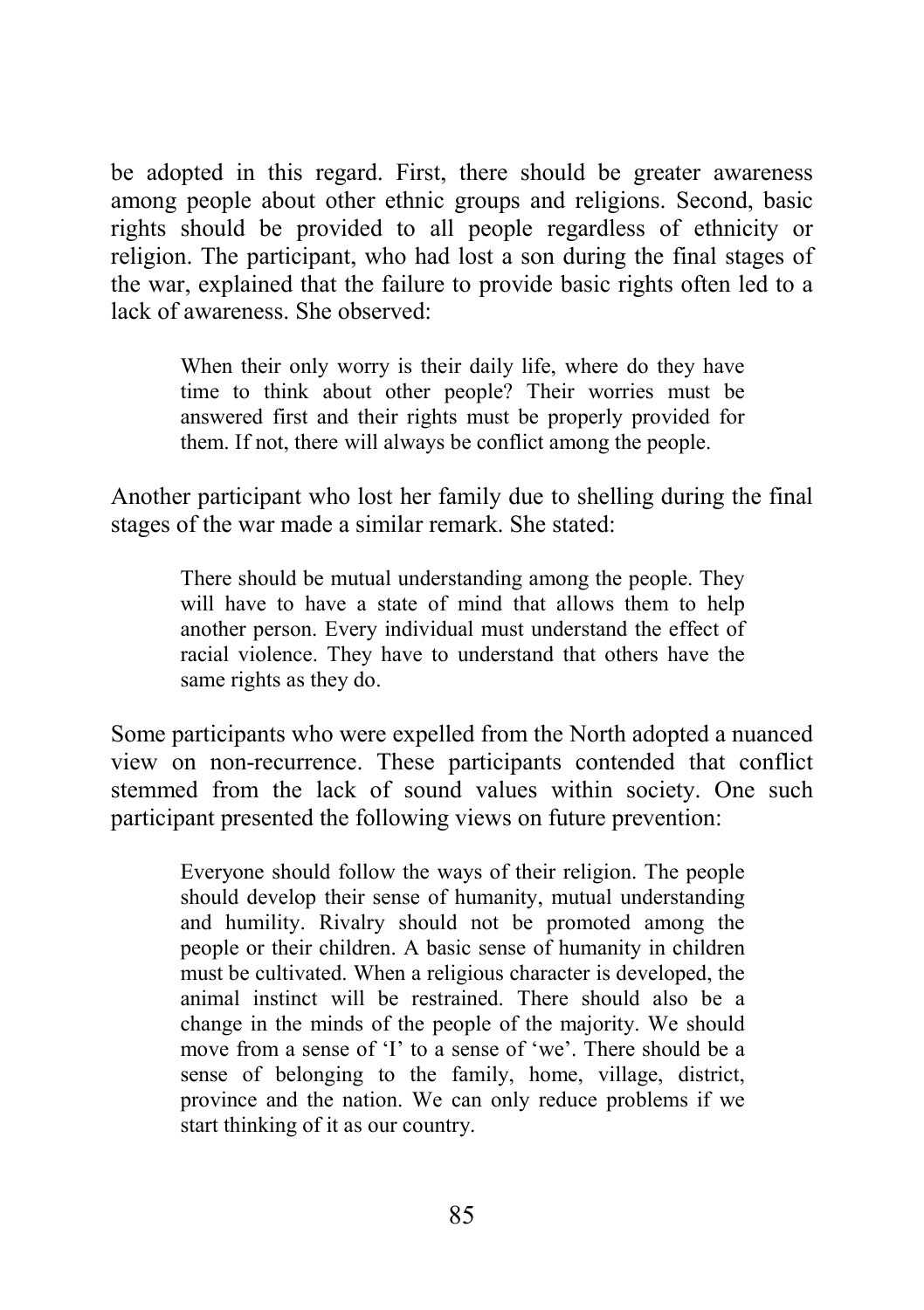be adopted in this regard. First, there should be greater awareness among people about other ethnic groups and religions. Second, basic rights should be provided to all people regardless of ethnicity or religion. The participant, who had lost a son during the final stages of the war, explained that the failure to provide basic rights often led to a lack of awareness. She observed:

> When their only worry is their daily life, where do they have time to think about other people? Their worries must be answered first and their rights must be properly provided for them. If not, there will always be conflict among the people.

Another participant who lost her family due to shelling during the final stages of the war made a similar remark. She stated:

> There should be mutual understanding among the people. They will have to have a state of mind that allows them to help another person. Every individual must understand the effect of racial violence. They have to understand that others have the same rights as they do.

Some participants who were expelled from the North adopted a nuanced view on non-recurrence. These participants contended that conflict stemmed from the lack of sound values within society. One such participant presented the following views on future prevention:

> Everyone should follow the ways of their religion. The people should develop their sense of humanity, mutual understanding and humility. Rivalry should not be promoted among the people or their children. A basic sense of humanity in children must be cultivated. When a religious character is developed, the animal instinct will be restrained. There should also be a change in the minds of the people of the majority. We should move from a sense of 'I' to a sense of 'we'. There should be a sense of belonging to the family, home, village, district, province and the nation. We can only reduce problems if we start thinking of it as our country.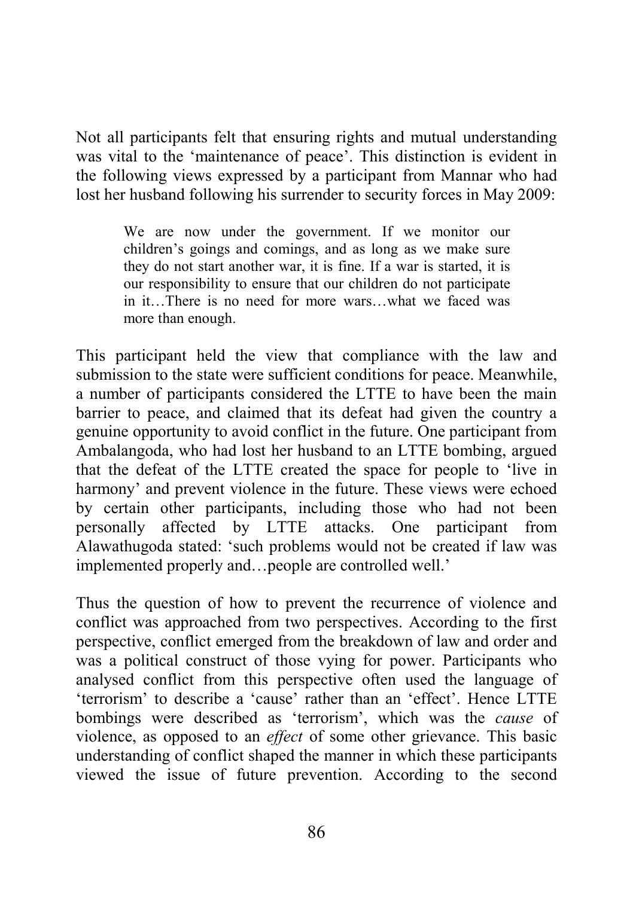Not all participants felt that ensuring rights and mutual understanding was vital to the 'maintenance of peace'. This distinction is evident in the following views expressed by a participant from Mannar who had lost her husband following his surrender to security forces in May 2009:

> We are now under the government. If we monitor our children's goings and comings, and as long as we make sure they do not start another war, it is fine. If a war is started, it is our responsibility to ensure that our children do not participate in it…There is no need for more wars…what we faced was more than enough.

This participant held the view that compliance with the law and submission to the state were sufficient conditions for peace. Meanwhile, a number of participants considered the LTTE to have been the main barrier to peace, and claimed that its defeat had given the country a genuine opportunity to avoid conflict in the future. One participant from Ambalangoda, who had lost her husband to an LTTE bombing, argued that the defeat of the LTTE created the space for people to 'live in harmony' and prevent violence in the future. These views were echoed by certain other participants, including those who had not been personally affected by LTTE attacks. One participant from Alawathugoda stated: 'such problems would not be created if law was implemented properly and…people are controlled well.'

Thus the question of how to prevent the recurrence of violence and conflict was approached from two perspectives. According to the first perspective, conflict emerged from the breakdown of law and order and was a political construct of those vying for power. Participants who analysed conflict from this perspective often used the language of 'terrorism' to describe a 'cause' rather than an 'effect'. Hence LTTE bombings were described as 'terrorism', which was the *cause* of violence, as opposed to an *effect* of some other grievance. This basic understanding of conflict shaped the manner in which these participants viewed the issue of future prevention. According to the second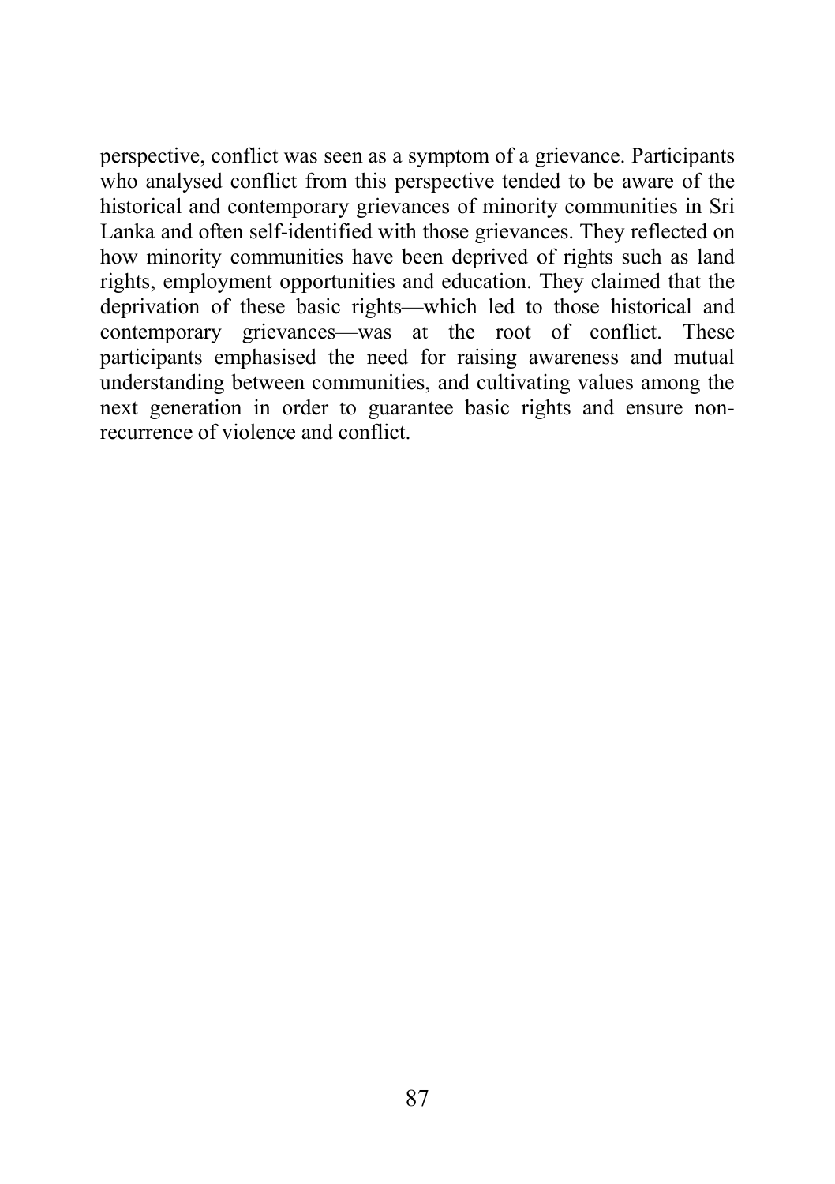perspective, conflict was seen as a symptom of a grievance. Participants who analysed conflict from this perspective tended to be aware of the historical and contemporary grievances of minority communities in Sri Lanka and often self-identified with those grievances. They reflected on how minority communities have been deprived of rights such as land rights, employment opportunities and education. They claimed that the deprivation of these basic rights—which led to those historical and contemporary grievances—was at the root of conflict. These participants emphasised the need for raising awareness and mutual understanding between communities, and cultivating values among the next generation in order to guarantee basic rights and ensure non-recurrence of violence and conflict.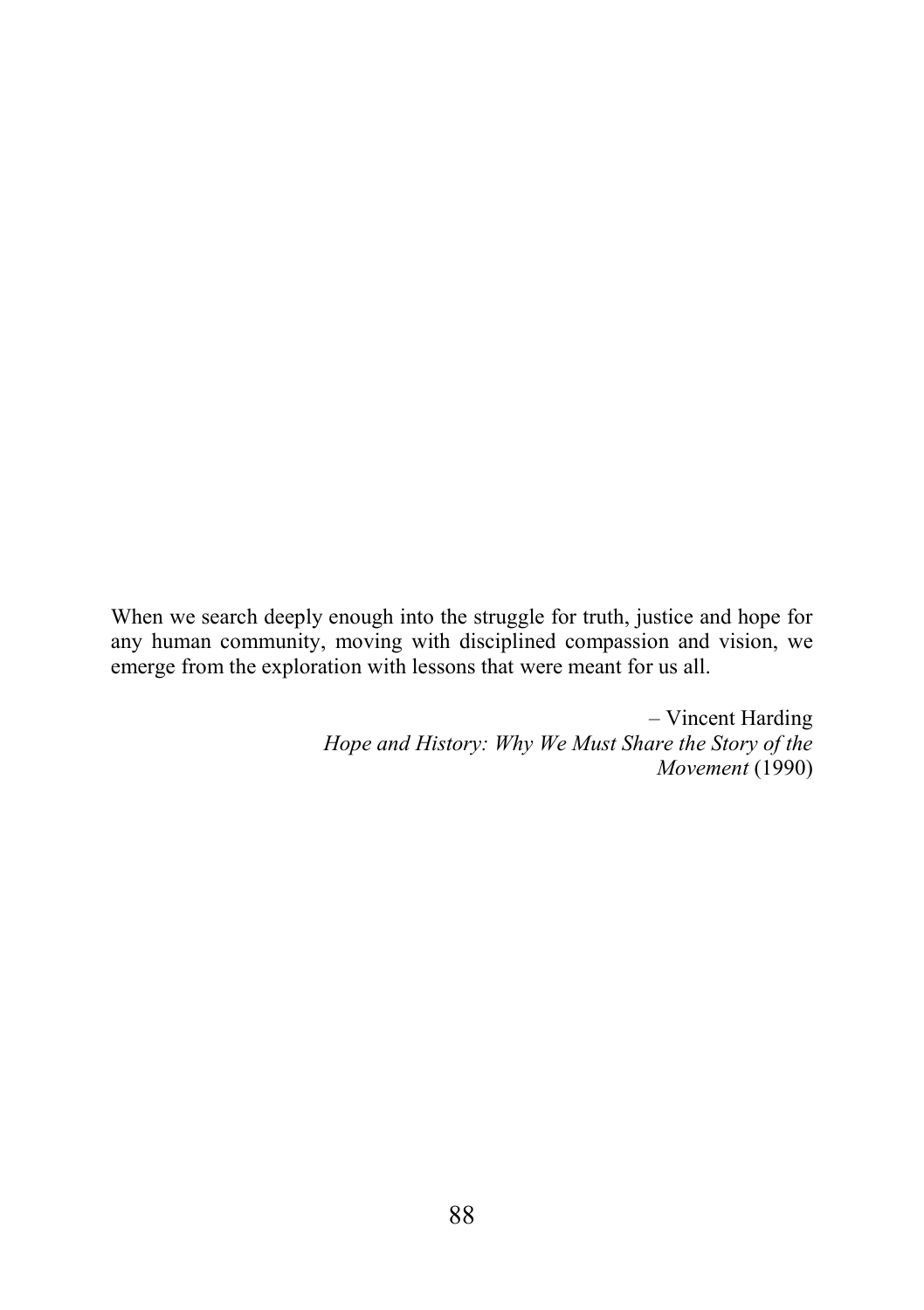When we search deeply enough into the struggle for truth, justice and hope for any human community, moving with disciplined compassion and vision, we emerge from the exploration with lessons that were meant for us all.

– Vincent Harding
*Hope and History: Why We Must Share the Story of the Movement* (1990)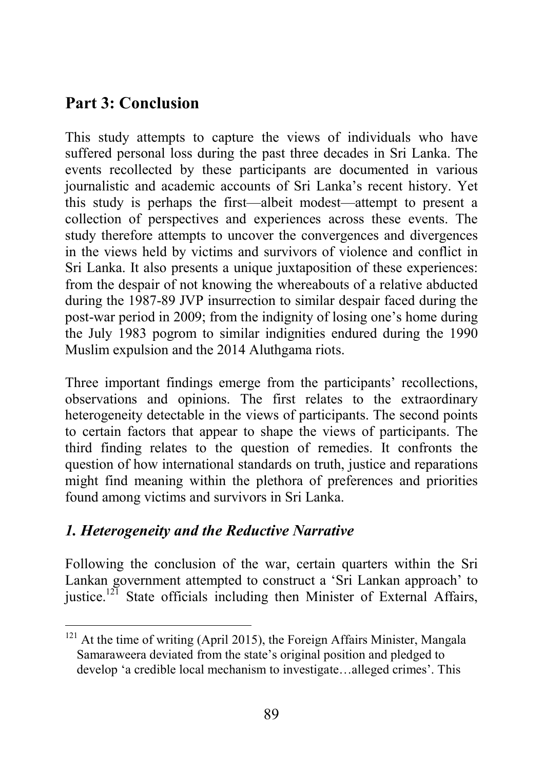## Part 3: Conclusion

This study attempts to capture the views of individuals who have suffered personal loss during the past three decades in Sri Lanka. The events recollected by these participants are documented in various journalistic and academic accounts of Sri Lanka's recent history. Yet this study is perhaps the first—albeit modest—attempt to present a collection of perspectives and experiences across these events. The study therefore attempts to uncover the convergences and divergences in the views held by victims and survivors of violence and conflict in Sri Lanka. It also presents a unique juxtaposition of these experiences: from the despair of not knowing the whereabouts of a relative abducted during the 1987-89 JVP insurrection to similar despair faced during the post-war period in 2009; from the indignity of losing one's home during the July 1983 pogrom to similar indignities endured during the 1990 Muslim expulsion and the 2014 Aluthgama riots.

Three important findings emerge from the participants' recollections, observations and opinions. The first relates to the extraordinary heterogeneity detectable in the views of participants. The second points to certain factors that appear to shape the views of participants. The third finding relates to the question of remedies. It confronts the question of how international standards on truth, justice and reparations might find meaning within the plethora of preferences and priorities found among victims and survivors in Sri Lanka.

### *1. Heterogeneity and the Reductive Narrative*

Following the conclusion of the war, certain quarters within the Sri Lankan government attempted to construct a 'Sri Lankan approach' to justice.[121] State officials including then Minister of External Affairs,

[121] At the time of writing (April 2015), the Foreign Affairs Minister, Mangala Samaraweera deviated from the state's original position and pledged to develop 'a credible local mechanism to investigate…alleged crimes'. This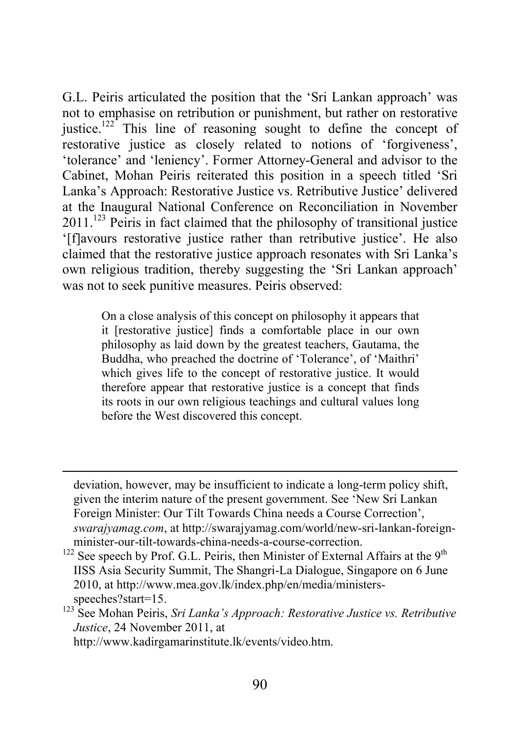G.L. Peiris articulated the position that the 'Sri Lankan approach' was not to emphasise on retribution or punishment, but rather on restorative justice.[122] This line of reasoning sought to define the concept of restorative justice as closely related to notions of 'forgiveness', 'tolerance' and 'leniency'. Former Attorney-General and advisor to the Cabinet, Mohan Peiris reiterated this position in a speech titled 'Sri Lanka's Approach: Restorative Justice vs. Retributive Justice' delivered at the Inaugural National Conference on Reconciliation in November 2011.[123] Peiris in fact claimed that the philosophy of transitional justice '[f]avours restorative justice rather than retributive justice'. He also claimed that the restorative justice approach resonates with Sri Lanka's own religious tradition, thereby suggesting the 'Sri Lankan approach' was not to seek punitive measures. Peiris observed:

> On a close analysis of this concept on philosophy it appears that it [restorative justice] finds a comfortable place in our own philosophy as laid down by the greatest teachers, Gautama, the Buddha, who preached the doctrine of 'Tolerance', of 'Maithri' which gives life to the concept of restorative justice. It would therefore appear that restorative justice is a concept that finds its roots in our own religious teachings and cultural values long before the West discovered this concept.

---

deviation, however, may be insufficient to indicate a long-term policy shift, given the interim nature of the present government. See 'New Sri Lankan Foreign Minister: Our Tilt Towards China needs a Course Correction', *swarajyamag.com*, at http://swarajyamag.com/world/new-sri-lankan-foreign-minister-our-tilt-towards-china-needs-a-course-correction.

[122] See speech by Prof. G.L. Peiris, then Minister of External Affairs at the 9th IISS Asia Security Summit, The Shangri-La Dialogue, Singapore on 6 June 2010, at http://www.mea.gov.lk/index.php/en/media/ministers-speeches?start=15.

[123] See Mohan Peiris, *Sri Lanka's Approach: Restorative Justice vs. Retributive Justice*, 24 November 2011, at http://www.kadirgamarinstitute.lk/events/video.htm.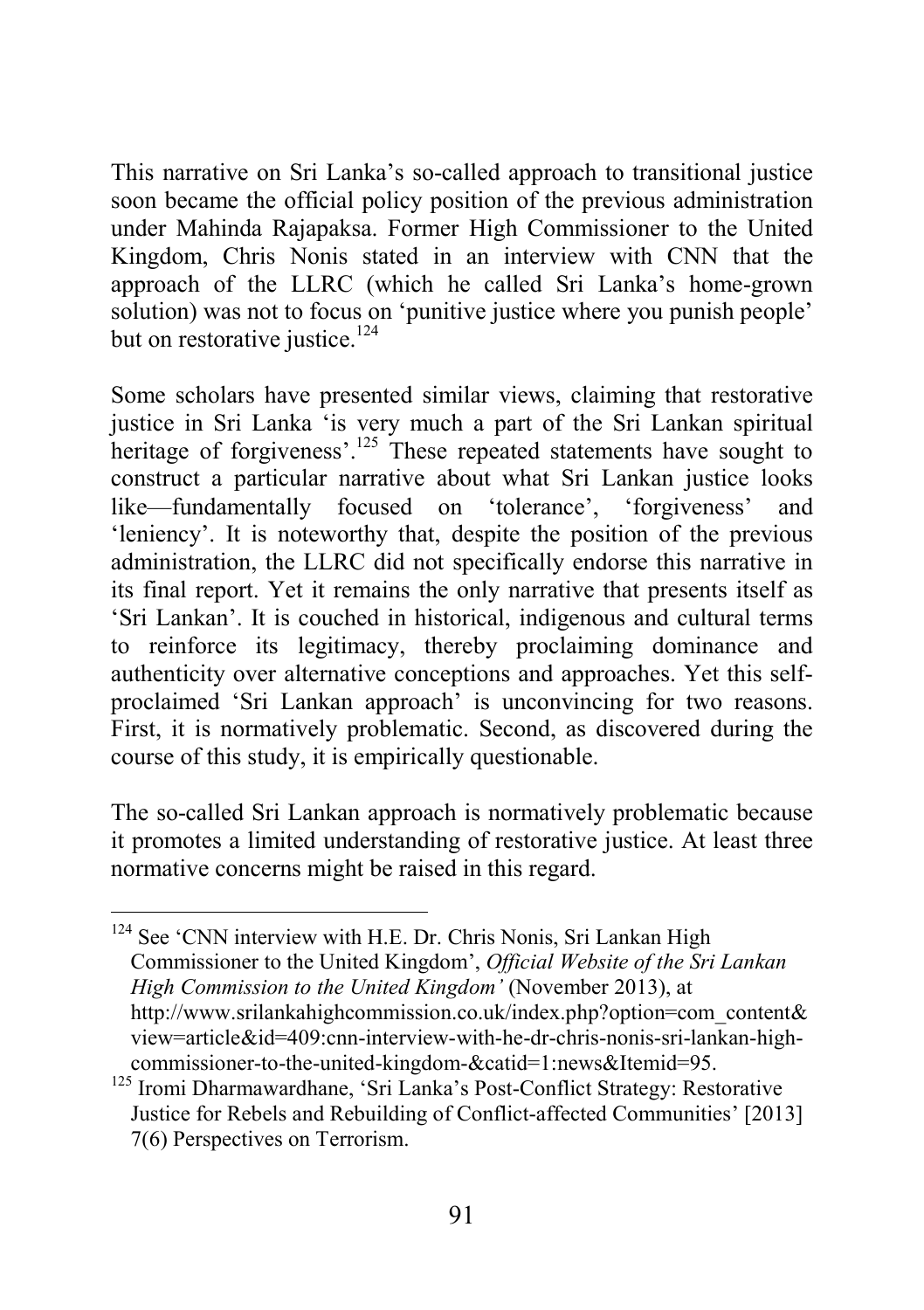This narrative on Sri Lanka's so-called approach to transitional justice soon became the official policy position of the previous administration under Mahinda Rajapaksa. Former High Commissioner to the United Kingdom, Chris Nonis stated in an interview with CNN that the approach of the LLRC (which he called Sri Lanka's home-grown solution) was not to focus on 'punitive justice where you punish people' but on restorative justice.[124]

Some scholars have presented similar views, claiming that restorative justice in Sri Lanka 'is very much a part of the Sri Lankan spiritual heritage of forgiveness'.[125] These repeated statements have sought to construct a particular narrative about what Sri Lankan justice looks like—fundamentally focused on 'tolerance', 'forgiveness' and 'leniency'. It is noteworthy that, despite the position of the previous administration, the LLRC did not specifically endorse this narrative in its final report. Yet it remains the only narrative that presents itself as 'Sri Lankan'. It is couched in historical, indigenous and cultural terms to reinforce its legitimacy, thereby proclaiming dominance and authenticity over alternative conceptions and approaches. Yet this self-proclaimed 'Sri Lankan approach' is unconvincing for two reasons. First, it is normatively problematic. Second, as discovered during the course of this study, it is empirically questionable.

The so-called Sri Lankan approach is normatively problematic because it promotes a limited understanding of restorative justice. At least three normative concerns might be raised in this regard.

---

[124] See 'CNN interview with H.E. Dr. Chris Nonis, Sri Lankan High Commissioner to the United Kingdom', *Official Website of the Sri Lankan High Commission to the United Kingdom'* (November 2013), at http://www.srilankahighcommission.co.uk/index.php?option=com_content&view=article&id=409:cnn-interview-with-he-dr-chris-nonis-sri-lankan-high-commissioner-to-the-united-kingdom-&catid=1:news&Itemid=95.

[125] Iromi Dharmawardhane, 'Sri Lanka's Post-Conflict Strategy: Restorative Justice for Rebels and Rebuilding of Conflict-affected Communities' [2013] 7(6) Perspectives on Terrorism.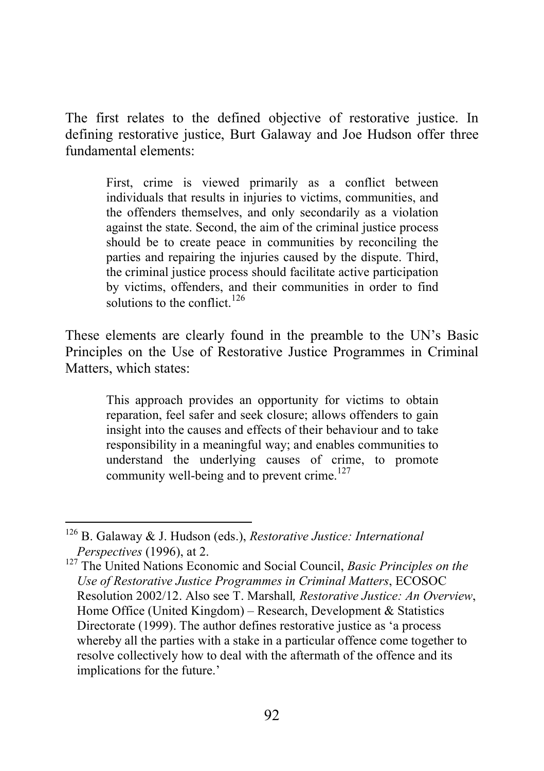The first relates to the defined objective of restorative justice. In defining restorative justice, Burt Galaway and Joe Hudson offer three fundamental elements:

> First, crime is viewed primarily as a conflict between individuals that results in injuries to victims, communities, and the offenders themselves, and only secondarily as a violation against the state. Second, the aim of the criminal justice process should be to create peace in communities by reconciling the parties and repairing the injuries caused by the dispute. Third, the criminal justice process should facilitate active participation by victims, offenders, and their communities in order to find solutions to the conflict.[126]

These elements are clearly found in the preamble to the UN's Basic Principles on the Use of Restorative Justice Programmes in Criminal Matters, which states:

> This approach provides an opportunity for victims to obtain reparation, feel safer and seek closure; allows offenders to gain insight into the causes and effects of their behaviour and to take responsibility in a meaningful way; and enables communities to understand the underlying causes of crime, to promote community well-being and to prevent crime.[127]

---

[126] B. Galaway & J. Hudson (eds.), *Restorative Justice: International Perspectives* (1996), at 2.

[127] The United Nations Economic and Social Council, *Basic Principles on the Use of Restorative Justice Programmes in Criminal Matters*, ECOSOC Resolution 2002/12. Also see T. Marshall*, Restorative Justice: An Overview*, Home Office (United Kingdom) – Research, Development & Statistics Directorate (1999). The author defines restorative justice as 'a process whereby all the parties with a stake in a particular offence come together to resolve collectively how to deal with the aftermath of the offence and its implications for the future.'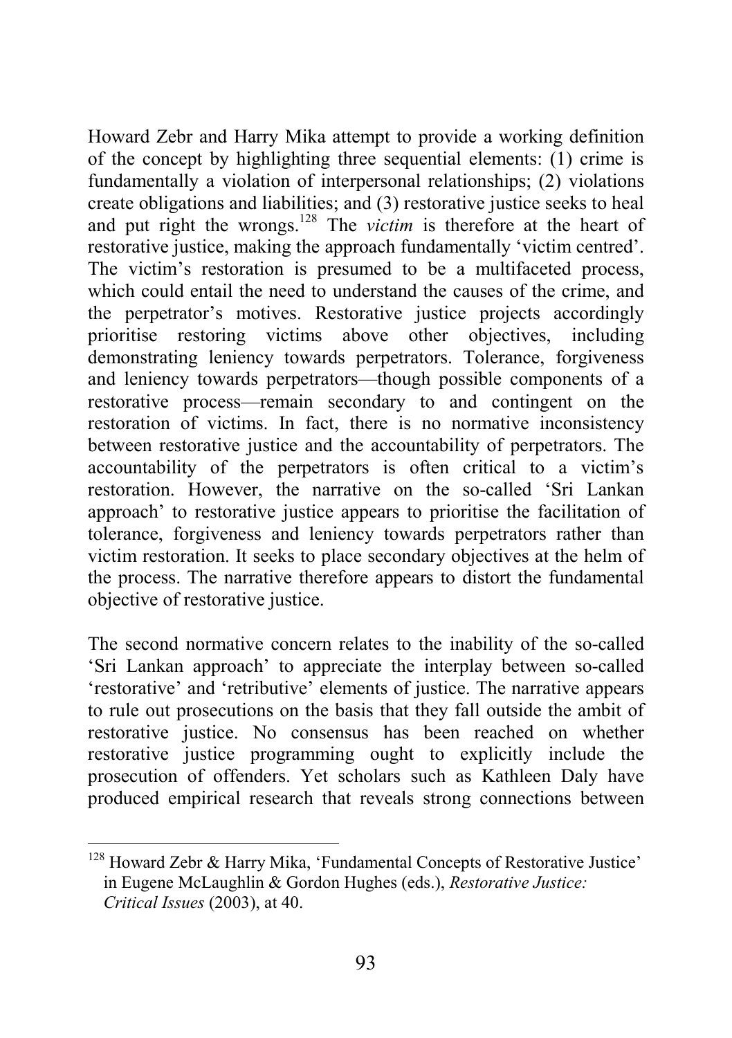Howard Zebr and Harry Mika attempt to provide a working definition of the concept by highlighting three sequential elements: (1) crime is fundamentally a violation of interpersonal relationships; (2) violations create obligations and liabilities; and (3) restorative justice seeks to heal and put right the wrongs.[128] The *victim* is therefore at the heart of restorative justice, making the approach fundamentally 'victim centred'. The victim's restoration is presumed to be a multifaceted process, which could entail the need to understand the causes of the crime, and the perpetrator's motives. Restorative justice projects accordingly prioritise restoring victims above other objectives, including demonstrating leniency towards perpetrators. Tolerance, forgiveness and leniency towards perpetrators—though possible components of a restorative process—remain secondary to and contingent on the restoration of victims. In fact, there is no normative inconsistency between restorative justice and the accountability of perpetrators. The accountability of the perpetrators is often critical to a victim's restoration. However, the narrative on the so-called 'Sri Lankan approach' to restorative justice appears to prioritise the facilitation of tolerance, forgiveness and leniency towards perpetrators rather than victim restoration. It seeks to place secondary objectives at the helm of the process. The narrative therefore appears to distort the fundamental objective of restorative justice.

The second normative concern relates to the inability of the so-called 'Sri Lankan approach' to appreciate the interplay between so-called 'restorative' and 'retributive' elements of justice. The narrative appears to rule out prosecutions on the basis that they fall outside the ambit of restorative justice. No consensus has been reached on whether restorative justice programming ought to explicitly include the prosecution of offenders. Yet scholars such as Kathleen Daly have produced empirical research that reveals strong connections between

---

[128] Howard Zebr & Harry Mika, 'Fundamental Concepts of Restorative Justice' in Eugene McLaughlin & Gordon Hughes (eds.), *Restorative Justice: Critical Issues* (2003), at 40.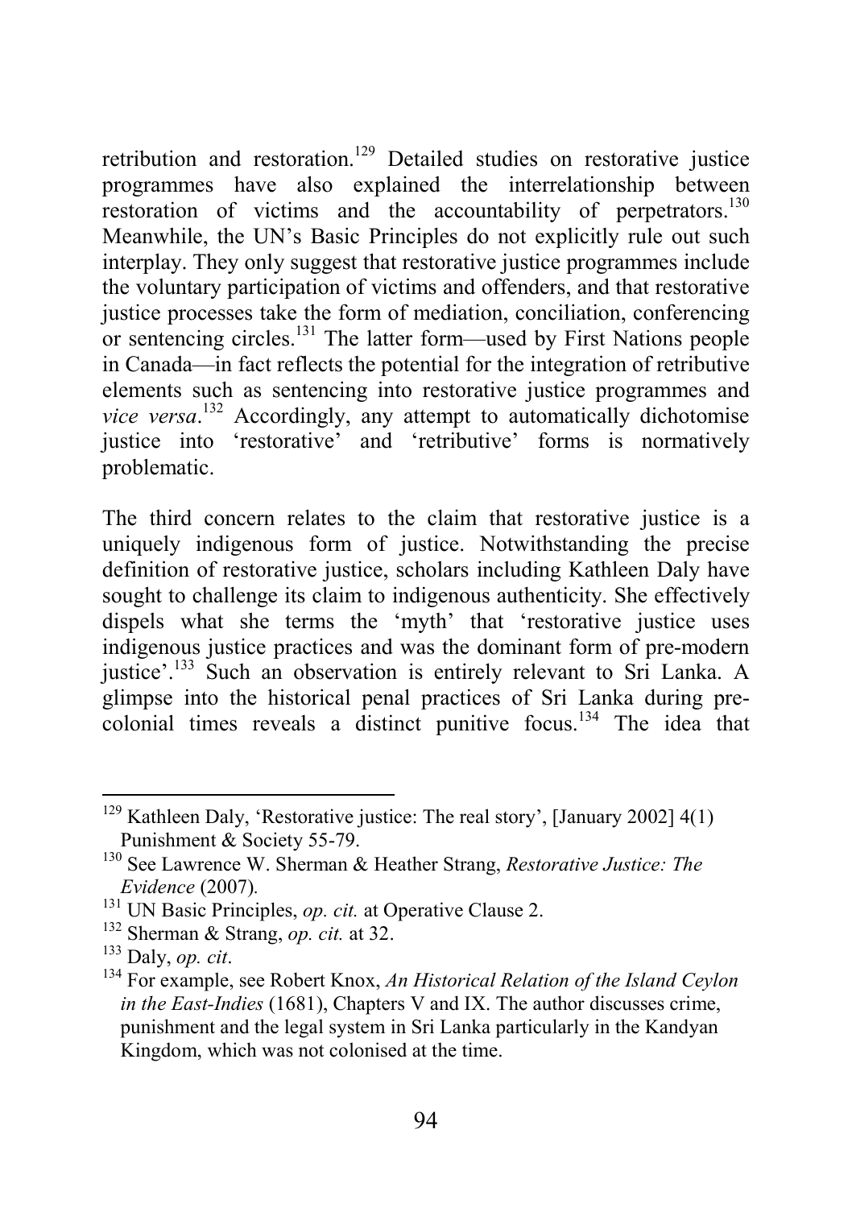retribution and restoration.[129] Detailed studies on restorative justice programmes have also explained the interrelationship between restoration of victims and the accountability of perpetrators.[130] Meanwhile, the UN's Basic Principles do not explicitly rule out such interplay. They only suggest that restorative justice programmes include the voluntary participation of victims and offenders, and that restorative justice processes take the form of mediation, conciliation, conferencing or sentencing circles.[131] The latter form—used by First Nations people in Canada—in fact reflects the potential for the integration of retributive elements such as sentencing into restorative justice programmes and *vice versa*.[132] Accordingly, any attempt to automatically dichotomise justice into 'restorative' and 'retributive' forms is normatively problematic.

The third concern relates to the claim that restorative justice is a uniquely indigenous form of justice. Notwithstanding the precise definition of restorative justice, scholars including Kathleen Daly have sought to challenge its claim to indigenous authenticity. She effectively dispels what she terms the 'myth' that 'restorative justice uses indigenous justice practices and was the dominant form of pre-modern justice'.[133] Such an observation is entirely relevant to Sri Lanka. A glimpse into the historical penal practices of Sri Lanka during pre-colonial times reveals a distinct punitive focus.[134] The idea that

---

[129] Kathleen Daly, 'Restorative justice: The real story', [January 2002] 4(1) Punishment & Society 55-79.

[130] See Lawrence W. Sherman & Heather Strang, *Restorative Justice: The Evidence* (2007).

[131] UN Basic Principles, *op. cit.* at Operative Clause 2.

[132] Sherman & Strang, *op. cit.* at 32.

[133] Daly, *op. cit*.

[134] For example, see Robert Knox, *An Historical Relation of the Island Ceylon in the East-Indies* (1681), Chapters V and IX. The author discusses crime, punishment and the legal system in Sri Lanka particularly in the Kandyan Kingdom, which was not colonised at the time.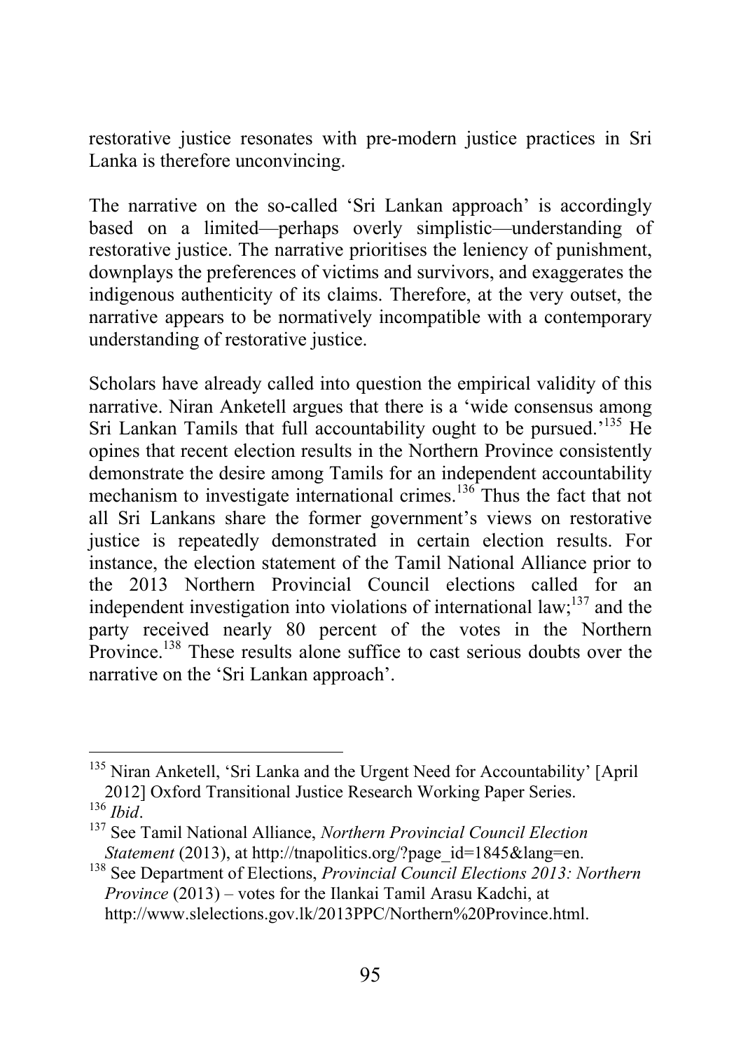restorative justice resonates with pre-modern justice practices in Sri Lanka is therefore unconvincing.

The narrative on the so-called 'Sri Lankan approach' is accordingly based on a limited—perhaps overly simplistic—understanding of restorative justice. The narrative prioritises the leniency of punishment, downplays the preferences of victims and survivors, and exaggerates the indigenous authenticity of its claims. Therefore, at the very outset, the narrative appears to be normatively incompatible with a contemporary understanding of restorative justice.

Scholars have already called into question the empirical validity of this narrative. Niran Anketell argues that there is a 'wide consensus among Sri Lankan Tamils that full accountability ought to be pursued.'[135] He opines that recent election results in the Northern Province consistently demonstrate the desire among Tamils for an independent accountability mechanism to investigate international crimes.[136] Thus the fact that not all Sri Lankans share the former government's views on restorative justice is repeatedly demonstrated in certain election results. For instance, the election statement of the Tamil National Alliance prior to the 2013 Northern Provincial Council elections called for an independent investigation into violations of international law;[137] and the party received nearly 80 percent of the votes in the Northern Province.[138] These results alone suffice to cast serious doubts over the narrative on the 'Sri Lankan approach'.

---

[135] Niran Anketell, 'Sri Lanka and the Urgent Need for Accountability' [April 2012] Oxford Transitional Justice Research Working Paper Series.

[136] *Ibid*.

[137] See Tamil National Alliance, *Northern Provincial Council Election Statement* (2013), at http://tnapolitics.org/?page_id=1845&lang=en.

[138] See Department of Elections, *Provincial Council Elections 2013: Northern Province* (2013) – votes for the Ilankai Tamil Arasu Kadchi, at http://www.slelections.gov.lk/2013PPC/Northern%20Province.html.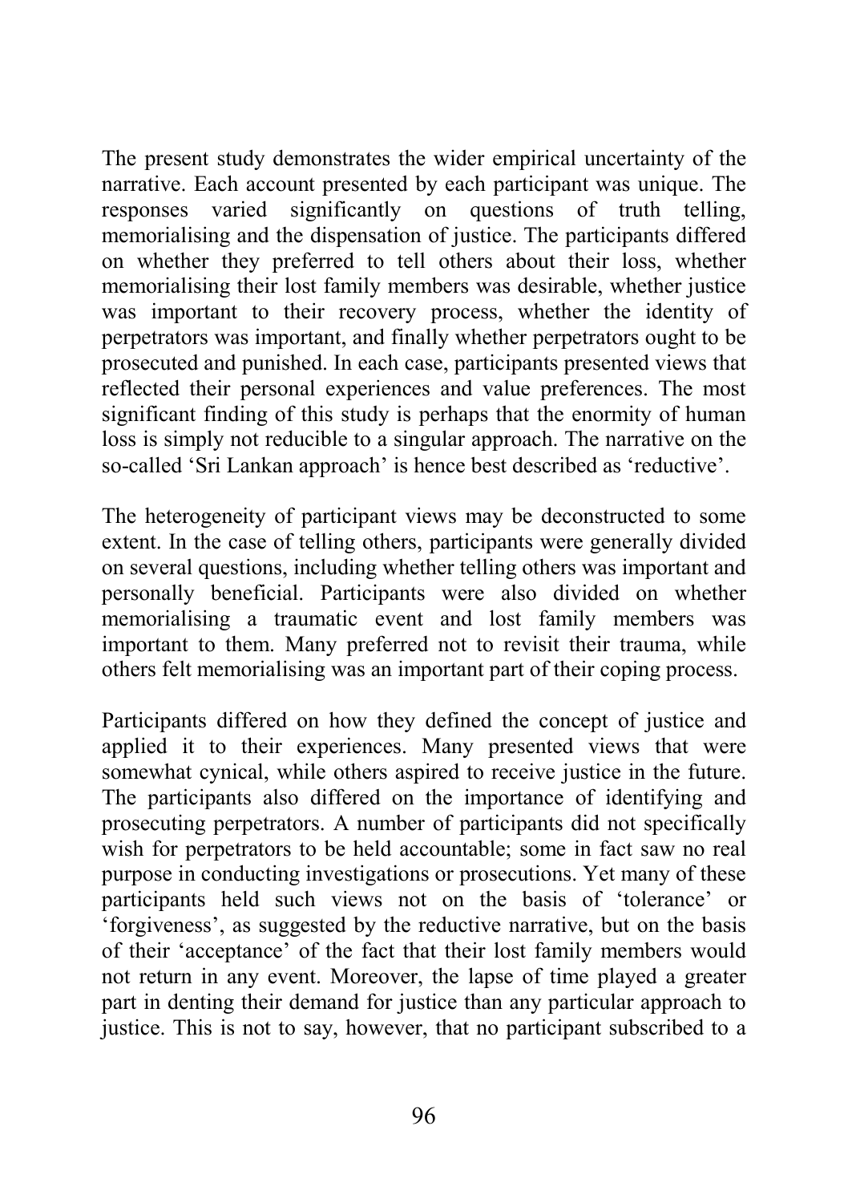The present study demonstrates the wider empirical uncertainty of the narrative. Each account presented by each participant was unique. The responses varied significantly on questions of truth telling, memorialising and the dispensation of justice. The participants differed on whether they preferred to tell others about their loss, whether memorialising their lost family members was desirable, whether justice was important to their recovery process, whether the identity of perpetrators was important, and finally whether perpetrators ought to be prosecuted and punished. In each case, participants presented views that reflected their personal experiences and value preferences. The most significant finding of this study is perhaps that the enormity of human loss is simply not reducible to a singular approach. The narrative on the so-called 'Sri Lankan approach' is hence best described as 'reductive'.

The heterogeneity of participant views may be deconstructed to some extent. In the case of telling others, participants were generally divided on several questions, including whether telling others was important and personally beneficial. Participants were also divided on whether memorialising a traumatic event and lost family members was important to them. Many preferred not to revisit their trauma, while others felt memorialising was an important part of their coping process.

Participants differed on how they defined the concept of justice and applied it to their experiences. Many presented views that were somewhat cynical, while others aspired to receive justice in the future. The participants also differed on the importance of identifying and prosecuting perpetrators. A number of participants did not specifically wish for perpetrators to be held accountable; some in fact saw no real purpose in conducting investigations or prosecutions. Yet many of these participants held such views not on the basis of 'tolerance' or 'forgiveness', as suggested by the reductive narrative, but on the basis of their 'acceptance' of the fact that their lost family members would not return in any event. Moreover, the lapse of time played a greater part in denting their demand for justice than any particular approach to justice. This is not to say, however, that no participant subscribed to a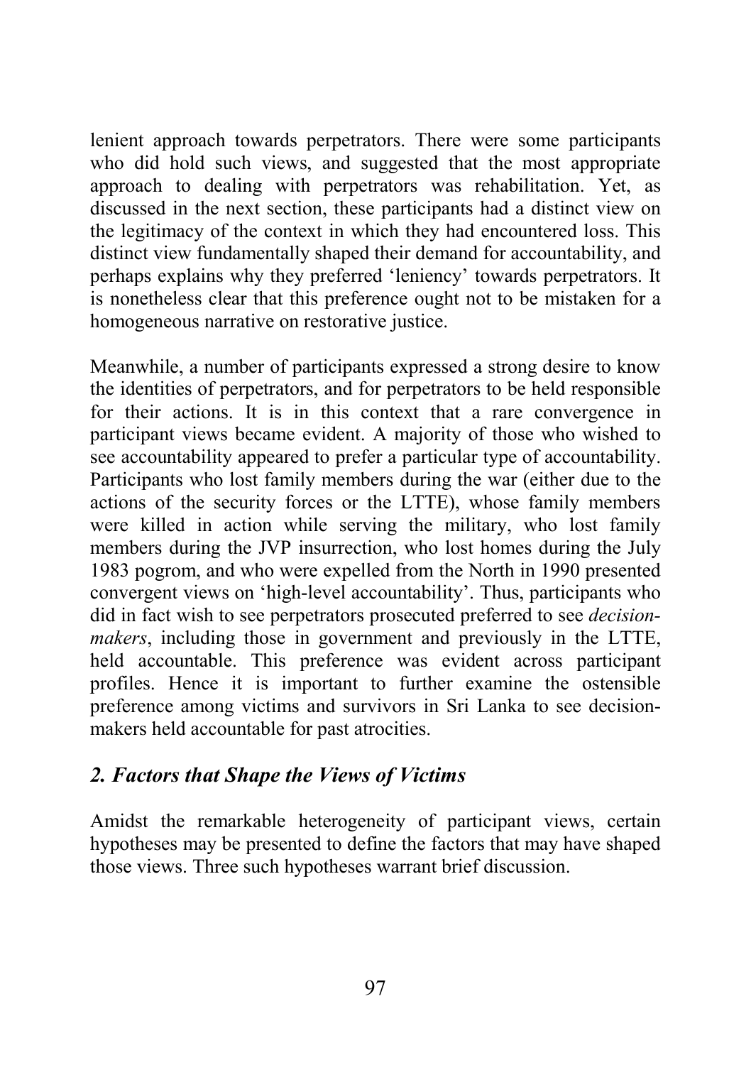lenient approach towards perpetrators. There were some participants who did hold such views, and suggested that the most appropriate approach to dealing with perpetrators was rehabilitation. Yet, as discussed in the next section, these participants had a distinct view on the legitimacy of the context in which they had encountered loss. This distinct view fundamentally shaped their demand for accountability, and perhaps explains why they preferred 'leniency' towards perpetrators. It is nonetheless clear that this preference ought not to be mistaken for a homogeneous narrative on restorative justice.

Meanwhile, a number of participants expressed a strong desire to know the identities of perpetrators, and for perpetrators to be held responsible for their actions. It is in this context that a rare convergence in participant views became evident. A majority of those who wished to see accountability appeared to prefer a particular type of accountability. Participants who lost family members during the war (either due to the actions of the security forces or the LTTE), whose family members were killed in action while serving the military, who lost family members during the JVP insurrection, who lost homes during the July 1983 pogrom, and who were expelled from the North in 1990 presented convergent views on 'high-level accountability'. Thus, participants who did in fact wish to see perpetrators prosecuted preferred to see *decision-makers*, including those in government and previously in the LTTE, held accountable. This preference was evident across participant profiles. Hence it is important to further examine the ostensible preference among victims and survivors in Sri Lanka to see decision-makers held accountable for past atrocities.

## *2. Factors that Shape the Views of Victims*

Amidst the remarkable heterogeneity of participant views, certain hypotheses may be presented to define the factors that may have shaped those views. Three such hypotheses warrant brief discussion.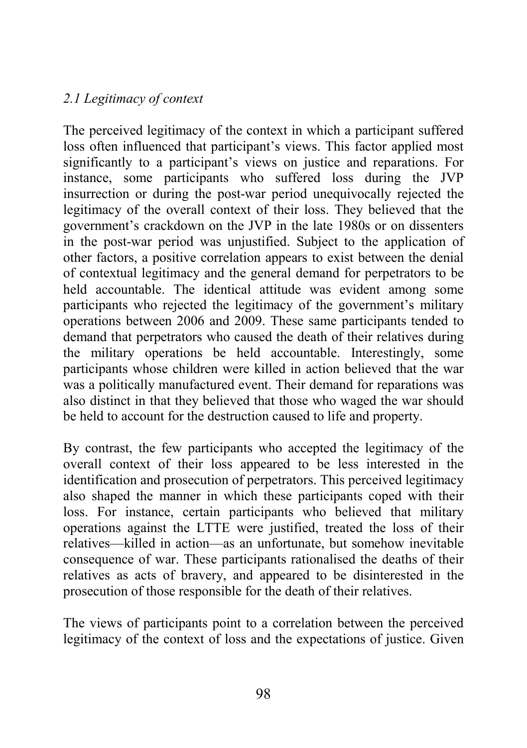### *2.1 Legitimacy of context*

The perceived legitimacy of the context in which a participant suffered loss often influenced that participant's views. This factor applied most significantly to a participant's views on justice and reparations. For instance, some participants who suffered loss during the JVP insurrection or during the post-war period unequivocally rejected the legitimacy of the overall context of their loss. They believed that the government's crackdown on the JVP in the late 1980s or on dissenters in the post-war period was unjustified. Subject to the application of other factors, a positive correlation appears to exist between the denial of contextual legitimacy and the general demand for perpetrators to be held accountable. The identical attitude was evident among some participants who rejected the legitimacy of the government's military operations between 2006 and 2009. These same participants tended to demand that perpetrators who caused the death of their relatives during the military operations be held accountable. Interestingly, some participants whose children were killed in action believed that the war was a politically manufactured event. Their demand for reparations was also distinct in that they believed that those who waged the war should be held to account for the destruction caused to life and property.

By contrast, the few participants who accepted the legitimacy of the overall context of their loss appeared to be less interested in the identification and prosecution of perpetrators. This perceived legitimacy also shaped the manner in which these participants coped with their loss. For instance, certain participants who believed that military operations against the LTTE were justified, treated the loss of their relatives—killed in action—as an unfortunate, but somehow inevitable consequence of war. These participants rationalised the deaths of their relatives as acts of bravery, and appeared to be disinterested in the prosecution of those responsible for the death of their relatives.

The views of participants point to a correlation between the perceived legitimacy of the context of loss and the expectations of justice. Given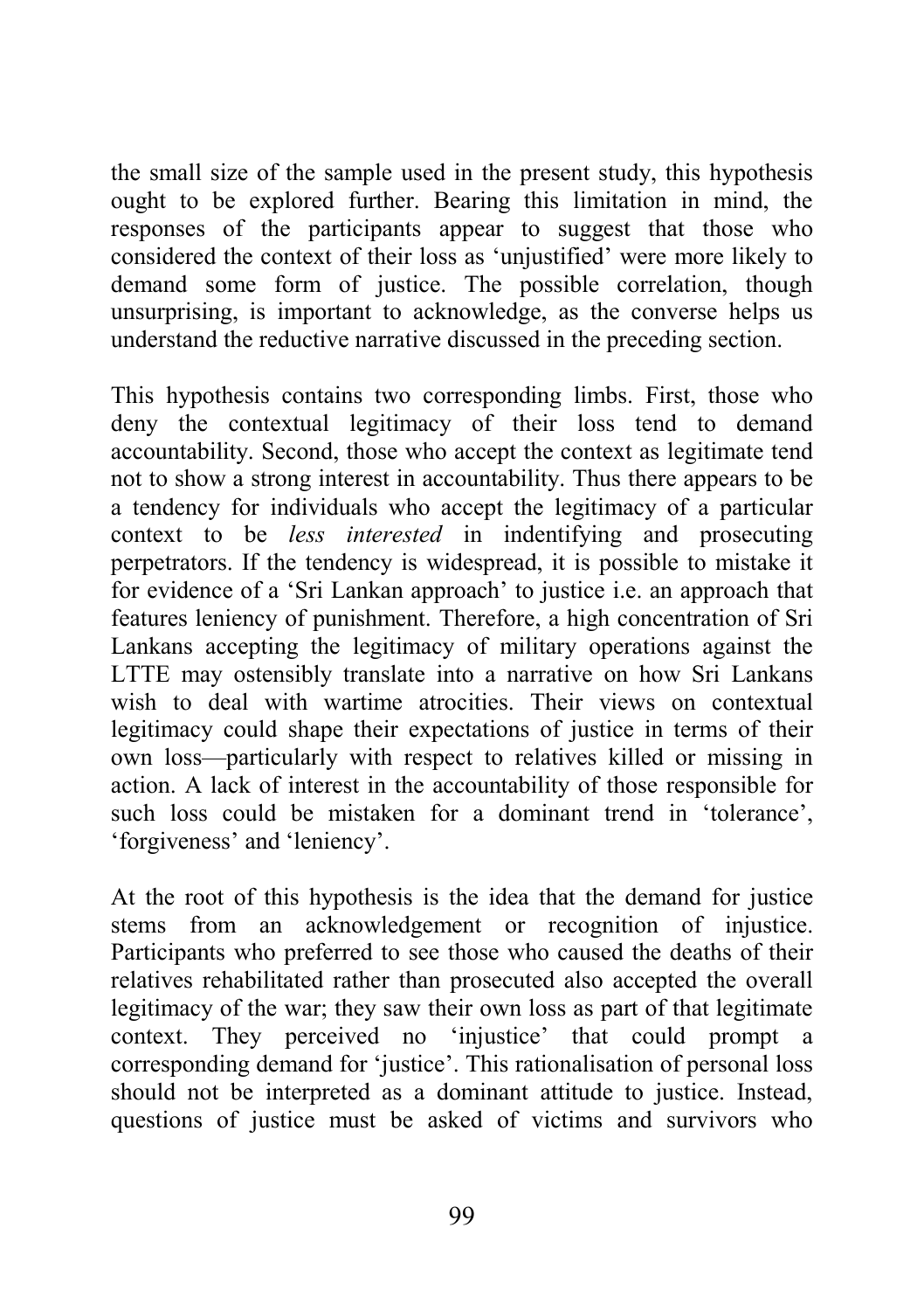the small size of the sample used in the present study, this hypothesis ought to be explored further. Bearing this limitation in mind, the responses of the participants appear to suggest that those who considered the context of their loss as 'unjustified' were more likely to demand some form of justice. The possible correlation, though unsurprising, is important to acknowledge, as the converse helps us understand the reductive narrative discussed in the preceding section.

This hypothesis contains two corresponding limbs. First, those who deny the contextual legitimacy of their loss tend to demand accountability. Second, those who accept the context as legitimate tend not to show a strong interest in accountability. Thus there appears to be a tendency for individuals who accept the legitimacy of a particular context to be *less interested* in indentifying and prosecuting perpetrators. If the tendency is widespread, it is possible to mistake it for evidence of a 'Sri Lankan approach' to justice i.e. an approach that features leniency of punishment. Therefore, a high concentration of Sri Lankans accepting the legitimacy of military operations against the LTTE may ostensibly translate into a narrative on how Sri Lankans wish to deal with wartime atrocities. Their views on contextual legitimacy could shape their expectations of justice in terms of their own loss—particularly with respect to relatives killed or missing in action. A lack of interest in the accountability of those responsible for such loss could be mistaken for a dominant trend in 'tolerance', 'forgiveness' and 'leniency'.

At the root of this hypothesis is the idea that the demand for justice stems from an acknowledgement or recognition of injustice. Participants who preferred to see those who caused the deaths of their relatives rehabilitated rather than prosecuted also accepted the overall legitimacy of the war; they saw their own loss as part of that legitimate context. They perceived no 'injustice' that could prompt a corresponding demand for 'justice'. This rationalisation of personal loss should not be interpreted as a dominant attitude to justice. Instead, questions of justice must be asked of victims and survivors who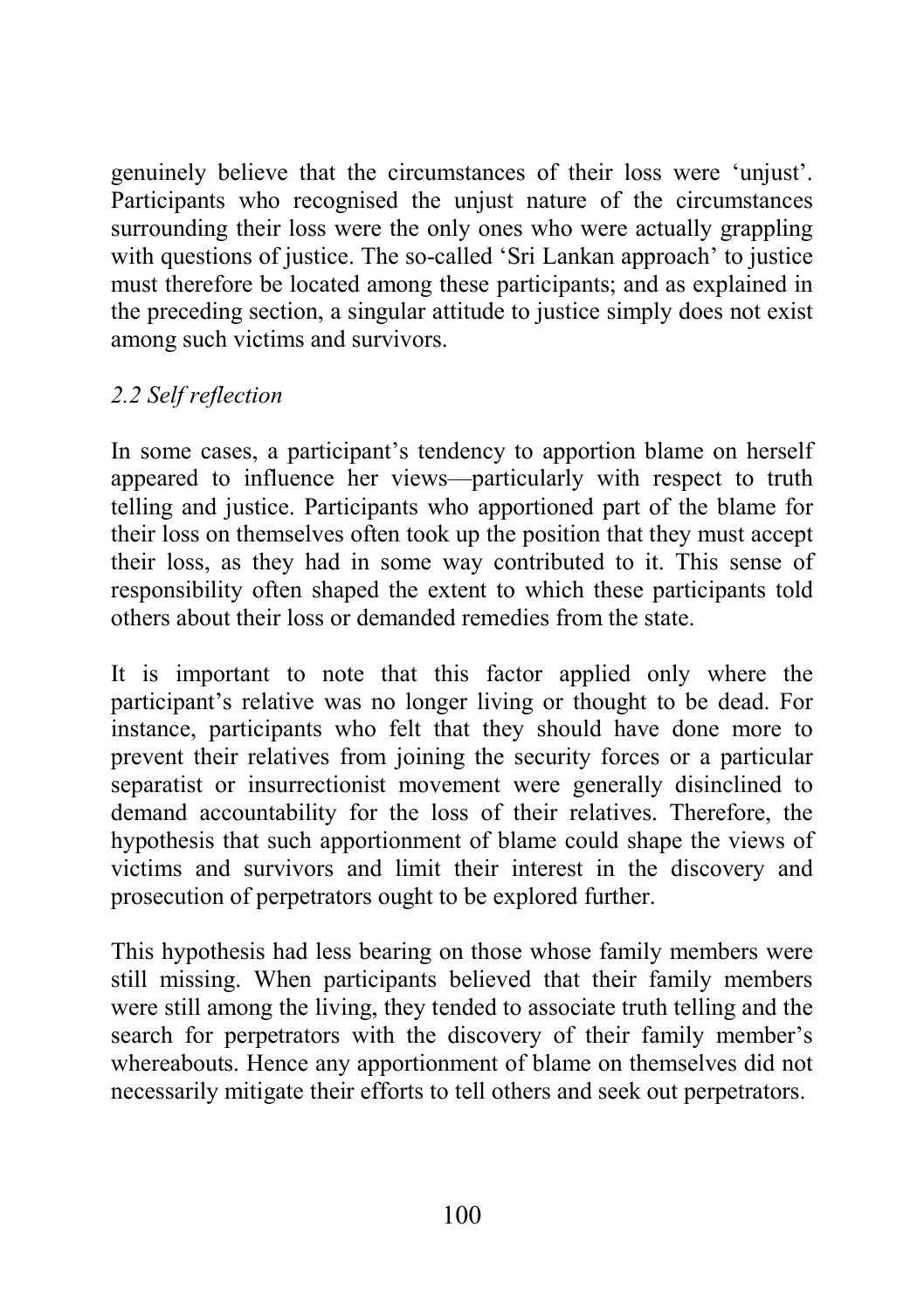genuinely believe that the circumstances of their loss were 'unjust'. Participants who recognised the unjust nature of the circumstances surrounding their loss were the only ones who were actually grappling with questions of justice. The so-called 'Sri Lankan approach' to justice must therefore be located among these participants; and as explained in the preceding section, a singular attitude to justice simply does not exist among such victims and survivors.

### *2.2 Self reflection*

In some cases, a participant's tendency to apportion blame on herself appeared to influence her views—particularly with respect to truth telling and justice. Participants who apportioned part of the blame for their loss on themselves often took up the position that they must accept their loss, as they had in some way contributed to it. This sense of responsibility often shaped the extent to which these participants told others about their loss or demanded remedies from the state.

It is important to note that this factor applied only where the participant's relative was no longer living or thought to be dead. For instance, participants who felt that they should have done more to prevent their relatives from joining the security forces or a particular separatist or insurrectionist movement were generally disinclined to demand accountability for the loss of their relatives. Therefore, the hypothesis that such apportionment of blame could shape the views of victims and survivors and limit their interest in the discovery and prosecution of perpetrators ought to be explored further.

This hypothesis had less bearing on those whose family members were still missing. When participants believed that their family members were still among the living, they tended to associate truth telling and the search for perpetrators with the discovery of their family member's whereabouts. Hence any apportionment of blame on themselves did not necessarily mitigate their efforts to tell others and seek out perpetrators.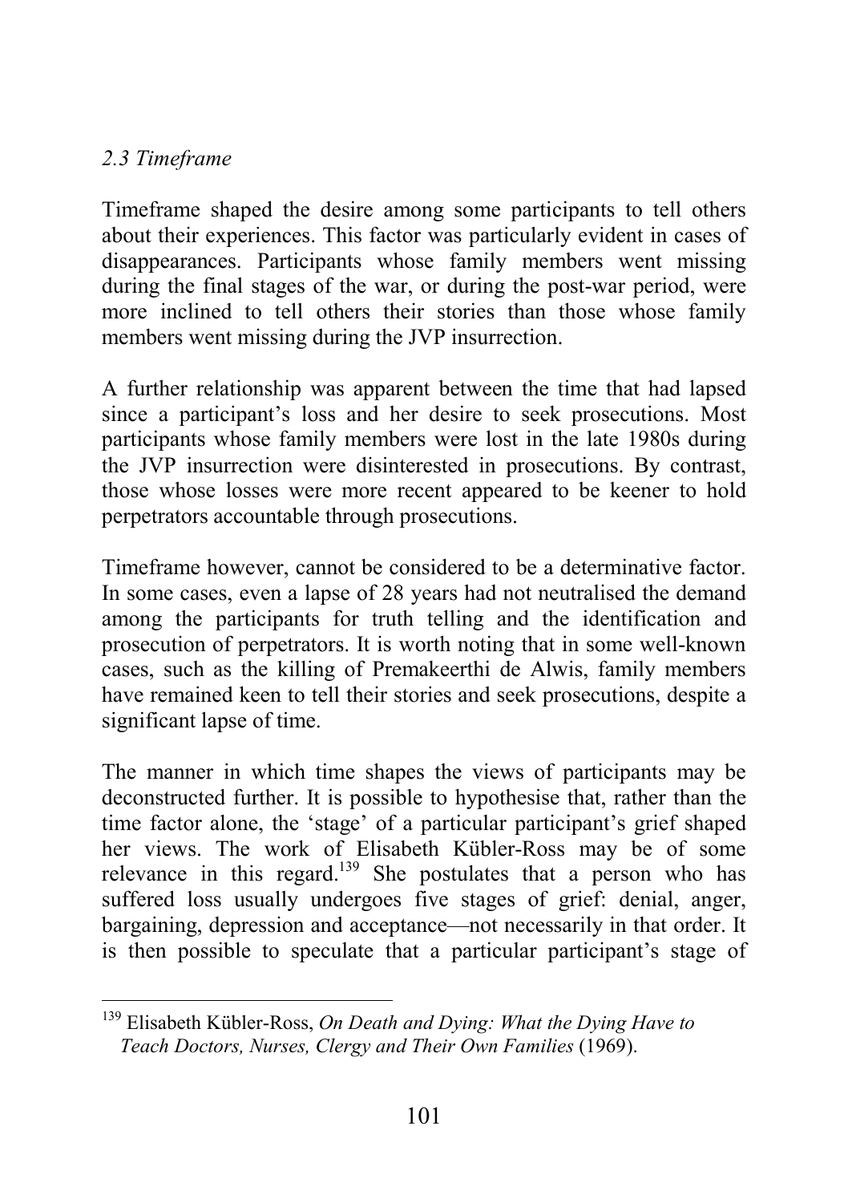### *2.3 Timeframe*

Timeframe shaped the desire among some participants to tell others about their experiences. This factor was particularly evident in cases of disappearances. Participants whose family members went missing during the final stages of the war, or during the post-war period, were more inclined to tell others their stories than those whose family members went missing during the JVP insurrection.

A further relationship was apparent between the time that had lapsed since a participant's loss and her desire to seek prosecutions. Most participants whose family members were lost in the late 1980s during the JVP insurrection were disinterested in prosecutions. By contrast, those whose losses were more recent appeared to be keener to hold perpetrators accountable through prosecutions.

Timeframe however, cannot be considered to be a determinative factor. In some cases, even a lapse of 28 years had not neutralised the demand among the participants for truth telling and the identification and prosecution of perpetrators. It is worth noting that in some well-known cases, such as the killing of Premakeerthi de Alwis, family members have remained keen to tell their stories and seek prosecutions, despite a significant lapse of time.

The manner in which time shapes the views of participants may be deconstructed further. It is possible to hypothesise that, rather than the time factor alone, the 'stage' of a particular participant's grief shaped her views. The work of Elisabeth Kübler-Ross may be of some relevance in this regard.[139] She postulates that a person who has suffered loss usually undergoes five stages of grief: denial, anger, bargaining, depression and acceptance—not necessarily in that order. It is then possible to speculate that a particular participant's stage of

---

[139] Elisabeth Kübler-Ross, *On Death and Dying: What the Dying Have to Teach Doctors, Nurses, Clergy and Their Own Families* (1969).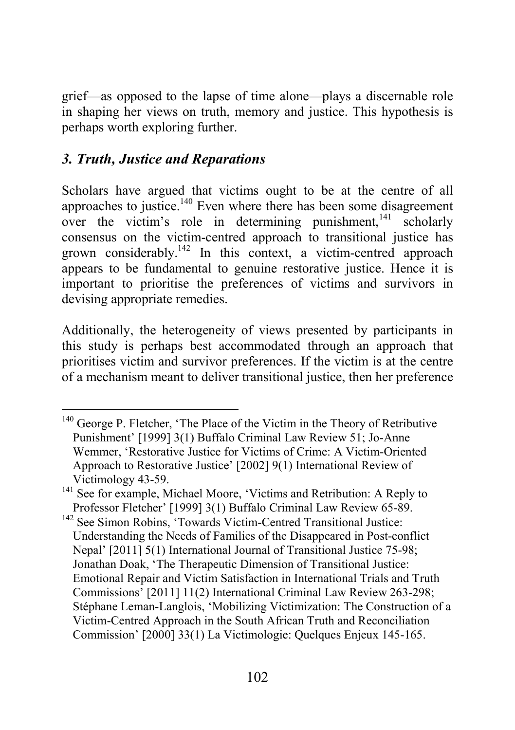grief—as opposed to the lapse of time alone—plays a discernable role in shaping her views on truth, memory and justice. This hypothesis is perhaps worth exploring further.

### *3. Truth, Justice and Reparations*

Scholars have argued that victims ought to be at the centre of all approaches to justice.[140] Even where there has been some disagreement over the victim's role in determining punishment,[141] scholarly consensus on the victim-centred approach to transitional justice has grown considerably.[142] In this context, a victim-centred approach appears to be fundamental to genuine restorative justice. Hence it is important to prioritise the preferences of victims and survivors in devising appropriate remedies.

Additionally, the heterogeneity of views presented by participants in this study is perhaps best accommodated through an approach that prioritises victim and survivor preferences. If the victim is at the centre of a mechanism meant to deliver transitional justice, then her preference

---

[140] George P. Fletcher, 'The Place of the Victim in the Theory of Retributive Punishment' [1999] 3(1) Buffalo Criminal Law Review 51; Jo-Anne Wemmer, 'Restorative Justice for Victims of Crime: A Victim-Oriented Approach to Restorative Justice' [2002] 9(1) International Review of Victimology 43-59.

[141] See for example, Michael Moore, 'Victims and Retribution: A Reply to Professor Fletcher' [1999] 3(1) Buffalo Criminal Law Review 65-89.

[142] See Simon Robins, 'Towards Victim-Centred Transitional Justice: Understanding the Needs of Families of the Disappeared in Post-conflict Nepal' [2011] 5(1) International Journal of Transitional Justice 75-98; Jonathan Doak, 'The Therapeutic Dimension of Transitional Justice: Emotional Repair and Victim Satisfaction in International Trials and Truth Commissions' [2011] 11(2) International Criminal Law Review 263-298; Stéphane Leman-Langlois, 'Mobilizing Victimization: The Construction of a Victim-Centred Approach in the South African Truth and Reconciliation Commission' [2000] 33(1) La Victimologie: Quelques Enjeux 145-165.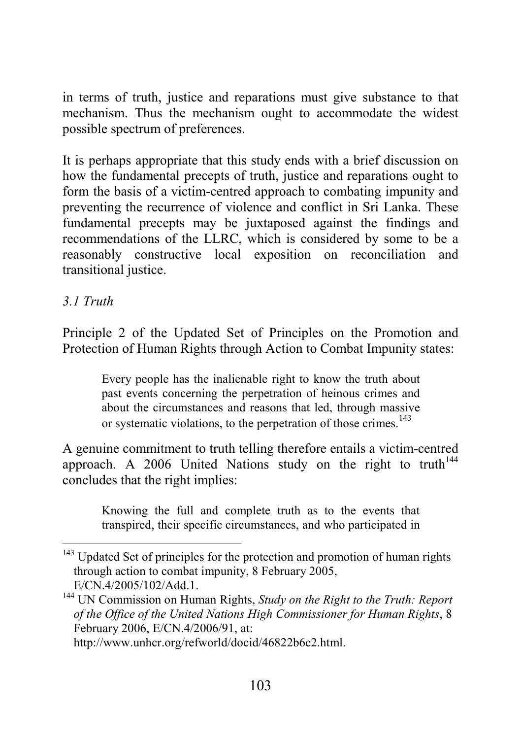in terms of truth, justice and reparations must give substance to that mechanism. Thus the mechanism ought to accommodate the widest possible spectrum of preferences.

It is perhaps appropriate that this study ends with a brief discussion on how the fundamental precepts of truth, justice and reparations ought to form the basis of a victim-centred approach to combating impunity and preventing the recurrence of violence and conflict in Sri Lanka. These fundamental precepts may be juxtaposed against the findings and recommendations of the LLRC, which is considered by some to be a reasonably constructive local exposition on reconciliation and transitional justice.

### *3.1 Truth*

Principle 2 of the Updated Set of Principles on the Promotion and Protection of Human Rights through Action to Combat Impunity states:

> Every people has the inalienable right to know the truth about past events concerning the perpetration of heinous crimes and about the circumstances and reasons that led, through massive or systematic violations, to the perpetration of those crimes.[143]

A genuine commitment to truth telling therefore entails a victim-centred approach. A 2006 United Nations study on the right to truth[144] concludes that the right implies:

> Knowing the full and complete truth as to the events that transpired, their specific circumstances, and who participated in

---

[143] Updated Set of principles for the protection and promotion of human rights through action to combat impunity, 8 February 2005, E/CN.4/2005/102/Add.1.

[144] UN Commission on Human Rights, *Study on the Right to the Truth: Report of the Office of the United Nations High Commissioner for Human Rights*, 8 February 2006, E/CN.4/2006/91, at: http://www.unhcr.org/refworld/docid/46822b6c2.html.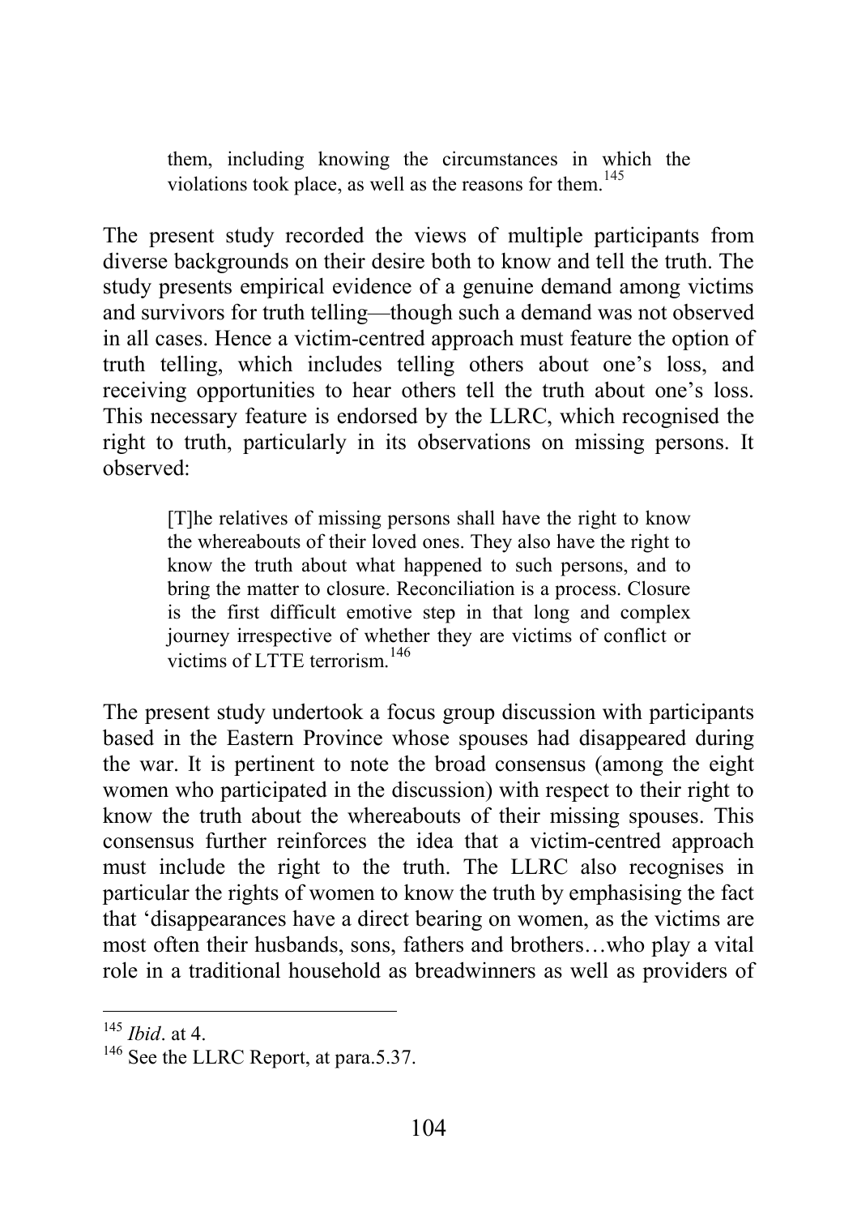> them, including knowing the circumstances in which the violations took place, as well as the reasons for them.[145]

The present study recorded the views of multiple participants from diverse backgrounds on their desire both to know and tell the truth. The study presents empirical evidence of a genuine demand among victims and survivors for truth telling—though such a demand was not observed in all cases. Hence a victim-centred approach must feature the option of truth telling, which includes telling others about one's loss, and receiving opportunities to hear others tell the truth about one's loss. This necessary feature is endorsed by the LLRC, which recognised the right to truth, particularly in its observations on missing persons. It observed:

> [T]he relatives of missing persons shall have the right to know the whereabouts of their loved ones. They also have the right to know the truth about what happened to such persons, and to bring the matter to closure. Reconciliation is a process. Closure is the first difficult emotive step in that long and complex journey irrespective of whether they are victims of conflict or victims of LTTE terrorism.[146]

The present study undertook a focus group discussion with participants based in the Eastern Province whose spouses had disappeared during the war. It is pertinent to note the broad consensus (among the eight women who participated in the discussion) with respect to their right to know the truth about the whereabouts of their missing spouses. This consensus further reinforces the idea that a victim-centred approach must include the right to the truth. The LLRC also recognises in particular the rights of women to know the truth by emphasising the fact that 'disappearances have a direct bearing on women, as the victims are most often their husbands, sons, fathers and brothers…who play a vital role in a traditional household as breadwinners as well as providers of

---

[145] *Ibid*. at 4.

[146] See the LLRC Report, at para.5.37.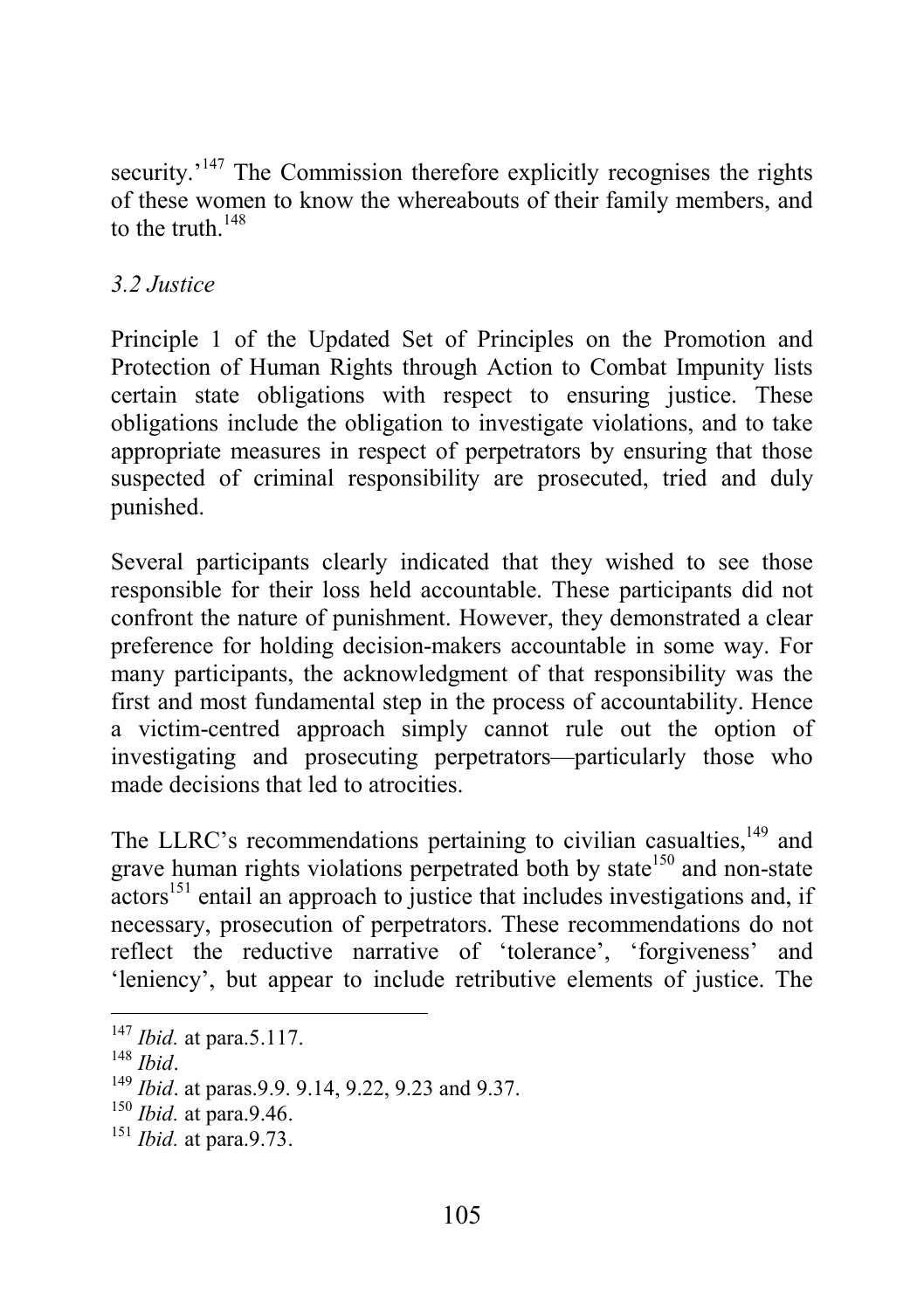security.'[147] The Commission therefore explicitly recognises the rights of these women to know the whereabouts of their family members, and to the truth.[148]

### *3.2 Justice*

Principle 1 of the Updated Set of Principles on the Promotion and Protection of Human Rights through Action to Combat Impunity lists certain state obligations with respect to ensuring justice. These obligations include the obligation to investigate violations, and to take appropriate measures in respect of perpetrators by ensuring that those suspected of criminal responsibility are prosecuted, tried and duly punished.

Several participants clearly indicated that they wished to see those responsible for their loss held accountable. These participants did not confront the nature of punishment. However, they demonstrated a clear preference for holding decision-makers accountable in some way. For many participants, the acknowledgment of that responsibility was the first and most fundamental step in the process of accountability. Hence a victim-centred approach simply cannot rule out the option of investigating and prosecuting perpetrators—particularly those who made decisions that led to atrocities.

The LLRC's recommendations pertaining to civilian casualties,[149] and grave human rights violations perpetrated both by state[150] and non-state actors[151] entail an approach to justice that includes investigations and, if necessary, prosecution of perpetrators. These recommendations do not reflect the reductive narrative of 'tolerance', 'forgiveness' and 'leniency', but appear to include retributive elements of justice. The

---

[147] *Ibid.* at para.5.117.

[148] *Ibid*.

[149] *Ibid*. at paras.9.9. 9.14, 9.22, 9.23 and 9.37.

[150] *Ibid.* at para.9.46.

[151] *Ibid.* at para.9.73.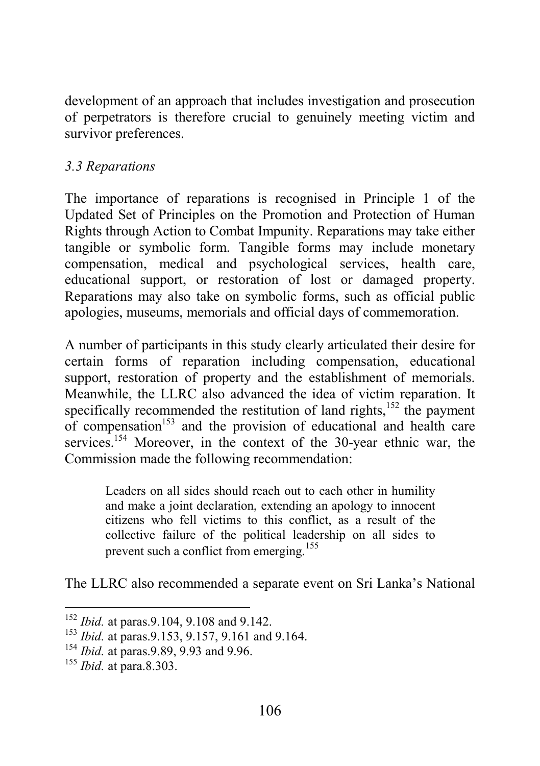development of an approach that includes investigation and prosecution of perpetrators is therefore crucial to genuinely meeting victim and survivor preferences.

### *3.3 Reparations*

The importance of reparations is recognised in Principle 1 of the Updated Set of Principles on the Promotion and Protection of Human Rights through Action to Combat Impunity. Reparations may take either tangible or symbolic form. Tangible forms may include monetary compensation, medical and psychological services, health care, educational support, or restoration of lost or damaged property. Reparations may also take on symbolic forms, such as official public apologies, museums, memorials and official days of commemoration.

A number of participants in this study clearly articulated their desire for certain forms of reparation including compensation, educational support, restoration of property and the establishment of memorials. Meanwhile, the LLRC also advanced the idea of victim reparation. It specifically recommended the restitution of land rights,[152] the payment of compensation[153] and the provision of educational and health care services.[154] Moreover, in the context of the 30-year ethnic war, the Commission made the following recommendation:

> Leaders on all sides should reach out to each other in humility and make a joint declaration, extending an apology to innocent citizens who fell victims to this conflict, as a result of the collective failure of the political leadership on all sides to prevent such a conflict from emerging.[155]

The LLRC also recommended a separate event on Sri Lanka's National

---

[152] *Ibid.* at paras.9.104, 9.108 and 9.142.

[153] *Ibid.* at paras.9.153, 9.157, 9.161 and 9.164.

[154] *Ibid.* at paras.9.89, 9.93 and 9.96.

[155] *Ibid.* at para.8.303.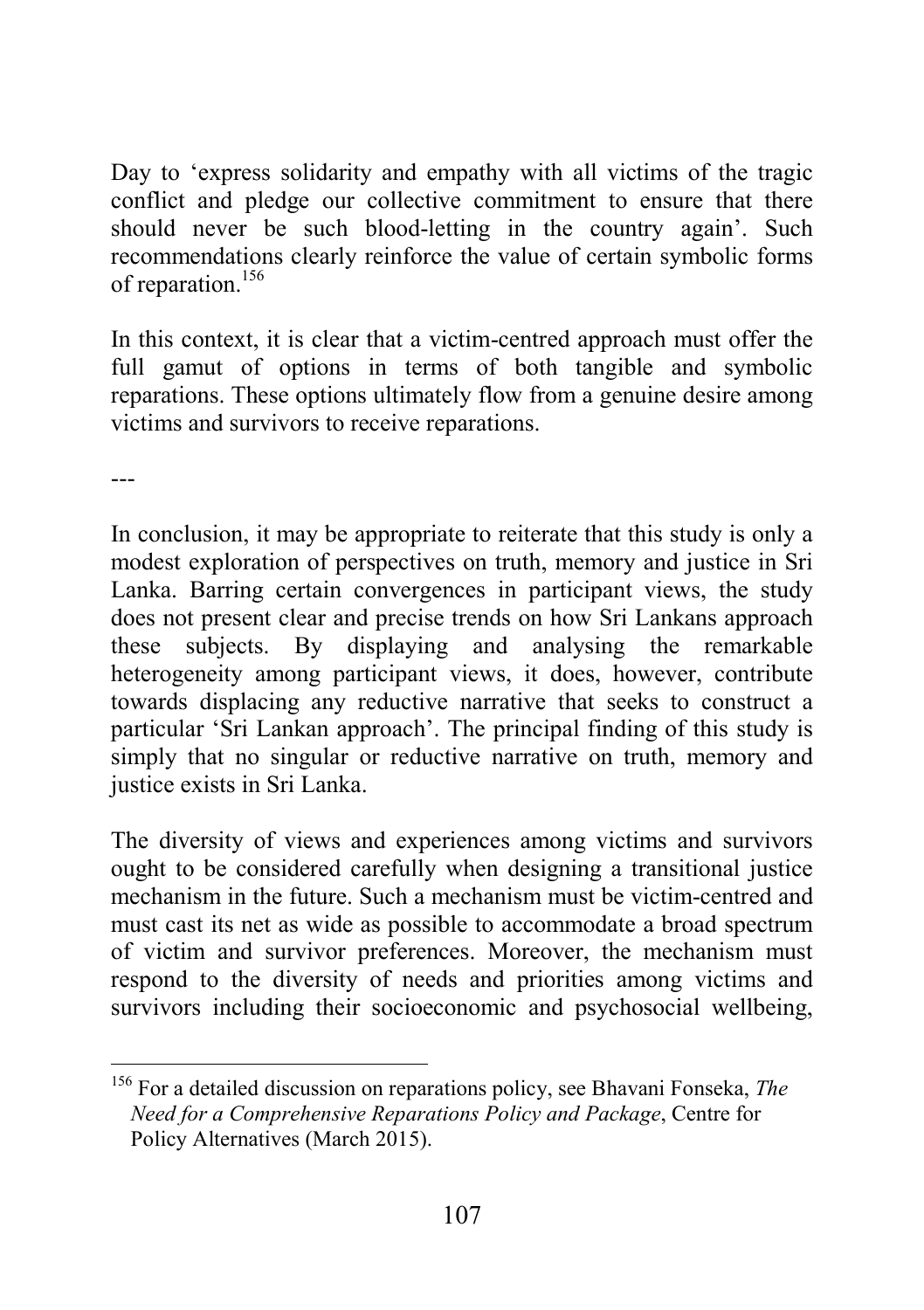Day to 'express solidarity and empathy with all victims of the tragic conflict and pledge our collective commitment to ensure that there should never be such blood-letting in the country again'. Such recommendations clearly reinforce the value of certain symbolic forms of reparation.[156]

In this context, it is clear that a victim-centred approach must offer the full gamut of options in terms of both tangible and symbolic reparations. These options ultimately flow from a genuine desire among victims and survivors to receive reparations.

---

In conclusion, it may be appropriate to reiterate that this study is only a modest exploration of perspectives on truth, memory and justice in Sri Lanka. Barring certain convergences in participant views, the study does not present clear and precise trends on how Sri Lankans approach these subjects. By displaying and analysing the remarkable heterogeneity among participant views, it does, however, contribute towards displacing any reductive narrative that seeks to construct a particular 'Sri Lankan approach'. The principal finding of this study is simply that no singular or reductive narrative on truth, memory and justice exists in Sri Lanka.

The diversity of views and experiences among victims and survivors ought to be considered carefully when designing a transitional justice mechanism in the future. Such a mechanism must be victim-centred and must cast its net as wide as possible to accommodate a broad spectrum of victim and survivor preferences. Moreover, the mechanism must respond to the diversity of needs and priorities among victims and survivors including their socioeconomic and psychosocial wellbeing,

[156] For a detailed discussion on reparations policy, see Bhavani Fonseka, *The Need for a Comprehensive Reparations Policy and Package*, Centre for Policy Alternatives (March 2015).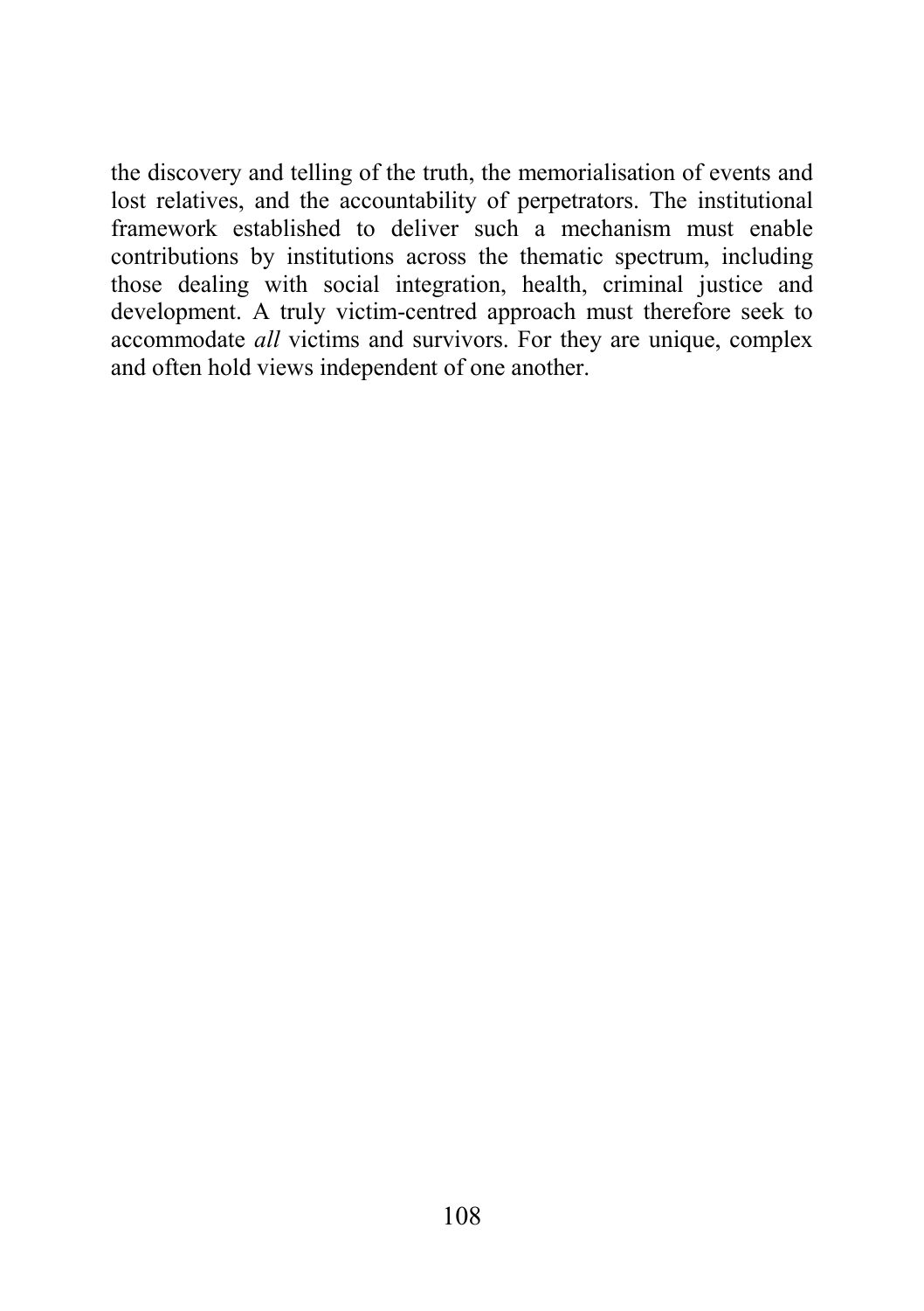the discovery and telling of the truth, the memorialisation of events and lost relatives, and the accountability of perpetrators. The institutional framework established to deliver such a mechanism must enable contributions by institutions across the thematic spectrum, including those dealing with social integration, health, criminal justice and development. A truly victim-centred approach must therefore seek to accommodate *all* victims and survivors. For they are unique, complex and often hold views independent of one another.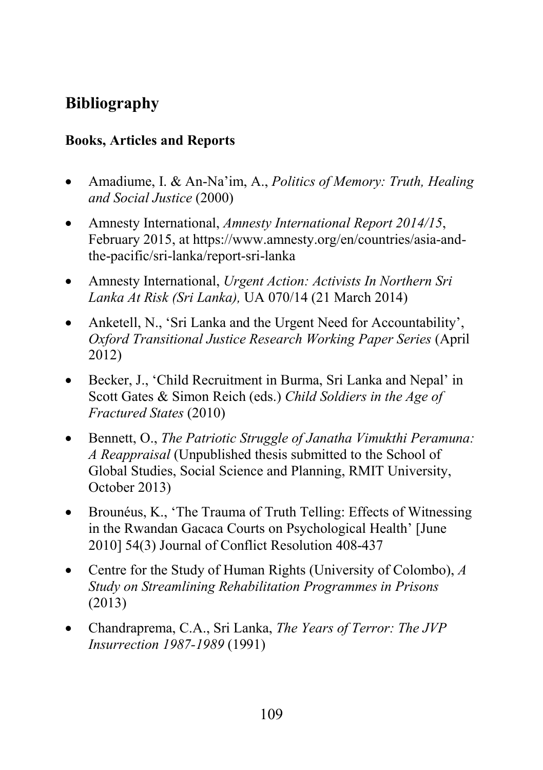# Bibliography

### Books, Articles and Reports

- Amadiume, I. & An-Na'im, A., *Politics of Memory: Truth, Healing and Social Justice* (2000)
- Amnesty International, *Amnesty International Report 2014/15*, February 2015, at https://www.amnesty.org/en/countries/asia-and-the-pacific/sri-lanka/report-sri-lanka
- Amnesty International, *Urgent Action: Activists In Northern Sri Lanka At Risk (Sri Lanka),* UA 070/14 (21 March 2014)
- Anketell, N., 'Sri Lanka and the Urgent Need for Accountability', *Oxford Transitional Justice Research Working Paper Series* (April 2012)
- Becker, J., 'Child Recruitment in Burma, Sri Lanka and Nepal' in Scott Gates & Simon Reich (eds.) *Child Soldiers in the Age of Fractured States* (2010)
- Bennett, O., *The Patriotic Struggle of Janatha Vimukthi Peramuna: A Reappraisal* (Unpublished thesis submitted to the School of Global Studies, Social Science and Planning, RMIT University, October 2013)
- Brounéus, K., 'The Trauma of Truth Telling: Effects of Witnessing in the Rwandan Gacaca Courts on Psychological Health' [June 2010] 54(3) Journal of Conflict Resolution 408-437
- Centre for the Study of Human Rights (University of Colombo), *A Study on Streamlining Rehabilitation Programmes in Prisons* (2013)
- Chandraprema, C.A., Sri Lanka, *The Years of Terror: The JVP Insurrection 1987-1989* (1991)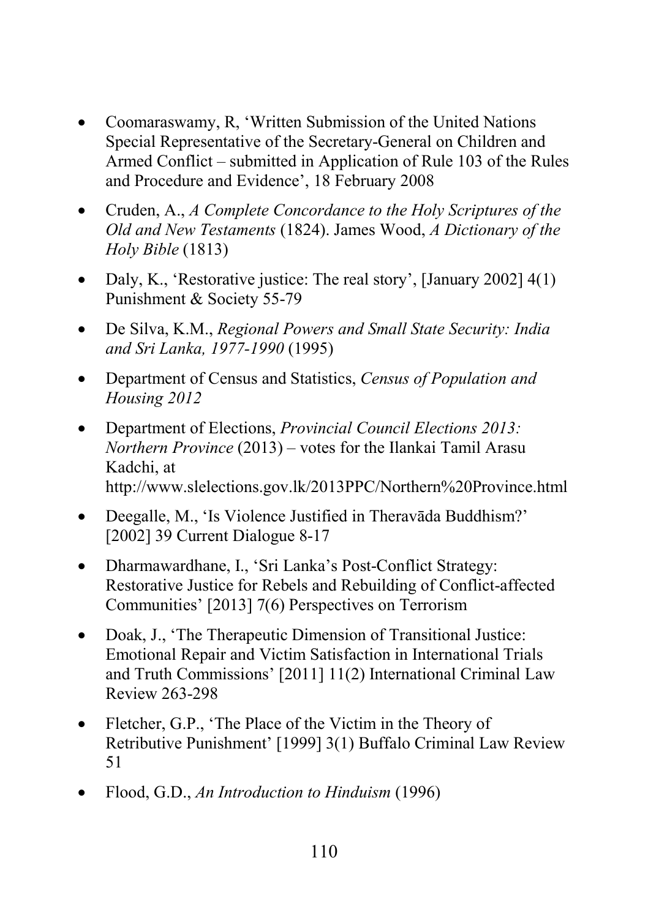- Coomaraswamy, R, 'Written Submission of the United Nations Special Representative of the Secretary-General on Children and Armed Conflict – submitted in Application of Rule 103 of the Rules and Procedure and Evidence', 18 February 2008

- Cruden, A., *A Complete Concordance to the Holy Scriptures of the Old and New Testaments* (1824). James Wood, *A Dictionary of the Holy Bible* (1813)

- Daly, K., 'Restorative justice: The real story', [January 2002] 4(1) Punishment & Society 55-79

- De Silva, K.M., *Regional Powers and Small State Security: India and Sri Lanka, 1977-1990* (1995)

- Department of Census and Statistics, *Census of Population and Housing 2012*

- Department of Elections, *Provincial Council Elections 2013: Northern Province* (2013) – votes for the Ilankai Tamil Arasu Kadchi, at http://www.slelections.gov.lk/2013PPC/Northern%20Province.html

- Deegalle, M., 'Is Violence Justified in Theravāda Buddhism?' [2002] 39 Current Dialogue 8-17

- Dharmawardhane, I., 'Sri Lanka's Post-Conflict Strategy: Restorative Justice for Rebels and Rebuilding of Conflict-affected Communities' [2013] 7(6) Perspectives on Terrorism

- Doak, J., 'The Therapeutic Dimension of Transitional Justice: Emotional Repair and Victim Satisfaction in International Trials and Truth Commissions' [2011] 11(2) International Criminal Law Review 263-298

- Fletcher, G.P., 'The Place of the Victim in the Theory of Retributive Punishment' [1999] 3(1) Buffalo Criminal Law Review 51

- Flood, G.D., *An Introduction to Hinduism* (1996)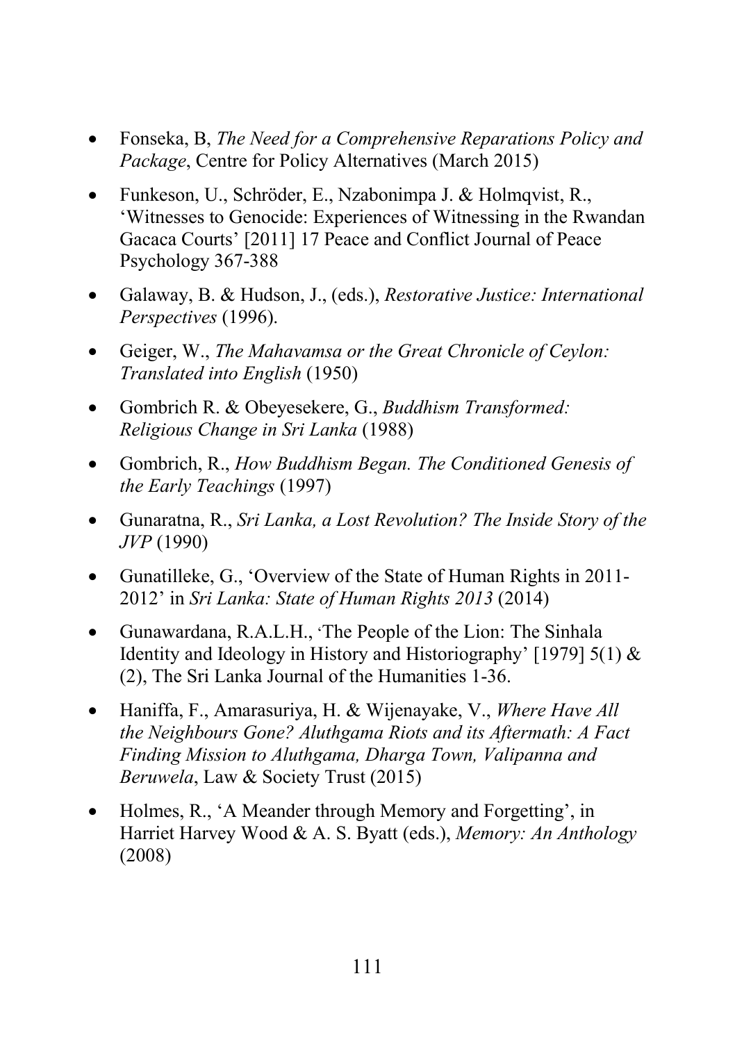- Fonseka, B, *The Need for a Comprehensive Reparations Policy and Package*, Centre for Policy Alternatives (March 2015)
- Funkeson, U., Schröder, E., Nzabonimpa J. & Holmqvist, R., 'Witnesses to Genocide: Experiences of Witnessing in the Rwandan Gacaca Courts' [2011] 17 Peace and Conflict Journal of Peace Psychology 367-388
- Galaway, B. & Hudson, J., (eds.), *Restorative Justice: International Perspectives* (1996).
- Geiger, W., *The Mahavamsa or the Great Chronicle of Ceylon: Translated into English* (1950)
- Gombrich R. & Obeyesekere, G., *Buddhism Transformed: Religious Change in Sri Lanka* (1988)
- Gombrich, R., *How Buddhism Began. The Conditioned Genesis of the Early Teachings* (1997)
- Gunaratna, R., *Sri Lanka, a Lost Revolution? The Inside Story of the JVP* (1990)
- Gunatilleke, G., 'Overview of the State of Human Rights in 2011-2012' in *Sri Lanka: State of Human Rights 2013* (2014)
- Gunawardana, R.A.L.H., 'The People of the Lion: The Sinhala Identity and Ideology in History and Historiography' [1979] 5(1) & (2), The Sri Lanka Journal of the Humanities 1-36.
- Haniffa, F., Amarasuriya, H. & Wijenayake, V., *Where Have All the Neighbours Gone? Aluthgama Riots and its Aftermath: A Fact Finding Mission to Aluthgama, Dharga Town, Valipanna and Beruwela*, Law & Society Trust (2015)
- Holmes, R., 'A Meander through Memory and Forgetting', in Harriet Harvey Wood & A. S. Byatt (eds.), *Memory: An Anthology* (2008)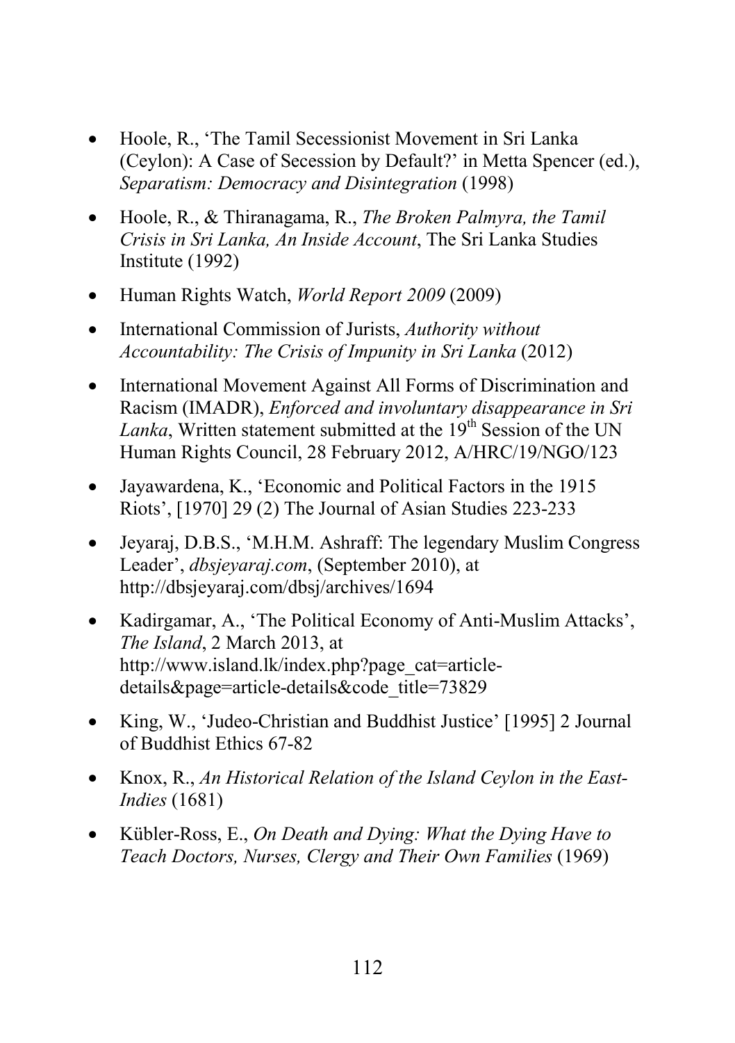- Hoole, R., 'The Tamil Secessionist Movement in Sri Lanka (Ceylon): A Case of Secession by Default?' in Metta Spencer (ed.), *Separatism: Democracy and Disintegration* (1998)
- Hoole, R., & Thiranagama, R., *The Broken Palmyra, the Tamil Crisis in Sri Lanka, An Inside Account*, The Sri Lanka Studies Institute (1992)
- Human Rights Watch, *World Report 2009* (2009)
- International Commission of Jurists, *Authority without Accountability: The Crisis of Impunity in Sri Lanka* (2012)
- International Movement Against All Forms of Discrimination and Racism (IMADR), *Enforced and involuntary disappearance in Sri Lanka*, Written statement submitted at the 19th Session of the UN Human Rights Council, 28 February 2012, A/HRC/19/NGO/123
- Jayawardena, K., 'Economic and Political Factors in the 1915 Riots', [1970] 29 (2) The Journal of Asian Studies 223-233
- Jeyaraj, D.B.S., 'M.H.M. Ashraff: The legendary Muslim Congress Leader', *dbsjeyaraj.com*, (September 2010), at http://dbsjeyaraj.com/dbsj/archives/1694
- Kadirgamar, A., 'The Political Economy of Anti-Muslim Attacks', *The Island*, 2 March 2013, at http://www.island.lk/index.php?page_cat=article-details&page=article-details&code_title=73829
- King, W., 'Judeo-Christian and Buddhist Justice' [1995] 2 Journal of Buddhist Ethics 67-82
- Knox, R., *An Historical Relation of the Island Ceylon in the East-Indies* (1681)
- Kübler-Ross, E., *On Death and Dying: What the Dying Have to Teach Doctors, Nurses, Clergy and Their Own Families* (1969)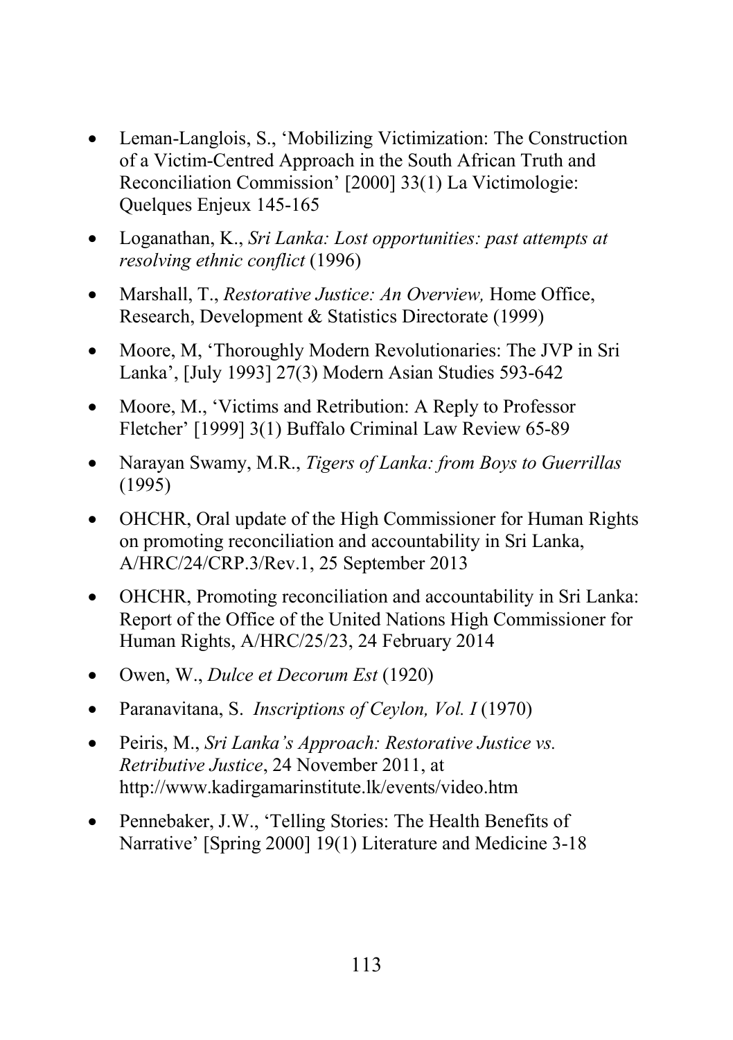- Leman-Langlois, S., 'Mobilizing Victimization: The Construction of a Victim-Centred Approach in the South African Truth and Reconciliation Commission' [2000] 33(1) La Victimologie: Quelques Enjeux 145-165

- Loganathan, K., *Sri Lanka: Lost opportunities: past attempts at resolving ethnic conflict* (1996)

- Marshall, T., *Restorative Justice: An Overview,* Home Office, Research, Development & Statistics Directorate (1999)

- Moore, M, 'Thoroughly Modern Revolutionaries: The JVP in Sri Lanka', [July 1993] 27(3) Modern Asian Studies 593-642

- Moore, M., 'Victims and Retribution: A Reply to Professor Fletcher' [1999] 3(1) Buffalo Criminal Law Review 65-89

- Narayan Swamy, M.R., *Tigers of Lanka: from Boys to Guerrillas* (1995)

- OHCHR, Oral update of the High Commissioner for Human Rights on promoting reconciliation and accountability in Sri Lanka, A/HRC/24/CRP.3/Rev.1, 25 September 2013

- OHCHR, Promoting reconciliation and accountability in Sri Lanka: Report of the Office of the United Nations High Commissioner for Human Rights, A/HRC/25/23, 24 February 2014

- Owen, W., *Dulce et Decorum Est* (1920)

- Paranavitana, S. *Inscriptions of Ceylon, Vol. I* (1970)

- Peiris, M., *Sri Lanka's Approach: Restorative Justice vs. Retributive Justice*, 24 November 2011, at http://www.kadirgamarinstitute.lk/events/video.htm

- Pennebaker, J.W., 'Telling Stories: The Health Benefits of Narrative' [Spring 2000] 19(1) Literature and Medicine 3-18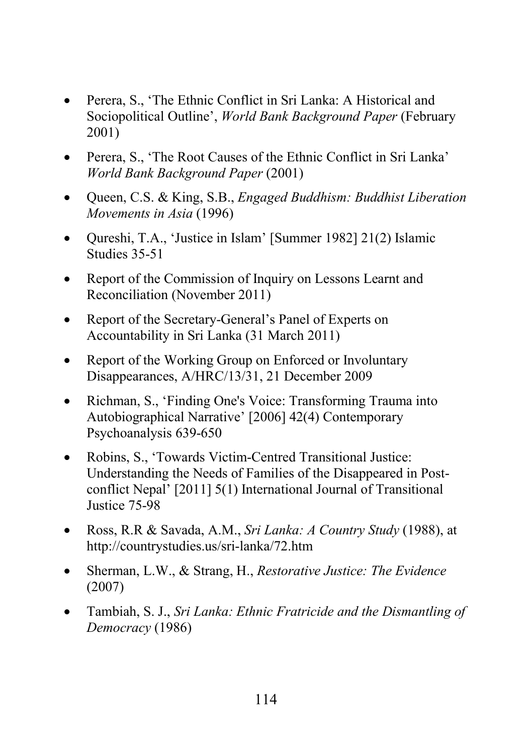- Perera, S., 'The Ethnic Conflict in Sri Lanka: A Historical and Sociopolitical Outline', *World Bank Background Paper* (February 2001)
- Perera, S., 'The Root Causes of the Ethnic Conflict in Sri Lanka' *World Bank Background Paper* (2001)
- Queen, C.S. & King, S.B., *Engaged Buddhism: Buddhist Liberation Movements in Asia* (1996)
- Qureshi, T.A., 'Justice in Islam' [Summer 1982] 21(2) Islamic Studies 35-51
- Report of the Commission of Inquiry on Lessons Learnt and Reconciliation (November 2011)
- Report of the Secretary-General's Panel of Experts on Accountability in Sri Lanka (31 March 2011)
- Report of the Working Group on Enforced or Involuntary Disappearances, A/HRC/13/31, 21 December 2009
- Richman, S., 'Finding One's Voice: Transforming Trauma into Autobiographical Narrative' [2006] 42(4) Contemporary Psychoanalysis 639-650
- Robins, S., 'Towards Victim-Centred Transitional Justice: Understanding the Needs of Families of the Disappeared in Post-conflict Nepal' [2011] 5(1) International Journal of Transitional Justice 75-98
- Ross, R.R & Savada, A.M., *Sri Lanka: A Country Study* (1988), at http://countrystudies.us/sri-lanka/72.htm
- Sherman, L.W., & Strang, H., *Restorative Justice: The Evidence* (2007)
- Tambiah, S. J., *Sri Lanka: Ethnic Fratricide and the Dismantling of Democracy* (1986)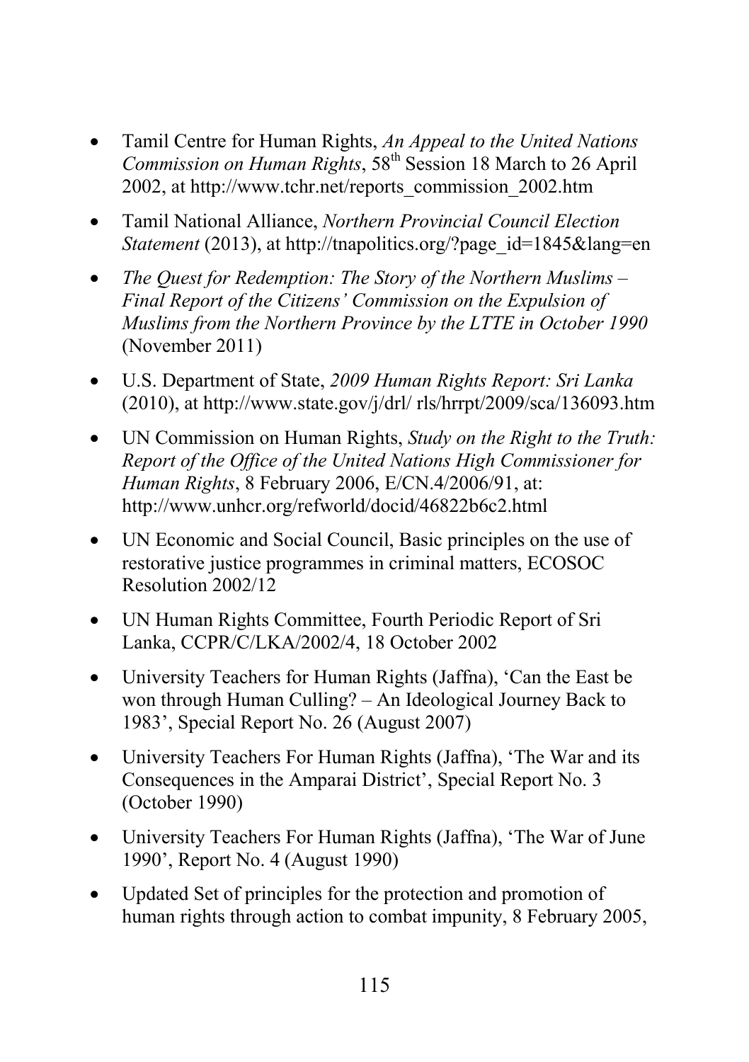- Tamil Centre for Human Rights, *An Appeal to the United Nations Commission on Human Rights*, 58th Session 18 March to 26 April 2002, at http://www.tchr.net/reports_commission_2002.htm
- Tamil National Alliance, *Northern Provincial Council Election Statement* (2013), at http://tnapolitics.org/?page_id=1845&lang=en
- *The Quest for Redemption: The Story of the Northern Muslims – Final Report of the Citizens' Commission on the Expulsion of Muslims from the Northern Province by the LTTE in October 1990* (November 2011)
- U.S. Department of State, *2009 Human Rights Report: Sri Lanka* (2010), at http://www.state.gov/j/drl/ rls/hrrpt/2009/sca/136093.htm
- UN Commission on Human Rights, *Study on the Right to the Truth: Report of the Office of the United Nations High Commissioner for Human Rights*, 8 February 2006, E/CN.4/2006/91, at: http://www.unhcr.org/refworld/docid/46822b6c2.html
- UN Economic and Social Council, Basic principles on the use of restorative justice programmes in criminal matters, ECOSOC Resolution 2002/12
- UN Human Rights Committee, Fourth Periodic Report of Sri Lanka, CCPR/C/LKA/2002/4, 18 October 2002
- University Teachers for Human Rights (Jaffna), 'Can the East be won through Human Culling? – An Ideological Journey Back to 1983', Special Report No. 26 (August 2007)
- University Teachers For Human Rights (Jaffna), 'The War and its Consequences in the Amparai District', Special Report No. 3 (October 1990)
- University Teachers For Human Rights (Jaffna), 'The War of June 1990', Report No. 4 (August 1990)
- Updated Set of principles for the protection and promotion of human rights through action to combat impunity, 8 February 2005,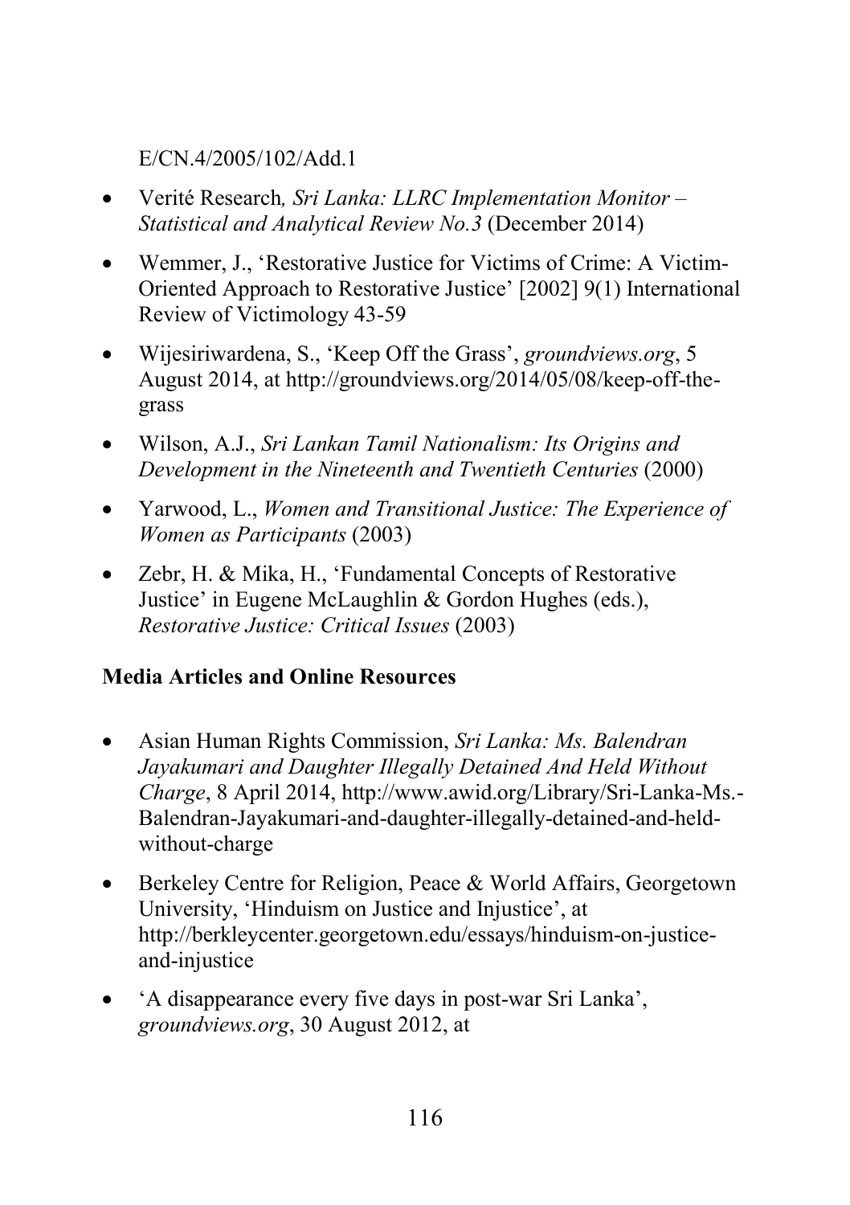E/CN.4/2005/102/Add.1

- Verité Research*, Sri Lanka: LLRC Implementation Monitor – Statistical and Analytical Review No.3* (December 2014)
- Wemmer, J., 'Restorative Justice for Victims of Crime: A Victim-Oriented Approach to Restorative Justice' [2002] 9(1) International Review of Victimology 43-59
- Wijesiriwardena, S., 'Keep Off the Grass', *groundviews.org*, 5 August 2014, at http://groundviews.org/2014/05/08/keep-off-the-grass
- Wilson, A.J., *Sri Lankan Tamil Nationalism: Its Origins and Development in the Nineteenth and Twentieth Centuries* (2000)
- Yarwood, L., *Women and Transitional Justice: The Experience of Women as Participants* (2003)
- Zebr, H. & Mika, H., 'Fundamental Concepts of Restorative Justice' in Eugene McLaughlin & Gordon Hughes (eds.), *Restorative Justice: Critical Issues* (2003)

**Media Articles and Online Resources**

- Asian Human Rights Commission, *Sri Lanka: Ms. Balendran Jayakumari and Daughter Illegally Detained And Held Without Charge*, 8 April 2014, http://www.awid.org/Library/Sri-Lanka-Ms.-Balendran-Jayakumari-and-daughter-illegally-detained-and-held-without-charge
- Berkeley Centre for Religion, Peace & World Affairs, Georgetown University, 'Hinduism on Justice and Injustice', at http://berkleycenter.georgetown.edu/essays/hinduism-on-justice-and-injustice
- 'A disappearance every five days in post-war Sri Lanka', *groundviews.org*, 30 August 2012, at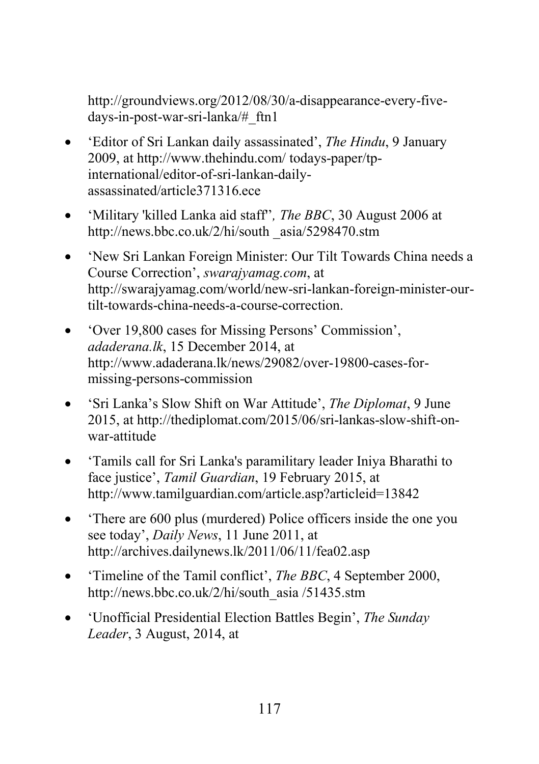http://groundviews.org/2012/08/30/a-disappearance-every-five-days-in-post-war-sri-lanka/#_ftn1

- 'Editor of Sri Lankan daily assassinated', *The Hindu*, 9 January 2009, at http://www.thehindu.com/ todays-paper/tp-international/editor-of-sri-lankan-daily-assassinated/article371316.ece
- 'Military 'killed Lanka aid staff'', *The BBC*, 30 August 2006 at http://news.bbc.co.uk/2/hi/south _asia/5298470.stm
- 'New Sri Lankan Foreign Minister: Our Tilt Towards China needs a Course Correction', *swarajyamag.com*, at http://swarajyamag.com/world/new-sri-lankan-foreign-minister-our-tilt-towards-china-needs-a-course-correction.
- 'Over 19,800 cases for Missing Persons' Commission', *adaderana.lk*, 15 December 2014, at http://www.adaderana.lk/news/29082/over-19800-cases-for-missing-persons-commission
- 'Sri Lanka's Slow Shift on War Attitude', *The Diplomat*, 9 June 2015, at http://thediplomat.com/2015/06/sri-lankas-slow-shift-on-war-attitude
- 'Tamils call for Sri Lanka's paramilitary leader Iniya Bharathi to face justice', *Tamil Guardian*, 19 February 2015, at http://www.tamilguardian.com/article.asp?articleid=13842
- 'There are 600 plus (murdered) Police officers inside the one you see today', *Daily News*, 11 June 2011, at http://archives.dailynews.lk/2011/06/11/fea02.asp
- 'Timeline of the Tamil conflict', *The BBC*, 4 September 2000, http://news.bbc.co.uk/2/hi/south_asia /51435.stm
- 'Unofficial Presidential Election Battles Begin', *The Sunday Leader*, 3 August, 2014, at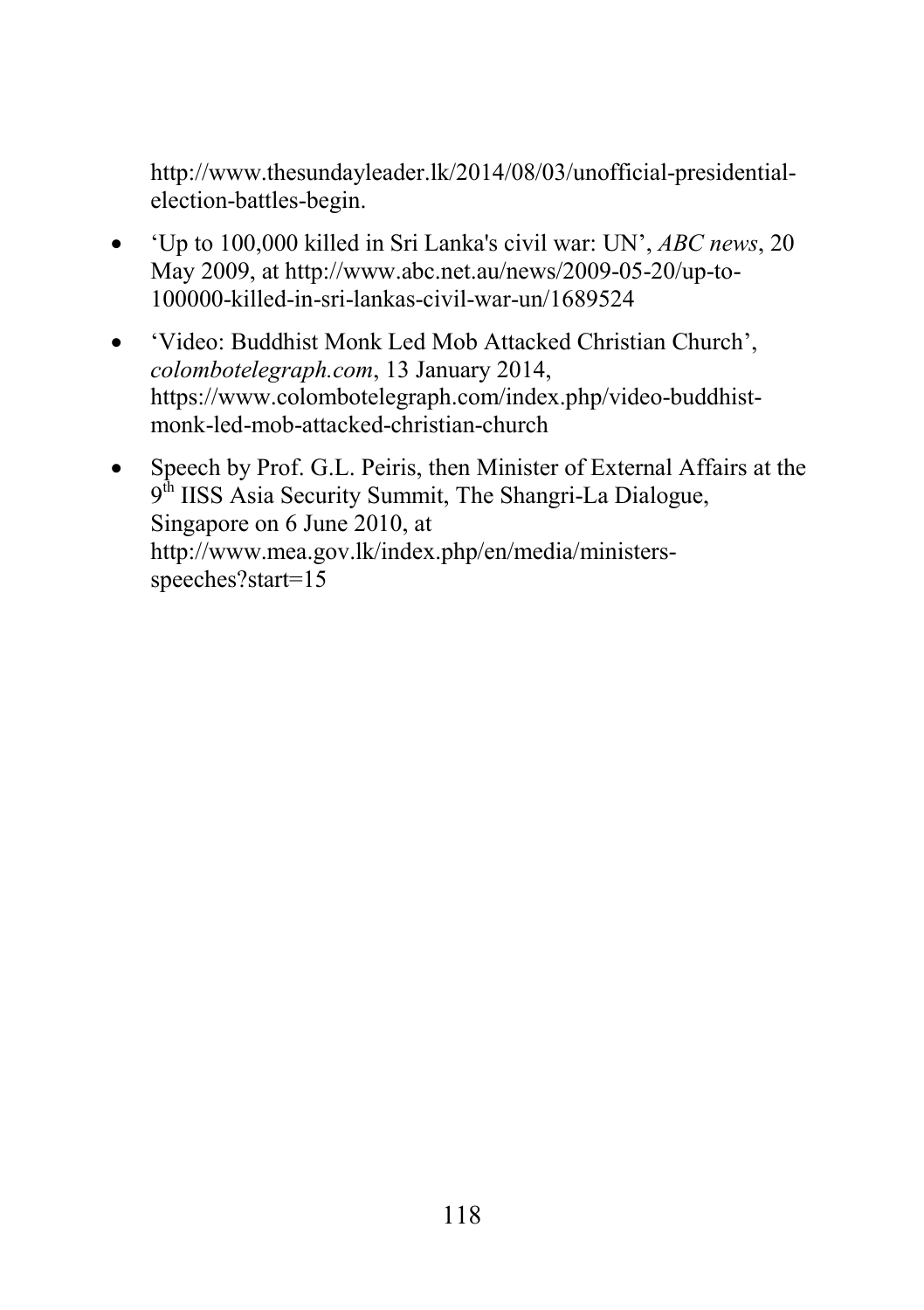http://www.thesundayleader.lk/2014/08/03/unofficial-presidential-election-battles-begin.

- 'Up to 100,000 killed in Sri Lanka's civil war: UN', *ABC news*, 20 May 2009, at http://www.abc.net.au/news/2009-05-20/up-to-100000-killed-in-sri-lankas-civil-war-un/1689524
- 'Video: Buddhist Monk Led Mob Attacked Christian Church', *colombotelegraph.com*, 13 January 2014, https://www.colombotelegraph.com/index.php/video-buddhist-monk-led-mob-attacked-christian-church
- Speech by Prof. G.L. Peiris, then Minister of External Affairs at the 9th IISS Asia Security Summit, The Shangri-La Dialogue, Singapore on 6 June 2010, at http://www.mea.gov.lk/index.php/en/media/ministers-speeches?start=15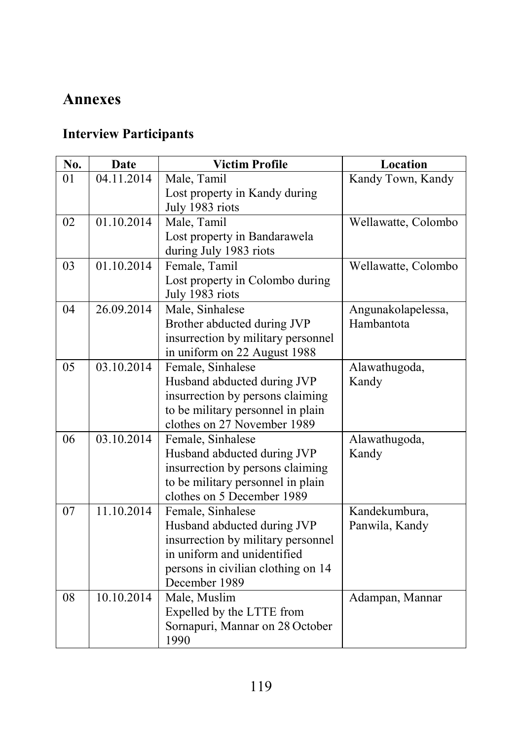# Annexes

## Interview Participants

| No. | Date | Victim Profile | Location |
|---|---|---|---|
| 01 | 04.11.2014 | Male, Tamil Lost property in Kandy during July 1983 riots | Kandy Town, Kandy |
| 02 | 01.10.2014 | Male, Tamil Lost property in Bandarawela during July 1983 riots | Wellawatte, Colombo |
| 03 | 01.10.2014 | Female, Tamil Lost property in Colombo during July 1983 riots | Wellawatte, Colombo |
| 04 | 26.09.2014 | Male, Sinhalese Brother abducted during JVP insurrection by military personnel in uniform on 22 August 1988 | Angunakolapelessa, Hambantota |
| 05 | 03.10.2014 | Female, Sinhalese Husband abducted during JVP insurrection by persons claiming to be military personnel in plain clothes on 27 November 1989 | Alawathugoda, Kandy |
| 06 | 03.10.2014 | Female, Sinhalese Husband abducted during JVP insurrection by persons claiming to be military personnel in plain clothes on 5 December 1989 | Alawathugoda, Kandy |
| 07 | 11.10.2014 | Female, Sinhalese Husband abducted during JVP insurrection by military personnel in uniform and unidentified persons in civilian clothing on 14 December 1989 | Kandekumbura, Panwila, Kandy |
| 08 | 10.10.2014 | Male, Muslim Expelled by the LTTE from Sornapuri, Mannar on 28 October 1990 | Adampan, Mannar |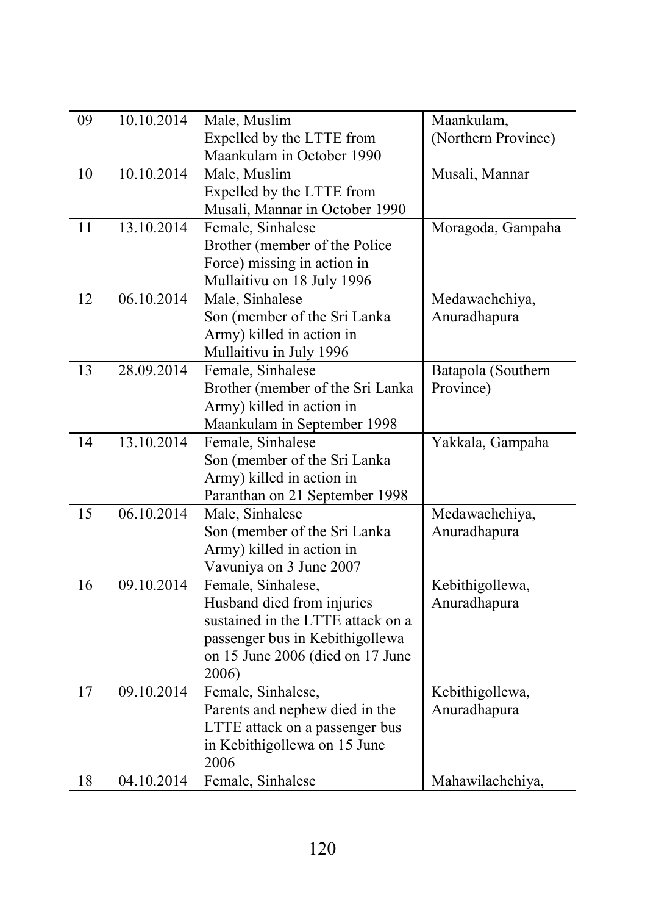| 09 | 10.10.2014 | Male, Muslim<br>Expelled by the LTTE from Maankulam in October 1990 | Maankulam, (Northern Province) |
|---|---|---|---|
| 10 | 10.10.2014 | Male, Muslim<br>Expelled by the LTTE from Musali, Mannar in October 1990 | Musali, Mannar |
| 11 | 13.10.2014 | Female, Sinhalese<br>Brother (member of the Police Force) missing in action in Mullaitivu on 18 July 1996 | Moragoda, Gampaha |
| 12 | 06.10.2014 | Male, Sinhalese<br>Son (member of the Sri Lanka Army) killed in action in Mullaitivu in July 1996 | Medawachchiya, Anuradhapura |
| 13 | 28.09.2014 | Female, Sinhalese<br>Brother (member of the Sri Lanka Army) killed in action in Maankulam in September 1998 | Batapola (Southern Province) |
| 14 | 13.10.2014 | Female, Sinhalese<br>Son (member of the Sri Lanka Army) killed in action in Paranthan on 21 September 1998 | Yakkala, Gampaha |
| 15 | 06.10.2014 | Male, Sinhalese<br>Son (member of the Sri Lanka Army) killed in action in Vavuniya on 3 June 2007 | Medawachchiya, Anuradhapura |
| 16 | 09.10.2014 | Female, Sinhalese,<br>Husband died from injuries sustained in the LTTE attack on a passenger bus in Kebithigollewa on 15 June 2006 (died on 17 June 2006) | Kebithigollewa, Anuradhapura |
| 17 | 09.10.2014 | Female, Sinhalese,<br>Parents and nephew died in the LTTE attack on a passenger bus in Kebithigollewa on 15 June 2006 | Kebithigollewa, Anuradhapura |
| 18 | 04.10.2014 | Female, Sinhalese | Mahawilachchiya, |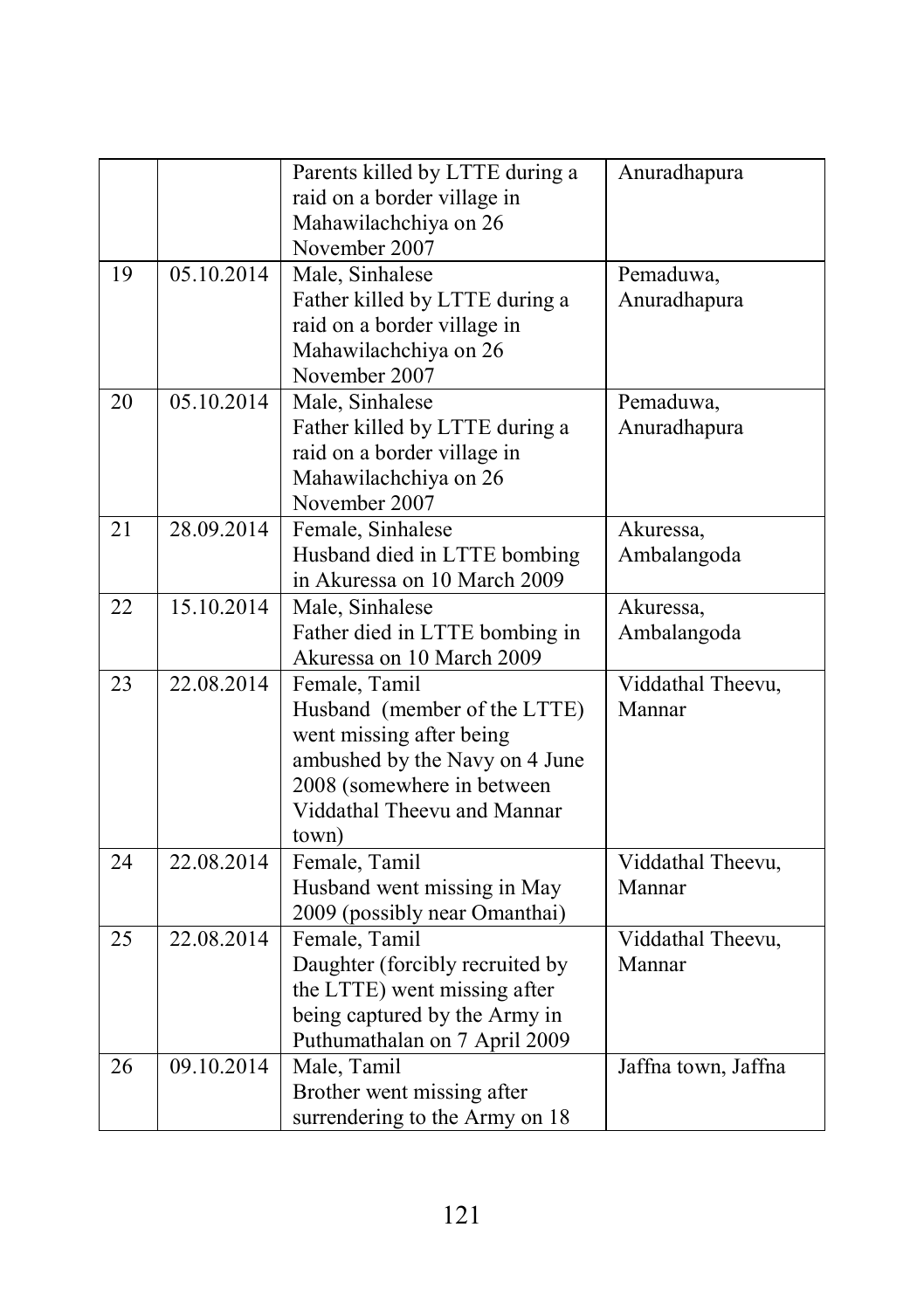| | | | |
|---|---|---|---|
| | | Parents killed by LTTE during a raid on a border village in Mahawilachchiya on 26 November 2007 | Anuradhapura |
| 19 | 05.10.2014 | Male, Sinhalese<br>Father killed by LTTE during a raid on a border village in Mahawilachchiya on 26 November 2007 | Pemaduwa, Anuradhapura |
| 20 | 05.10.2014 | Male, Sinhalese<br>Father killed by LTTE during a raid on a border village in Mahawilachchiya on 26 November 2007 | Pemaduwa, Anuradhapura |
| 21 | 28.09.2014 | Female, Sinhalese<br>Husband died in LTTE bombing in Akuressa on 10 March 2009 | Akuressa, Ambalangoda |
| 22 | 15.10.2014 | Male, Sinhalese<br>Father died in LTTE bombing in Akuressa on 10 March 2009 | Akuressa, Ambalangoda |
| 23 | 22.08.2014 | Female, Tamil<br>Husband (member of the LTTE) went missing after being ambushed by the Navy on 4 June 2008 (somewhere in between Viddathal Theevu and Mannar town) | Viddathal Theevu, Mannar |
| 24 | 22.08.2014 | Female, Tamil<br>Husband went missing in May 2009 (possibly near Omanthai) | Viddathal Theevu, Mannar |
| 25 | 22.08.2014 | Female, Tamil<br>Daughter (forcibly recruited by the LTTE) went missing after being captured by the Army in Puthumathalan on 7 April 2009 | Viddathal Theevu, Mannar |
| 26 | 09.10.2014 | Male, Tamil<br>Brother went missing after surrendering to the Army on 18 | Jaffna town, Jaffna |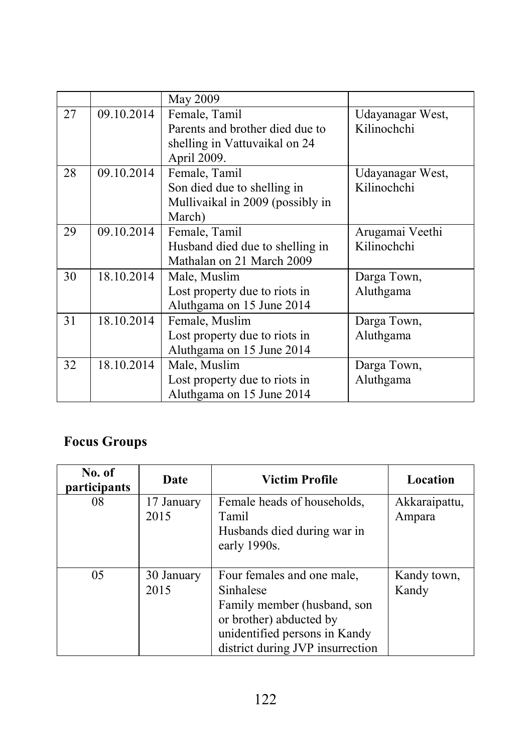| | | | |
|---|---|---|---|
| | | May 2009 | |
| 27 | 09.10.2014 | Female, Tamil<br>Parents and brother died due to shelling in Vattuvaikal on 24 April 2009. | Udayanagar West, Kilinochchi |
| 28 | 09.10.2014 | Female, Tamil<br>Son died due to shelling in Mullivaikal in 2009 (possibly in March) | Udayanagar West, Kilinochchi |
| 29 | 09.10.2014 | Female, Tamil<br>Husband died due to shelling in Mathalan on 21 March 2009 | Arugamai Veethi Kilinochchi |
| 30 | 18.10.2014 | Male, Muslim<br>Lost property due to riots in Aluthgama on 15 June 2014 | Darga Town, Aluthgama |
| 31 | 18.10.2014 | Female, Muslim<br>Lost property due to riots in Aluthgama on 15 June 2014 | Darga Town, Aluthgama |
| 32 | 18.10.2014 | Male, Muslim<br>Lost property due to riots in Aluthgama on 15 June 2014 | Darga Town, Aluthgama |

## Focus Groups

| No. of participants | Date | Victim Profile | Location |
|---|---|---|---|
| 08 | 17 January 2015 | Female heads of households, Tamil<br>Husbands died during war in early 1990s. | Akkaraipattu, Ampara |
| 05 | 30 January 2015 | Four females and one male, Sinhalese<br>Family member (husband, son or brother) abducted by unidentified persons in Kandy district during JVP insurrection | Kandy town, Kandy |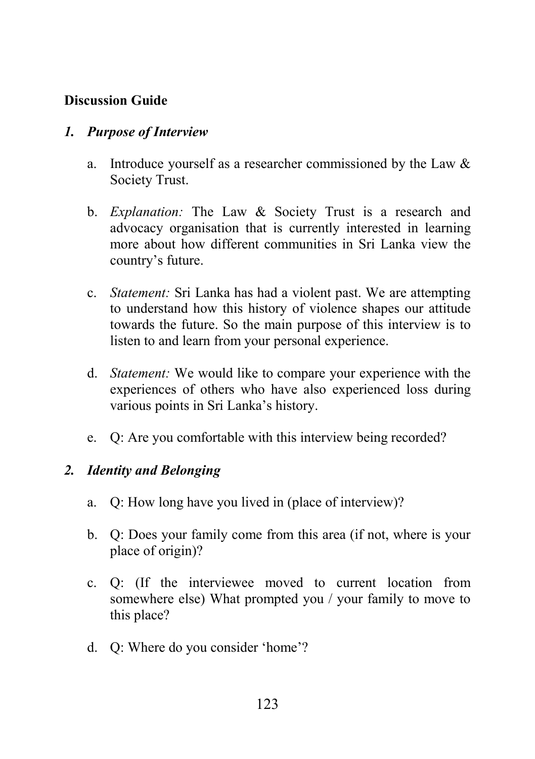**Discussion Guide**

1. ***Purpose of Interview***

    a. Introduce yourself as a researcher commissioned by the Law & Society Trust.

    b. *Explanation:* The Law & Society Trust is a research and advocacy organisation that is currently interested in learning more about how different communities in Sri Lanka view the country's future.

    c. *Statement:* Sri Lanka has had a violent past. We are attempting to understand how this history of violence shapes our attitude towards the future. So the main purpose of this interview is to listen to and learn from your personal experience.

    d. *Statement:* We would like to compare your experience with the experiences of others who have also experienced loss during various points in Sri Lanka's history.

    e. Q: Are you comfortable with this interview being recorded?

2. ***Identity and Belonging***

    a. Q: How long have you lived in (place of interview)?

    b. Q: Does your family come from this area (if not, where is your place of origin)?

    c. Q: (If the interviewee moved to current location from somewhere else) What prompted you / your family to move to this place?

    d. Q: Where do you consider 'home'?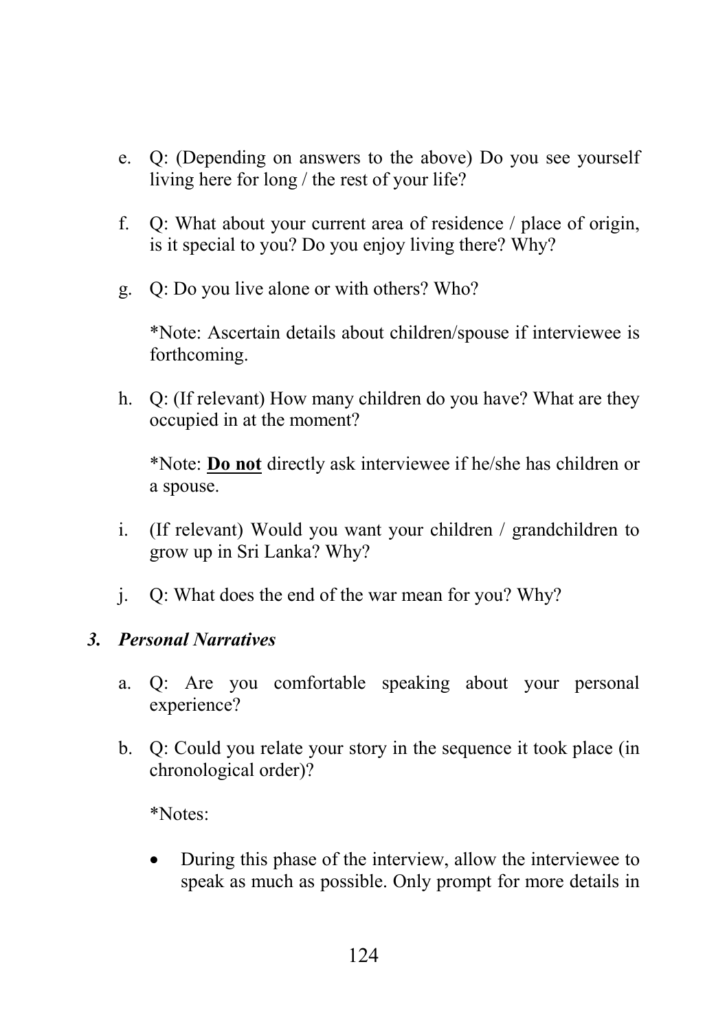e. Q: (Depending on answers to the above) Do you see yourself living here for long / the rest of your life?

f. Q: What about your current area of residence / place of origin, is it special to you? Do you enjoy living there? Why?

g. Q: Do you live alone or with others? Who?

   *Note: Ascertain details about children/spouse if interviewee is forthcoming.

h. Q: (If relevant) How many children do you have? What are they occupied in at the moment?

   *Note: **<u>Do not</u>** directly ask interviewee if he/she has children or a spouse.

i. (If relevant) Would you want your children / grandchildren to grow up in Sri Lanka? Why?

j. Q: What does the end of the war mean for you? Why?

### *3. Personal Narratives*

a. Q: Are you comfortable speaking about your personal experience?

b. Q: Could you relate your story in the sequence it took place (in chronological order)?

   *Notes:

   - During this phase of the interview, allow the interviewee to speak as much as possible. Only prompt for more details in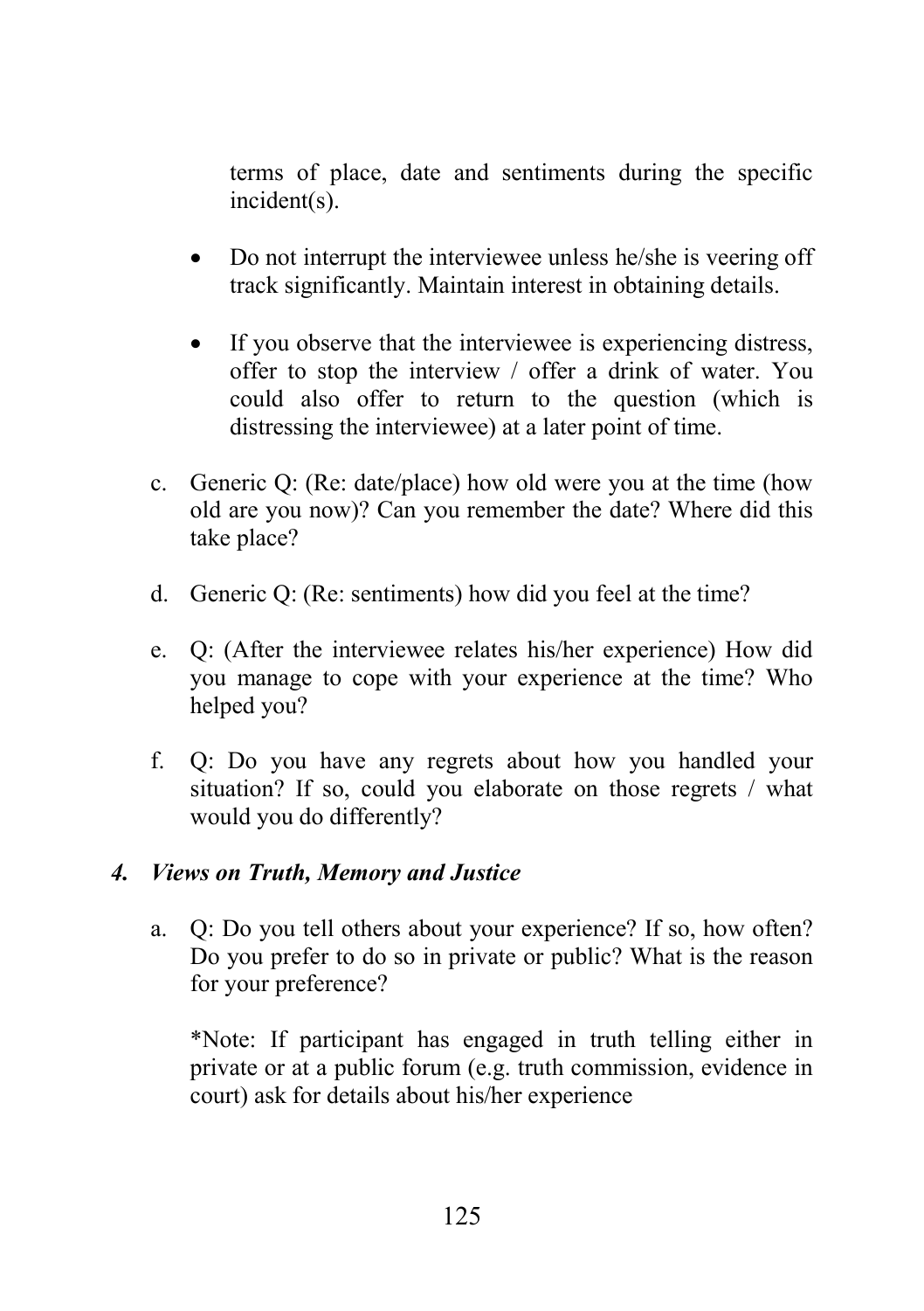terms of place, date and sentiments during the specific incident(s).

- Do not interrupt the interviewee unless he/she is veering off track significantly. Maintain interest in obtaining details.

- If you observe that the interviewee is experiencing distress, offer to stop the interview / offer a drink of water. You could also offer to return to the question (which is distressing the interviewee) at a later point of time.

c. Generic Q: (Re: date/place) how old were you at the time (how old are you now)? Can you remember the date? Where did this take place?

d. Generic Q: (Re: sentiments) how did you feel at the time?

e. Q: (After the interviewee relates his/her experience) How did you manage to cope with your experience at the time? Who helped you?

f. Q: Do you have any regrets about how you handled your situation? If so, could you elaborate on those regrets / what would you do differently?

### *4. Views on Truth, Memory and Justice*

a. Q: Do you tell others about your experience? If so, how often? Do you prefer to do so in private or public? What is the reason for your preference?

   *Note: If participant has engaged in truth telling either in private or at a public forum (e.g. truth commission, evidence in court) ask for details about his/her experience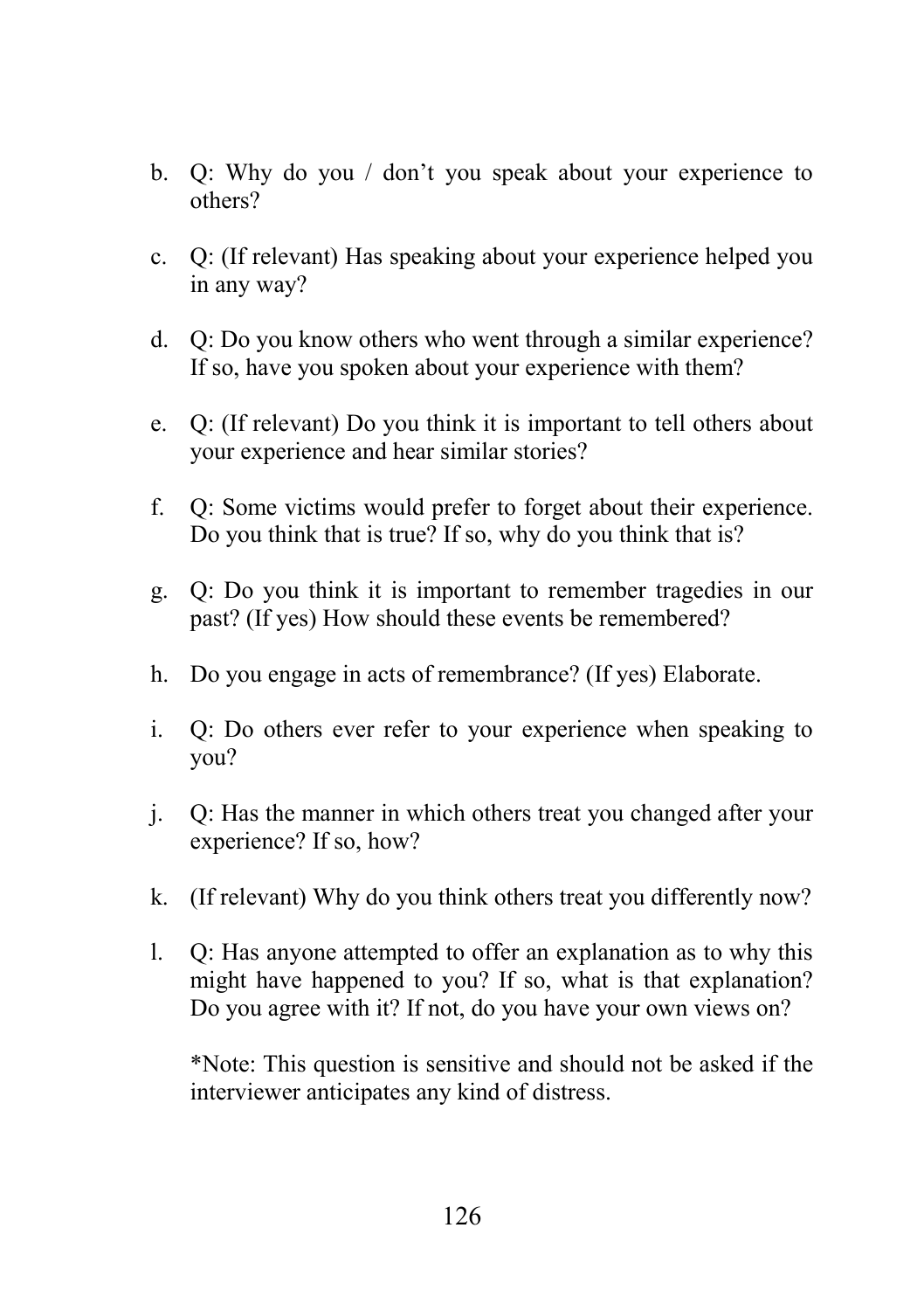b. Q: Why do you / don't you speak about your experience to others?

c. Q: (If relevant) Has speaking about your experience helped you in any way?

d. Q: Do you know others who went through a similar experience? If so, have you spoken about your experience with them?

e. Q: (If relevant) Do you think it is important to tell others about your experience and hear similar stories?

f. Q: Some victims would prefer to forget about their experience. Do you think that is true? If so, why do you think that is?

g. Q: Do you think it is important to remember tragedies in our past? (If yes) How should these events be remembered?

h. Do you engage in acts of remembrance? (If yes) Elaborate.

i. Q: Do others ever refer to your experience when speaking to you?

j. Q: Has the manner in which others treat you changed after your experience? If so, how?

k. (If relevant) Why do you think others treat you differently now?

l. Q: Has anyone attempted to offer an explanation as to why this might have happened to you? If so, what is that explanation? Do you agree with it? If not, do you have your own views on?

   *Note: This question is sensitive and should not be asked if the interviewer anticipates any kind of distress.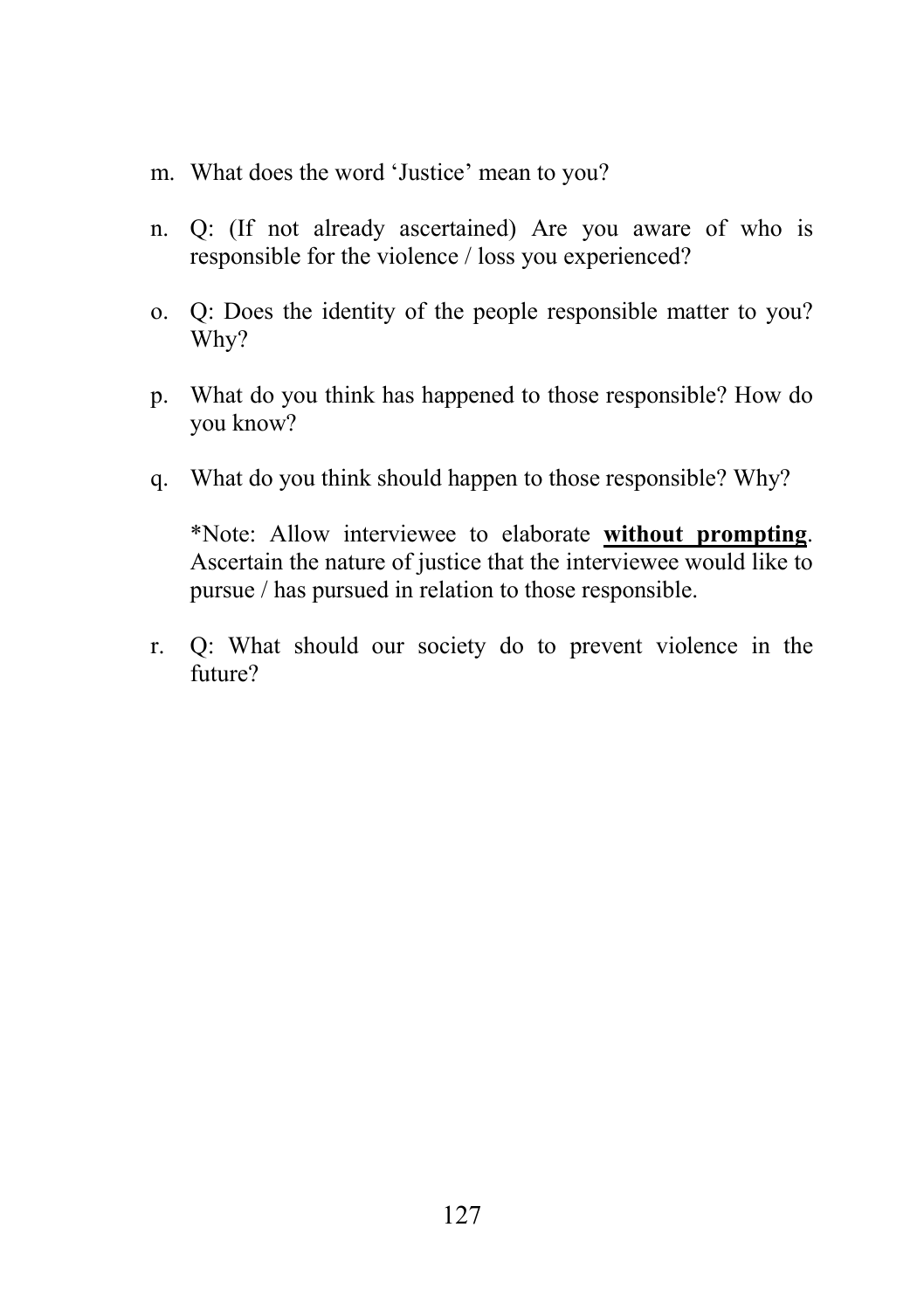m. What does the word 'Justice' mean to you?

n. Q: (If not already ascertained) Are you aware of who is responsible for the violence / loss you experienced?

o. Q: Does the identity of the people responsible matter to you? Why?

p. What do you think has happened to those responsible? How do you know?

q. What do you think should happen to those responsible? Why?

   *Note: Allow interviewee to elaborate **<u>without prompting</u>**. Ascertain the nature of justice that the interviewee would like to pursue / has pursued in relation to those responsible.

r. Q: What should our society do to prevent violence in the future?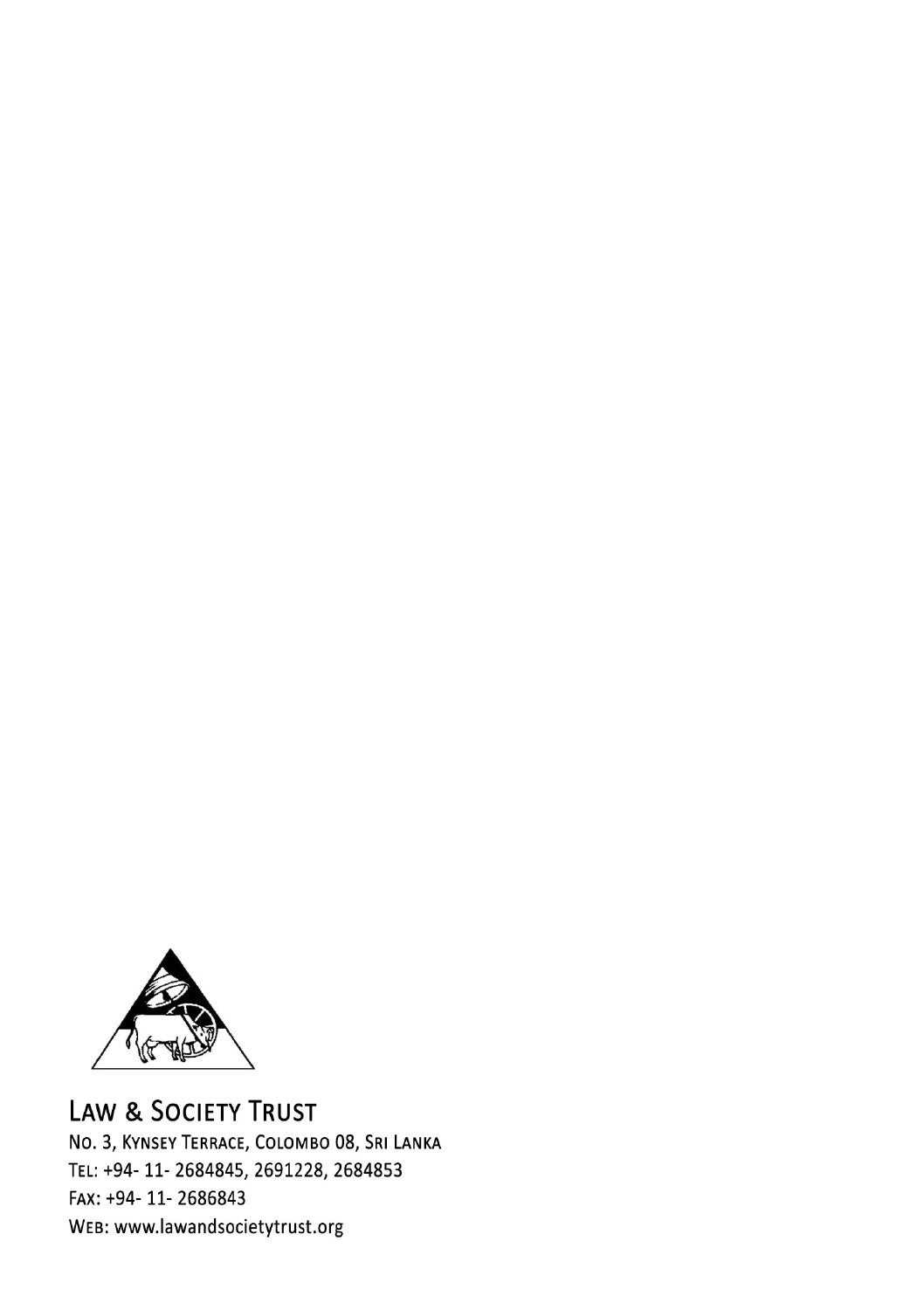**Law & Society Trust**

No. 3, Kynsey Terrace, Colombo 08, Sri Lanka

Tel: +94- 11- 2684845, 2691228, 2684853

Fax: +94- 11- 2686843

Web: www.lawandsocietytrust.org